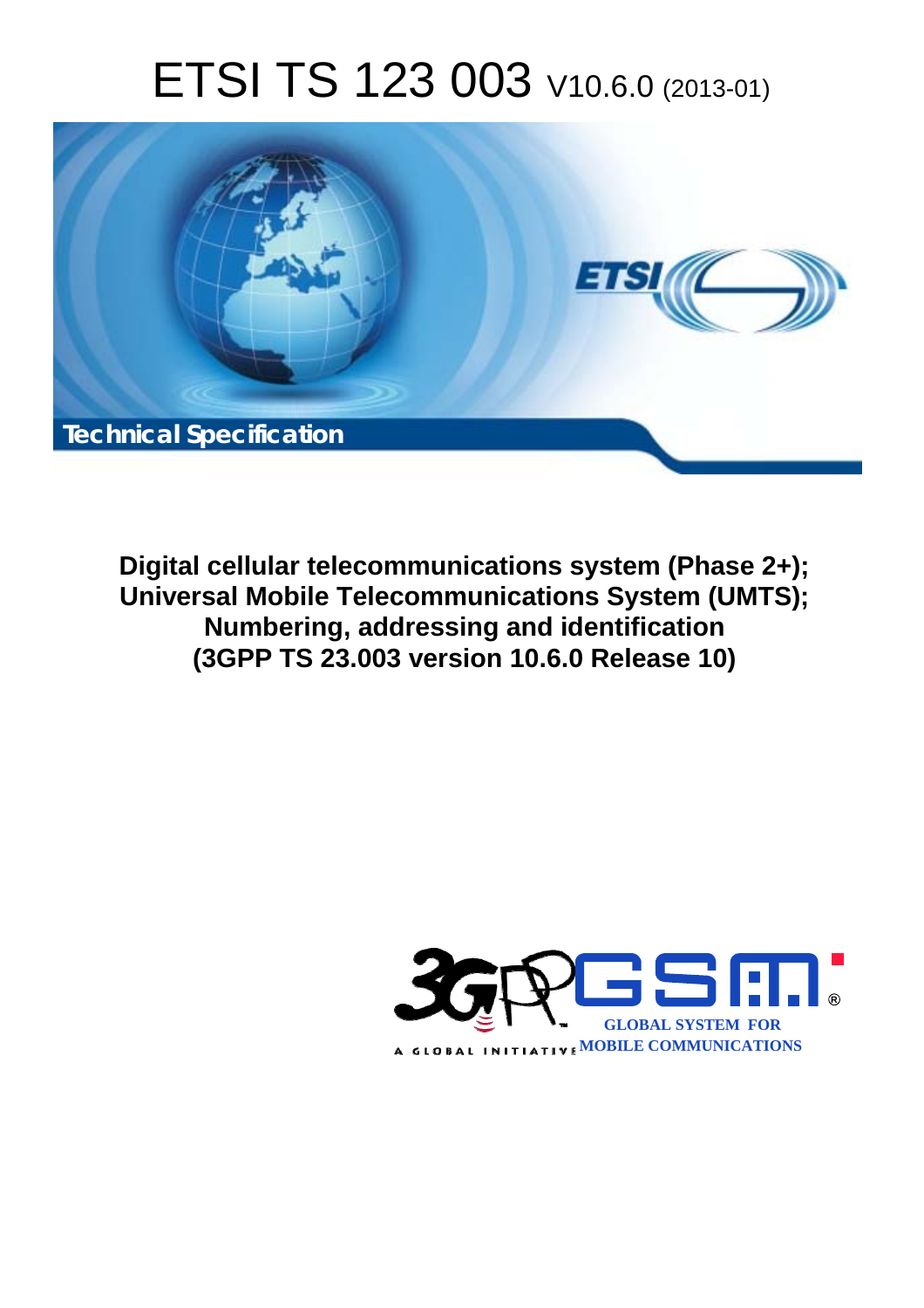# ETSI TS 123 003 V10.6.0 (2013-01)

Technical Specification

**Digital cellular telecommunications system (Phase 2+);
Universal Mobile Telecommunications System (UMTS);
Numbering, addressing and identification
(3GPP TS 23.003 version 10.6.0 Release 10)**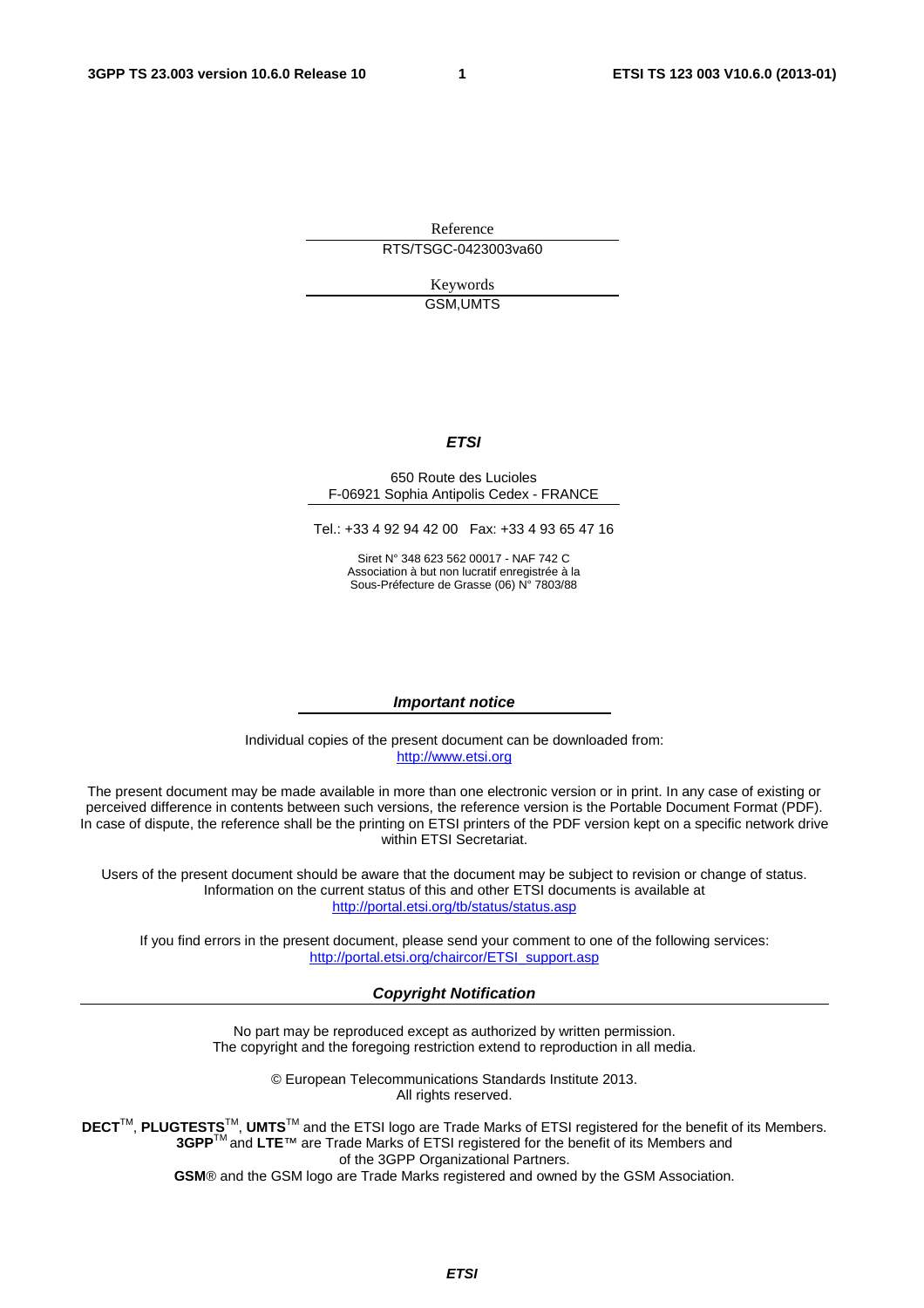Reference

RTS/TSGC-0423003va60

Keywords

GSM,UMTS

***ETSI***

650 Route des Lucioles
F-06921 Sophia Antipolis Cedex - FRANCE

Tel.: +33 4 92 94 42 00 Fax: +33 4 93 65 47 16

Siret N° 348 623 562 00017 - NAF 742 C
Association à but non lucratif enregistrée à la
Sous-Préfecture de Grasse (06) N° 7803/88

***Important notice***

Individual copies of the present document can be downloaded from:
http://www.etsi.org

The present document may be made available in more than one electronic version or in print. In any case of existing or perceived difference in contents between such versions, the reference version is the Portable Document Format (PDF). In case of dispute, the reference shall be the printing on ETSI printers of the PDF version kept on a specific network drive within ETSI Secretariat.

Users of the present document should be aware that the document may be subject to revision or change of status. Information on the current status of this and other ETSI documents is available at
http://portal.etsi.org/tb/status/status.asp

If you find errors in the present document, please send your comment to one of the following services:
http://portal.etsi.org/chaircor/ETSI_support.asp

***Copyright Notification***

No part may be reproduced except as authorized by written permission.
The copyright and the foregoing restriction extend to reproduction in all media.

© European Telecommunications Standards Institute 2013.
All rights reserved.

**DECT**™, **PLUGTESTS**™, **UMTS**™ and the ETSI logo are Trade Marks of ETSI registered for the benefit of its Members.
**3GPP**™ and **LTE**™ are Trade Marks of ETSI registered for the benefit of its Members and of the 3GPP Organizational Partners.
**GSM**® and the GSM logo are Trade Marks registered and owned by the GSM Association.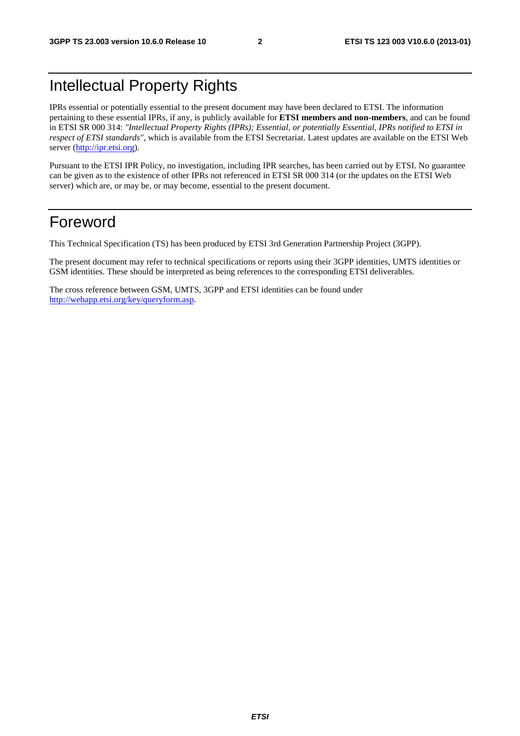# Intellectual Property Rights

IPRs essential or potentially essential to the present document may have been declared to ETSI. The information pertaining to these essential IPRs, if any, is publicly available for **ETSI members and non-members**, and can be found in ETSI SR 000 314: *"Intellectual Property Rights (IPRs); Essential, or potentially Essential, IPRs notified to ETSI in respect of ETSI standards"*, which is available from the ETSI Secretariat. Latest updates are available on the ETSI Web server (http://ipr.etsi.org).

Pursuant to the ETSI IPR Policy, no investigation, including IPR searches, has been carried out by ETSI. No guarantee can be given as to the existence of other IPRs not referenced in ETSI SR 000 314 (or the updates on the ETSI Web server) which are, or may be, or may become, essential to the present document.

# Foreword

This Technical Specification (TS) has been produced by ETSI 3rd Generation Partnership Project (3GPP).

The present document may refer to technical specifications or reports using their 3GPP identities, UMTS identities or GSM identities. These should be interpreted as being references to the corresponding ETSI deliverables.

The cross reference between GSM, UMTS, 3GPP and ETSI identities can be found under http://webapp.etsi.org/key/queryform.asp.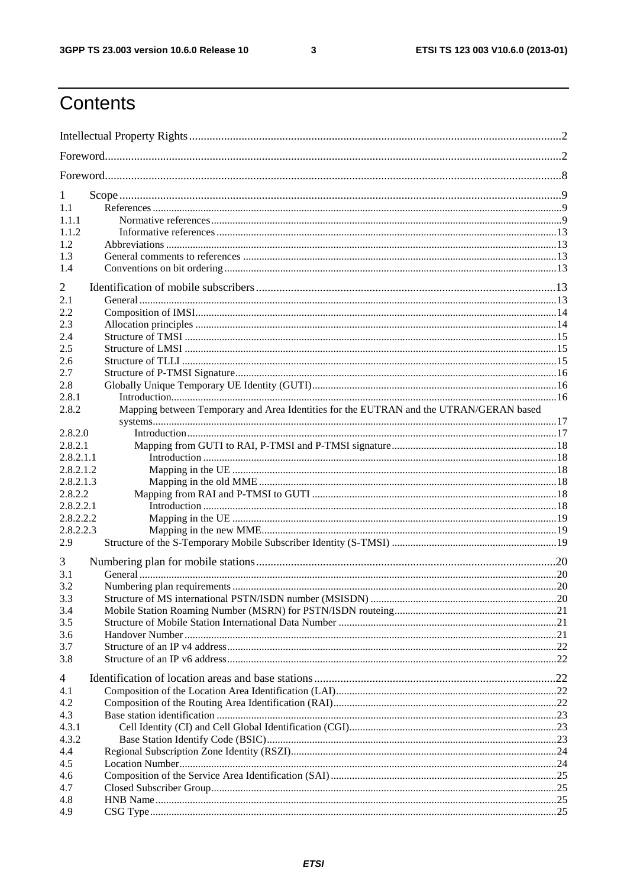# Contents

Intellectual Property Rights ..... 2

Foreword ..... 2

Foreword ..... 8

1 Scope ..... 9
1.1 References ..... 9
1.1.1 Normative references ..... 9
1.1.2 Informative references ..... 13
1.2 Abbreviations ..... 13
1.3 General comments to references ..... 13
1.4 Conventions on bit ordering ..... 13

2 Identification of mobile subscribers ..... 13
2.1 General ..... 13
2.2 Composition of IMSI ..... 14
2.3 Allocation principles ..... 14
2.4 Structure of TMSI ..... 15
2.5 Structure of LMSI ..... 15
2.6 Structure of TLLI ..... 15
2.7 Structure of P-TMSI Signature ..... 16
2.8 Globally Unique Temporary UE Identity (GUTI) ..... 16
2.8.1 Introduction ..... 16
2.8.2 Mapping between Temporary and Area Identities for the EUTRAN and the UTRAN/GERAN based systems ..... 17
2.8.2.0 Introduction ..... 17
2.8.2.1 Mapping from GUTI to RAI, P-TMSI and P-TMSI signature ..... 18
2.8.2.1.1 Introduction ..... 18
2.8.2.1.2 Mapping in the UE ..... 18
2.8.2.1.3 Mapping in the old MME ..... 18
2.8.2.2 Mapping from RAI and P-TMSI to GUTI ..... 18
2.8.2.2.1 Introduction ..... 18
2.8.2.2.2 Mapping in the UE ..... 19
2.8.2.2.3 Mapping in the new MME ..... 19
2.9 Structure of the S-Temporary Mobile Subscriber Identity (S-TMSI) ..... 19

3 Numbering plan for mobile stations ..... 20
3.1 General ..... 20
3.2 Numbering plan requirements ..... 20
3.3 Structure of MS international PSTN/ISDN number (MSISDN) ..... 20
3.4 Mobile Station Roaming Number (MSRN) for PSTN/ISDN routeing ..... 21
3.5 Structure of Mobile Station International Data Number ..... 21
3.6 Handover Number ..... 21
3.7 Structure of an IP v4 address ..... 22
3.8 Structure of an IP v6 address ..... 22

4 Identification of location areas and base stations ..... 22
4.1 Composition of the Location Area Identification (LAI) ..... 22
4.2 Composition of the Routing Area Identification (RAI) ..... 22
4.3 Base station identification ..... 23
4.3.1 Cell Identity (CI) and Cell Global Identification (CGI) ..... 23
4.3.2 Base Station Identify Code (BSIC) ..... 23
4.4 Regional Subscription Zone Identity (RSZI) ..... 24
4.5 Location Number ..... 24
4.6 Composition of the Service Area Identification (SAI) ..... 25
4.7 Closed Subscriber Group ..... 25
4.8 HNB Name ..... 25
4.9 CSG Type ..... 25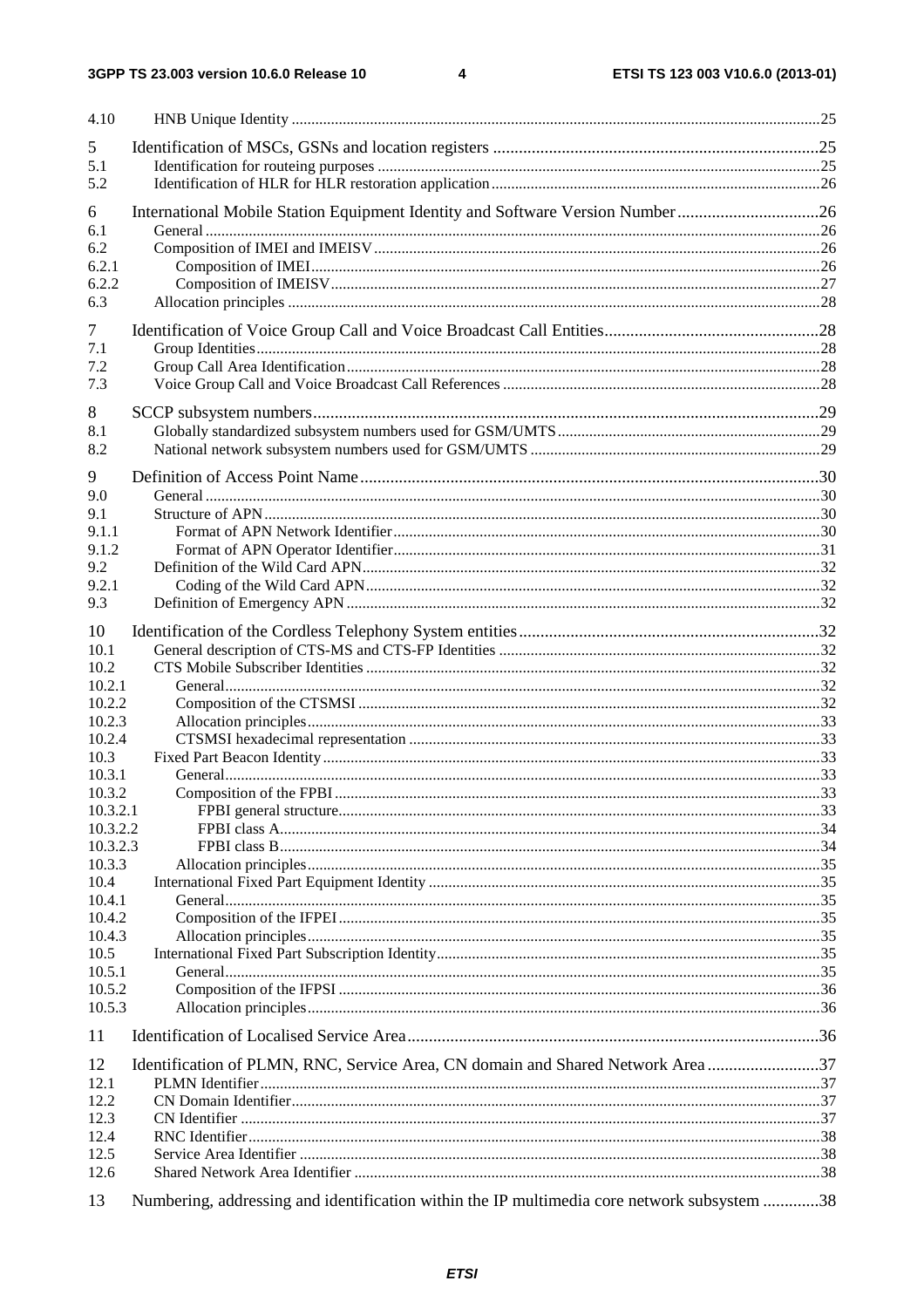4.10 HNB Unique Identity ....................................................................................................................................25

5 Identification of MSCs, GSNs and location registers ...........................................................................25
5.1 Identification for routeing purposes ................................................................................................................25
5.2 Identification of HLR for HLR restoration application ...................................................................................26

6 International Mobile Station Equipment Identity and Software Version Number.................................26
6.1 General ............................................................................................................................................................26
6.2 Composition of IMEI and IMEISV.................................................................................................................26
6.2.1 Composition of IMEI.................................................................................................................................26
6.2.2 Composition of IMEISV............................................................................................................................27
6.3 Allocation principles .......................................................................................................................................28

7 Identification of Voice Group Call and Voice Broadcast Call Entities..................................................28
7.1 Group Identities...............................................................................................................................................28
7.2 Group Call Area Identification ........................................................................................................................28
7.3 Voice Group Call and Voice Broadcast Call References ................................................................................28

8 SCCP subsystem numbers.....................................................................................................................29
8.1 Globally standardized subsystem numbers used for GSM/UMTS...................................................................29
8.2 National network subsystem numbers used for GSM/UMTS .........................................................................29

9 Definition of Access Point Name..........................................................................................................30
9.0 General ............................................................................................................................................................30
9.1 Structure of APN.............................................................................................................................................30
9.1.1 Format of APN Network Identifier............................................................................................................30
9.1.2 Format of APN Operator Identifier............................................................................................................31
9.2 Definition of the Wild Card APN....................................................................................................................32
9.2.1 Coding of the Wild Card APN...................................................................................................................32
9.3 Definition of Emergency APN ........................................................................................................................32

10 Identification of the Cordless Telephony System entities......................................................................32
10.1 General description of CTS-MS and CTS-FP Identities .................................................................................32
10.2 CTS Mobile Subscriber Identities ...................................................................................................................32
10.2.1 General......................................................................................................................................................32
10.2.2 Composition of the CTSMSI .....................................................................................................................32
10.2.3 Allocation principles..................................................................................................................................33
10.2.4 CTSMSI hexadecimal representation .........................................................................................................33
10.3 Fixed Part Beacon Identity ..............................................................................................................................33
10.3.1 General......................................................................................................................................................33
10.3.2 Composition of the FPBI ...........................................................................................................................33
10.3.2.1 FPBI general structure..........................................................................................................................33
10.3.2.2 FPBI class A.........................................................................................................................................34
10.3.2.3 FPBI class B.........................................................................................................................................34
10.3.3 Allocation principles..................................................................................................................................35
10.4 International Fixed Part Equipment Identity ...................................................................................................35
10.4.1 General......................................................................................................................................................35
10.4.2 Composition of the IFPEI ..........................................................................................................................35
10.4.3 Allocation principles..................................................................................................................................35
10.5 International Fixed Part Subscription Identity.................................................................................................35
10.5.1 General......................................................................................................................................................35
10.5.2 Composition of the IFPSI ..........................................................................................................................36
10.5.3 Allocation principles..................................................................................................................................36

11 Identification of Localised Service Area...............................................................................................36

12 Identification of PLMN, RNC, Service Area, CN domain and Shared Network Area ..........................37
12.1 PLMN Identifier..............................................................................................................................................37
12.2 CN Domain Identifier......................................................................................................................................37
12.3 CN Identifier ...................................................................................................................................................37
12.4 RNC Identifier.................................................................................................................................................38
12.5 Service Area Identifier ....................................................................................................................................38
12.6 Shared Network Area Identifier ......................................................................................................................38

13 Numbering, addressing and identification within the IP multimedia core network subsystem .............38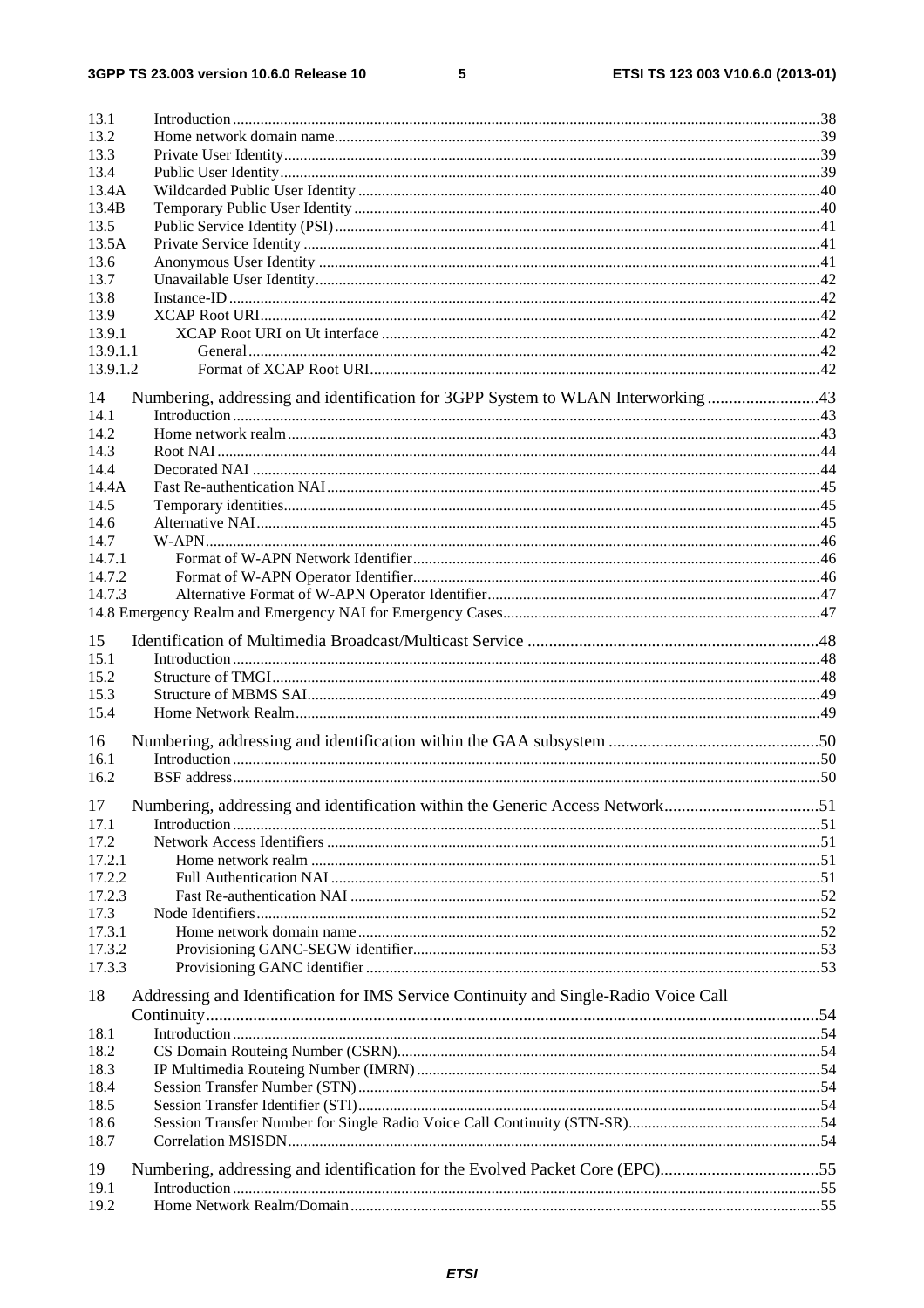13.1 Introduction ....................................................................................................................................................38
13.2 Home network domain name..........................................................................................................................39
13.3 Private User Identity........................................................................................................................................39
13.4 Public User Identity.........................................................................................................................................39
13.4A Wildcarded Public User Identity .....................................................................................................................40
13.4B Temporary Public User Identity ......................................................................................................................40
13.5 Public Service Identity (PSI)...........................................................................................................................41
13.5A Private Service Identity ..................................................................................................................................41
13.6 Anonymous User Identity ...............................................................................................................................41
13.7 Unavailable User Identity................................................................................................................................42
13.8 Instance-ID ......................................................................................................................................................42
13.9 XCAP Root URI..............................................................................................................................................42
13.9.1 XCAP Root URI on Ut interface ...............................................................................................................42
13.9.1.1 General.................................................................................................................................................42
13.9.1.2 Format of XCAP Root URI..................................................................................................................42

14 Numbering, addressing and identification for 3GPP System to WLAN Interworking ..........................43
14.1 Introduction ....................................................................................................................................................43
14.2 Home network realm .......................................................................................................................................43
14.3 Root NAI .........................................................................................................................................................44
14.4 Decorated NAI ................................................................................................................................................44
14.4A Fast Re-authentication NAI.............................................................................................................................45
14.5 Temporary identities........................................................................................................................................45
14.6 Alternative NAI...............................................................................................................................................45
14.7 W-APN............................................................................................................................................................46
14.7.1 Format of W-APN Network Identifier.......................................................................................................46
14.7.2 Format of W-APN Operator Identifier.......................................................................................................46
14.7.3 Alternative Format of W-APN Operator Identifier....................................................................................47
14.8 Emergency Realm and Emergency NAI for Emergency Cases................................................................................47

15 Identification of Multimedia Broadcast/Multicast Service ....................................................................48
15.1 Introduction ....................................................................................................................................................48
15.2 Structure of TMGI...........................................................................................................................................48
15.3 Structure of MBMS SAI..................................................................................................................................49
15.4 Home Network Realm.....................................................................................................................................49

16 Numbering, addressing and identification within the GAA subsystem .................................................50
16.1 Introduction ....................................................................................................................................................50
16.2 BSF address.....................................................................................................................................................50

17 Numbering, addressing and identification within the Generic Access Network....................................51
17.1 Introduction ....................................................................................................................................................51
17.2 Network Access Identifiers .............................................................................................................................51
17.2.1 Home network realm .................................................................................................................................51
17.2.2 Full Authentication NAI ............................................................................................................................51
17.2.3 Fast Re-authentication NAI .......................................................................................................................52
17.3 Node Identifiers...............................................................................................................................................52
17.3.1 Home network domain name.....................................................................................................................52
17.3.2 Provisioning GANC-SEGW identifier.......................................................................................................53
17.3.3 Provisioning GANC identifier ...................................................................................................................53

18 Addressing and Identification for IMS Service Continuity and Single-Radio Voice Call Continuity..............................................................................................................................................54
18.1 Introduction ....................................................................................................................................................54
18.2 CS Domain Routeing Number (CSRN)...........................................................................................................54
18.3 IP Multimedia Routeing Number (IMRN) ......................................................................................................54
18.4 Session Transfer Number (STN).....................................................................................................................54
18.5 Session Transfer Identifier (STI).....................................................................................................................54
18.6 Session Transfer Number for Single Radio Voice Call Continuity (STN-SR)................................................54
18.7 Correlation MSISDN.......................................................................................................................................54

19 Numbering, addressing and identification for the Evolved Packet Core (EPC).....................................55
19.1 Introduction ....................................................................................................................................................55
19.2 Home Network Realm/Domain.......................................................................................................................55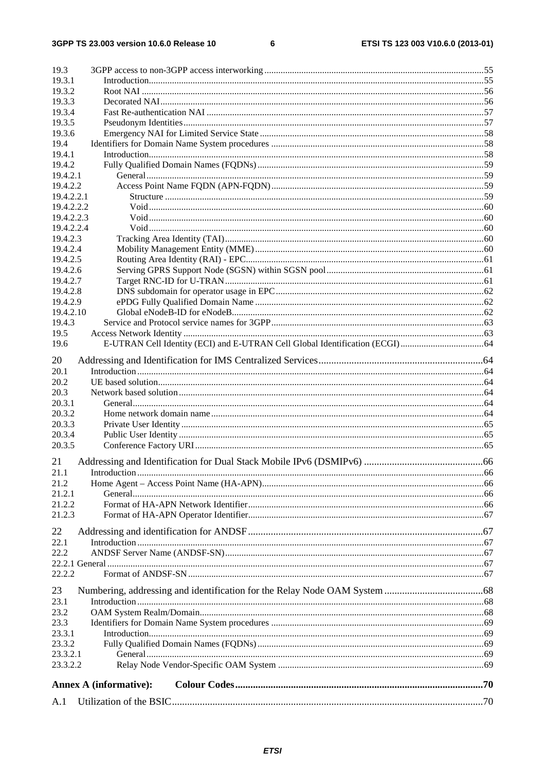19.3 3GPP access to non-3GPP access interworking ....... 55
19.3.1 Introduction ....... 55
19.3.2 Root NAI ....... 56
19.3.3 Decorated NAI ....... 56
19.3.4 Fast Re-authentication NAI ....... 57
19.3.5 Pseudonym Identities ....... 57
19.3.6 Emergency NAI for Limited Service State ....... 58
19.4 Identifiers for Domain Name System procedures ....... 58
19.4.1 Introduction ....... 58
19.4.2 Fully Qualified Domain Names (FQDNs) ....... 59
19.4.2.1 General ....... 59
19.4.2.2 Access Point Name FQDN (APN-FQDN) ....... 59
19.4.2.2.1 Structure ....... 59
19.4.2.2.2 Void ....... 60
19.4.2.2.3 Void ....... 60
19.4.2.2.4 Void ....... 60
19.4.2.3 Tracking Area Identity (TAI) ....... 60
19.4.2.4 Mobility Management Entity (MME) ....... 60
19.4.2.5 Routing Area Identity (RAI) - EPC ....... 61
19.4.2.6 Serving GPRS Support Node (SGSN) within SGSN pool ....... 61
19.4.2.7 Target RNC-ID for U-TRAN ....... 61
19.4.2.8 DNS subdomain for operator usage in EPC ....... 62
19.4.2.9 ePDG Fully Qualified Domain Name ....... 62
19.4.2.10 Global eNodeB-ID for eNodeB ....... 62
19.4.3 Service and Protocol service names for 3GPP ....... 63
19.5 Access Network Identity ....... 63
19.6 E-UTRAN Cell Identity (ECI) and E-UTRAN Cell Global Identification (ECGI) ....... 64

20 Addressing and Identification for IMS Centralized Services ....... 64
20.1 Introduction ....... 64
20.2 UE based solution ....... 64
20.3 Network based solution ....... 64
20.3.1 General ....... 64
20.3.2 Home network domain name ....... 64
20.3.3 Private User Identity ....... 65
20.3.4 Public User Identity ....... 65
20.3.5 Conference Factory URI ....... 65

21 Addressing and Identification for Dual Stack Mobile IPv6 (DSMIPv6) ....... 66
21.1 Introduction ....... 66
21.2 Home Agent – Access Point Name (HA-APN) ....... 66
21.2.1 General ....... 66
21.2.2 Format of HA-APN Network Identifier ....... 66
21.2.3 Format of HA-APN Operator Identifier ....... 67

22 Addressing and identification for ANDSF ....... 67
22.1 Introduction ....... 67
22.2 ANDSF Server Name (ANDSF-SN) ....... 67
22.2.1 General ....... 67
22.2.2 Format of ANDSF-SN ....... 67

23 Numbering, addressing and identification for the Relay Node OAM System ....... 68
23.1 Introduction ....... 68
23.2 OAM System Realm/Domain ....... 68
23.3 Identifiers for Domain Name System procedures ....... 69
23.3.1 Introduction ....... 69
23.3.2 Fully Qualified Domain Names (FQDNs) ....... 69
23.3.2.1 General ....... 69
23.3.2.2 Relay Node Vendor-Specific OAM System ....... 69

**Annex A (informative): Colour Codes ....... 70**

A.1 Utilization of the BSIC ....... 70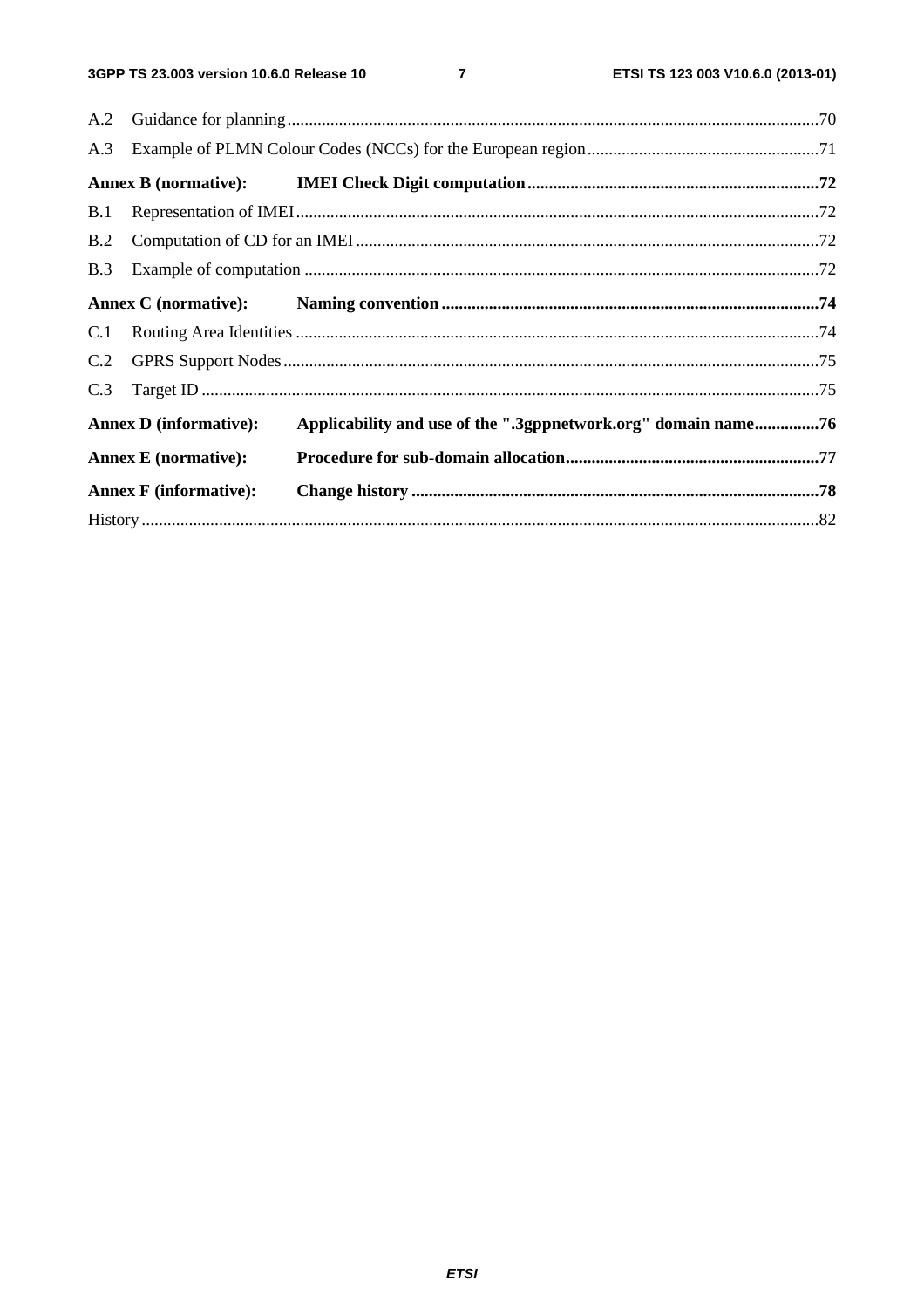A.2 Guidance for planning ........................................................................................................................ 70
A.3 Example of PLMN Colour Codes (NCCs) for the European region ...................................................... 71

**Annex B (normative): IMEI Check Digit computation ................................................................... 72**

B.1 Representation of IMEI ......................................................................................................................... 72
B.2 Computation of CD for an IMEI ........................................................................................................... 72
B.3 Example of computation ....................................................................................................................... 72

**Annex C (normative): Naming convention ........................................................................................ 74**

C.1 Routing Area Identities ......................................................................................................................... 74
C.2 GPRS Support Nodes ............................................................................................................................ 75
C.3 Target ID ............................................................................................................................................... 75

**Annex D (informative): Applicability and use of the ".3gppnetwork.org" domain name ............... 76**

**Annex E (normative): Procedure for sub-domain allocation ........................................................... 77**

**Annex F (informative): Change history .............................................................................................. 78**

History ............................................................................................................................................................ 82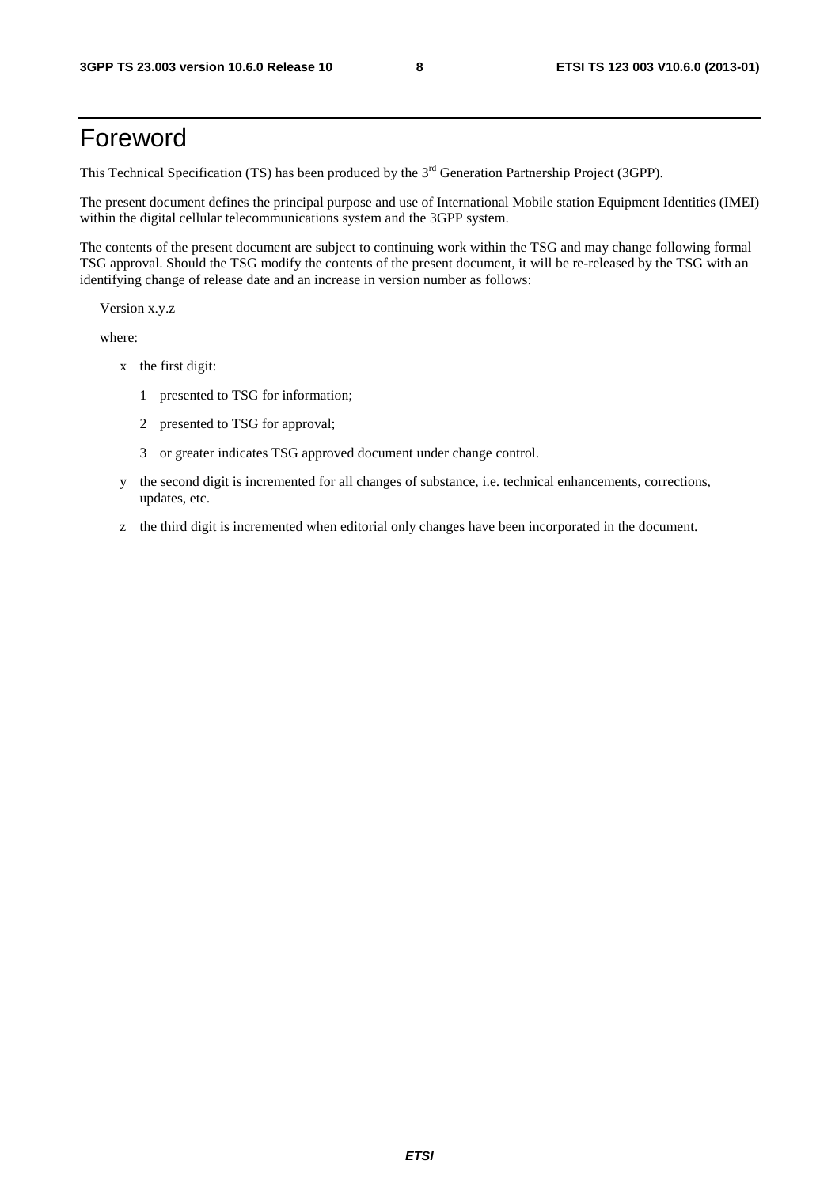# Foreword

This Technical Specification (TS) has been produced by the 3rd Generation Partnership Project (3GPP).

The present document defines the principal purpose and use of International Mobile station Equipment Identities (IMEI) within the digital cellular telecommunications system and the 3GPP system.

The contents of the present document are subject to continuing work within the TSG and may change following formal TSG approval. Should the TSG modify the contents of the present document, it will be re-released by the TSG with an identifying change of release date and an increase in version number as follows:

Version x.y.z

where:

- x the first digit:
  - 1 presented to TSG for information;
  - 2 presented to TSG for approval;
  - 3 or greater indicates TSG approved document under change control.
- y the second digit is incremented for all changes of substance, i.e. technical enhancements, corrections, updates, etc.
- z the third digit is incremented when editorial only changes have been incorporated in the document.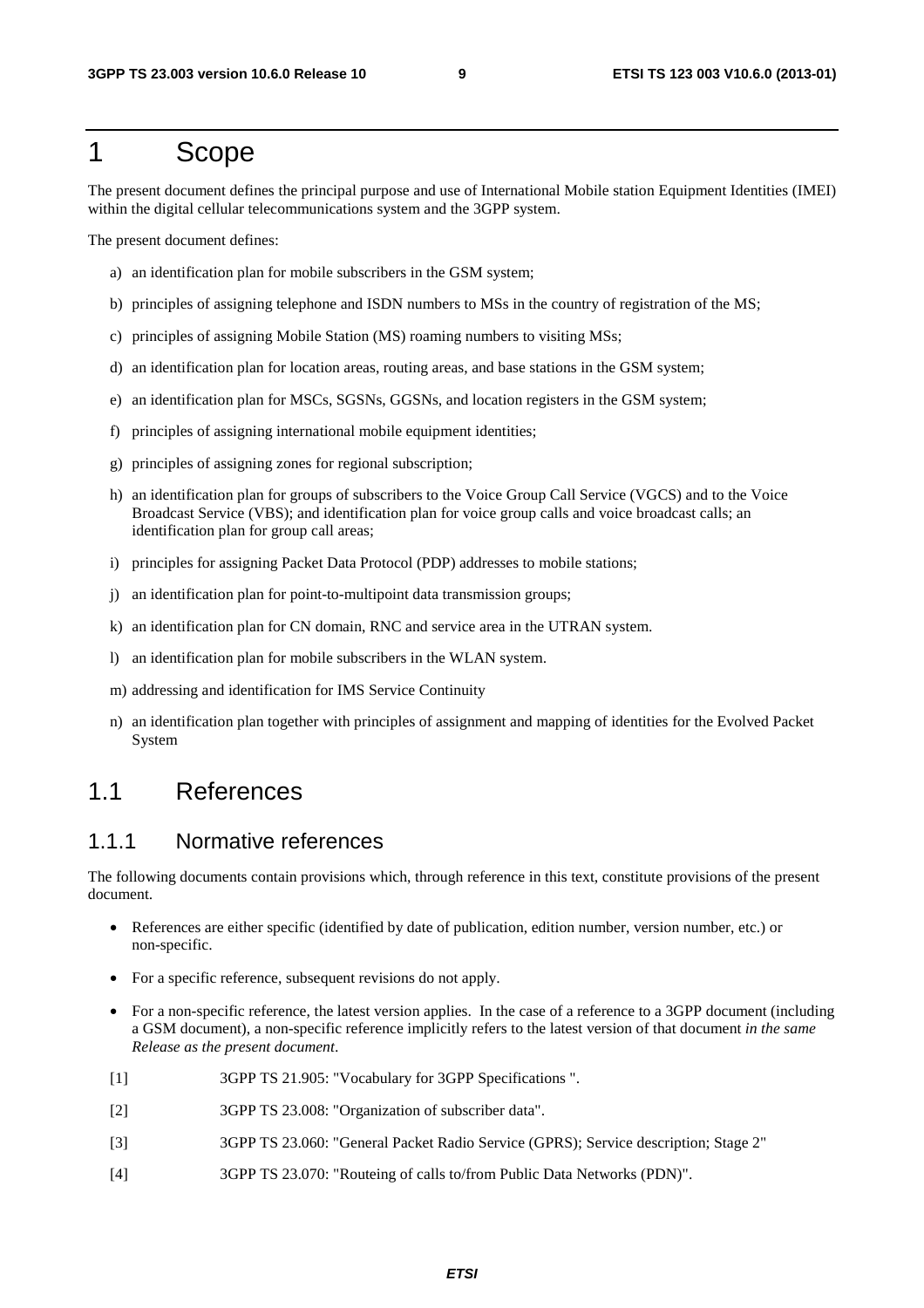# 1 Scope

The present document defines the principal purpose and use of International Mobile station Equipment Identities (IMEI) within the digital cellular telecommunications system and the 3GPP system.

The present document defines:

a) an identification plan for mobile subscribers in the GSM system;

b) principles of assigning telephone and ISDN numbers to MSs in the country of registration of the MS;

c) principles of assigning Mobile Station (MS) roaming numbers to visiting MSs;

d) an identification plan for location areas, routing areas, and base stations in the GSM system;

e) an identification plan for MSCs, SGSNs, GGSNs, and location registers in the GSM system;

f) principles of assigning international mobile equipment identities;

g) principles of assigning zones for regional subscription;

h) an identification plan for groups of subscribers to the Voice Group Call Service (VGCS) and to the Voice Broadcast Service (VBS); and identification plan for voice group calls and voice broadcast calls; an identification plan for group call areas;

i) principles for assigning Packet Data Protocol (PDP) addresses to mobile stations;

j) an identification plan for point-to-multipoint data transmission groups;

k) an identification plan for CN domain, RNC and service area in the UTRAN system.

l) an identification plan for mobile subscribers in the WLAN system.

m) addressing and identification for IMS Service Continuity

n) an identification plan together with principles of assignment and mapping of identities for the Evolved Packet System

## 1.1 References

### 1.1.1 Normative references

The following documents contain provisions which, through reference in this text, constitute provisions of the present document.

- References are either specific (identified by date of publication, edition number, version number, etc.) or non-specific.
- For a specific reference, subsequent revisions do not apply.
- For a non-specific reference, the latest version applies. In the case of a reference to a 3GPP document (including a GSM document), a non-specific reference implicitly refers to the latest version of that document *in the same Release as the present document*.

[1] 3GPP TS 21.905: "Vocabulary for 3GPP Specifications ".

[2] 3GPP TS 23.008: "Organization of subscriber data".

[3] 3GPP TS 23.060: "General Packet Radio Service (GPRS); Service description; Stage 2"

[4] 3GPP TS 23.070: "Routeing of calls to/from Public Data Networks (PDN)".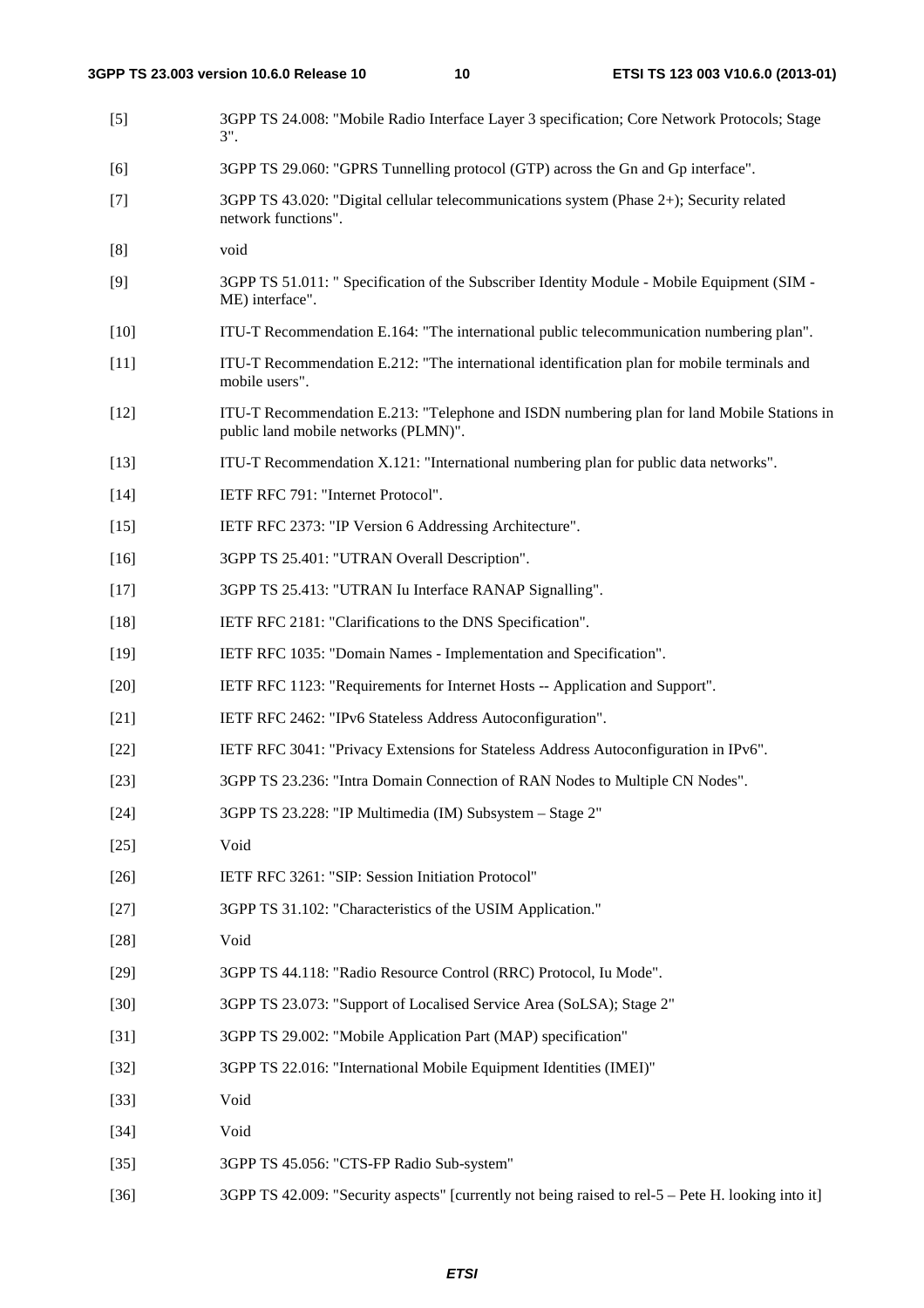[5] 3GPP TS 24.008: "Mobile Radio Interface Layer 3 specification; Core Network Protocols; Stage 3".

[6] 3GPP TS 29.060: "GPRS Tunnelling protocol (GTP) across the Gn and Gp interface".

[7] 3GPP TS 43.020: "Digital cellular telecommunications system (Phase 2+); Security related network functions".

[8] void

[9] 3GPP TS 51.011: " Specification of the Subscriber Identity Module - Mobile Equipment (SIM - ME) interface".

[10] ITU-T Recommendation E.164: "The international public telecommunication numbering plan".

[11] ITU-T Recommendation E.212: "The international identification plan for mobile terminals and mobile users".

[12] ITU-T Recommendation E.213: "Telephone and ISDN numbering plan for land Mobile Stations in public land mobile networks (PLMN)".

[13] ITU-T Recommendation X.121: "International numbering plan for public data networks".

[14] IETF RFC 791: "Internet Protocol".

[15] IETF RFC 2373: "IP Version 6 Addressing Architecture".

[16] 3GPP TS 25.401: "UTRAN Overall Description".

[17] 3GPP TS 25.413: "UTRAN Iu Interface RANAP Signalling".

[18] IETF RFC 2181: "Clarifications to the DNS Specification".

[19] IETF RFC 1035: "Domain Names - Implementation and Specification".

[20] IETF RFC 1123: "Requirements for Internet Hosts -- Application and Support".

[21] IETF RFC 2462: "IPv6 Stateless Address Autoconfiguration".

[22] IETF RFC 3041: "Privacy Extensions for Stateless Address Autoconfiguration in IPv6".

[23] 3GPP TS 23.236: "Intra Domain Connection of RAN Nodes to Multiple CN Nodes".

[24] 3GPP TS 23.228: "IP Multimedia (IM) Subsystem – Stage 2"

[25] Void

[26] IETF RFC 3261: "SIP: Session Initiation Protocol"

[27] 3GPP TS 31.102: "Characteristics of the USIM Application."

[28] Void

[29] 3GPP TS 44.118: "Radio Resource Control (RRC) Protocol, Iu Mode".

[30] 3GPP TS 23.073: "Support of Localised Service Area (SoLSA); Stage 2"

[31] 3GPP TS 29.002: "Mobile Application Part (MAP) specification"

[32] 3GPP TS 22.016: "International Mobile Equipment Identities (IMEI)"

[33] Void

[34] Void

[35] 3GPP TS 45.056: "CTS-FP Radio Sub-system"

[36] 3GPP TS 42.009: "Security aspects" [currently not being raised to rel-5 – Pete H. looking into it]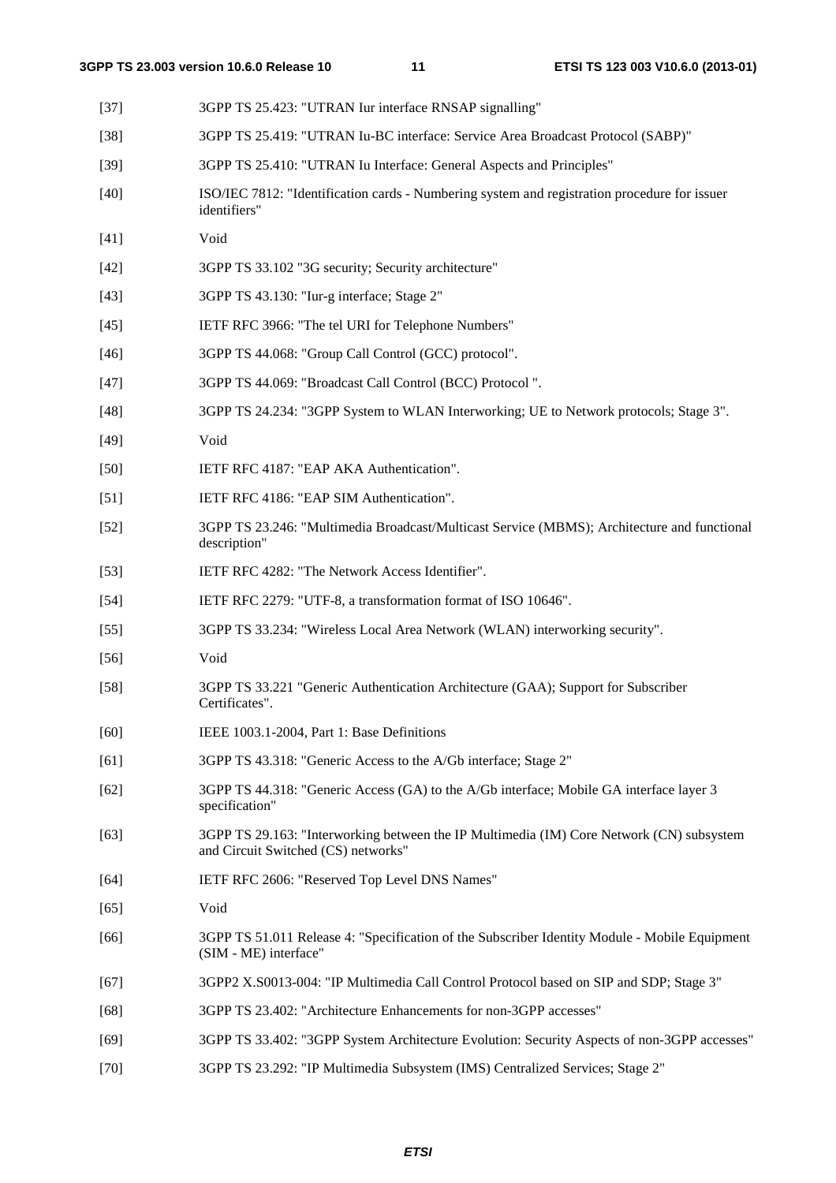[37] 3GPP TS 25.423: "UTRAN Iur interface RNSAP signalling"

[38] 3GPP TS 25.419: "UTRAN Iu-BC interface: Service Area Broadcast Protocol (SABP)"

[39] 3GPP TS 25.410: "UTRAN Iu Interface: General Aspects and Principles"

[40] ISO/IEC 7812: "Identification cards - Numbering system and registration procedure for issuer identifiers"

[41] Void

[42] 3GPP TS 33.102 "3G security; Security architecture"

[43] 3GPP TS 43.130: "Iur-g interface; Stage 2"

[45] IETF RFC 3966: "The tel URI for Telephone Numbers"

[46] 3GPP TS 44.068: "Group Call Control (GCC) protocol".

[47] 3GPP TS 44.069: "Broadcast Call Control (BCC) Protocol ".

[48] 3GPP TS 24.234: "3GPP System to WLAN Interworking; UE to Network protocols; Stage 3".

[49] Void

[50] IETF RFC 4187: "EAP AKA Authentication".

[51] IETF RFC 4186: "EAP SIM Authentication".

[52] 3GPP TS 23.246: "Multimedia Broadcast/Multicast Service (MBMS); Architecture and functional description"

[53] IETF RFC 4282: "The Network Access Identifier".

[54] IETF RFC 2279: "UTF-8, a transformation format of ISO 10646".

[55] 3GPP TS 33.234: "Wireless Local Area Network (WLAN) interworking security".

[56] Void

[58] 3GPP TS 33.221 "Generic Authentication Architecture (GAA); Support for Subscriber Certificates".

[60] IEEE 1003.1-2004, Part 1: Base Definitions

[61] 3GPP TS 43.318: "Generic Access to the A/Gb interface; Stage 2"

[62] 3GPP TS 44.318: "Generic Access (GA) to the A/Gb interface; Mobile GA interface layer 3 specification"

[63] 3GPP TS 29.163: "Interworking between the IP Multimedia (IM) Core Network (CN) subsystem and Circuit Switched (CS) networks"

[64] IETF RFC 2606: "Reserved Top Level DNS Names"

[65] Void

[66] 3GPP TS 51.011 Release 4: "Specification of the Subscriber Identity Module - Mobile Equipment (SIM - ME) interface"

[67] 3GPP2 X.S0013-004: "IP Multimedia Call Control Protocol based on SIP and SDP; Stage 3"

[68] 3GPP TS 23.402: "Architecture Enhancements for non-3GPP accesses"

[69] 3GPP TS 33.402: "3GPP System Architecture Evolution: Security Aspects of non-3GPP accesses"

[70] 3GPP TS 23.292: "IP Multimedia Subsystem (IMS) Centralized Services; Stage 2"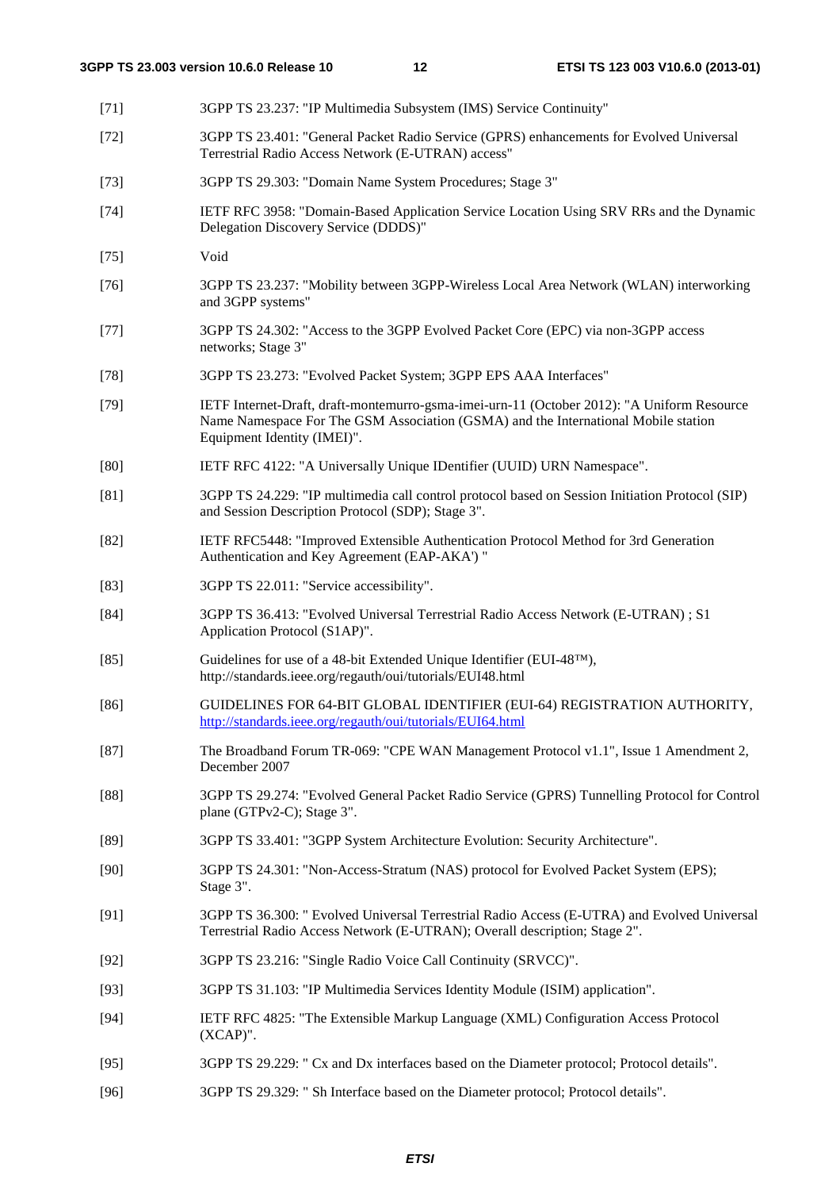[71] 3GPP TS 23.237: "IP Multimedia Subsystem (IMS) Service Continuity"

[72] 3GPP TS 23.401: "General Packet Radio Service (GPRS) enhancements for Evolved Universal Terrestrial Radio Access Network (E-UTRAN) access"

[73] 3GPP TS 29.303: "Domain Name System Procedures; Stage 3"

[74] IETF RFC 3958: "Domain-Based Application Service Location Using SRV RRs and the Dynamic Delegation Discovery Service (DDDS)"

[75] Void

[76] 3GPP TS 23.237: "Mobility between 3GPP-Wireless Local Area Network (WLAN) interworking and 3GPP systems"

[77] 3GPP TS 24.302: "Access to the 3GPP Evolved Packet Core (EPC) via non-3GPP access networks; Stage 3"

[78] 3GPP TS 23.273: "Evolved Packet System; 3GPP EPS AAA Interfaces"

[79] IETF Internet-Draft, draft-montemurro-gsma-imei-urn-11 (October 2012): "A Uniform Resource Name Namespace For The GSM Association (GSMA) and the International Mobile station Equipment Identity (IMEI)".

[80] IETF RFC 4122: "A Universally Unique IDentifier (UUID) URN Namespace".

[81] 3GPP TS 24.229: "IP multimedia call control protocol based on Session Initiation Protocol (SIP) and Session Description Protocol (SDP); Stage 3".

[82] IETF RFC5448: "Improved Extensible Authentication Protocol Method for 3rd Generation Authentication and Key Agreement (EAP-AKA') "

[83] 3GPP TS 22.011: "Service accessibility".

[84] 3GPP TS 36.413: "Evolved Universal Terrestrial Radio Access Network (E-UTRAN) ; S1 Application Protocol (S1AP)".

[85] Guidelines for use of a 48-bit Extended Unique Identifier (EUI-48™), http://standards.ieee.org/regauth/oui/tutorials/EUI48.html

[86] GUIDELINES FOR 64-BIT GLOBAL IDENTIFIER (EUI-64) REGISTRATION AUTHORITY, http://standards.ieee.org/regauth/oui/tutorials/EUI64.html

[87] The Broadband Forum TR-069: "CPE WAN Management Protocol v1.1", Issue 1 Amendment 2, December 2007

[88] 3GPP TS 29.274: "Evolved General Packet Radio Service (GPRS) Tunnelling Protocol for Control plane (GTPv2-C); Stage 3".

[89] 3GPP TS 33.401: "3GPP System Architecture Evolution: Security Architecture".

[90] 3GPP TS 24.301: "Non-Access-Stratum (NAS) protocol for Evolved Packet System (EPS); Stage 3".

[91] 3GPP TS 36.300: " Evolved Universal Terrestrial Radio Access (E-UTRA) and Evolved Universal Terrestrial Radio Access Network (E-UTRAN); Overall description; Stage 2".

[92] 3GPP TS 23.216: "Single Radio Voice Call Continuity (SRVCC)".

[93] 3GPP TS 31.103: "IP Multimedia Services Identity Module (ISIM) application".

[94] IETF RFC 4825: "The Extensible Markup Language (XML) Configuration Access Protocol (XCAP)".

[95] 3GPP TS 29.229: " Cx and Dx interfaces based on the Diameter protocol; Protocol details".

[96] 3GPP TS 29.329: " Sh Interface based on the Diameter protocol; Protocol details".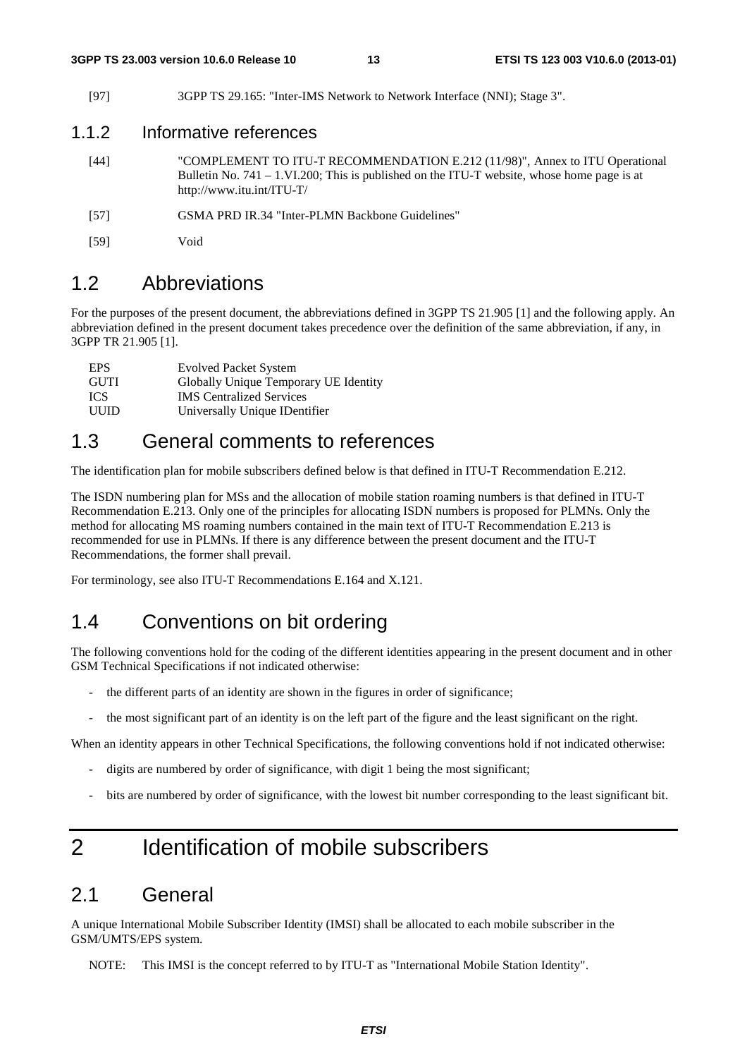[97] 3GPP TS 29.165: "Inter-IMS Network to Network Interface (NNI); Stage 3".

### 1.1.2 Informative references

[44] "COMPLEMENT TO ITU-T RECOMMENDATION E.212 (11/98)", Annex to ITU Operational Bulletin No. 741 – 1.VI.200; This is published on the ITU-T website, whose home page is at http://www.itu.int/ITU-T/

[57] GSMA PRD IR.34 "Inter-PLMN Backbone Guidelines"

[59] Void

## 1.2 Abbreviations

For the purposes of the present document, the abbreviations defined in 3GPP TS 21.905 [1] and the following apply. An abbreviation defined in the present document takes precedence over the definition of the same abbreviation, if any, in 3GPP TR 21.905 [1].

| | |
|---|---|
| EPS | Evolved Packet System |
| GUTI | Globally Unique Temporary UE Identity |
| ICS | IMS Centralized Services |
| UUID | Universally Unique IDentifier |

## 1.3 General comments to references

The identification plan for mobile subscribers defined below is that defined in ITU-T Recommendation E.212.

The ISDN numbering plan for MSs and the allocation of mobile station roaming numbers is that defined in ITU-T Recommendation E.213. Only one of the principles for allocating ISDN numbers is proposed for PLMNs. Only the method for allocating MS roaming numbers contained in the main text of ITU-T Recommendation E.213 is recommended for use in PLMNs. If there is any difference between the present document and the ITU-T Recommendations, the former shall prevail.

For terminology, see also ITU-T Recommendations E.164 and X.121.

## 1.4 Conventions on bit ordering

The following conventions hold for the coding of the different identities appearing in the present document and in other GSM Technical Specifications if not indicated otherwise:

- the different parts of an identity are shown in the figures in order of significance;
- the most significant part of an identity is on the left part of the figure and the least significant on the right.

When an identity appears in other Technical Specifications, the following conventions hold if not indicated otherwise:

- digits are numbered by order of significance, with digit 1 being the most significant;
- bits are numbered by order of significance, with the lowest bit number corresponding to the least significant bit.

# 2 Identification of mobile subscribers

## 2.1 General

A unique International Mobile Subscriber Identity (IMSI) shall be allocated to each mobile subscriber in the GSM/UMTS/EPS system.

NOTE: This IMSI is the concept referred to by ITU-T as "International Mobile Station Identity".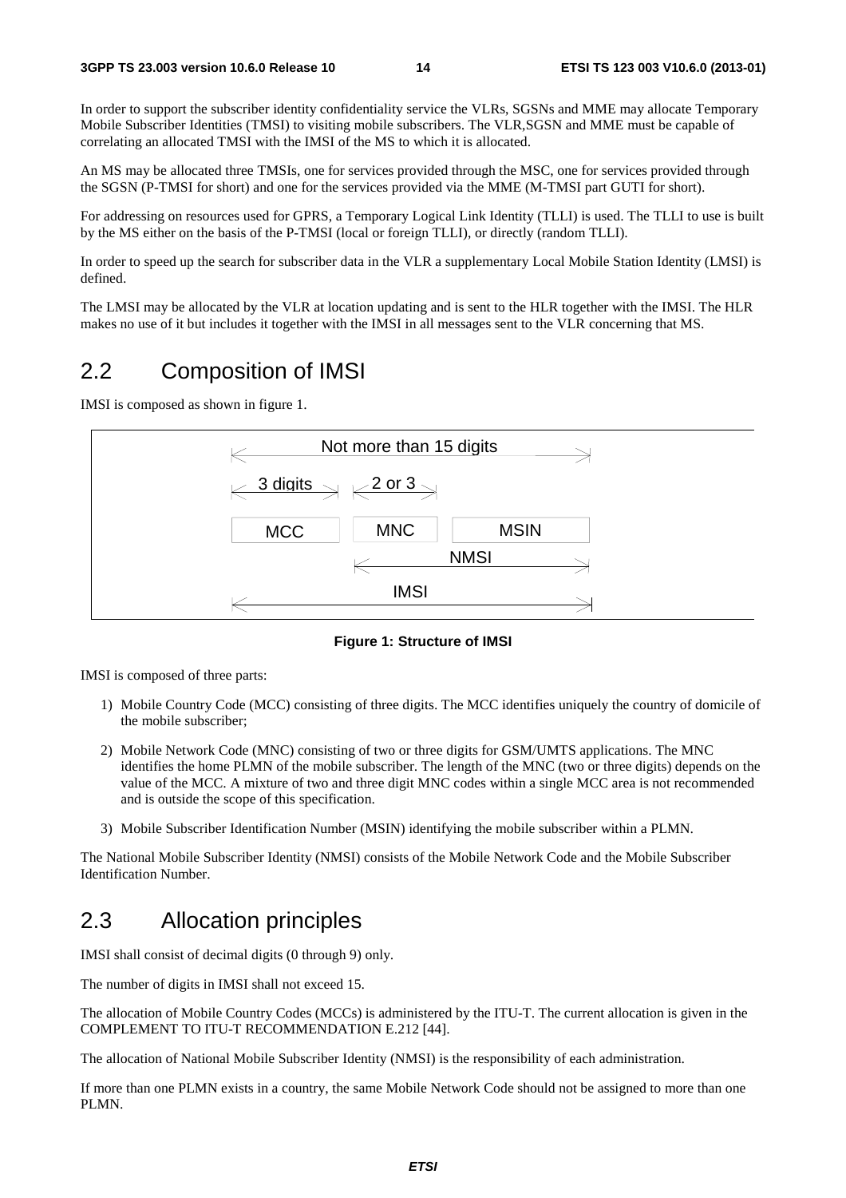In order to support the subscriber identity confidentiality service the VLRs, SGSNs and MME may allocate Temporary Mobile Subscriber Identities (TMSI) to visiting mobile subscribers. The VLR,SGSN and MME must be capable of correlating an allocated TMSI with the IMSI of the MS to which it is allocated.

An MS may be allocated three TMSIs, one for services provided through the MSC, one for services provided through the SGSN (P-TMSI for short) and one for the services provided via the MME (M-TMSI part GUTI for short).

For addressing on resources used for GPRS, a Temporary Logical Link Identity (TLLI) is used. The TLLI to use is built by the MS either on the basis of the P-TMSI (local or foreign TLLI), or directly (random TLLI).

In order to speed up the search for subscriber data in the VLR a supplementary Local Mobile Station Identity (LMSI) is defined.

The LMSI may be allocated by the VLR at location updating and is sent to the HLR together with the IMSI. The HLR makes no use of it but includes it together with the IMSI in all messages sent to the VLR concerning that MS.

## 2.2 Composition of IMSI

IMSI is composed as shown in figure 1.

```
|<-------------- Not more than 15 digits -------------->|
|<- 3 digits ->|<- 2 or 3 ->|
|     MCC      |    MNC     |          MSIN            |
               |<------------- NMSI ------------------>|
|<----------------------- IMSI ----------------------->|
```

**Figure 1: Structure of IMSI**

IMSI is composed of three parts:

1) Mobile Country Code (MCC) consisting of three digits. The MCC identifies uniquely the country of domicile of the mobile subscriber;

2) Mobile Network Code (MNC) consisting of two or three digits for GSM/UMTS applications. The MNC identifies the home PLMN of the mobile subscriber. The length of the MNC (two or three digits) depends on the value of the MCC. A mixture of two and three digit MNC codes within a single MCC area is not recommended and is outside the scope of this specification.

3) Mobile Subscriber Identification Number (MSIN) identifying the mobile subscriber within a PLMN.

The National Mobile Subscriber Identity (NMSI) consists of the Mobile Network Code and the Mobile Subscriber Identification Number.

## 2.3 Allocation principles

IMSI shall consist of decimal digits (0 through 9) only.

The number of digits in IMSI shall not exceed 15.

The allocation of Mobile Country Codes (MCCs) is administered by the ITU-T. The current allocation is given in the COMPLEMENT TO ITU-T RECOMMENDATION E.212 [44].

The allocation of National Mobile Subscriber Identity (NMSI) is the responsibility of each administration.

If more than one PLMN exists in a country, the same Mobile Network Code should not be assigned to more than one PLMN.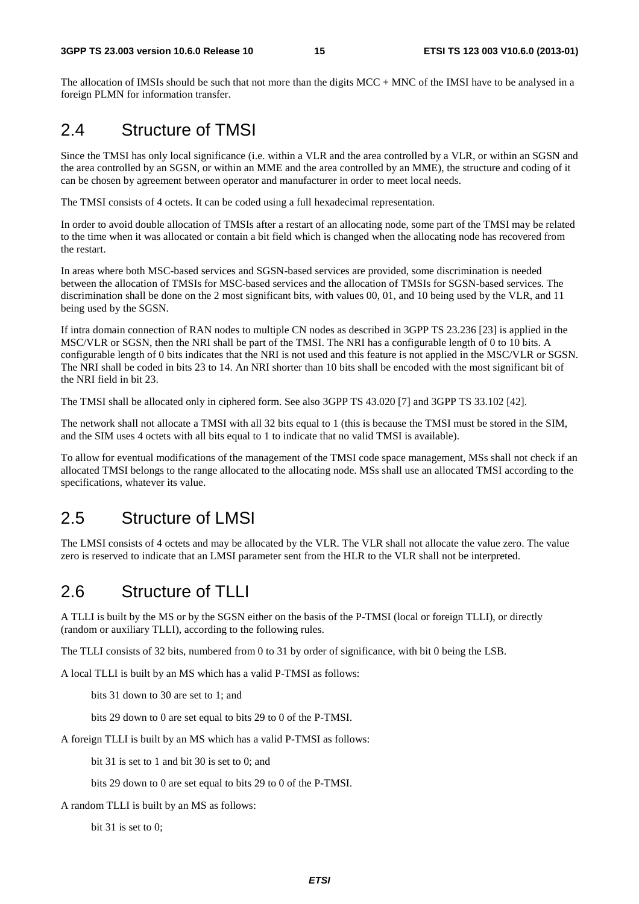The allocation of IMSIs should be such that not more than the digits MCC + MNC of the IMSI have to be analysed in a foreign PLMN for information transfer.

## 2.4 Structure of TMSI

Since the TMSI has only local significance (i.e. within a VLR and the area controlled by a VLR, or within an SGSN and the area controlled by an SGSN, or within an MME and the area controlled by an MME), the structure and coding of it can be chosen by agreement between operator and manufacturer in order to meet local needs.

The TMSI consists of 4 octets. It can be coded using a full hexadecimal representation.

In order to avoid double allocation of TMSIs after a restart of an allocating node, some part of the TMSI may be related to the time when it was allocated or contain a bit field which is changed when the allocating node has recovered from the restart.

In areas where both MSC-based services and SGSN-based services are provided, some discrimination is needed between the allocation of TMSIs for MSC-based services and the allocation of TMSIs for SGSN-based services. The discrimination shall be done on the 2 most significant bits, with values 00, 01, and 10 being used by the VLR, and 11 being used by the SGSN.

If intra domain connection of RAN nodes to multiple CN nodes as described in 3GPP TS 23.236 [23] is applied in the MSC/VLR or SGSN, then the NRI shall be part of the TMSI. The NRI has a configurable length of 0 to 10 bits. A configurable length of 0 bits indicates that the NRI is not used and this feature is not applied in the MSC/VLR or SGSN. The NRI shall be coded in bits 23 to 14. An NRI shorter than 10 bits shall be encoded with the most significant bit of the NRI field in bit 23.

The TMSI shall be allocated only in ciphered form. See also 3GPP TS 43.020 [7] and 3GPP TS 33.102 [42].

The network shall not allocate a TMSI with all 32 bits equal to 1 (this is because the TMSI must be stored in the SIM, and the SIM uses 4 octets with all bits equal to 1 to indicate that no valid TMSI is available).

To allow for eventual modifications of the management of the TMSI code space management, MSs shall not check if an allocated TMSI belongs to the range allocated to the allocating node. MSs shall use an allocated TMSI according to the specifications, whatever its value.

## 2.5 Structure of LMSI

The LMSI consists of 4 octets and may be allocated by the VLR. The VLR shall not allocate the value zero. The value zero is reserved to indicate that an LMSI parameter sent from the HLR to the VLR shall not be interpreted.

## 2.6 Structure of TLLI

A TLLI is built by the MS or by the SGSN either on the basis of the P-TMSI (local or foreign TLLI), or directly (random or auxiliary TLLI), according to the following rules.

The TLLI consists of 32 bits, numbered from 0 to 31 by order of significance, with bit 0 being the LSB.

A local TLLI is built by an MS which has a valid P-TMSI as follows:

bits 31 down to 30 are set to 1; and

bits 29 down to 0 are set equal to bits 29 to 0 of the P-TMSI.

A foreign TLLI is built by an MS which has a valid P-TMSI as follows:

bit 31 is set to 1 and bit 30 is set to 0; and

bits 29 down to 0 are set equal to bits 29 to 0 of the P-TMSI.

A random TLLI is built by an MS as follows:

bit 31 is set to 0;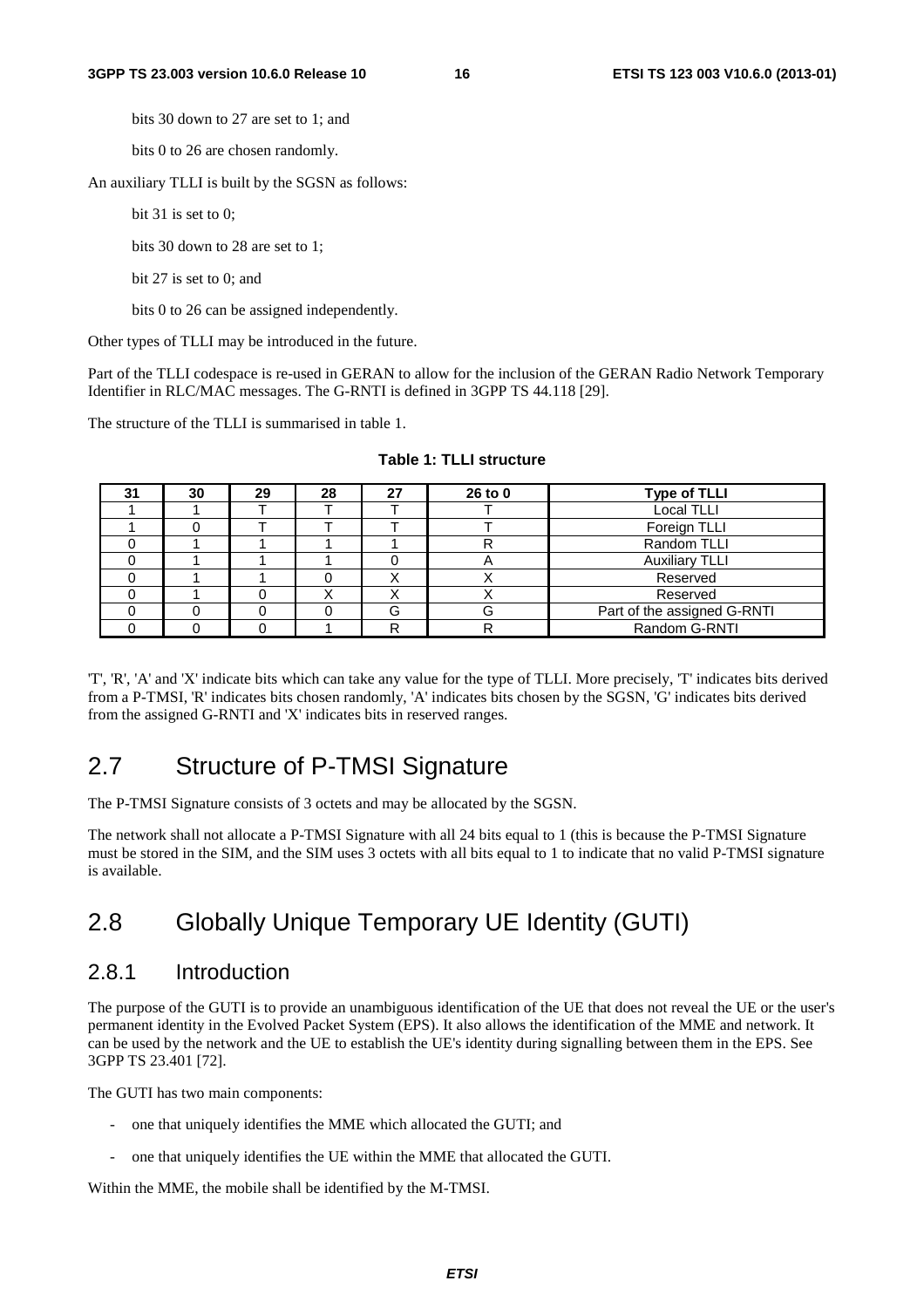bits 30 down to 27 are set to 1; and

bits 0 to 26 are chosen randomly.

An auxiliary TLLI is built by the SGSN as follows:

bit 31 is set to 0;

bits 30 down to 28 are set to 1;

bit 27 is set to 0; and

bits 0 to 26 can be assigned independently.

Other types of TLLI may be introduced in the future.

Part of the TLLI codespace is re-used in GERAN to allow for the inclusion of the GERAN Radio Network Temporary Identifier in RLC/MAC messages. The G-RNTI is defined in 3GPP TS 44.118 [29].

The structure of the TLLI is summarised in table 1.

**Table 1: TLLI structure**

| 31 | 30 | 29 | 28 | 27 | 26 to 0 | Type of TLLI |
|---|---|---|---|---|---|---|
| 1 | 1 | T | T | T | T | Local TLLI |
| 1 | 0 | T | T | T | T | Foreign TLLI |
| 0 | 1 | 1 | 1 | 1 | R | Random TLLI |
| 0 | 1 | 1 | 1 | 0 | A | Auxiliary TLLI |
| 0 | 1 | 1 | 0 | X | X | Reserved |
| 0 | 1 | 0 | X | X | X | Reserved |
| 0 | 0 | 0 | 0 | G | G | Part of the assigned G-RNTI |
| 0 | 0 | 0 | 1 | R | R | Random G-RNTI |

'T', 'R', 'A' and 'X' indicate bits which can take any value for the type of TLLI. More precisely, 'T' indicates bits derived from a P-TMSI, 'R' indicates bits chosen randomly, 'A' indicates bits chosen by the SGSN, 'G' indicates bits derived from the assigned G-RNTI and 'X' indicates bits in reserved ranges.

## 2.7 Structure of P-TMSI Signature

The P-TMSI Signature consists of 3 octets and may be allocated by the SGSN.

The network shall not allocate a P-TMSI Signature with all 24 bits equal to 1 (this is because the P-TMSI Signature must be stored in the SIM, and the SIM uses 3 octets with all bits equal to 1 to indicate that no valid P-TMSI signature is available.

## 2.8 Globally Unique Temporary UE Identity (GUTI)

### 2.8.1 Introduction

The purpose of the GUTI is to provide an unambiguous identification of the UE that does not reveal the UE or the user's permanent identity in the Evolved Packet System (EPS). It also allows the identification of the MME and network. It can be used by the network and the UE to establish the UE's identity during signalling between them in the EPS. See 3GPP TS 23.401 [72].

The GUTI has two main components:

- one that uniquely identifies the MME which allocated the GUTI; and
- one that uniquely identifies the UE within the MME that allocated the GUTI.

Within the MME, the mobile shall be identified by the M-TMSI.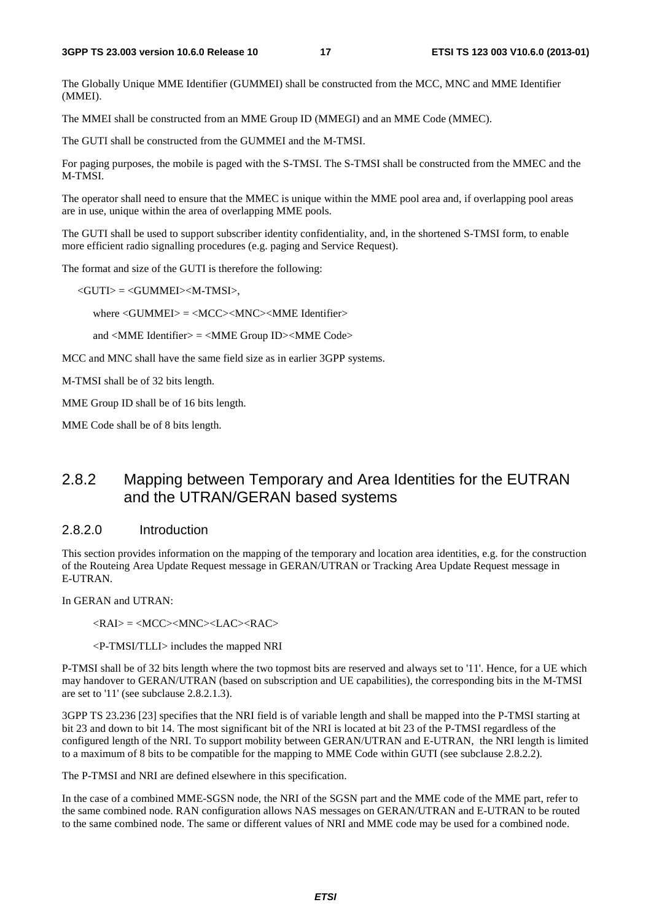The Globally Unique MME Identifier (GUMMEI) shall be constructed from the MCC, MNC and MME Identifier (MMEI).

The MMEI shall be constructed from an MME Group ID (MMEGI) and an MME Code (MMEC).

The GUTI shall be constructed from the GUMMEI and the M-TMSI.

For paging purposes, the mobile is paged with the S-TMSI. The S-TMSI shall be constructed from the MMEC and the M-TMSI.

The operator shall need to ensure that the MMEC is unique within the MME pool area and, if overlapping pool areas are in use, unique within the area of overlapping MME pools.

The GUTI shall be used to support subscriber identity confidentiality, and, in the shortened S-TMSI form, to enable more efficient radio signalling procedures (e.g. paging and Service Request).

The format and size of the GUTI is therefore the following:

<GUTI> = <GUMMEI><M-TMSI>,

where <GUMMEI> = <MCC><MNC><MME Identifier>

and <MME Identifier> = <MME Group ID><MME Code>

MCC and MNC shall have the same field size as in earlier 3GPP systems.

M-TMSI shall be of 32 bits length.

MME Group ID shall be of 16 bits length.

MME Code shall be of 8 bits length.

### 2.8.2 Mapping between Temporary and Area Identities for the EUTRAN and the UTRAN/GERAN based systems

#### 2.8.2.0 Introduction

This section provides information on the mapping of the temporary and location area identities, e.g. for the construction of the Routeing Area Update Request message in GERAN/UTRAN or Tracking Area Update Request message in E-UTRAN.

In GERAN and UTRAN:

<RAI> = <MCC><MNC><LAC><RAC>

<P-TMSI/TLLI> includes the mapped NRI

P-TMSI shall be of 32 bits length where the two topmost bits are reserved and always set to '11'. Hence, for a UE which may handover to GERAN/UTRAN (based on subscription and UE capabilities), the corresponding bits in the M-TMSI are set to '11' (see subclause 2.8.2.1.3).

3GPP TS 23.236 [23] specifies that the NRI field is of variable length and shall be mapped into the P-TMSI starting at bit 23 and down to bit 14. The most significant bit of the NRI is located at bit 23 of the P-TMSI regardless of the configured length of the NRI. To support mobility between GERAN/UTRAN and E-UTRAN, the NRI length is limited to a maximum of 8 bits to be compatible for the mapping to MME Code within GUTI (see subclause 2.8.2.2).

The P-TMSI and NRI are defined elsewhere in this specification.

In the case of a combined MME-SGSN node, the NRI of the SGSN part and the MME code of the MME part, refer to the same combined node. RAN configuration allows NAS messages on GERAN/UTRAN and E-UTRAN to be routed to the same combined node. The same or different values of NRI and MME code may be used for a combined node.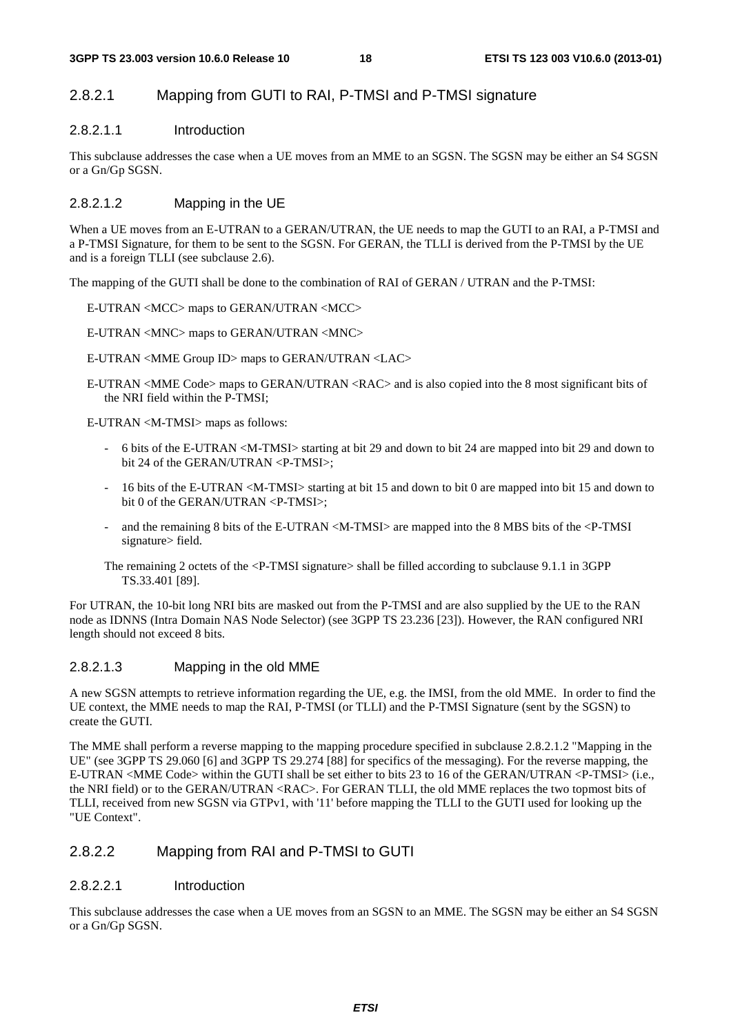### 2.8.2.1 Mapping from GUTI to RAI, P-TMSI and P-TMSI signature

#### 2.8.2.1.1 Introduction

This subclause addresses the case when a UE moves from an MME to an SGSN. The SGSN may be either an S4 SGSN or a Gn/Gp SGSN.

#### 2.8.2.1.2 Mapping in the UE

When a UE moves from an E-UTRAN to a GERAN/UTRAN, the UE needs to map the GUTI to an RAI, a P-TMSI and a P-TMSI Signature, for them to be sent to the SGSN. For GERAN, the TLLI is derived from the P-TMSI by the UE and is a foreign TLLI (see subclause 2.6).

The mapping of the GUTI shall be done to the combination of RAI of GERAN / UTRAN and the P-TMSI:

E-UTRAN <MCC> maps to GERAN/UTRAN <MCC>

E-UTRAN <MNC> maps to GERAN/UTRAN <MNC>

E-UTRAN <MME Group ID> maps to GERAN/UTRAN <LAC>

E-UTRAN <MME Code> maps to GERAN/UTRAN <RAC> and is also copied into the 8 most significant bits of the NRI field within the P-TMSI;

E-UTRAN <M-TMSI> maps as follows:

- 6 bits of the E-UTRAN <M-TMSI> starting at bit 29 and down to bit 24 are mapped into bit 29 and down to bit 24 of the GERAN/UTRAN <P-TMSI>;
- 16 bits of the E-UTRAN <M-TMSI> starting at bit 15 and down to bit 0 are mapped into bit 15 and down to bit 0 of the GERAN/UTRAN <P-TMSI>;
- and the remaining 8 bits of the E-UTRAN <M-TMSI> are mapped into the 8 MBS bits of the <P-TMSI signature> field.

The remaining 2 octets of the <P-TMSI signature> shall be filled according to subclause 9.1.1 in 3GPP TS.33.401 [89].

For UTRAN, the 10-bit long NRI bits are masked out from the P-TMSI and are also supplied by the UE to the RAN node as IDNNS (Intra Domain NAS Node Selector) (see 3GPP TS 23.236 [23]). However, the RAN configured NRI length should not exceed 8 bits.

#### 2.8.2.1.3 Mapping in the old MME

A new SGSN attempts to retrieve information regarding the UE, e.g. the IMSI, from the old MME. In order to find the UE context, the MME needs to map the RAI, P-TMSI (or TLLI) and the P-TMSI Signature (sent by the SGSN) to create the GUTI.

The MME shall perform a reverse mapping to the mapping procedure specified in subclause 2.8.2.1.2 "Mapping in the UE" (see 3GPP TS 29.060 [6] and 3GPP TS 29.274 [88] for specifics of the messaging). For the reverse mapping, the E-UTRAN <MME Code> within the GUTI shall be set either to bits 23 to 16 of the GERAN/UTRAN <P-TMSI> (i.e., the NRI field) or to the GERAN/UTRAN <RAC>. For GERAN TLLI, the old MME replaces the two topmost bits of TLLI, received from new SGSN via GTPv1, with '11' before mapping the TLLI to the GUTI used for looking up the "UE Context".

### 2.8.2.2 Mapping from RAI and P-TMSI to GUTI

#### 2.8.2.2.1 Introduction

This subclause addresses the case when a UE moves from an SGSN to an MME. The SGSN may be either an S4 SGSN or a Gn/Gp SGSN.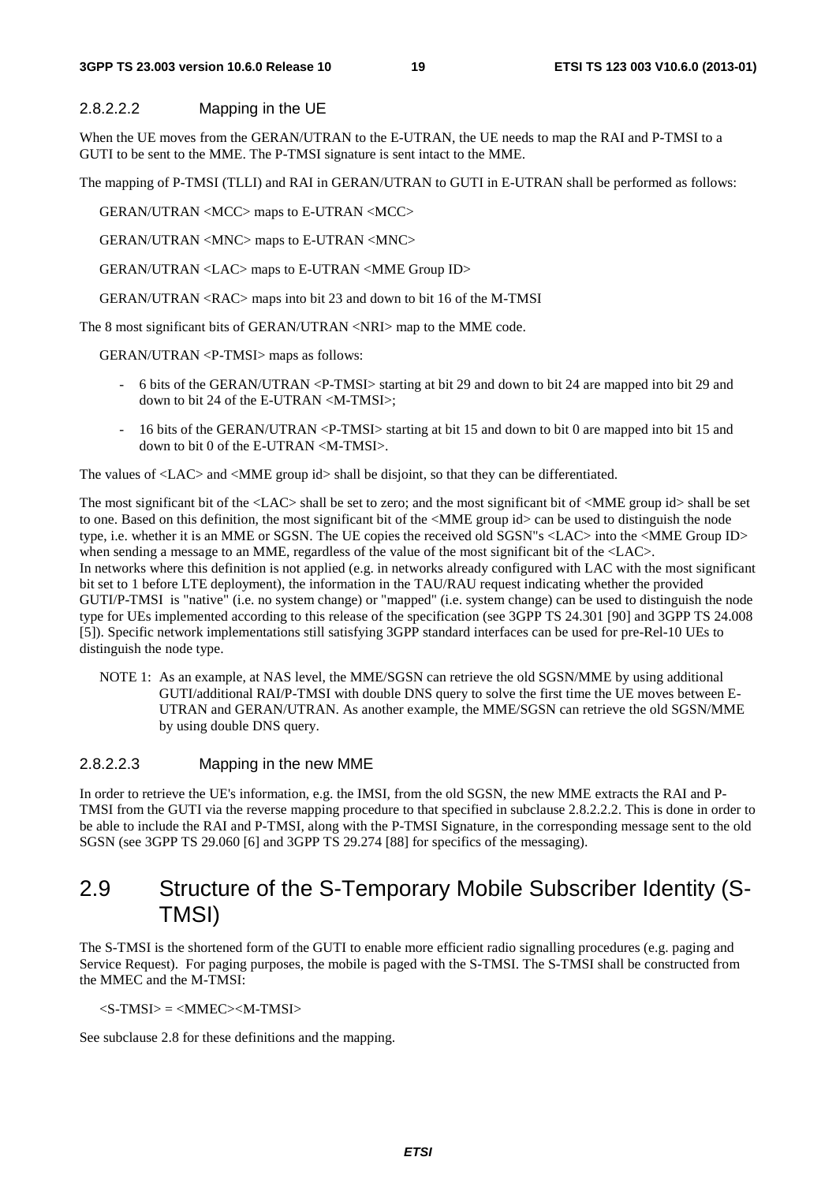#### 2.8.2.2.2 Mapping in the UE

When the UE moves from the GERAN/UTRAN to the E-UTRAN, the UE needs to map the RAI and P-TMSI to a GUTI to be sent to the MME. The P-TMSI signature is sent intact to the MME.

The mapping of P-TMSI (TLLI) and RAI in GERAN/UTRAN to GUTI in E-UTRAN shall be performed as follows:

GERAN/UTRAN <MCC> maps to E-UTRAN <MCC>

GERAN/UTRAN <MNC> maps to E-UTRAN <MNC>

GERAN/UTRAN <LAC> maps to E-UTRAN <MME Group ID>

GERAN/UTRAN <RAC> maps into bit 23 and down to bit 16 of the M-TMSI

The 8 most significant bits of GERAN/UTRAN <NRI> map to the MME code.

GERAN/UTRAN <P-TMSI> maps as follows:

- 6 bits of the GERAN/UTRAN <P-TMSI> starting at bit 29 and down to bit 24 are mapped into bit 29 and down to bit 24 of the E-UTRAN <M-TMSI>;
- 16 bits of the GERAN/UTRAN <P-TMSI> starting at bit 15 and down to bit 0 are mapped into bit 15 and down to bit 0 of the E-UTRAN <M-TMSI>.

The values of <LAC> and <MME group id> shall be disjoint, so that they can be differentiated.

The most significant bit of the <LAC> shall be set to zero; and the most significant bit of <MME group id> shall be set to one. Based on this definition, the most significant bit of the <MME group id> can be used to distinguish the node type, i.e. whether it is an MME or SGSN. The UE copies the received old SGSN"s <LAC> into the <MME Group ID> when sending a message to an MME, regardless of the value of the most significant bit of the <LAC>.
In networks where this definition is not applied (e.g. in networks already configured with LAC with the most significant bit set to 1 before LTE deployment), the information in the TAU/RAU request indicating whether the provided GUTI/P-TMSI is "native" (i.e. no system change) or "mapped" (i.e. system change) can be used to distinguish the node type for UEs implemented according to this release of the specification (see 3GPP TS 24.301 [90] and 3GPP TS 24.008 [5]). Specific network implementations still satisfying 3GPP standard interfaces can be used for pre-Rel-10 UEs to distinguish the node type.

NOTE 1: As an example, at NAS level, the MME/SGSN can retrieve the old SGSN/MME by using additional GUTI/additional RAI/P-TMSI with double DNS query to solve the first time the UE moves between E-UTRAN and GERAN/UTRAN. As another example, the MME/SGSN can retrieve the old SGSN/MME by using double DNS query.

#### 2.8.2.2.3 Mapping in the new MME

In order to retrieve the UE's information, e.g. the IMSI, from the old SGSN, the new MME extracts the RAI and P-TMSI from the GUTI via the reverse mapping procedure to that specified in subclause 2.8.2.2.2. This is done in order to be able to include the RAI and P-TMSI, along with the P-TMSI Signature, in the corresponding message sent to the old SGSN (see 3GPP TS 29.060 [6] and 3GPP TS 29.274 [88] for specifics of the messaging).

## 2.9 Structure of the S-Temporary Mobile Subscriber Identity (S-TMSI)

The S-TMSI is the shortened form of the GUTI to enable more efficient radio signalling procedures (e.g. paging and Service Request). For paging purposes, the mobile is paged with the S-TMSI. The S-TMSI shall be constructed from the MMEC and the M-TMSI:

<S-TMSI> = <MMEC><M-TMSI>

See subclause 2.8 for these definitions and the mapping.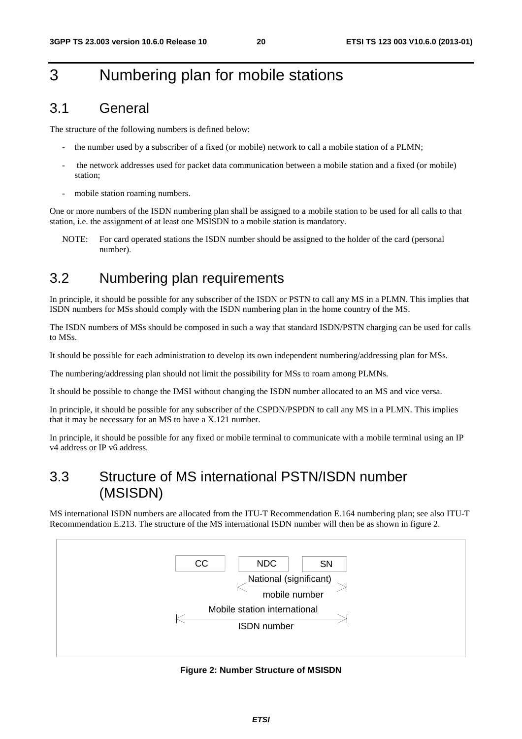# 3 Numbering plan for mobile stations

## 3.1 General

The structure of the following numbers is defined below:

- the number used by a subscriber of a fixed (or mobile) network to call a mobile station of a PLMN;
- the network addresses used for packet data communication between a mobile station and a fixed (or mobile) station;
- mobile station roaming numbers.

One or more numbers of the ISDN numbering plan shall be assigned to a mobile station to be used for all calls to that station, i.e. the assignment of at least one MSISDN to a mobile station is mandatory.

NOTE: For card operated stations the ISDN number should be assigned to the holder of the card (personal number).

## 3.2 Numbering plan requirements

In principle, it should be possible for any subscriber of the ISDN or PSTN to call any MS in a PLMN. This implies that ISDN numbers for MSs should comply with the ISDN numbering plan in the home country of the MS.

The ISDN numbers of MSs should be composed in such a way that standard ISDN/PSTN charging can be used for calls to MSs.

It should be possible for each administration to develop its own independent numbering/addressing plan for MSs.

The numbering/addressing plan should not limit the possibility for MSs to roam among PLMNs.

It should be possible to change the IMSI without changing the ISDN number allocated to an MS and vice versa.

In principle, it should be possible for any subscriber of the CSPDN/PSPDN to call any MS in a PLMN. This implies that it may be necessary for an MS to have a X.121 number.

In principle, it should be possible for any fixed or mobile terminal to communicate with a mobile terminal using an IP v4 address or IP v6 address.

## 3.3 Structure of MS international PSTN/ISDN number (MSISDN)

MS international ISDN numbers are allocated from the ITU-T Recommendation E.164 numbering plan; see also ITU-T Recommendation E.213. The structure of the MS international ISDN number will then be as shown in figure 2.

```
CC      NDC        SN
        |<- National (significant) ->|
              mobile number
|<-- Mobile station international -->|
            ISDN number
```

**Figure 2: Number Structure of MSISDN**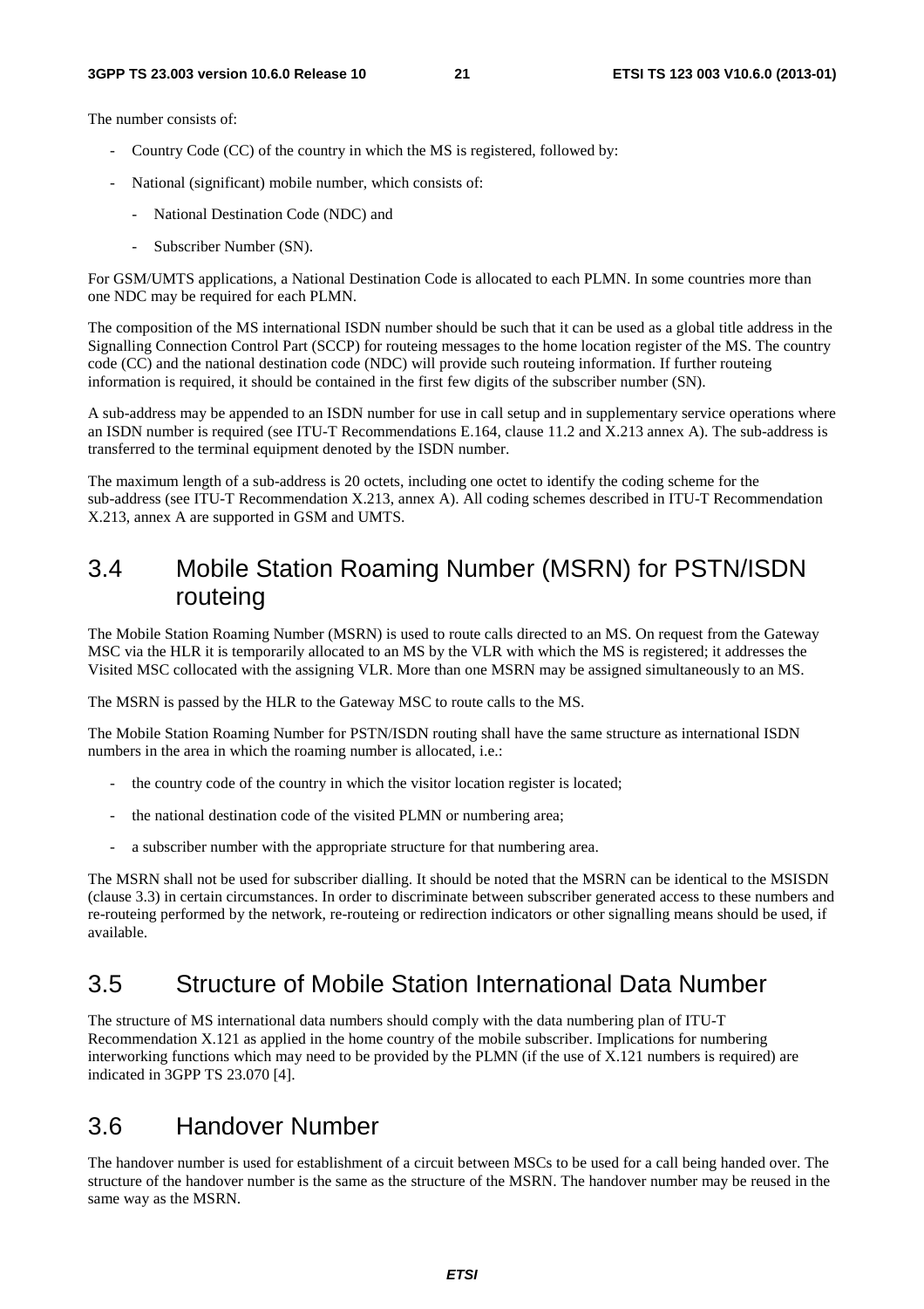The number consists of:

- Country Code (CC) of the country in which the MS is registered, followed by:
- National (significant) mobile number, which consists of:
  - National Destination Code (NDC) and
  - Subscriber Number (SN).

For GSM/UMTS applications, a National Destination Code is allocated to each PLMN. In some countries more than one NDC may be required for each PLMN.

The composition of the MS international ISDN number should be such that it can be used as a global title address in the Signalling Connection Control Part (SCCP) for routeing messages to the home location register of the MS. The country code (CC) and the national destination code (NDC) will provide such routeing information. If further routeing information is required, it should be contained in the first few digits of the subscriber number (SN).

A sub-address may be appended to an ISDN number for use in call setup and in supplementary service operations where an ISDN number is required (see ITU-T Recommendations E.164, clause 11.2 and X.213 annex A). The sub-address is transferred to the terminal equipment denoted by the ISDN number.

The maximum length of a sub-address is 20 octets, including one octet to identify the coding scheme for the sub-address (see ITU-T Recommendation X.213, annex A). All coding schemes described in ITU-T Recommendation X.213, annex A are supported in GSM and UMTS.

## 3.4 Mobile Station Roaming Number (MSRN) for PSTN/ISDN routeing

The Mobile Station Roaming Number (MSRN) is used to route calls directed to an MS. On request from the Gateway MSC via the HLR it is temporarily allocated to an MS by the VLR with which the MS is registered; it addresses the Visited MSC collocated with the assigning VLR. More than one MSRN may be assigned simultaneously to an MS.

The MSRN is passed by the HLR to the Gateway MSC to route calls to the MS.

The Mobile Station Roaming Number for PSTN/ISDN routing shall have the same structure as international ISDN numbers in the area in which the roaming number is allocated, i.e.:

- the country code of the country in which the visitor location register is located;
- the national destination code of the visited PLMN or numbering area;
- a subscriber number with the appropriate structure for that numbering area.

The MSRN shall not be used for subscriber dialling. It should be noted that the MSRN can be identical to the MSISDN (clause 3.3) in certain circumstances. In order to discriminate between subscriber generated access to these numbers and re-routeing performed by the network, re-routeing or redirection indicators or other signalling means should be used, if available.

## 3.5 Structure of Mobile Station International Data Number

The structure of MS international data numbers should comply with the data numbering plan of ITU-T Recommendation X.121 as applied in the home country of the mobile subscriber. Implications for numbering interworking functions which may need to be provided by the PLMN (if the use of X.121 numbers is required) are indicated in 3GPP TS 23.070 [4].

## 3.6 Handover Number

The handover number is used for establishment of a circuit between MSCs to be used for a call being handed over. The structure of the handover number is the same as the structure of the MSRN. The handover number may be reused in the same way as the MSRN.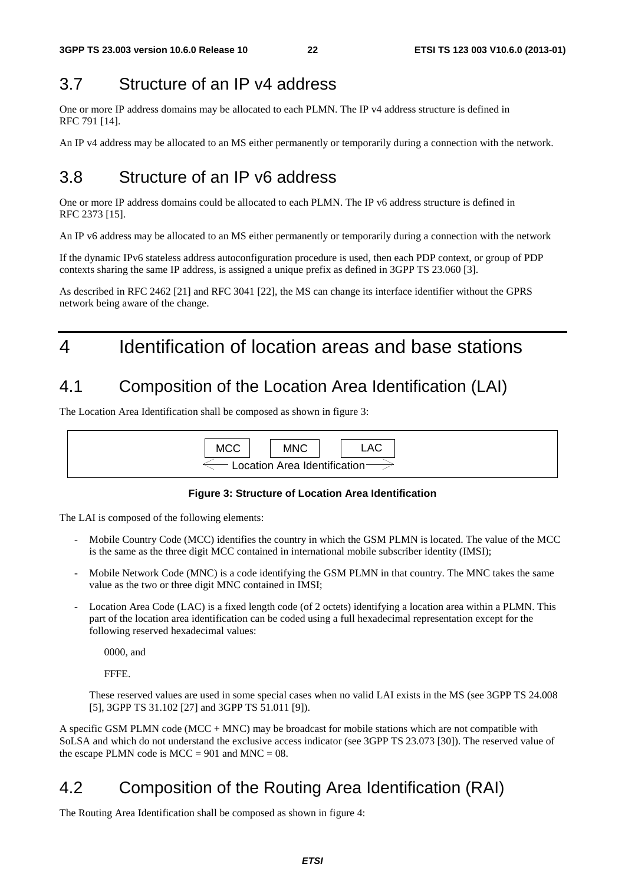## 3.7 Structure of an IP v4 address

One or more IP address domains may be allocated to each PLMN. The IP v4 address structure is defined in RFC 791 [14].

An IP v4 address may be allocated to an MS either permanently or temporarily during a connection with the network.

## 3.8 Structure of an IP v6 address

One or more IP address domains could be allocated to each PLMN. The IP v6 address structure is defined in RFC 2373 [15].

An IP v6 address may be allocated to an MS either permanently or temporarily during a connection with the network

If the dynamic IPv6 stateless address autoconfiguration procedure is used, then each PDP context, or group of PDP contexts sharing the same IP address, is assigned a unique prefix as defined in 3GPP TS 23.060 [3].

As described in RFC 2462 [21] and RFC 3041 [22], the MS can change its interface identifier without the GPRS network being aware of the change.

# 4 Identification of location areas and base stations

## 4.1 Composition of the Location Area Identification (LAI)

The Location Area Identification shall be composed as shown in figure 3:

| MCC | MNC | LAC |
|---|---|---|
| Location Area Identification | | |

**Figure 3: Structure of Location Area Identification**

The LAI is composed of the following elements:

- Mobile Country Code (MCC) identifies the country in which the GSM PLMN is located. The value of the MCC is the same as the three digit MCC contained in international mobile subscriber identity (IMSI);
- Mobile Network Code (MNC) is a code identifying the GSM PLMN in that country. The MNC takes the same value as the two or three digit MNC contained in IMSI;
- Location Area Code (LAC) is a fixed length code (of 2 octets) identifying a location area within a PLMN. This part of the location area identification can be coded using a full hexadecimal representation except for the following reserved hexadecimal values:

  0000, and

  FFFE.

  These reserved values are used in some special cases when no valid LAI exists in the MS (see 3GPP TS 24.008 [5], 3GPP TS 31.102 [27] and 3GPP TS 51.011 [9]).

A specific GSM PLMN code (MCC + MNC) may be broadcast for mobile stations which are not compatible with SoLSA and which do not understand the exclusive access indicator (see 3GPP TS 23.073 [30]). The reserved value of the escape PLMN code is MCC = 901 and MNC = 08.

## 4.2 Composition of the Routing Area Identification (RAI)

The Routing Area Identification shall be composed as shown in figure 4: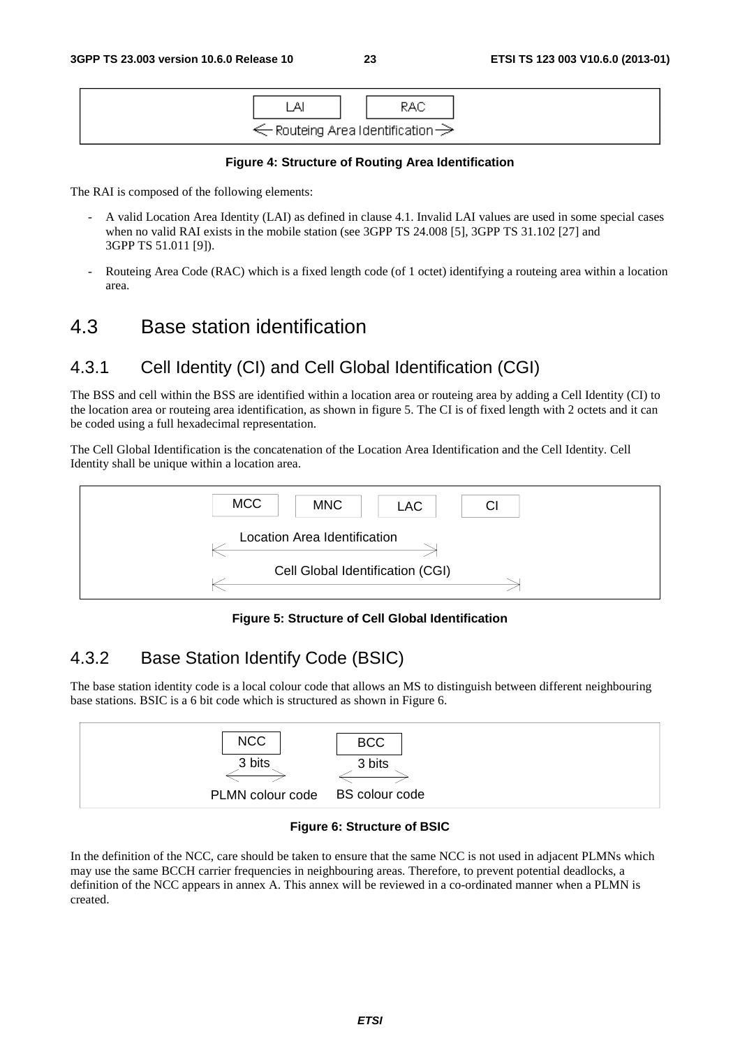LAI | RAC

← Routeing Area Identification →

**Figure 4: Structure of Routing Area Identification**

The RAI is composed of the following elements:

- A valid Location Area Identity (LAI) as defined in clause 4.1. Invalid LAI values are used in some special cases when no valid RAI exists in the mobile station (see 3GPP TS 24.008 [5], 3GPP TS 31.102 [27] and 3GPP TS 51.011 [9]).
- Routeing Area Code (RAC) which is a fixed length code (of 1 octet) identifying a routeing area within a location area.

# 4.3 Base station identification

## 4.3.1 Cell Identity (CI) and Cell Global Identification (CGI)

The BSS and cell within the BSS are identified within a location area or routeing area by adding a Cell Identity (CI) to the location area or routeing area identification, as shown in figure 5. The CI is of fixed length with 2 octets and it can be coded using a full hexadecimal representation.

The Cell Global Identification is the concatenation of the Location Area Identification and the Cell Identity. Cell Identity shall be unique within a location area.

MCC | MNC | LAC | CI

Location Area Identification

Cell Global Identification (CGI)

**Figure 5: Structure of Cell Global Identification**

## 4.3.2 Base Station Identify Code (BSIC)

The base station identity code is a local colour code that allows an MS to distinguish between different neighbouring base stations. BSIC is a 6 bit code which is structured as shown in Figure 6.

NCC (3 bits) – PLMN colour code

BCC (3 bits) – BS colour code

**Figure 6: Structure of BSIC**

In the definition of the NCC, care should be taken to ensure that the same NCC is not used in adjacent PLMNs which may use the same BCCH carrier frequencies in neighbouring areas. Therefore, to prevent potential deadlocks, a definition of the NCC appears in annex A. This annex will be reviewed in a co-ordinated manner when a PLMN is created.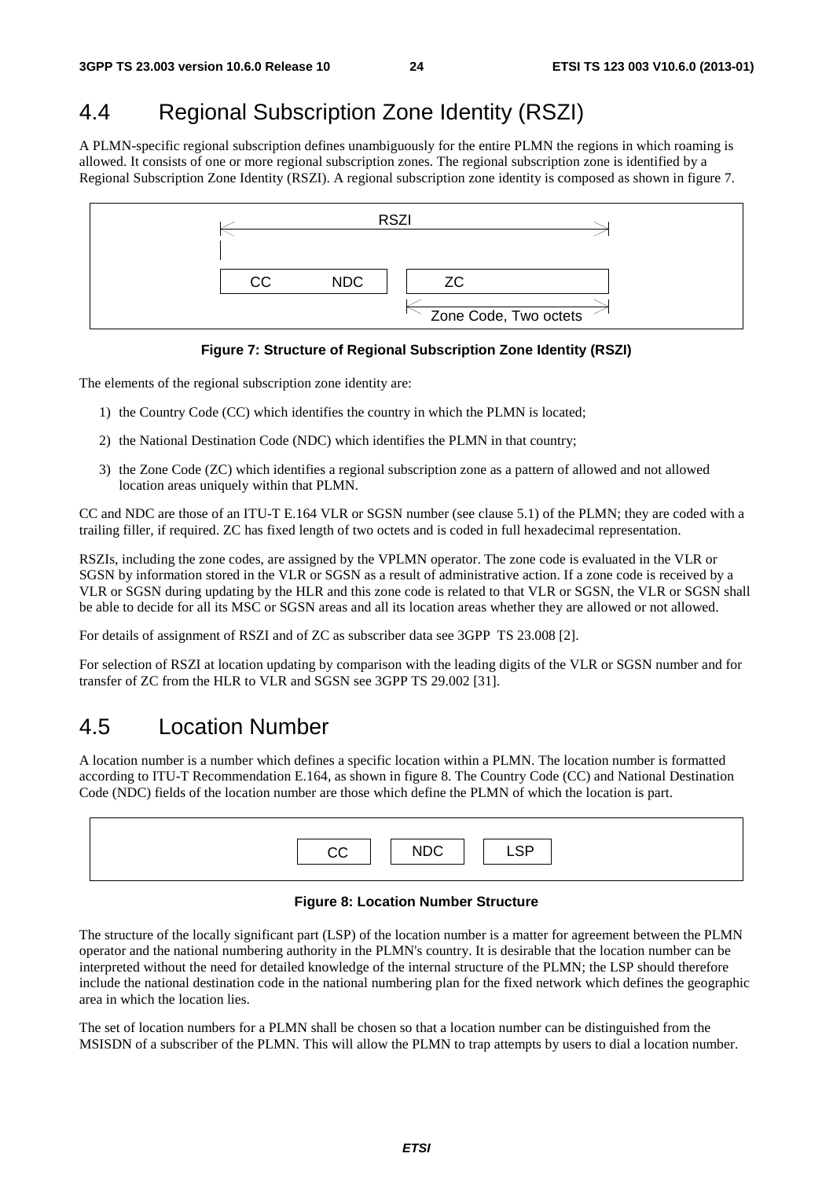## 4.4 Regional Subscription Zone Identity (RSZI)

A PLMN-specific regional subscription defines unambiguously for the entire PLMN the regions in which roaming is allowed. It consists of one or more regional subscription zones. The regional subscription zone is identified by a Regional Subscription Zone Identity (RSZI). A regional subscription zone identity is composed as shown in figure 7.

| RSZI | |
|---|---|
| CC NDC | ZC |
| | Zone Code, Two octets |

**Figure 7: Structure of Regional Subscription Zone Identity (RSZI)**

The elements of the regional subscription zone identity are:

1) the Country Code (CC) which identifies the country in which the PLMN is located;

2) the National Destination Code (NDC) which identifies the PLMN in that country;

3) the Zone Code (ZC) which identifies a regional subscription zone as a pattern of allowed and not allowed location areas uniquely within that PLMN.

CC and NDC are those of an ITU-T E.164 VLR or SGSN number (see clause 5.1) of the PLMN; they are coded with a trailing filler, if required. ZC has fixed length of two octets and is coded in full hexadecimal representation.

RSZIs, including the zone codes, are assigned by the VPLMN operator. The zone code is evaluated in the VLR or SGSN by information stored in the VLR or SGSN as a result of administrative action. If a zone code is received by a VLR or SGSN during updating by the HLR and this zone code is related to that VLR or SGSN, the VLR or SGSN shall be able to decide for all its MSC or SGSN areas and all its location areas whether they are allowed or not allowed.

For details of assignment of RSZI and of ZC as subscriber data see 3GPP TS 23.008 [2].

For selection of RSZI at location updating by comparison with the leading digits of the VLR or SGSN number and for transfer of ZC from the HLR to VLR and SGSN see 3GPP TS 29.002 [31].

## 4.5 Location Number

A location number is a number which defines a specific location within a PLMN. The location number is formatted according to ITU-T Recommendation E.164, as shown in figure 8. The Country Code (CC) and National Destination Code (NDC) fields of the location number are those which define the PLMN of which the location is part.

| CC | NDC | LSP |
|---|---|---|

**Figure 8: Location Number Structure**

The structure of the locally significant part (LSP) of the location number is a matter for agreement between the PLMN operator and the national numbering authority in the PLMN's country. It is desirable that the location number can be interpreted without the need for detailed knowledge of the internal structure of the PLMN; the LSP should therefore include the national destination code in the national numbering plan for the fixed network which defines the geographic area in which the location lies.

The set of location numbers for a PLMN shall be chosen so that a location number can be distinguished from the MSISDN of a subscriber of the PLMN. This will allow the PLMN to trap attempts by users to dial a location number.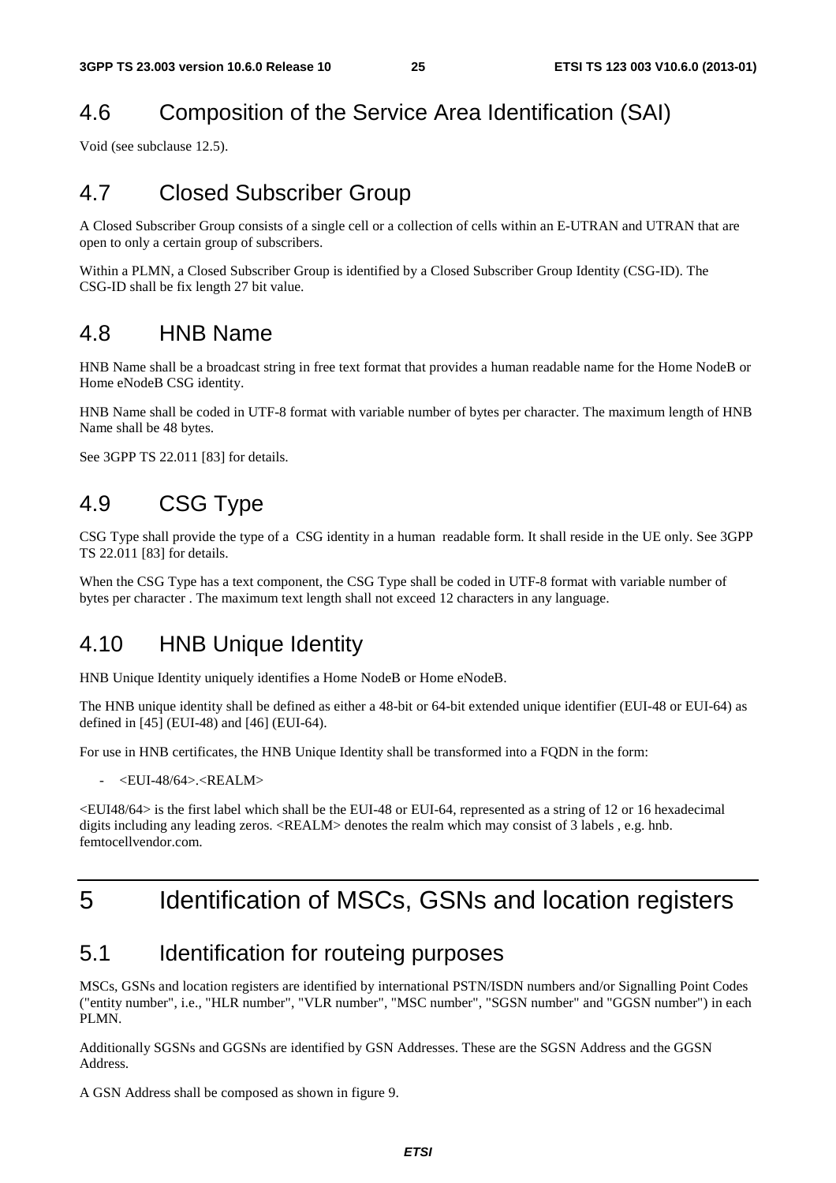## 4.6 Composition of the Service Area Identification (SAI)

Void (see subclause 12.5).

## 4.7 Closed Subscriber Group

A Closed Subscriber Group consists of a single cell or a collection of cells within an E-UTRAN and UTRAN that are open to only a certain group of subscribers.

Within a PLMN, a Closed Subscriber Group is identified by a Closed Subscriber Group Identity (CSG-ID). The CSG-ID shall be fix length 27 bit value.

## 4.8 HNB Name

HNB Name shall be a broadcast string in free text format that provides a human readable name for the Home NodeB or Home eNodeB CSG identity.

HNB Name shall be coded in UTF-8 format with variable number of bytes per character. The maximum length of HNB Name shall be 48 bytes.

See 3GPP TS 22.011 [83] for details.

## 4.9 CSG Type

CSG Type shall provide the type of a CSG identity in a human readable form. It shall reside in the UE only. See 3GPP TS 22.011 [83] for details.

When the CSG Type has a text component, the CSG Type shall be coded in UTF-8 format with variable number of bytes per character . The maximum text length shall not exceed 12 characters in any language.

## 4.10 HNB Unique Identity

HNB Unique Identity uniquely identifies a Home NodeB or Home eNodeB.

The HNB unique identity shall be defined as either a 48-bit or 64-bit extended unique identifier (EUI-48 or EUI-64) as defined in [45] (EUI-48) and [46] (EUI-64).

For use in HNB certificates, the HNB Unique Identity shall be transformed into a FQDN in the form:

- <EUI-48/64>.<REALM>

<EUI48/64> is the first label which shall be the EUI-48 or EUI-64, represented as a string of 12 or 16 hexadecimal digits including any leading zeros. <REALM> denotes the realm which may consist of 3 labels , e.g. hnb. femtocellvendor.com.

# 5 Identification of MSCs, GSNs and location registers

## 5.1 Identification for routeing purposes

MSCs, GSNs and location registers are identified by international PSTN/ISDN numbers and/or Signalling Point Codes ("entity number", i.e., "HLR number", "VLR number", "MSC number", "SGSN number" and "GGSN number") in each PLMN.

Additionally SGSNs and GGSNs are identified by GSN Addresses. These are the SGSN Address and the GGSN Address.

A GSN Address shall be composed as shown in figure 9.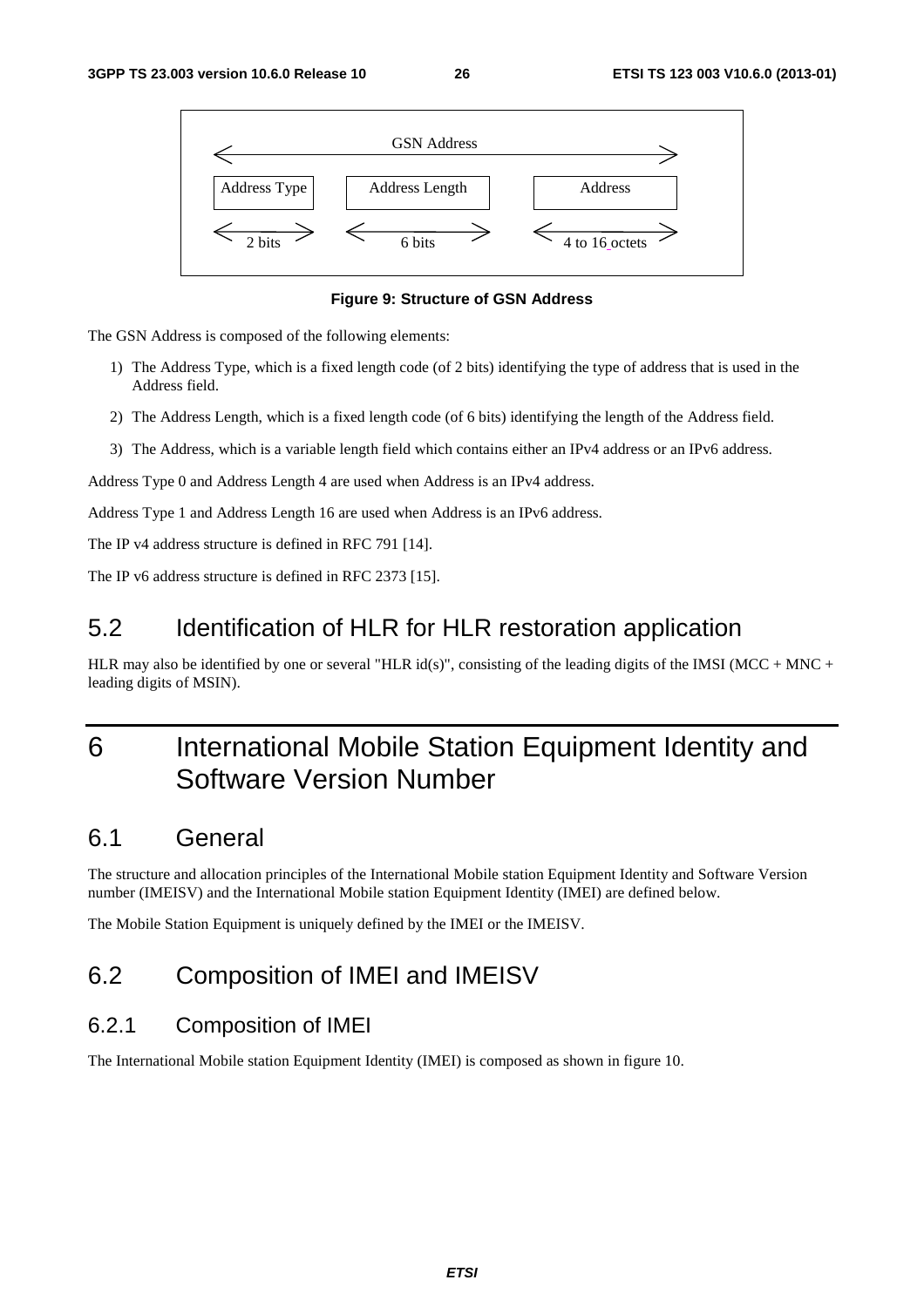| GSN Address | | |
|---|---|---|
| Address Type | Address Length | Address |
| 2 bits | 6 bits | 4 to 16 octets |

**Figure 9: Structure of GSN Address**

The GSN Address is composed of the following elements:

1) The Address Type, which is a fixed length code (of 2 bits) identifying the type of address that is used in the Address field.

2) The Address Length, which is a fixed length code (of 6 bits) identifying the length of the Address field.

3) The Address, which is a variable length field which contains either an IPv4 address or an IPv6 address.

Address Type 0 and Address Length 4 are used when Address is an IPv4 address.

Address Type 1 and Address Length 16 are used when Address is an IPv6 address.

The IP v4 address structure is defined in RFC 791 [14].

The IP v6 address structure is defined in RFC 2373 [15].

## 5.2 Identification of HLR for HLR restoration application

HLR may also be identified by one or several "HLR id(s)", consisting of the leading digits of the IMSI (MCC + MNC + leading digits of MSIN).

# 6 International Mobile Station Equipment Identity and Software Version Number

## 6.1 General

The structure and allocation principles of the International Mobile station Equipment Identity and Software Version number (IMEISV) and the International Mobile station Equipment Identity (IMEI) are defined below.

The Mobile Station Equipment is uniquely defined by the IMEI or the IMEISV.

## 6.2 Composition of IMEI and IMEISV

### 6.2.1 Composition of IMEI

The International Mobile station Equipment Identity (IMEI) is composed as shown in figure 10.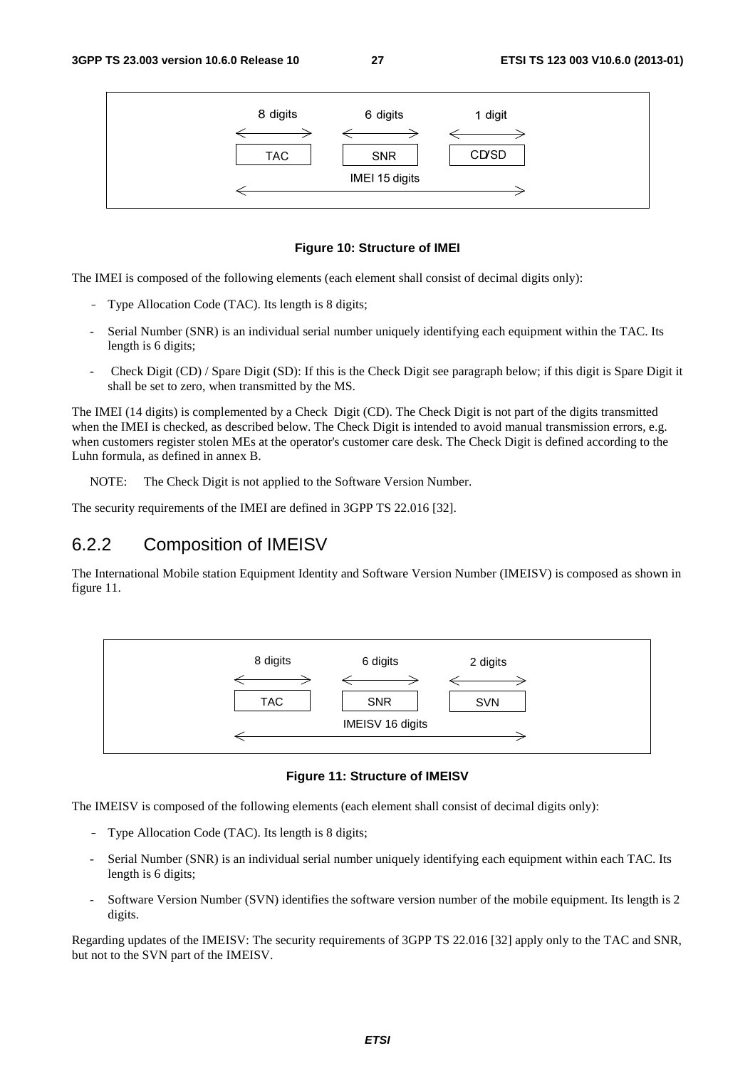| 8 digits | 6 digits | 1 digit |
| --- | --- | --- |
| TAC | SNR | CD/SD |
| IMEI 15 digits | | |

**Figure 10: Structure of IMEI**

The IMEI is composed of the following elements (each element shall consist of decimal digits only):

- Type Allocation Code (TAC). Its length is 8 digits;
- Serial Number (SNR) is an individual serial number uniquely identifying each equipment within the TAC. Its length is 6 digits;
- Check Digit (CD) / Spare Digit (SD): If this is the Check Digit see paragraph below; if this digit is Spare Digit it shall be set to zero, when transmitted by the MS.

The IMEI (14 digits) is complemented by a Check Digit (CD). The Check Digit is not part of the digits transmitted when the IMEI is checked, as described below. The Check Digit is intended to avoid manual transmission errors, e.g. when customers register stolen MEs at the operator's customer care desk. The Check Digit is defined according to the Luhn formula, as defined in annex B.

NOTE: The Check Digit is not applied to the Software Version Number.

The security requirements of the IMEI are defined in 3GPP TS 22.016 [32].

## 6.2.2 Composition of IMEISV

The International Mobile station Equipment Identity and Software Version Number (IMEISV) is composed as shown in figure 11.

| 8 digits | 6 digits | 2 digits |
| --- | --- | --- |
| TAC | SNR | SVN |
| IMEISV 16 digits | | |

**Figure 11: Structure of IMEISV**

The IMEISV is composed of the following elements (each element shall consist of decimal digits only):

- Type Allocation Code (TAC). Its length is 8 digits;
- Serial Number (SNR) is an individual serial number uniquely identifying each equipment within each TAC. Its length is 6 digits;
- Software Version Number (SVN) identifies the software version number of the mobile equipment. Its length is 2 digits.

Regarding updates of the IMEISV: The security requirements of 3GPP TS 22.016 [32] apply only to the TAC and SNR, but not to the SVN part of the IMEISV.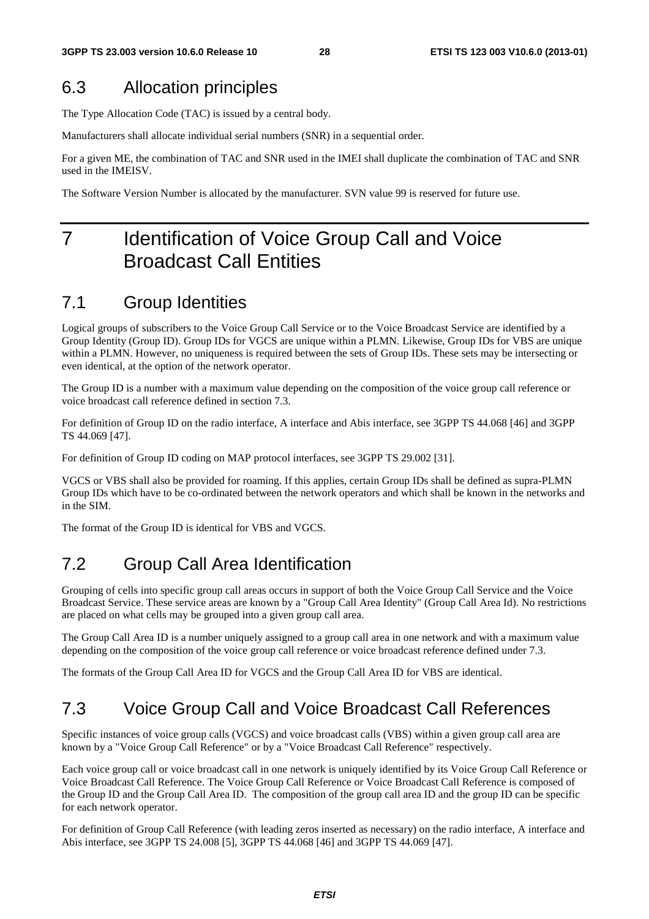## 6.3 Allocation principles

The Type Allocation Code (TAC) is issued by a central body.

Manufacturers shall allocate individual serial numbers (SNR) in a sequential order.

For a given ME, the combination of TAC and SNR used in the IMEI shall duplicate the combination of TAC and SNR used in the IMEISV.

The Software Version Number is allocated by the manufacturer. SVN value 99 is reserved for future use.

# 7 Identification of Voice Group Call and Voice Broadcast Call Entities

## 7.1 Group Identities

Logical groups of subscribers to the Voice Group Call Service or to the Voice Broadcast Service are identified by a Group Identity (Group ID). Group IDs for VGCS are unique within a PLMN. Likewise, Group IDs for VBS are unique within a PLMN. However, no uniqueness is required between the sets of Group IDs. These sets may be intersecting or even identical, at the option of the network operator.

The Group ID is a number with a maximum value depending on the composition of the voice group call reference or voice broadcast call reference defined in section 7.3.

For definition of Group ID on the radio interface, A interface and Abis interface, see 3GPP TS 44.068 [46] and 3GPP TS 44.069 [47].

For definition of Group ID coding on MAP protocol interfaces, see 3GPP TS 29.002 [31].

VGCS or VBS shall also be provided for roaming. If this applies, certain Group IDs shall be defined as supra-PLMN Group IDs which have to be co-ordinated between the network operators and which shall be known in the networks and in the SIM.

The format of the Group ID is identical for VBS and VGCS.

## 7.2 Group Call Area Identification

Grouping of cells into specific group call areas occurs in support of both the Voice Group Call Service and the Voice Broadcast Service. These service areas are known by a "Group Call Area Identity" (Group Call Area Id). No restrictions are placed on what cells may be grouped into a given group call area.

The Group Call Area ID is a number uniquely assigned to a group call area in one network and with a maximum value depending on the composition of the voice group call reference or voice broadcast reference defined under 7.3.

The formats of the Group Call Area ID for VGCS and the Group Call Area ID for VBS are identical.

## 7.3 Voice Group Call and Voice Broadcast Call References

Specific instances of voice group calls (VGCS) and voice broadcast calls (VBS) within a given group call area are known by a "Voice Group Call Reference" or by a "Voice Broadcast Call Reference" respectively.

Each voice group call or voice broadcast call in one network is uniquely identified by its Voice Group Call Reference or Voice Broadcast Call Reference. The Voice Group Call Reference or Voice Broadcast Call Reference is composed of the Group ID and the Group Call Area ID. The composition of the group call area ID and the group ID can be specific for each network operator.

For definition of Group Call Reference (with leading zeros inserted as necessary) on the radio interface, A interface and Abis interface, see 3GPP TS 24.008 [5], 3GPP TS 44.068 [46] and 3GPP TS 44.069 [47].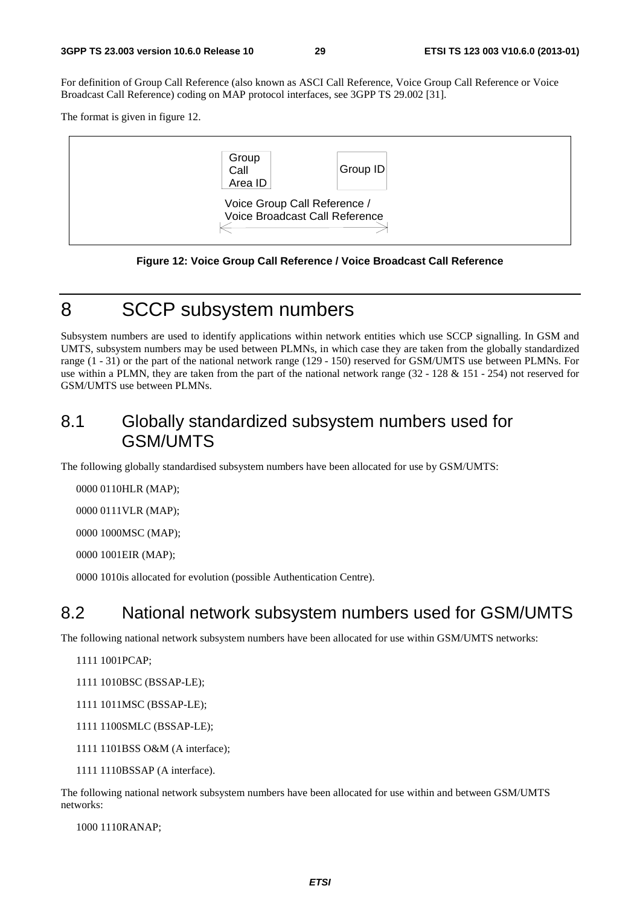For definition of Group Call Reference (also known as ASCI Call Reference, Voice Group Call Reference or Voice Broadcast Call Reference) coding on MAP protocol interfaces, see 3GPP TS 29.002 [31].

The format is given in figure 12.

| Group Call Area ID | Group ID |
|---|---|

Voice Group Call Reference / Voice Broadcast Call Reference

**Figure 12: Voice Group Call Reference / Voice Broadcast Call Reference**

# 8 SCCP subsystem numbers

Subsystem numbers are used to identify applications within network entities which use SCCP signalling. In GSM and UMTS, subsystem numbers may be used between PLMNs, in which case they are taken from the globally standardized range (1 - 31) or the part of the national network range (129 - 150) reserved for GSM/UMTS use between PLMNs. For use within a PLMN, they are taken from the part of the national network range (32 - 128 & 151 - 254) not reserved for GSM/UMTS use between PLMNs.

## 8.1 Globally standardized subsystem numbers used for GSM/UMTS

The following globally standardised subsystem numbers have been allocated for use by GSM/UMTS:

0000 0110HLR (MAP);

0000 0111VLR (MAP);

0000 1000MSC (MAP);

0000 1001EIR (MAP);

0000 1010is allocated for evolution (possible Authentication Centre).

## 8.2 National network subsystem numbers used for GSM/UMTS

The following national network subsystem numbers have been allocated for use within GSM/UMTS networks:

1111 1001PCAP;

1111 1010BSC (BSSAP-LE);

1111 1011MSC (BSSAP-LE);

1111 1100SMLC (BSSAP-LE);

1111 1101BSS O&M (A interface);

1111 1110BSSAP (A interface).

The following national network subsystem numbers have been allocated for use within and between GSM/UMTS networks:

1000 1110RANAP;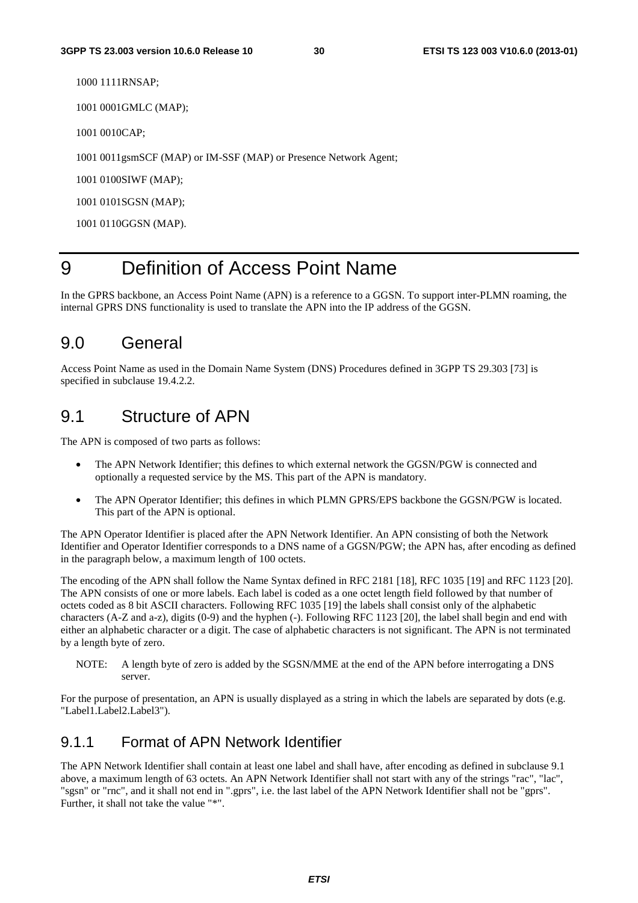1000 1111RNSAP;

1001 0001GMLC (MAP);

1001 0010CAP;

1001 0011gsmSCF (MAP) or IM-SSF (MAP) or Presence Network Agent;

1001 0100SIWF (MAP);

1001 0101SGSN (MAP);

1001 0110GGSN (MAP).

# 9 Definition of Access Point Name

In the GPRS backbone, an Access Point Name (APN) is a reference to a GGSN. To support inter-PLMN roaming, the internal GPRS DNS functionality is used to translate the APN into the IP address of the GGSN.

## 9.0 General

Access Point Name as used in the Domain Name System (DNS) Procedures defined in 3GPP TS 29.303 [73] is specified in subclause 19.4.2.2.

## 9.1 Structure of APN

The APN is composed of two parts as follows:

- The APN Network Identifier; this defines to which external network the GGSN/PGW is connected and optionally a requested service by the MS. This part of the APN is mandatory.
- The APN Operator Identifier; this defines in which PLMN GPRS/EPS backbone the GGSN/PGW is located. This part of the APN is optional.

The APN Operator Identifier is placed after the APN Network Identifier. An APN consisting of both the Network Identifier and Operator Identifier corresponds to a DNS name of a GGSN/PGW; the APN has, after encoding as defined in the paragraph below, a maximum length of 100 octets.

The encoding of the APN shall follow the Name Syntax defined in RFC 2181 [18], RFC 1035 [19] and RFC 1123 [20]. The APN consists of one or more labels. Each label is coded as a one octet length field followed by that number of octets coded as 8 bit ASCII characters. Following RFC 1035 [19] the labels shall consist only of the alphabetic characters (A-Z and a-z), digits (0-9) and the hyphen (-). Following RFC 1123 [20], the label shall begin and end with either an alphabetic character or a digit. The case of alphabetic characters is not significant. The APN is not terminated by a length byte of zero.

NOTE: A length byte of zero is added by the SGSN/MME at the end of the APN before interrogating a DNS server.

For the purpose of presentation, an APN is usually displayed as a string in which the labels are separated by dots (e.g. "Label1.Label2.Label3").

### 9.1.1 Format of APN Network Identifier

The APN Network Identifier shall contain at least one label and shall have, after encoding as defined in subclause 9.1 above, a maximum length of 63 octets. An APN Network Identifier shall not start with any of the strings "rac", "lac", "sgsn" or "rnc", and it shall not end in ".gprs", i.e. the last label of the APN Network Identifier shall not be "gprs". Further, it shall not take the value "*".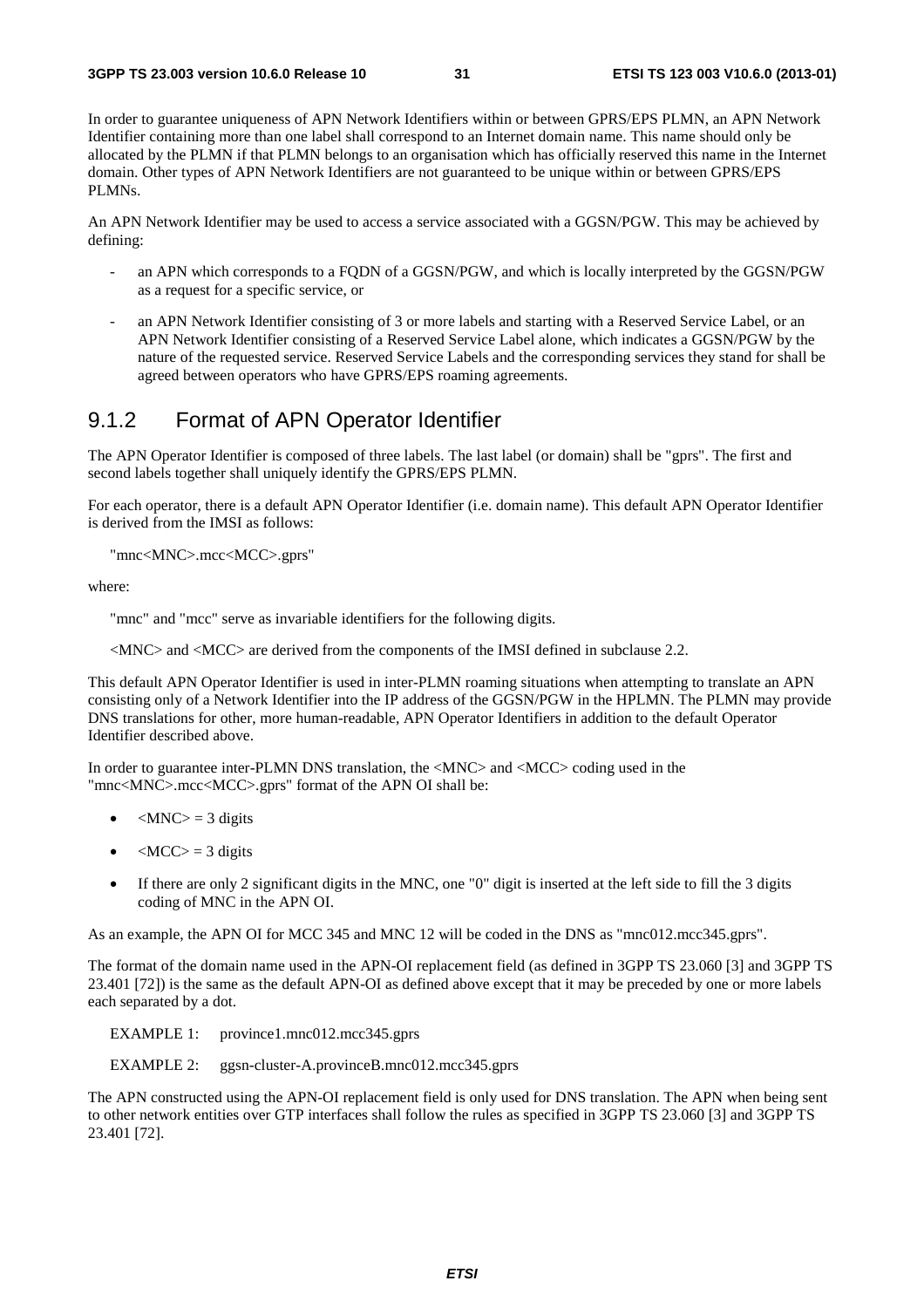In order to guarantee uniqueness of APN Network Identifiers within or between GPRS/EPS PLMN, an APN Network Identifier containing more than one label shall correspond to an Internet domain name. This name should only be allocated by the PLMN if that PLMN belongs to an organisation which has officially reserved this name in the Internet domain. Other types of APN Network Identifiers are not guaranteed to be unique within or between GPRS/EPS PLMNs.

An APN Network Identifier may be used to access a service associated with a GGSN/PGW. This may be achieved by defining:

- an APN which corresponds to a FQDN of a GGSN/PGW, and which is locally interpreted by the GGSN/PGW as a request for a specific service, or
- an APN Network Identifier consisting of 3 or more labels and starting with a Reserved Service Label, or an APN Network Identifier consisting of a Reserved Service Label alone, which indicates a GGSN/PGW by the nature of the requested service. Reserved Service Labels and the corresponding services they stand for shall be agreed between operators who have GPRS/EPS roaming agreements.

### 9.1.2 Format of APN Operator Identifier

The APN Operator Identifier is composed of three labels. The last label (or domain) shall be "gprs". The first and second labels together shall uniquely identify the GPRS/EPS PLMN.

For each operator, there is a default APN Operator Identifier (i.e. domain name). This default APN Operator Identifier is derived from the IMSI as follows:

"mnc<MNC>.mcc<MCC>.gprs"

where:

"mnc" and "mcc" serve as invariable identifiers for the following digits.

<MNC> and <MCC> are derived from the components of the IMSI defined in subclause 2.2.

This default APN Operator Identifier is used in inter-PLMN roaming situations when attempting to translate an APN consisting only of a Network Identifier into the IP address of the GGSN/PGW in the HPLMN. The PLMN may provide DNS translations for other, more human-readable, APN Operator Identifiers in addition to the default Operator Identifier described above.

In order to guarantee inter-PLMN DNS translation, the <MNC> and <MCC> coding used in the "mnc<MNC>.mcc<MCC>.gprs" format of the APN OI shall be:

- <MNC> = 3 digits
- <MCC> = 3 digits
- If there are only 2 significant digits in the MNC, one "0" digit is inserted at the left side to fill the 3 digits coding of MNC in the APN OI.

As an example, the APN OI for MCC 345 and MNC 12 will be coded in the DNS as "mnc012.mcc345.gprs".

The format of the domain name used in the APN-OI replacement field (as defined in 3GPP TS 23.060 [3] and 3GPP TS 23.401 [72]) is the same as the default APN-OI as defined above except that it may be preceded by one or more labels each separated by a dot.

EXAMPLE 1: province1.mnc012.mcc345.gprs

EXAMPLE 2: ggsn-cluster-A.provinceB.mnc012.mcc345.gprs

The APN constructed using the APN-OI replacement field is only used for DNS translation. The APN when being sent to other network entities over GTP interfaces shall follow the rules as specified in 3GPP TS 23.060 [3] and 3GPP TS 23.401 [72].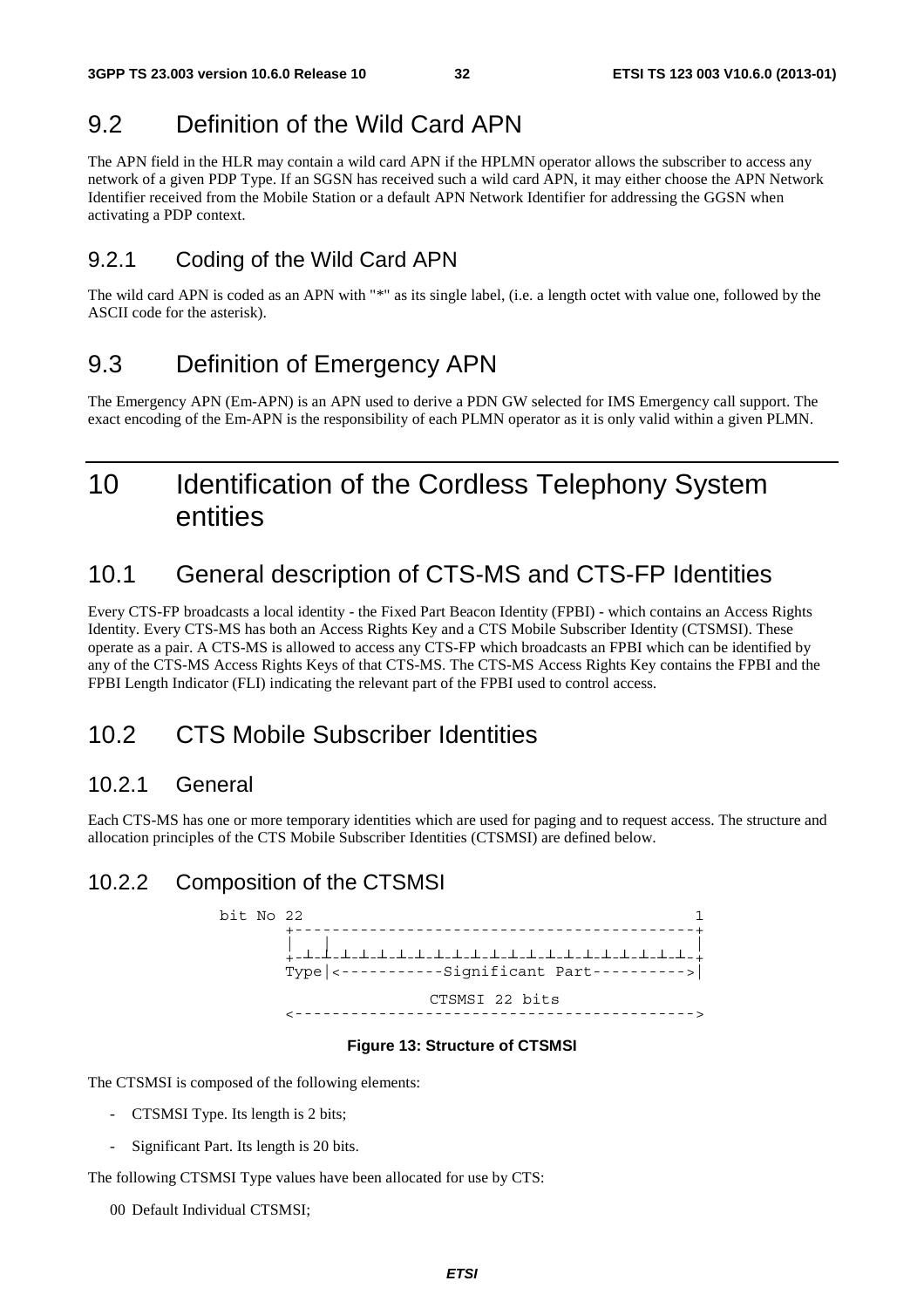## 9.2 Definition of the Wild Card APN

The APN field in the HLR may contain a wild card APN if the HPLMN operator allows the subscriber to access any network of a given PDP Type. If an SGSN has received such a wild card APN, it may either choose the APN Network Identifier received from the Mobile Station or a default APN Network Identifier for addressing the GGSN when activating a PDP context.

### 9.2.1 Coding of the Wild Card APN

The wild card APN is coded as an APN with "*" as its single label, (i.e. a length octet with value one, followed by the ASCII code for the asterisk).

## 9.3 Definition of Emergency APN

The Emergency APN (Em-APN) is an APN used to derive a PDN GW selected for IMS Emergency call support. The exact encoding of the Em-APN is the responsibility of each PLMN operator as it is only valid within a given PLMN.

# 10 Identification of the Cordless Telephony System entities

## 10.1 General description of CTS-MS and CTS-FP Identities

Every CTS-FP broadcasts a local identity - the Fixed Part Beacon Identity (FPBI) - which contains an Access Rights Identity. Every CTS-MS has both an Access Rights Key and a CTS Mobile Subscriber Identity (CTSMSI). These operate as a pair. A CTS-MS is allowed to access any CTS-FP which broadcasts an FPBI which can be identified by any of the CTS-MS Access Rights Keys of that CTS-MS. The CTS-MS Access Rights Key contains the FPBI and the FPBI Length Indicator (FLI) indicating the relevant part of the FPBI used to control access.

## 10.2 CTS Mobile Subscriber Identities

### 10.2.1 General

Each CTS-MS has one or more temporary identities which are used for paging and to request access. The structure and allocation principles of the CTS Mobile Subscriber Identities (CTSMSI) are defined below.

### 10.2.2 Composition of the CTSMSI

```
bit No 22                                           1
       +--------------------------------------------+
       | |                                          |
       +-+-+-+-+-+-+-+-+-+-+-+-+-+-+-+-+-+-+-+-+-+-+
       Type|<-----------Significant Part---------->|

                     CTSMSI 22 bits
       <------------------------------------------->
```

**Figure 13: Structure of CTSMSI**

The CTSMSI is composed of the following elements:

- CTSMSI Type. Its length is 2 bits;
- Significant Part. Its length is 20 bits.

The following CTSMSI Type values have been allocated for use by CTS:

00 Default Individual CTSMSI;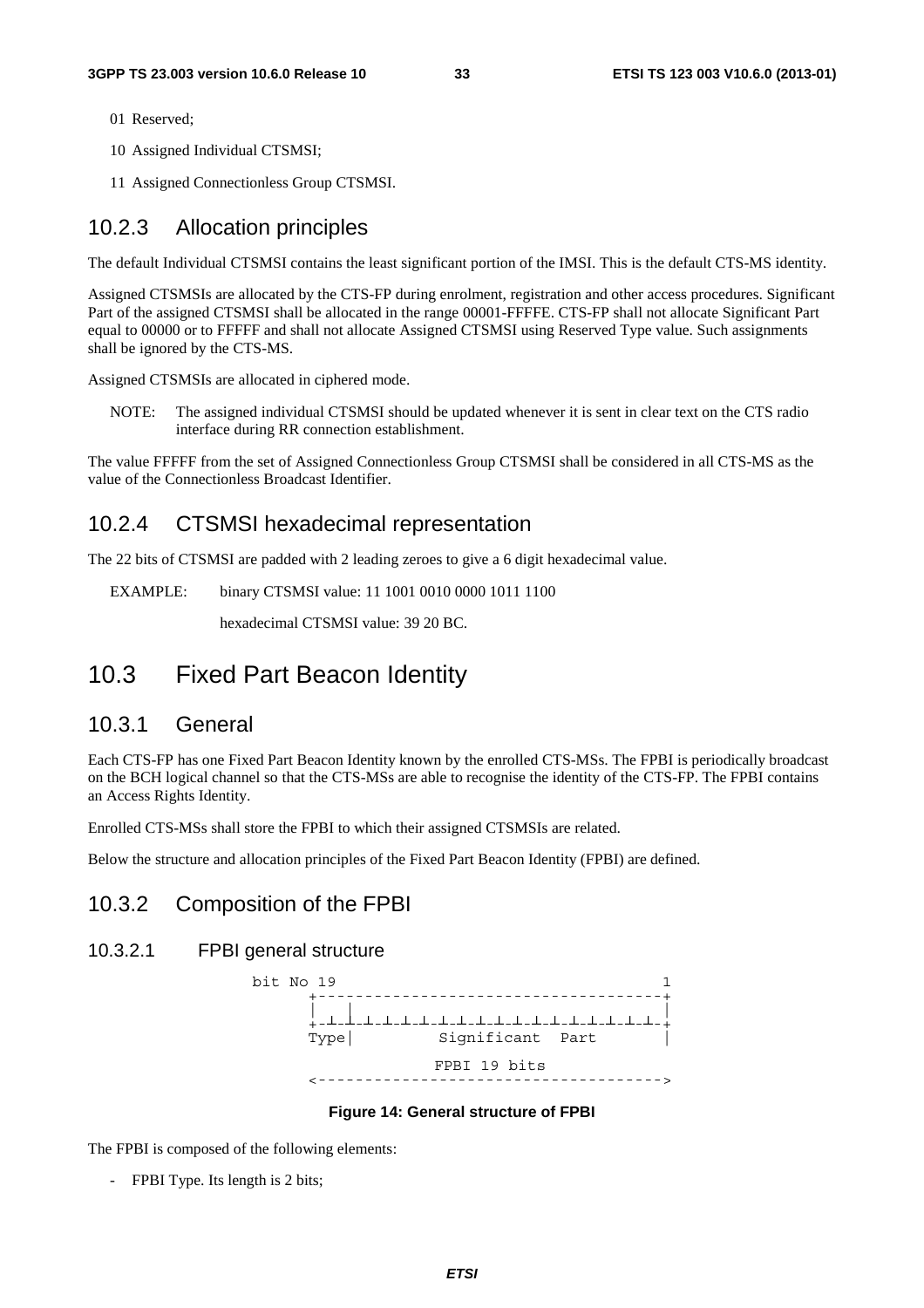01 Reserved;

10 Assigned Individual CTSMSI;

11 Assigned Connectionless Group CTSMSI.

### 10.2.3 Allocation principles

The default Individual CTSMSI contains the least significant portion of the IMSI. This is the default CTS-MS identity.

Assigned CTSMSIs are allocated by the CTS-FP during enrolment, registration and other access procedures. Significant Part of the assigned CTSMSI shall be allocated in the range 00001-FFFFE. CTS-FP shall not allocate Significant Part equal to 00000 or to FFFFF and shall not allocate Assigned CTSMSI using Reserved Type value. Such assignments shall be ignored by the CTS-MS.

Assigned CTSMSIs are allocated in ciphered mode.

NOTE: The assigned individual CTSMSI should be updated whenever it is sent in clear text on the CTS radio interface during RR connection establishment.

The value FFFFF from the set of Assigned Connectionless Group CTSMSI shall be considered in all CTS-MS as the value of the Connectionless Broadcast Identifier.

### 10.2.4 CTSMSI hexadecimal representation

The 22 bits of CTSMSI are padded with 2 leading zeroes to give a 6 digit hexadecimal value.

EXAMPLE: binary CTSMSI value: 11 1001 0010 0000 1011 1100

hexadecimal CTSMSI value: 39 20 BC.

## 10.3 Fixed Part Beacon Identity

### 10.3.1 General

Each CTS-FP has one Fixed Part Beacon Identity known by the enrolled CTS-MSs. The FPBI is periodically broadcast on the BCH logical channel so that the CTS-MSs are able to recognise the identity of the CTS-FP. The FPBI contains an Access Rights Identity.

Enrolled CTS-MSs shall store the FPBI to which their assigned CTSMSIs are related.

Below the structure and allocation principles of the Fixed Part Beacon Identity (FPBI) are defined.

### 10.3.2 Composition of the FPBI

#### 10.3.2.1 FPBI general structure

```
bit No 19                                    1
      +-------------------------------------+
      |   |                                 |
      +-+-+-+-+-+-+-+-+-+-+-+-+-+-+-+-+-+-+-+
      Type|          Significant  Part      |
                     FPBI 19 bits
      <------------------------------------->
```

**Figure 14: General structure of FPBI**

The FPBI is composed of the following elements:

- FPBI Type. Its length is 2 bits;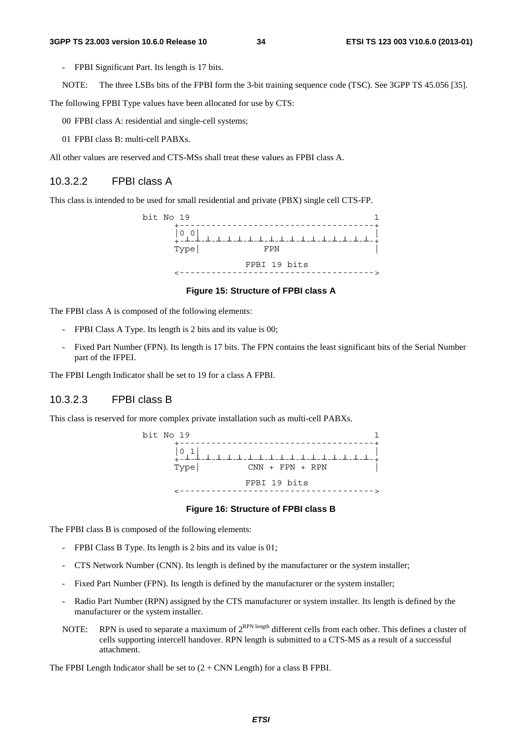- FPBI Significant Part. Its length is 17 bits.

NOTE: The three LSBs bits of the FPBI form the 3-bit training sequence code (TSC). See 3GPP TS 45.056 [35].

The following FPBI Type values have been allocated for use by CTS:

00 FPBI class A: residential and single-cell systems;

01 FPBI class B: multi-cell PABXs.

All other values are reserved and CTS-MSs shall treat these values as FPBI class A.

#### 10.3.2.2 FPBI class A

This class is intended to be used for small residential and private (PBX) single cell CTS-FP.

```
bit No 19                                    1
      +------------------------------------+
      |0 0|                                |
      +-┴-┴-┴-┴-┴-┴-┴-┴-┴-┴-┴-┴-┴-┴-┴-┴-┴-┴-+
      Type|            FPN                 |
                   FPBI 19 bits
      <------------------------------------>
```

**Figure 15: Structure of FPBI class A**

The FPBI class A is composed of the following elements:

- FPBI Class A Type. Its length is 2 bits and its value is 00;
- Fixed Part Number (FPN). Its length is 17 bits. The FPN contains the least significant bits of the Serial Number part of the IFPEI.

The FPBI Length Indicator shall be set to 19 for a class A FPBI.

#### 10.3.2.3 FPBI class B

This class is reserved for more complex private installation such as multi-cell PABXs.

```
bit No 19                                    1
      +------------------------------------+
      |0 1|                                |
      +-┴-┴-┴-┴-┴-┴-┴-┴-┴-┴-┴-┴-┴-┴-┴-┴-┴-┴-+
      Type|        CNN + FPN + RPN         |
                   FPBI 19 bits
      <------------------------------------>
```

**Figure 16: Structure of FPBI class B**

The FPBI class B is composed of the following elements:

- FPBI Class B Type. Its length is 2 bits and its value is 01;
- CTS Network Number (CNN). Its length is defined by the manufacturer or the system installer;
- Fixed Part Number (FPN). Its length is defined by the manufacturer or the system installer;
- Radio Part Number (RPN) assigned by the CTS manufacturer or system installer. Its length is defined by the manufacturer or the system installer.

NOTE: RPN is used to separate a maximum of $2^{\text{RPN length}}$ different cells from each other. This defines a cluster of cells supporting intercell handover. RPN length is submitted to a CTS-MS as a result of a successful attachment.

The FPBI Length Indicator shall be set to (2 + CNN Length) for a class B FPBI.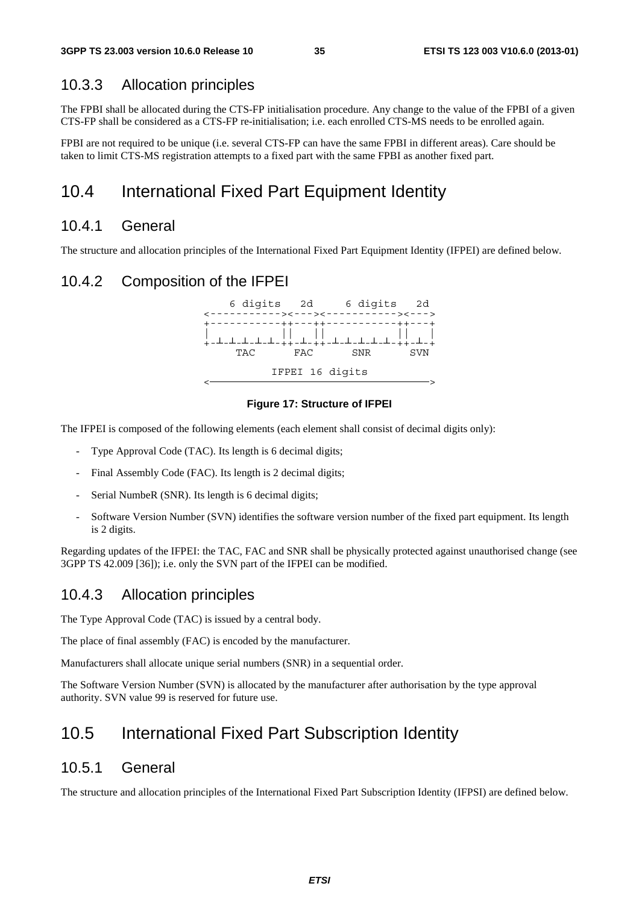### 10.3.3 Allocation principles

The FPBI shall be allocated during the CTS-FP initialisation procedure. Any change to the value of the FPBI of a given CTS-FP shall be considered as a CTS-FP re-initialisation; i.e. each enrolled CTS-MS needs to be enrolled again.

FPBI are not required to be unique (i.e. several CTS-FP can have the same FPBI in different areas). Care should be taken to limit CTS-MS registration attempts to a fixed part with the same FPBI as another fixed part.

## 10.4 International Fixed Part Equipment Identity

### 10.4.1 General

The structure and allocation principles of the International Fixed Part Equipment Identity (IFPEI) are defined below.

### 10.4.2 Composition of the IFPEI

```
    6 digits   2d     6 digits   2d
<-----------><---><-----------><--->
+-----------++---++-----------++---+
|           ||   ||           ||   |
+-┴-┴-┴-┴-┴-++-┴-++-┴-┴-┴-┴-┴-++-┴-+
     TAC      FAC      SNR      SVN

           IFPEI 16 digits
<---------------------------------->
```

**Figure 17: Structure of IFPEI**

The IFPEI is composed of the following elements (each element shall consist of decimal digits only):

- Type Approval Code (TAC). Its length is 6 decimal digits;
- Final Assembly Code (FAC). Its length is 2 decimal digits;
- Serial NumbeR (SNR). Its length is 6 decimal digits;
- Software Version Number (SVN) identifies the software version number of the fixed part equipment. Its length is 2 digits.

Regarding updates of the IFPEI: the TAC, FAC and SNR shall be physically protected against unauthorised change (see 3GPP TS 42.009 [36]); i.e. only the SVN part of the IFPEI can be modified.

### 10.4.3 Allocation principles

The Type Approval Code (TAC) is issued by a central body.

The place of final assembly (FAC) is encoded by the manufacturer.

Manufacturers shall allocate unique serial numbers (SNR) in a sequential order.

The Software Version Number (SVN) is allocated by the manufacturer after authorisation by the type approval authority. SVN value 99 is reserved for future use.

## 10.5 International Fixed Part Subscription Identity

### 10.5.1 General

The structure and allocation principles of the International Fixed Part Subscription Identity (IFPSI) are defined below.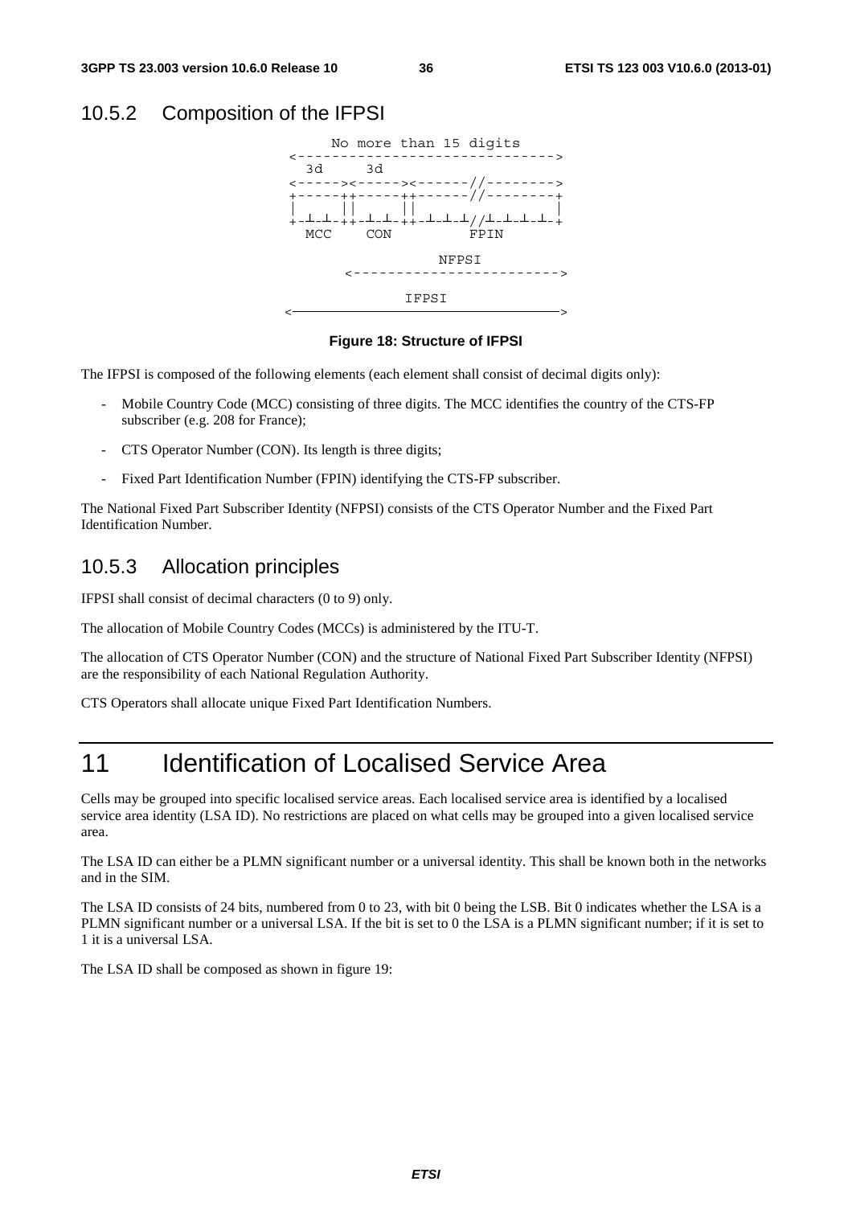### 10.5.2 Composition of the IFPSI

```
      No more than 15 digits
<------------------------------>
  3d     3d
<----->< ----->< ------//-------->
+-----++-----++------//--------+
|     ||     ||                |
+-┴-┴-++-┴-┴-++-┴-┴-┴//┴-┴-┴-┴-+
  MCC    CON          FPIN

                  NFPSI
       <----------------------->

               IFPSI
<------------------------------->
```

**Figure 18: Structure of IFPSI**

The IFPSI is composed of the following elements (each element shall consist of decimal digits only):

- Mobile Country Code (MCC) consisting of three digits. The MCC identifies the country of the CTS-FP subscriber (e.g. 208 for France);
- CTS Operator Number (CON). Its length is three digits;
- Fixed Part Identification Number (FPIN) identifying the CTS-FP subscriber.

The National Fixed Part Subscriber Identity (NFPSI) consists of the CTS Operator Number and the Fixed Part Identification Number.

### 10.5.3 Allocation principles

IFPSI shall consist of decimal characters (0 to 9) only.

The allocation of Mobile Country Codes (MCCs) is administered by the ITU-T.

The allocation of CTS Operator Number (CON) and the structure of National Fixed Part Subscriber Identity (NFPSI) are the responsibility of each National Regulation Authority.

CTS Operators shall allocate unique Fixed Part Identification Numbers.

# 11 Identification of Localised Service Area

Cells may be grouped into specific localised service areas. Each localised service area is identified by a localised service area identity (LSA ID). No restrictions are placed on what cells may be grouped into a given localised service area.

The LSA ID can either be a PLMN significant number or a universal identity. This shall be known both in the networks and in the SIM.

The LSA ID consists of 24 bits, numbered from 0 to 23, with bit 0 being the LSB. Bit 0 indicates whether the LSA is a PLMN significant number or a universal LSA. If the bit is set to 0 the LSA is a PLMN significant number; if it is set to 1 it is a universal LSA.

The LSA ID shall be composed as shown in figure 19: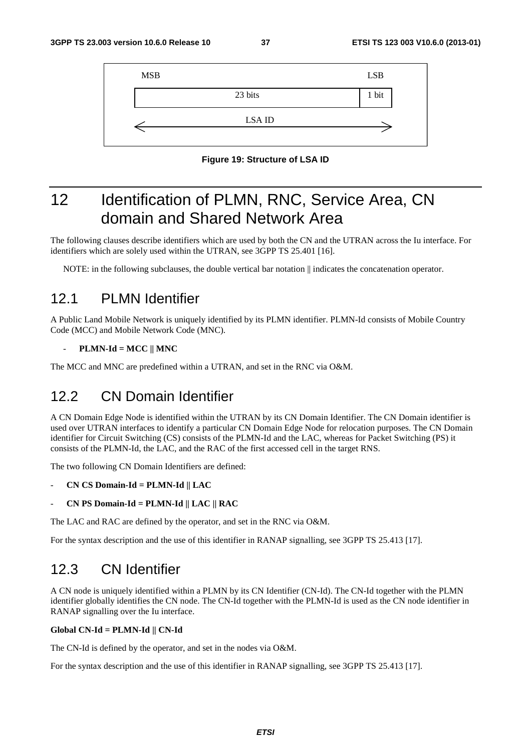| MSB | LSB |
| --- | --- |
| 23 bits | 1 bit |
| LSA ID | |

**Figure 19: Structure of LSA ID**

# 12 Identification of PLMN, RNC, Service Area, CN domain and Shared Network Area

The following clauses describe identifiers which are used by both the CN and the UTRAN across the Iu interface. For identifiers which are solely used within the UTRAN, see 3GPP TS 25.401 [16].

NOTE: in the following subclauses, the double vertical bar notation || indicates the concatenation operator.

## 12.1 PLMN Identifier

A Public Land Mobile Network is uniquely identified by its PLMN identifier. PLMN-Id consists of Mobile Country Code (MCC) and Mobile Network Code (MNC).

- **PLMN-Id = MCC || MNC**

The MCC and MNC are predefined within a UTRAN, and set in the RNC via O&M.

## 12.2 CN Domain Identifier

A CN Domain Edge Node is identified within the UTRAN by its CN Domain Identifier. The CN Domain identifier is used over UTRAN interfaces to identify a particular CN Domain Edge Node for relocation purposes. The CN Domain identifier for Circuit Switching (CS) consists of the PLMN-Id and the LAC, whereas for Packet Switching (PS) it consists of the PLMN-Id, the LAC, and the RAC of the first accessed cell in the target RNS.

The two following CN Domain Identifiers are defined:

- **CN CS Domain-Id = PLMN-Id || LAC**
- **CN PS Domain-Id = PLMN-Id || LAC || RAC**

The LAC and RAC are defined by the operator, and set in the RNC via O&M.

For the syntax description and the use of this identifier in RANAP signalling, see 3GPP TS 25.413 [17].

## 12.3 CN Identifier

A CN node is uniquely identified within a PLMN by its CN Identifier (CN-Id). The CN-Id together with the PLMN identifier globally identifies the CN node. The CN-Id together with the PLMN-Id is used as the CN node identifier in RANAP signalling over the Iu interface.

**Global CN-Id = PLMN-Id || CN-Id**

The CN-Id is defined by the operator, and set in the nodes via O&M.

For the syntax description and the use of this identifier in RANAP signalling, see 3GPP TS 25.413 [17].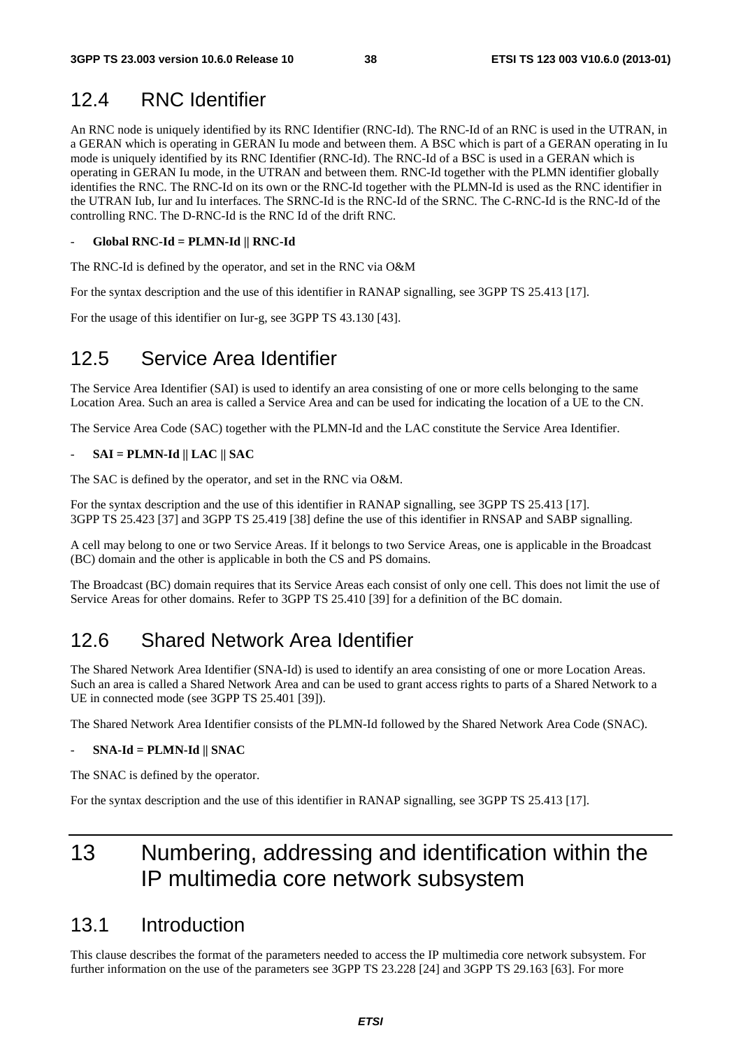## 12.4 RNC Identifier

An RNC node is uniquely identified by its RNC Identifier (RNC-Id). The RNC-Id of an RNC is used in the UTRAN, in a GERAN which is operating in GERAN Iu mode and between them. A BSC which is part of a GERAN operating in Iu mode is uniquely identified by its RNC Identifier (RNC-Id). The RNC-Id of a BSC is used in a GERAN which is operating in GERAN Iu mode, in the UTRAN and between them. RNC-Id together with the PLMN identifier globally identifies the RNC. The RNC-Id on its own or the RNC-Id together with the PLMN-Id is used as the RNC identifier in the UTRAN Iub, Iur and Iu interfaces. The SRNC-Id is the RNC-Id of the SRNC. The C-RNC-Id is the RNC-Id of the controlling RNC. The D-RNC-Id is the RNC Id of the drift RNC.

- **Global RNC-Id = PLMN-Id || RNC-Id**

The RNC-Id is defined by the operator, and set in the RNC via O&M

For the syntax description and the use of this identifier in RANAP signalling, see 3GPP TS 25.413 [17].

For the usage of this identifier on Iur-g, see 3GPP TS 43.130 [43].

## 12.5 Service Area Identifier

The Service Area Identifier (SAI) is used to identify an area consisting of one or more cells belonging to the same Location Area. Such an area is called a Service Area and can be used for indicating the location of a UE to the CN.

The Service Area Code (SAC) together with the PLMN-Id and the LAC constitute the Service Area Identifier.

- **SAI = PLMN-Id || LAC || SAC**

The SAC is defined by the operator, and set in the RNC via O&M.

For the syntax description and the use of this identifier in RANAP signalling, see 3GPP TS 25.413 [17]. 3GPP TS 25.423 [37] and 3GPP TS 25.419 [38] define the use of this identifier in RNSAP and SABP signalling.

A cell may belong to one or two Service Areas. If it belongs to two Service Areas, one is applicable in the Broadcast (BC) domain and the other is applicable in both the CS and PS domains.

The Broadcast (BC) domain requires that its Service Areas each consist of only one cell. This does not limit the use of Service Areas for other domains. Refer to 3GPP TS 25.410 [39] for a definition of the BC domain.

## 12.6 Shared Network Area Identifier

The Shared Network Area Identifier (SNA-Id) is used to identify an area consisting of one or more Location Areas. Such an area is called a Shared Network Area and can be used to grant access rights to parts of a Shared Network to a UE in connected mode (see 3GPP TS 25.401 [39]).

The Shared Network Area Identifier consists of the PLMN-Id followed by the Shared Network Area Code (SNAC).

- **SNA-Id = PLMN-Id || SNAC**

The SNAC is defined by the operator.

For the syntax description and the use of this identifier in RANAP signalling, see 3GPP TS 25.413 [17].

# 13 Numbering, addressing and identification within the IP multimedia core network subsystem

## 13.1 Introduction

This clause describes the format of the parameters needed to access the IP multimedia core network subsystem. For further information on the use of the parameters see 3GPP TS 23.228 [24] and 3GPP TS 29.163 [63]. For more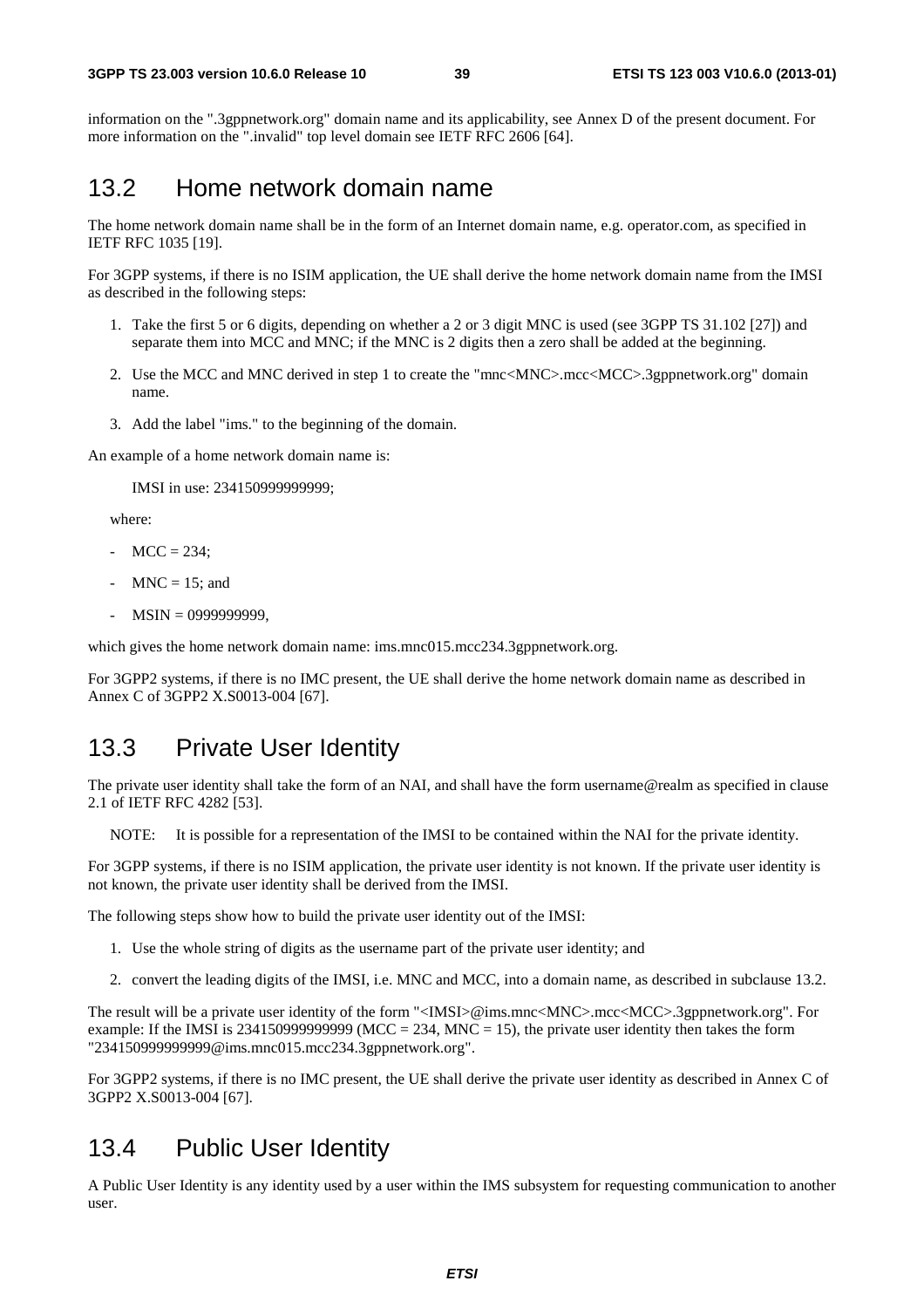information on the ".3gppnetwork.org" domain name and its applicability, see Annex D of the present document. For more information on the ".invalid" top level domain see IETF RFC 2606 [64].

## 13.2 Home network domain name

The home network domain name shall be in the form of an Internet domain name, e.g. operator.com, as specified in IETF RFC 1035 [19].

For 3GPP systems, if there is no ISIM application, the UE shall derive the home network domain name from the IMSI as described in the following steps:

1. Take the first 5 or 6 digits, depending on whether a 2 or 3 digit MNC is used (see 3GPP TS 31.102 [27]) and separate them into MCC and MNC; if the MNC is 2 digits then a zero shall be added at the beginning.
2. Use the MCC and MNC derived in step 1 to create the "mnc<MNC>.mcc<MCC>.3gppnetwork.org" domain name.
3. Add the label "ims." to the beginning of the domain.

An example of a home network domain name is:

IMSI in use: 234150999999999;

where:

- MCC = 234;
- MNC = 15; and
- MSIN = 0999999999,

which gives the home network domain name: ims.mnc015.mcc234.3gppnetwork.org.

For 3GPP2 systems, if there is no IMC present, the UE shall derive the home network domain name as described in Annex C of 3GPP2 X.S0013-004 [67].

## 13.3 Private User Identity

The private user identity shall take the form of an NAI, and shall have the form username@realm as specified in clause 2.1 of IETF RFC 4282 [53].

NOTE: It is possible for a representation of the IMSI to be contained within the NAI for the private identity.

For 3GPP systems, if there is no ISIM application, the private user identity is not known. If the private user identity is not known, the private user identity shall be derived from the IMSI.

The following steps show how to build the private user identity out of the IMSI:

1. Use the whole string of digits as the username part of the private user identity; and
2. convert the leading digits of the IMSI, i.e. MNC and MCC, into a domain name, as described in subclause 13.2.

The result will be a private user identity of the form "<IMSI>@ims.mnc<MNC>.mcc<MCC>.3gppnetwork.org". For example: If the IMSI is 234150999999999 (MCC = 234, MNC = 15), the private user identity then takes the form "234150999999999@ims.mnc015.mcc234.3gppnetwork.org".

For 3GPP2 systems, if there is no IMC present, the UE shall derive the private user identity as described in Annex C of 3GPP2 X.S0013-004 [67].

## 13.4 Public User Identity

A Public User Identity is any identity used by a user within the IMS subsystem for requesting communication to another user.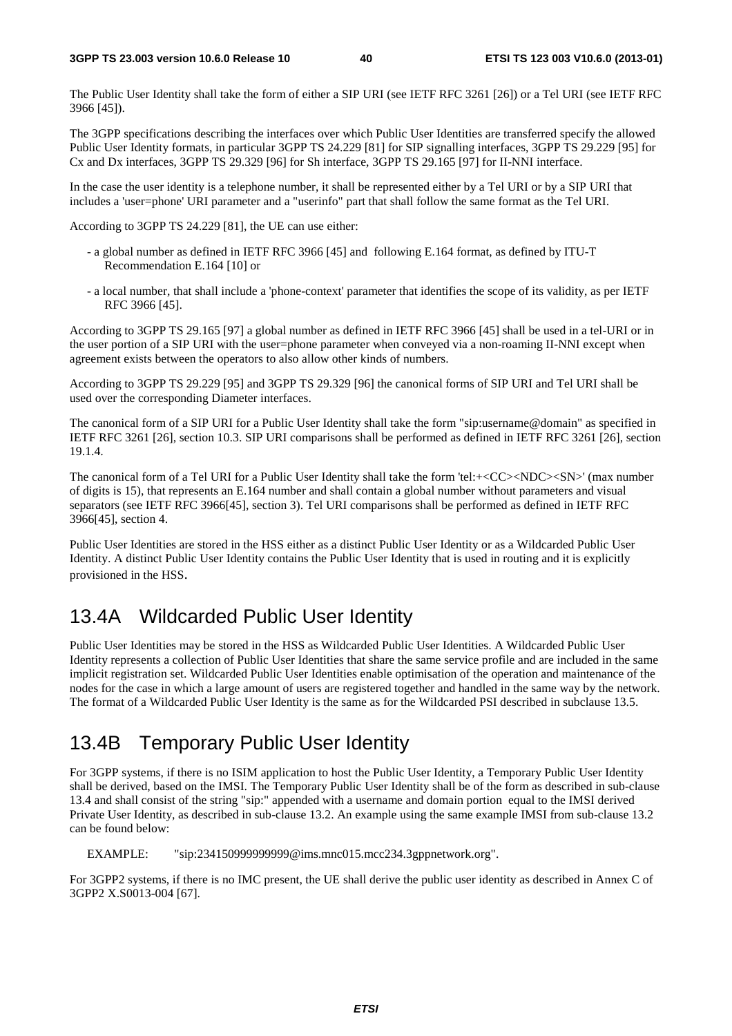The Public User Identity shall take the form of either a SIP URI (see IETF RFC 3261 [26]) or a Tel URI (see IETF RFC 3966 [45]).

The 3GPP specifications describing the interfaces over which Public User Identities are transferred specify the allowed Public User Identity formats, in particular 3GPP TS 24.229 [81] for SIP signalling interfaces, 3GPP TS 29.229 [95] for Cx and Dx interfaces, 3GPP TS 29.329 [96] for Sh interface, 3GPP TS 29.165 [97] for II-NNI interface.

In the case the user identity is a telephone number, it shall be represented either by a Tel URI or by a SIP URI that includes a 'user=phone' URI parameter and a "userinfo" part that shall follow the same format as the Tel URI.

According to 3GPP TS 24.229 [81], the UE can use either:

- a global number as defined in IETF RFC 3966 [45] and following E.164 format, as defined by ITU-T Recommendation E.164 [10] or
- a local number, that shall include a 'phone-context' parameter that identifies the scope of its validity, as per IETF RFC 3966 [45].

According to 3GPP TS 29.165 [97] a global number as defined in IETF RFC 3966 [45] shall be used in a tel-URI or in the user portion of a SIP URI with the user=phone parameter when conveyed via a non-roaming II-NNI except when agreement exists between the operators to also allow other kinds of numbers.

According to 3GPP TS 29.229 [95] and 3GPP TS 29.329 [96] the canonical forms of SIP URI and Tel URI shall be used over the corresponding Diameter interfaces.

The canonical form of a SIP URI for a Public User Identity shall take the form "sip:username@domain" as specified in IETF RFC 3261 [26], section 10.3. SIP URI comparisons shall be performed as defined in IETF RFC 3261 [26], section 19.1.4.

The canonical form of a Tel URI for a Public User Identity shall take the form 'tel:+<CC><NDC><SN>' (max number of digits is 15), that represents an E.164 number and shall contain a global number without parameters and visual separators (see IETF RFC 3966[45], section 3). Tel URI comparisons shall be performed as defined in IETF RFC 3966[45], section 4.

Public User Identities are stored in the HSS either as a distinct Public User Identity or as a Wildcarded Public User Identity. A distinct Public User Identity contains the Public User Identity that is used in routing and it is explicitly provisioned in the HSS.

## 13.4A Wildcarded Public User Identity

Public User Identities may be stored in the HSS as Wildcarded Public User Identities. A Wildcarded Public User Identity represents a collection of Public User Identities that share the same service profile and are included in the same implicit registration set. Wildcarded Public User Identities enable optimisation of the operation and maintenance of the nodes for the case in which a large amount of users are registered together and handled in the same way by the network. The format of a Wildcarded Public User Identity is the same as for the Wildcarded PSI described in subclause 13.5.

## 13.4B Temporary Public User Identity

For 3GPP systems, if there is no ISIM application to host the Public User Identity, a Temporary Public User Identity shall be derived, based on the IMSI. The Temporary Public User Identity shall be of the form as described in sub-clause 13.4 and shall consist of the string "sip:" appended with a username and domain portion equal to the IMSI derived Private User Identity, as described in sub-clause 13.2. An example using the same example IMSI from sub-clause 13.2 can be found below:

EXAMPLE: "sip:234150999999999@ims.mnc015.mcc234.3gppnetwork.org".

For 3GPP2 systems, if there is no IMC present, the UE shall derive the public user identity as described in Annex C of 3GPP2 X.S0013-004 [67].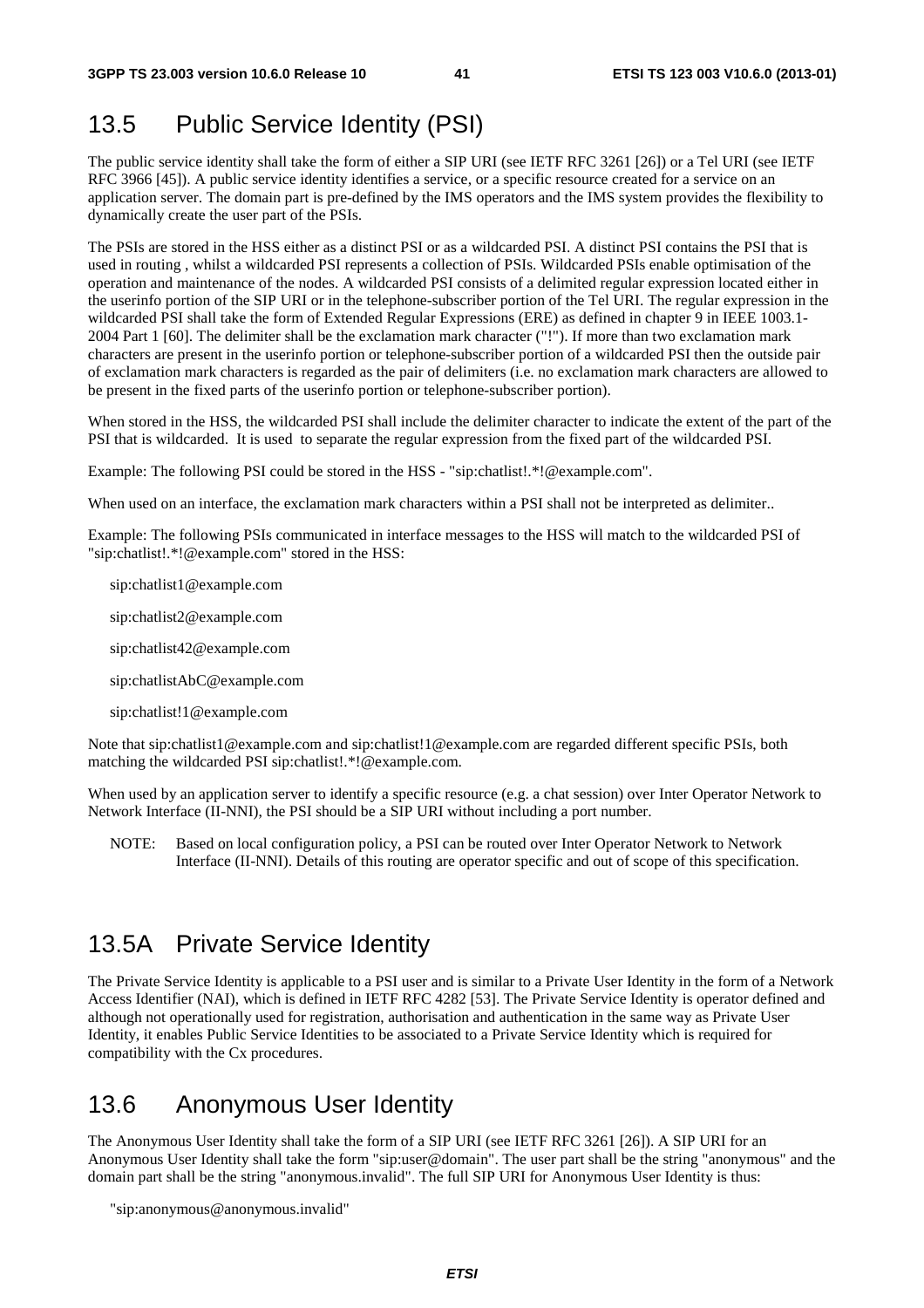## 13.5 Public Service Identity (PSI)

The public service identity shall take the form of either a SIP URI (see IETF RFC 3261 [26]) or a Tel URI (see IETF RFC 3966 [45]). A public service identity identifies a service, or a specific resource created for a service on an application server. The domain part is pre-defined by the IMS operators and the IMS system provides the flexibility to dynamically create the user part of the PSIs.

The PSIs are stored in the HSS either as a distinct PSI or as a wildcarded PSI. A distinct PSI contains the PSI that is used in routing , whilst a wildcarded PSI represents a collection of PSIs. Wildcarded PSIs enable optimisation of the operation and maintenance of the nodes. A wildcarded PSI consists of a delimited regular expression located either in the userinfo portion of the SIP URI or in the telephone-subscriber portion of the Tel URI. The regular expression in the wildcarded PSI shall take the form of Extended Regular Expressions (ERE) as defined in chapter 9 in IEEE 1003.1-2004 Part 1 [60]. The delimiter shall be the exclamation mark character ("!"). If more than two exclamation mark characters are present in the userinfo portion or telephone-subscriber portion of a wildcarded PSI then the outside pair of exclamation mark characters is regarded as the pair of delimiters (i.e. no exclamation mark characters are allowed to be present in the fixed parts of the userinfo portion or telephone-subscriber portion).

When stored in the HSS, the wildcarded PSI shall include the delimiter character to indicate the extent of the part of the PSI that is wildcarded. It is used to separate the regular expression from the fixed part of the wildcarded PSI.

Example: The following PSI could be stored in the HSS - "sip:chatlist!.*!@example.com".

When used on an interface, the exclamation mark characters within a PSI shall not be interpreted as delimiter..

Example: The following PSIs communicated in interface messages to the HSS will match to the wildcarded PSI of "sip:chatlist!.*!@example.com" stored in the HSS:

sip:chatlist1@example.com

sip:chatlist2@example.com

sip:chatlist42@example.com

sip:chatlistAbC@example.com

sip:chatlist!1@example.com

Note that sip:chatlist1@example.com and sip:chatlist!1@example.com are regarded different specific PSIs, both matching the wildcarded PSI sip:chatlist!.*!@example.com.

When used by an application server to identify a specific resource (e.g. a chat session) over Inter Operator Network to Network Interface (II-NNI), the PSI should be a SIP URI without including a port number.

NOTE: Based on local configuration policy, a PSI can be routed over Inter Operator Network to Network Interface (II-NNI). Details of this routing are operator specific and out of scope of this specification.

## 13.5A Private Service Identity

The Private Service Identity is applicable to a PSI user and is similar to a Private User Identity in the form of a Network Access Identifier (NAI), which is defined in IETF RFC 4282 [53]. The Private Service Identity is operator defined and although not operationally used for registration, authorisation and authentication in the same way as Private User Identity, it enables Public Service Identities to be associated to a Private Service Identity which is required for compatibility with the Cx procedures.

## 13.6 Anonymous User Identity

The Anonymous User Identity shall take the form of a SIP URI (see IETF RFC 3261 [26]). A SIP URI for an Anonymous User Identity shall take the form "sip:user@domain". The user part shall be the string "anonymous" and the domain part shall be the string "anonymous.invalid". The full SIP URI for Anonymous User Identity is thus:

"sip:anonymous@anonymous.invalid"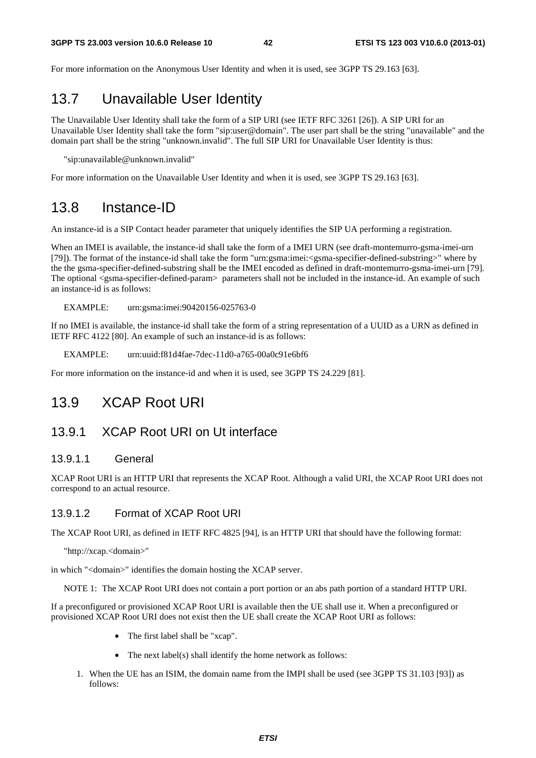For more information on the Anonymous User Identity and when it is used, see 3GPP TS 29.163 [63].

## 13.7 Unavailable User Identity

The Unavailable User Identity shall take the form of a SIP URI (see IETF RFC 3261 [26]). A SIP URI for an Unavailable User Identity shall take the form "sip:user@domain". The user part shall be the string "unavailable" and the domain part shall be the string "unknown.invalid". The full SIP URI for Unavailable User Identity is thus:

"sip:unavailable@unknown.invalid"

For more information on the Unavailable User Identity and when it is used, see 3GPP TS 29.163 [63].

## 13.8 Instance-ID

An instance-id is a SIP Contact header parameter that uniquely identifies the SIP UA performing a registration.

When an IMEI is available, the instance-id shall take the form of a IMEI URN (see draft-montemurro-gsma-imei-urn [79]). The format of the instance-id shall take the form "urn:gsma:imei:<gsma-specifier-defined-substring>" where by the the gsma-specifier-defined-substring shall be the IMEI encoded as defined in draft-montemurro-gsma-imei-urn [79]. The optional <gsma-specifier-defined-param> parameters shall not be included in the instance-id. An example of such an instance-id is as follows:

EXAMPLE: urn:gsma:imei:90420156-025763-0

If no IMEI is available, the instance-id shall take the form of a string representation of a UUID as a URN as defined in IETF RFC 4122 [80]. An example of such an instance-id is as follows:

EXAMPLE: urn:uuid:f81d4fae-7dec-11d0-a765-00a0c91e6bf6

For more information on the instance-id and when it is used, see 3GPP TS 24.229 [81].

## 13.9 XCAP Root URI

### 13.9.1 XCAP Root URI on Ut interface

#### 13.9.1.1 General

XCAP Root URI is an HTTP URI that represents the XCAP Root. Although a valid URI, the XCAP Root URI does not correspond to an actual resource.

#### 13.9.1.2 Format of XCAP Root URI

The XCAP Root URI, as defined in IETF RFC 4825 [94], is an HTTP URI that should have the following format:

"http://xcap.<domain>"

in which "<domain>" identifies the domain hosting the XCAP server.

NOTE 1: The XCAP Root URI does not contain a port portion or an abs path portion of a standard HTTP URI.

If a preconfigured or provisioned XCAP Root URI is available then the UE shall use it. When a preconfigured or provisioned XCAP Root URI does not exist then the UE shall create the XCAP Root URI as follows:

- The first label shall be "xcap".
- The next label(s) shall identify the home network as follows:

1. When the UE has an ISIM, the domain name from the IMPI shall be used (see 3GPP TS 31.103 [93]) as follows: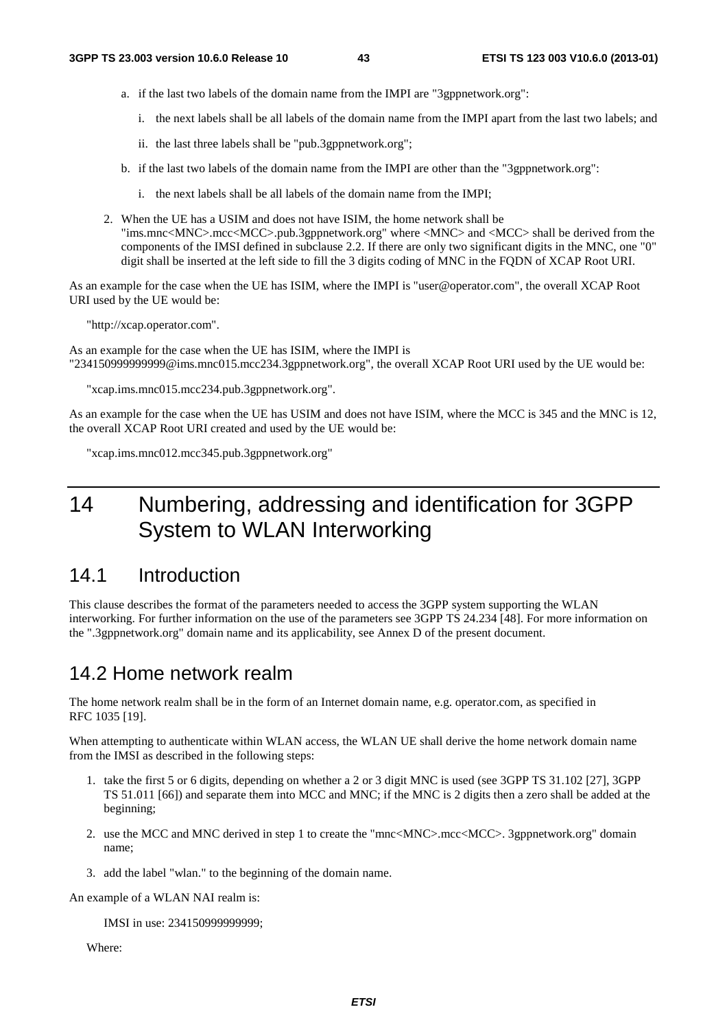a. if the last two labels of the domain name from the IMPI are "3gppnetwork.org":

   i. the next labels shall be all labels of the domain name from the IMPI apart from the last two labels; and

   ii. the last three labels shall be "pub.3gppnetwork.org";

b. if the last two labels of the domain name from the IMPI are other than the "3gppnetwork.org":

   i. the next labels shall be all labels of the domain name from the IMPI;

2. When the UE has a USIM and does not have ISIM, the home network shall be "ims.mnc<MNC>.mcc<MCC>.pub.3gppnetwork.org" where <MNC> and <MCC> shall be derived from the components of the IMSI defined in subclause 2.2. If there are only two significant digits in the MNC, one "0" digit shall be inserted at the left side to fill the 3 digits coding of MNC in the FQDN of XCAP Root URI.

As an example for the case when the UE has ISIM, where the IMPI is "user@operator.com", the overall XCAP Root URI used by the UE would be:

"http://xcap.operator.com".

As an example for the case when the UE has ISIM, where the IMPI is "234150999999999@ims.mnc015.mcc234.3gppnetwork.org", the overall XCAP Root URI used by the UE would be:

"xcap.ims.mnc015.mcc234.pub.3gppnetwork.org".

As an example for the case when the UE has USIM and does not have ISIM, where the MCC is 345 and the MNC is 12, the overall XCAP Root URI created and used by the UE would be:

"xcap.ims.mnc012.mcc345.pub.3gppnetwork.org"

# 14 Numbering, addressing and identification for 3GPP System to WLAN Interworking

## 14.1 Introduction

This clause describes the format of the parameters needed to access the 3GPP system supporting the WLAN interworking. For further information on the use of the parameters see 3GPP TS 24.234 [48]. For more information on the ".3gppnetwork.org" domain name and its applicability, see Annex D of the present document.

## 14.2 Home network realm

The home network realm shall be in the form of an Internet domain name, e.g. operator.com, as specified in RFC 1035 [19].

When attempting to authenticate within WLAN access, the WLAN UE shall derive the home network domain name from the IMSI as described in the following steps:

1. take the first 5 or 6 digits, depending on whether a 2 or 3 digit MNC is used (see 3GPP TS 31.102 [27], 3GPP TS 51.011 [66]) and separate them into MCC and MNC; if the MNC is 2 digits then a zero shall be added at the beginning;
2. use the MCC and MNC derived in step 1 to create the "mnc<MNC>.mcc<MCC>. 3gppnetwork.org" domain name;
3. add the label "wlan." to the beginning of the domain name.

An example of a WLAN NAI realm is:

IMSI in use: 234150999999999;

Where: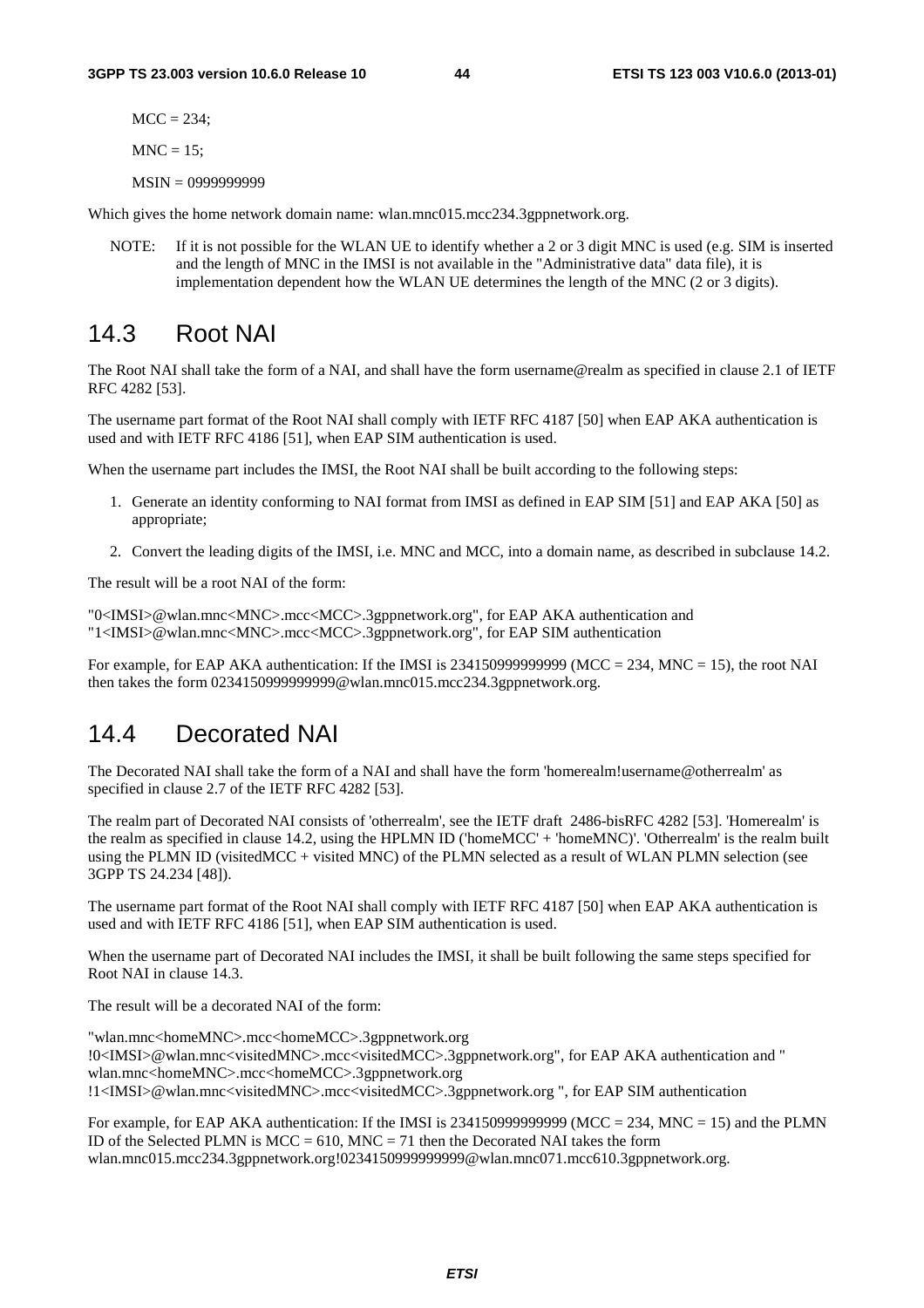MCC = 234;

MNC = 15;

MSIN = 0999999999

Which gives the home network domain name: wlan.mnc015.mcc234.3gppnetwork.org.

NOTE: If it is not possible for the WLAN UE to identify whether a 2 or 3 digit MNC is used (e.g. SIM is inserted and the length of MNC in the IMSI is not available in the "Administrative data" data file), it is implementation dependent how the WLAN UE determines the length of the MNC (2 or 3 digits).

# 14.3 Root NAI

The Root NAI shall take the form of a NAI, and shall have the form username@realm as specified in clause 2.1 of IETF RFC 4282 [53].

The username part format of the Root NAI shall comply with IETF RFC 4187 [50] when EAP AKA authentication is used and with IETF RFC 4186 [51], when EAP SIM authentication is used.

When the username part includes the IMSI, the Root NAI shall be built according to the following steps:

1. Generate an identity conforming to NAI format from IMSI as defined in EAP SIM [51] and EAP AKA [50] as appropriate;
2. Convert the leading digits of the IMSI, i.e. MNC and MCC, into a domain name, as described in subclause 14.2.

The result will be a root NAI of the form:

"0<IMSI>@wlan.mnc<MNC>.mcc<MCC>.3gppnetwork.org", for EAP AKA authentication and
"1<IMSI>@wlan.mnc<MNC>.mcc<MCC>.3gppnetwork.org", for EAP SIM authentication

For example, for EAP AKA authentication: If the IMSI is 234150999999999 (MCC = 234, MNC = 15), the root NAI then takes the form 0234150999999999@wlan.mnc015.mcc234.3gppnetwork.org.

# 14.4 Decorated NAI

The Decorated NAI shall take the form of a NAI and shall have the form 'homerealm!username@otherrealm' as specified in clause 2.7 of the IETF RFC 4282 [53].

The realm part of Decorated NAI consists of 'otherrealm', see the IETF draft 2486-bisRFC 4282 [53]. 'Homerealm' is the realm as specified in clause 14.2, using the HPLMN ID ('homeMCC' + 'homeMNC)'. 'Otherrealm' is the realm built using the PLMN ID (visitedMCC + visited MNC) of the PLMN selected as a result of WLAN PLMN selection (see 3GPP TS 24.234 [48]).

The username part format of the Root NAI shall comply with IETF RFC 4187 [50] when EAP AKA authentication is used and with IETF RFC 4186 [51], when EAP SIM authentication is used.

When the username part of Decorated NAI includes the IMSI, it shall be built following the same steps specified for Root NAI in clause 14.3.

The result will be a decorated NAI of the form:

"wlan.mnc<homeMNC>.mcc<homeMCC>.3gppnetwork.org
!0<IMSI>@wlan.mnc<visitedMNC>.mcc<visitedMCC>.3gppnetwork.org", for EAP AKA authentication and "
wlan.mnc<homeMNC>.mcc<homeMCC>.3gppnetwork.org
!1<IMSI>@wlan.mnc<visitedMNC>.mcc<visitedMCC>.3gppnetwork.org ", for EAP SIM authentication

For example, for EAP AKA authentication: If the IMSI is 234150999999999 (MCC = 234, MNC = 15) and the PLMN ID of the Selected PLMN is MCC = 610, MNC = 71 then the Decorated NAI takes the form wlan.mnc015.mcc234.3gppnetwork.org!0234150999999999@wlan.mnc071.mcc610.3gppnetwork.org.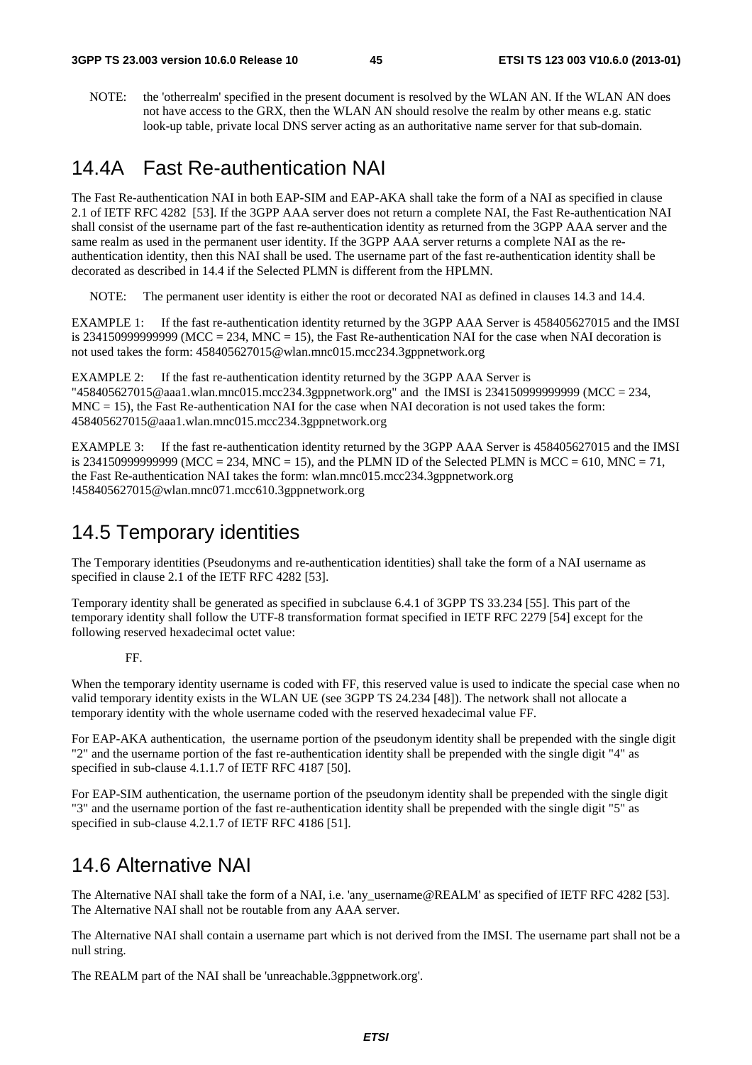NOTE: the 'otherrealm' specified in the present document is resolved by the WLAN AN. If the WLAN AN does not have access to the GRX, then the WLAN AN should resolve the realm by other means e.g. static look-up table, private local DNS server acting as an authoritative name server for that sub-domain.

## 14.4A Fast Re-authentication NAI

The Fast Re-authentication NAI in both EAP-SIM and EAP-AKA shall take the form of a NAI as specified in clause 2.1 of IETF RFC 4282 [53]. If the 3GPP AAA server does not return a complete NAI, the Fast Re-authentication NAI shall consist of the username part of the fast re-authentication identity as returned from the 3GPP AAA server and the same realm as used in the permanent user identity. If the 3GPP AAA server returns a complete NAI as the re-authentication identity, then this NAI shall be used. The username part of the fast re-authentication identity shall be decorated as described in 14.4 if the Selected PLMN is different from the HPLMN.

NOTE: The permanent user identity is either the root or decorated NAI as defined in clauses 14.3 and 14.4.

EXAMPLE 1: If the fast re-authentication identity returned by the 3GPP AAA Server is 458405627015 and the IMSI is 234150999999999 (MCC = 234, MNC = 15), the Fast Re-authentication NAI for the case when NAI decoration is not used takes the form: 458405627015@wlan.mnc015.mcc234.3gppnetwork.org

EXAMPLE 2: If the fast re-authentication identity returned by the 3GPP AAA Server is "458405627015@aaa1.wlan.mnc015.mcc234.3gppnetwork.org" and the IMSI is 234150999999999 (MCC = 234, MNC = 15), the Fast Re-authentication NAI for the case when NAI decoration is not used takes the form: 458405627015@aaa1.wlan.mnc015.mcc234.3gppnetwork.org

EXAMPLE 3: If the fast re-authentication identity returned by the 3GPP AAA Server is 458405627015 and the IMSI is 234150999999999 (MCC = 234, MNC = 15), and the PLMN ID of the Selected PLMN is MCC = 610, MNC = 71, the Fast Re-authentication NAI takes the form: wlan.mnc015.mcc234.3gppnetwork.org !458405627015@wlan.mnc071.mcc610.3gppnetwork.org

## 14.5 Temporary identities

The Temporary identities (Pseudonyms and re-authentication identities) shall take the form of a NAI username as specified in clause 2.1 of the IETF RFC 4282 [53].

Temporary identity shall be generated as specified in subclause 6.4.1 of 3GPP TS 33.234 [55]. This part of the temporary identity shall follow the UTF-8 transformation format specified in IETF RFC 2279 [54] except for the following reserved hexadecimal octet value:

FF.

When the temporary identity username is coded with FF, this reserved value is used to indicate the special case when no valid temporary identity exists in the WLAN UE (see 3GPP TS 24.234 [48]). The network shall not allocate a temporary identity with the whole username coded with the reserved hexadecimal value FF.

For EAP-AKA authentication, the username portion of the pseudonym identity shall be prepended with the single digit "2" and the username portion of the fast re-authentication identity shall be prepended with the single digit "4" as specified in sub-clause 4.1.1.7 of IETF RFC 4187 [50].

For EAP-SIM authentication, the username portion of the pseudonym identity shall be prepended with the single digit "3" and the username portion of the fast re-authentication identity shall be prepended with the single digit "5" as specified in sub-clause 4.2.1.7 of IETF RFC 4186 [51].

## 14.6 Alternative NAI

The Alternative NAI shall take the form of a NAI, i.e. 'any_username@REALM' as specified of IETF RFC 4282 [53]. The Alternative NAI shall not be routable from any AAA server.

The Alternative NAI shall contain a username part which is not derived from the IMSI. The username part shall not be a null string.

The REALM part of the NAI shall be 'unreachable.3gppnetwork.org'.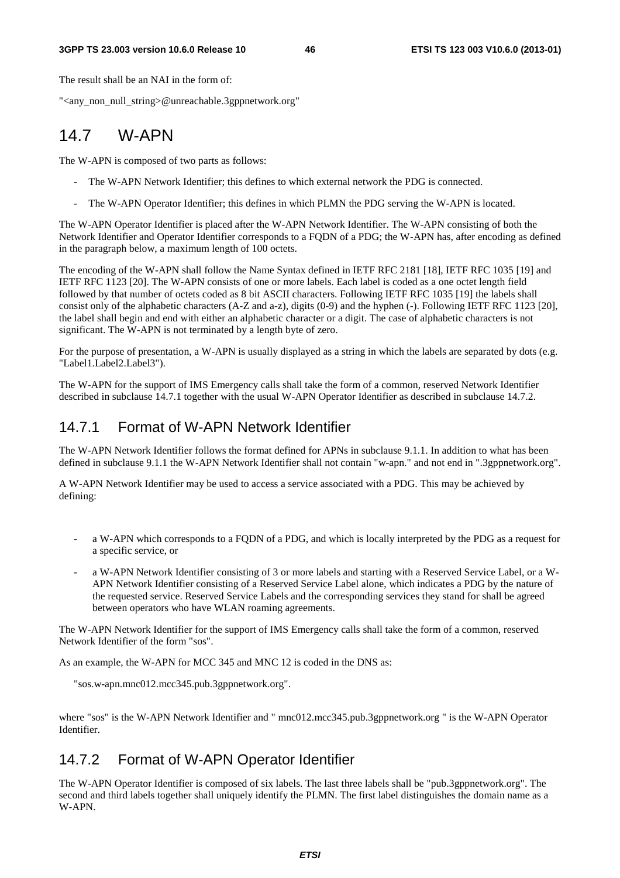The result shall be an NAI in the form of:

"<any_non_null_string>@unreachable.3gppnetwork.org"

## 14.7 W-APN

The W-APN is composed of two parts as follows:

- The W-APN Network Identifier; this defines to which external network the PDG is connected.
- The W-APN Operator Identifier; this defines in which PLMN the PDG serving the W-APN is located.

The W-APN Operator Identifier is placed after the W-APN Network Identifier. The W-APN consisting of both the Network Identifier and Operator Identifier corresponds to a FQDN of a PDG; the W-APN has, after encoding as defined in the paragraph below, a maximum length of 100 octets.

The encoding of the W-APN shall follow the Name Syntax defined in IETF RFC 2181 [18], IETF RFC 1035 [19] and IETF RFC 1123 [20]. The W-APN consists of one or more labels. Each label is coded as a one octet length field followed by that number of octets coded as 8 bit ASCII characters. Following IETF RFC 1035 [19] the labels shall consist only of the alphabetic characters (A-Z and a-z), digits (0-9) and the hyphen (-). Following IETF RFC 1123 [20], the label shall begin and end with either an alphabetic character or a digit. The case of alphabetic characters is not significant. The W-APN is not terminated by a length byte of zero.

For the purpose of presentation, a W-APN is usually displayed as a string in which the labels are separated by dots (e.g. "Label1.Label2.Label3").

The W-APN for the support of IMS Emergency calls shall take the form of a common, reserved Network Identifier described in subclause 14.7.1 together with the usual W-APN Operator Identifier as described in subclause 14.7.2.

### 14.7.1 Format of W-APN Network Identifier

The W-APN Network Identifier follows the format defined for APNs in subclause 9.1.1. In addition to what has been defined in subclause 9.1.1 the W-APN Network Identifier shall not contain "w-apn." and not end in ".3gppnetwork.org".

A W-APN Network Identifier may be used to access a service associated with a PDG. This may be achieved by defining:

- a W-APN which corresponds to a FQDN of a PDG, and which is locally interpreted by the PDG as a request for a specific service, or
- a W-APN Network Identifier consisting of 3 or more labels and starting with a Reserved Service Label, or a W-APN Network Identifier consisting of a Reserved Service Label alone, which indicates a PDG by the nature of the requested service. Reserved Service Labels and the corresponding services they stand for shall be agreed between operators who have WLAN roaming agreements.

The W-APN Network Identifier for the support of IMS Emergency calls shall take the form of a common, reserved Network Identifier of the form "sos".

As an example, the W-APN for MCC 345 and MNC 12 is coded in the DNS as:

"sos.w-apn.mnc012.mcc345.pub.3gppnetwork.org".

where "sos" is the W-APN Network Identifier and " mnc012.mcc345.pub.3gppnetwork.org " is the W-APN Operator Identifier.

### 14.7.2 Format of W-APN Operator Identifier

The W-APN Operator Identifier is composed of six labels. The last three labels shall be "pub.3gppnetwork.org". The second and third labels together shall uniquely identify the PLMN. The first label distinguishes the domain name as a W-APN.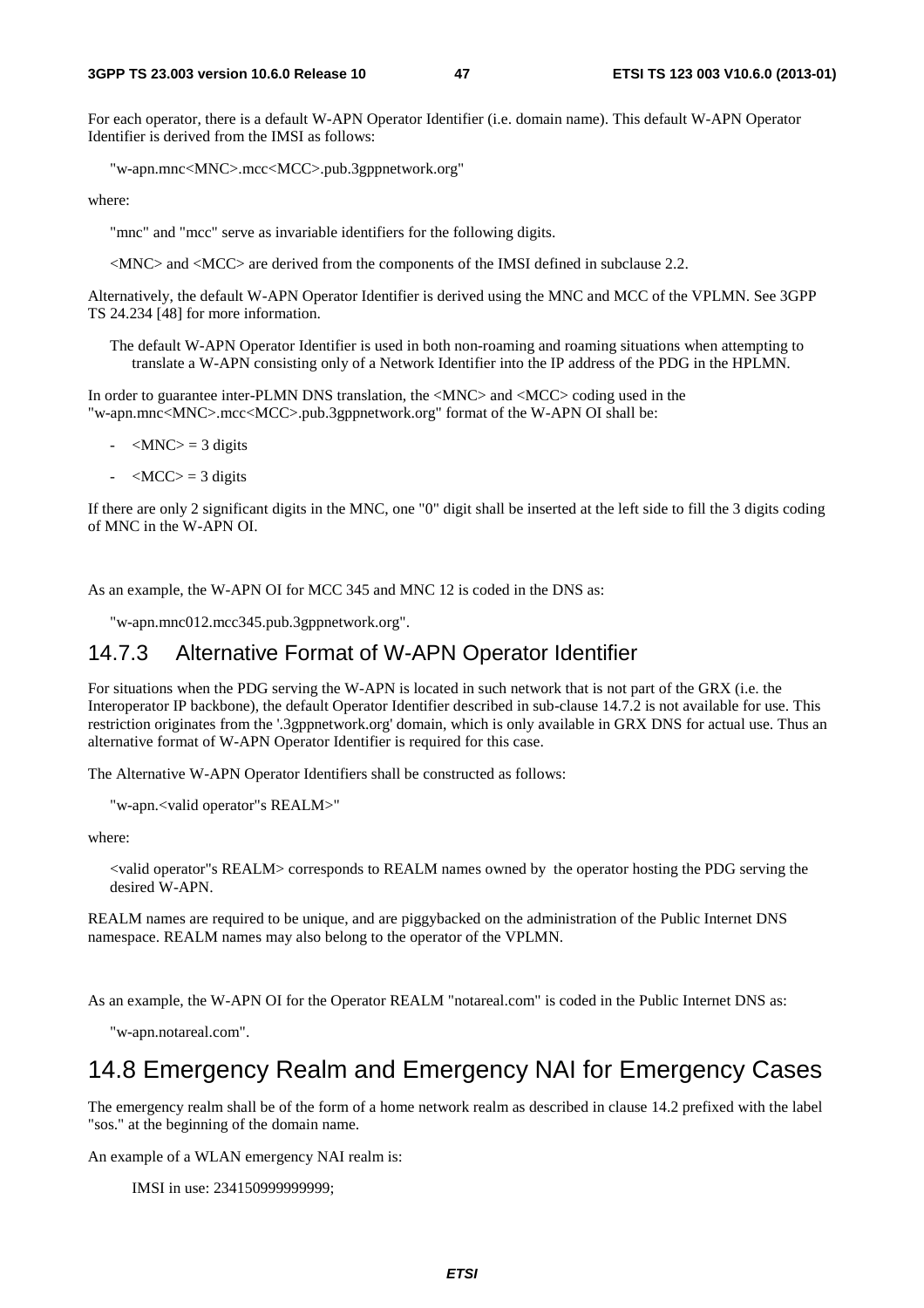For each operator, there is a default W-APN Operator Identifier (i.e. domain name). This default W-APN Operator Identifier is derived from the IMSI as follows:

"w-apn.mnc<MNC>.mcc<MCC>.pub.3gppnetwork.org"

where:

"mnc" and "mcc" serve as invariable identifiers for the following digits.

<MNC> and <MCC> are derived from the components of the IMSI defined in subclause 2.2.

Alternatively, the default W-APN Operator Identifier is derived using the MNC and MCC of the VPLMN. See 3GPP TS 24.234 [48] for more information.

The default W-APN Operator Identifier is used in both non-roaming and roaming situations when attempting to translate a W-APN consisting only of a Network Identifier into the IP address of the PDG in the HPLMN.

In order to guarantee inter-PLMN DNS translation, the <MNC> and <MCC> coding used in the "w-apn.mnc<MNC>.mcc<MCC>.pub.3gppnetwork.org" format of the W-APN OI shall be:

- <MNC> = 3 digits
- <MCC> = 3 digits

If there are only 2 significant digits in the MNC, one "0" digit shall be inserted at the left side to fill the 3 digits coding of MNC in the W-APN OI.

As an example, the W-APN OI for MCC 345 and MNC 12 is coded in the DNS as:

"w-apn.mnc012.mcc345.pub.3gppnetwork.org".

### 14.7.3 Alternative Format of W-APN Operator Identifier

For situations when the PDG serving the W-APN is located in such network that is not part of the GRX (i.e. the Interoperator IP backbone), the default Operator Identifier described in sub-clause 14.7.2 is not available for use. This restriction originates from the '.3gppnetwork.org' domain, which is only available in GRX DNS for actual use. Thus an alternative format of W-APN Operator Identifier is required for this case.

The Alternative W-APN Operator Identifiers shall be constructed as follows:

"w-apn.<valid operator"s REALM>"

where:

<valid operator"s REALM> corresponds to REALM names owned by the operator hosting the PDG serving the desired W-APN.

REALM names are required to be unique, and are piggybacked on the administration of the Public Internet DNS namespace. REALM names may also belong to the operator of the VPLMN.

As an example, the W-APN OI for the Operator REALM "notareal.com" is coded in the Public Internet DNS as:

"w-apn.notareal.com".

## 14.8 Emergency Realm and Emergency NAI for Emergency Cases

The emergency realm shall be of the form of a home network realm as described in clause 14.2 prefixed with the label "sos." at the beginning of the domain name.

An example of a WLAN emergency NAI realm is:

IMSI in use: 234150999999999;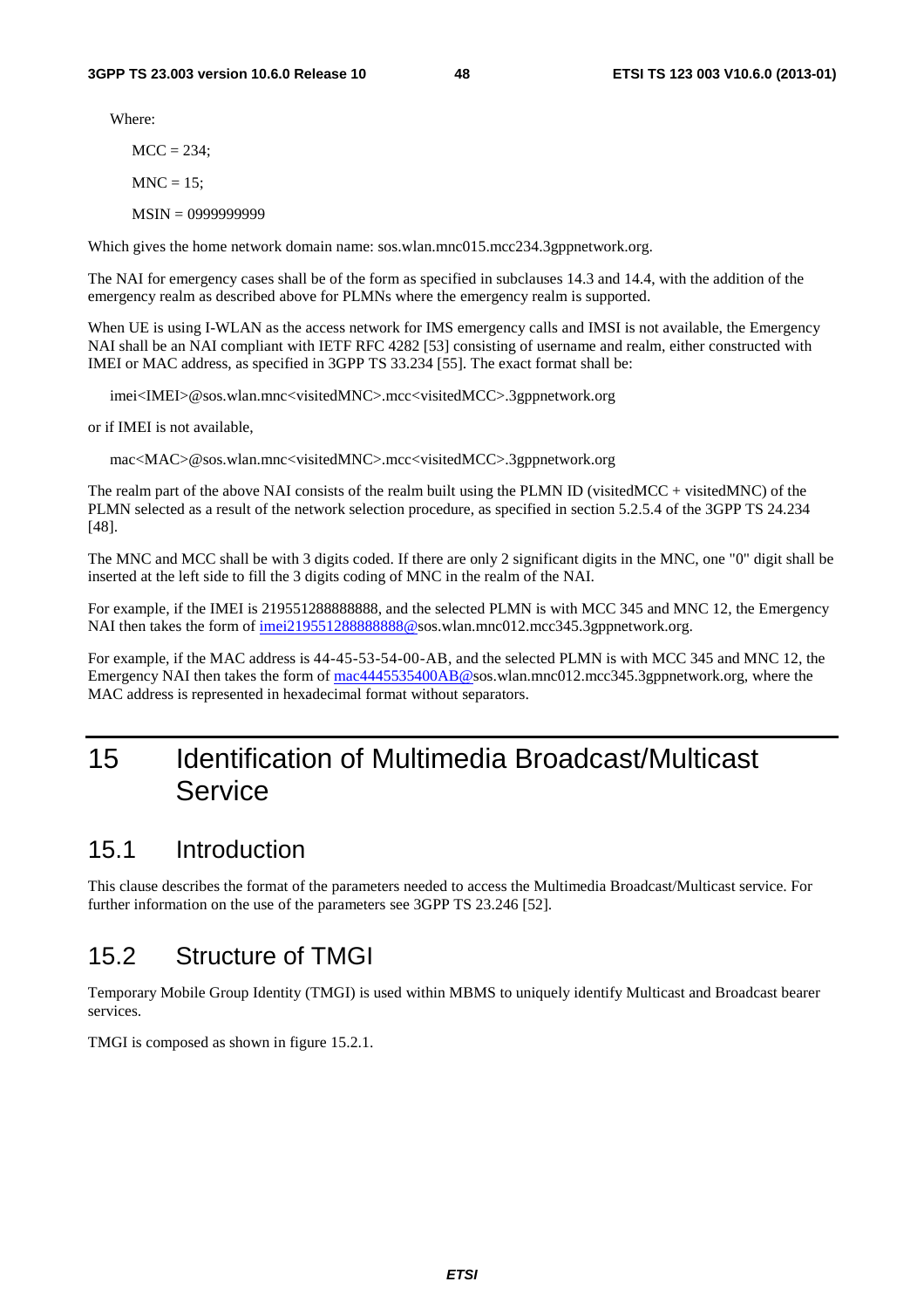Where:

MCC = 234;

MNC = 15;

MSIN = 0999999999

Which gives the home network domain name: sos.wlan.mnc015.mcc234.3gppnetwork.org.

The NAI for emergency cases shall be of the form as specified in subclauses 14.3 and 14.4, with the addition of the emergency realm as described above for PLMNs where the emergency realm is supported.

When UE is using I-WLAN as the access network for IMS emergency calls and IMSI is not available, the Emergency NAI shall be an NAI compliant with IETF RFC 4282 [53] consisting of username and realm, either constructed with IMEI or MAC address, as specified in 3GPP TS 33.234 [55]. The exact format shall be:

imei<IMEI>@sos.wlan.mnc<visitedMNC>.mcc<visitedMCC>.3gppnetwork.org

or if IMEI is not available,

mac<MAC>@sos.wlan.mnc<visitedMNC>.mcc<visitedMCC>.3gppnetwork.org

The realm part of the above NAI consists of the realm built using the PLMN ID (visitedMCC + visitedMNC) of the PLMN selected as a result of the network selection procedure, as specified in section 5.2.5.4 of the 3GPP TS 24.234 [48].

The MNC and MCC shall be with 3 digits coded. If there are only 2 significant digits in the MNC, one "0" digit shall be inserted at the left side to fill the 3 digits coding of MNC in the realm of the NAI.

For example, if the IMEI is 219551288888888, and the selected PLMN is with MCC 345 and MNC 12, the Emergency NAI then takes the form of imei219551288888888@sos.wlan.mnc012.mcc345.3gppnetwork.org.

For example, if the MAC address is 44-45-53-54-00-AB, and the selected PLMN is with MCC 345 and MNC 12, the Emergency NAI then takes the form of mac4445535400AB@sos.wlan.mnc012.mcc345.3gppnetwork.org, where the MAC address is represented in hexadecimal format without separators.

# 15 Identification of Multimedia Broadcast/Multicast Service

## 15.1 Introduction

This clause describes the format of the parameters needed to access the Multimedia Broadcast/Multicast service. For further information on the use of the parameters see 3GPP TS 23.246 [52].

## 15.2 Structure of TMGI

Temporary Mobile Group Identity (TMGI) is used within MBMS to uniquely identify Multicast and Broadcast bearer services.

TMGI is composed as shown in figure 15.2.1.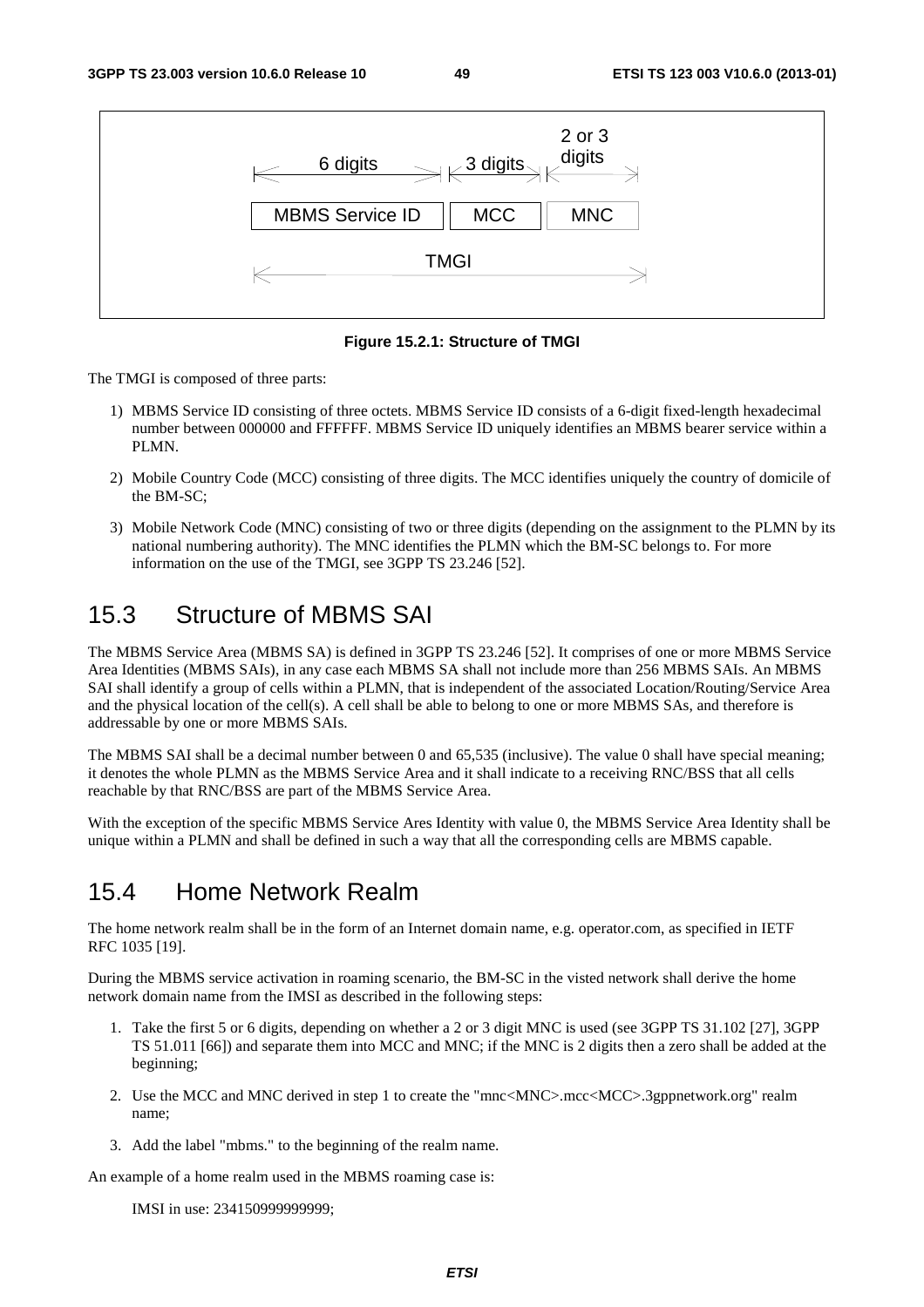| 6 digits | 3 digits | 2 or 3 digits |
| --- | --- | --- |
| MBMS Service ID | MCC | MNC |
| TMGI | | |

**Figure 15.2.1: Structure of TMGI**

The TMGI is composed of three parts:

1) MBMS Service ID consisting of three octets. MBMS Service ID consists of a 6-digit fixed-length hexadecimal number between 000000 and FFFFFF. MBMS Service ID uniquely identifies an MBMS bearer service within a PLMN.

2) Mobile Country Code (MCC) consisting of three digits. The MCC identifies uniquely the country of domicile of the BM-SC;

3) Mobile Network Code (MNC) consisting of two or three digits (depending on the assignment to the PLMN by its national numbering authority). The MNC identifies the PLMN which the BM-SC belongs to. For more information on the use of the TMGI, see 3GPP TS 23.246 [52].

## 15.3 Structure of MBMS SAI

The MBMS Service Area (MBMS SA) is defined in 3GPP TS 23.246 [52]. It comprises of one or more MBMS Service Area Identities (MBMS SAIs), in any case each MBMS SA shall not include more than 256 MBMS SAIs. An MBMS SAI shall identify a group of cells within a PLMN, that is independent of the associated Location/Routing/Service Area and the physical location of the cell(s). A cell shall be able to belong to one or more MBMS SAs, and therefore is addressable by one or more MBMS SAIs.

The MBMS SAI shall be a decimal number between 0 and 65,535 (inclusive). The value 0 shall have special meaning; it denotes the whole PLMN as the MBMS Service Area and it shall indicate to a receiving RNC/BSS that all cells reachable by that RNC/BSS are part of the MBMS Service Area.

With the exception of the specific MBMS Service Ares Identity with value 0, the MBMS Service Area Identity shall be unique within a PLMN and shall be defined in such a way that all the corresponding cells are MBMS capable.

## 15.4 Home Network Realm

The home network realm shall be in the form of an Internet domain name, e.g. operator.com, as specified in IETF RFC 1035 [19].

During the MBMS service activation in roaming scenario, the BM-SC in the visted network shall derive the home network domain name from the IMSI as described in the following steps:

1. Take the first 5 or 6 digits, depending on whether a 2 or 3 digit MNC is used (see 3GPP TS 31.102 [27], 3GPP TS 51.011 [66]) and separate them into MCC and MNC; if the MNC is 2 digits then a zero shall be added at the beginning;

2. Use the MCC and MNC derived in step 1 to create the "mnc<MNC>.mcc<MCC>.3gppnetwork.org" realm name;

3. Add the label "mbms." to the beginning of the realm name.

An example of a home realm used in the MBMS roaming case is:

IMSI in use: 234150999999999;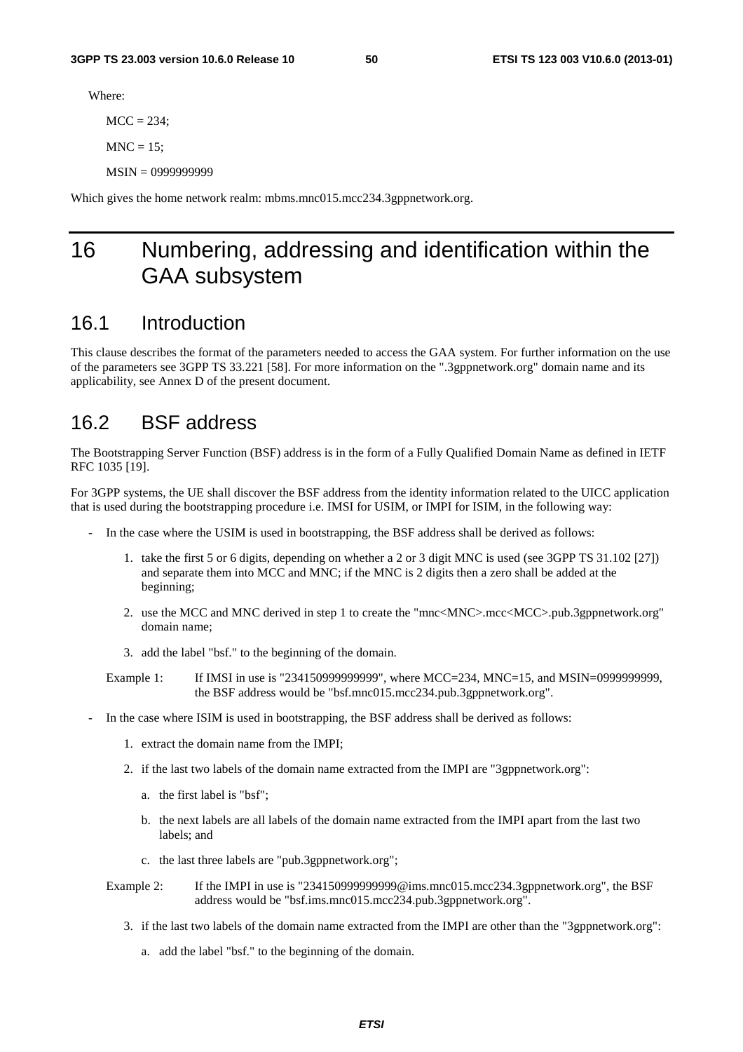Where:

MCC = 234;

MNC = 15;

MSIN = 0999999999

Which gives the home network realm: mbms.mnc015.mcc234.3gppnetwork.org.

# 16 Numbering, addressing and identification within the GAA subsystem

## 16.1 Introduction

This clause describes the format of the parameters needed to access the GAA system. For further information on the use of the parameters see 3GPP TS 33.221 [58]. For more information on the ".3gppnetwork.org" domain name and its applicability, see Annex D of the present document.

## 16.2 BSF address

The Bootstrapping Server Function (BSF) address is in the form of a Fully Qualified Domain Name as defined in IETF RFC 1035 [19].

For 3GPP systems, the UE shall discover the BSF address from the identity information related to the UICC application that is used during the bootstrapping procedure i.e. IMSI for USIM, or IMPI for ISIM, in the following way:

- In the case where the USIM is used in bootstrapping, the BSF address shall be derived as follows:
    1. take the first 5 or 6 digits, depending on whether a 2 or 3 digit MNC is used (see 3GPP TS 31.102 [27]) and separate them into MCC and MNC; if the MNC is 2 digits then a zero shall be added at the beginning;
    2. use the MCC and MNC derived in step 1 to create the "mnc<MNC>.mcc<MCC>.pub.3gppnetwork.org" domain name;
    3. add the label "bsf." to the beginning of the domain.

  Example 1: If IMSI in use is "234150999999999", where MCC=234, MNC=15, and MSIN=0999999999, the BSF address would be "bsf.mnc015.mcc234.pub.3gppnetwork.org".

- In the case where ISIM is used in bootstrapping, the BSF address shall be derived as follows:
    1. extract the domain name from the IMPI;
    2. if the last two labels of the domain name extracted from the IMPI are "3gppnetwork.org":
        a. the first label is "bsf";
        b. the next labels are all labels of the domain name extracted from the IMPI apart from the last two labels; and
        c. the last three labels are "pub.3gppnetwork.org";

  Example 2: If the IMPI in use is "234150999999999@ims.mnc015.mcc234.3gppnetwork.org", the BSF address would be "bsf.ims.mnc015.mcc234.pub.3gppnetwork.org".

    3. if the last two labels of the domain name extracted from the IMPI are other than the "3gppnetwork.org":
        a. add the label "bsf." to the beginning of the domain.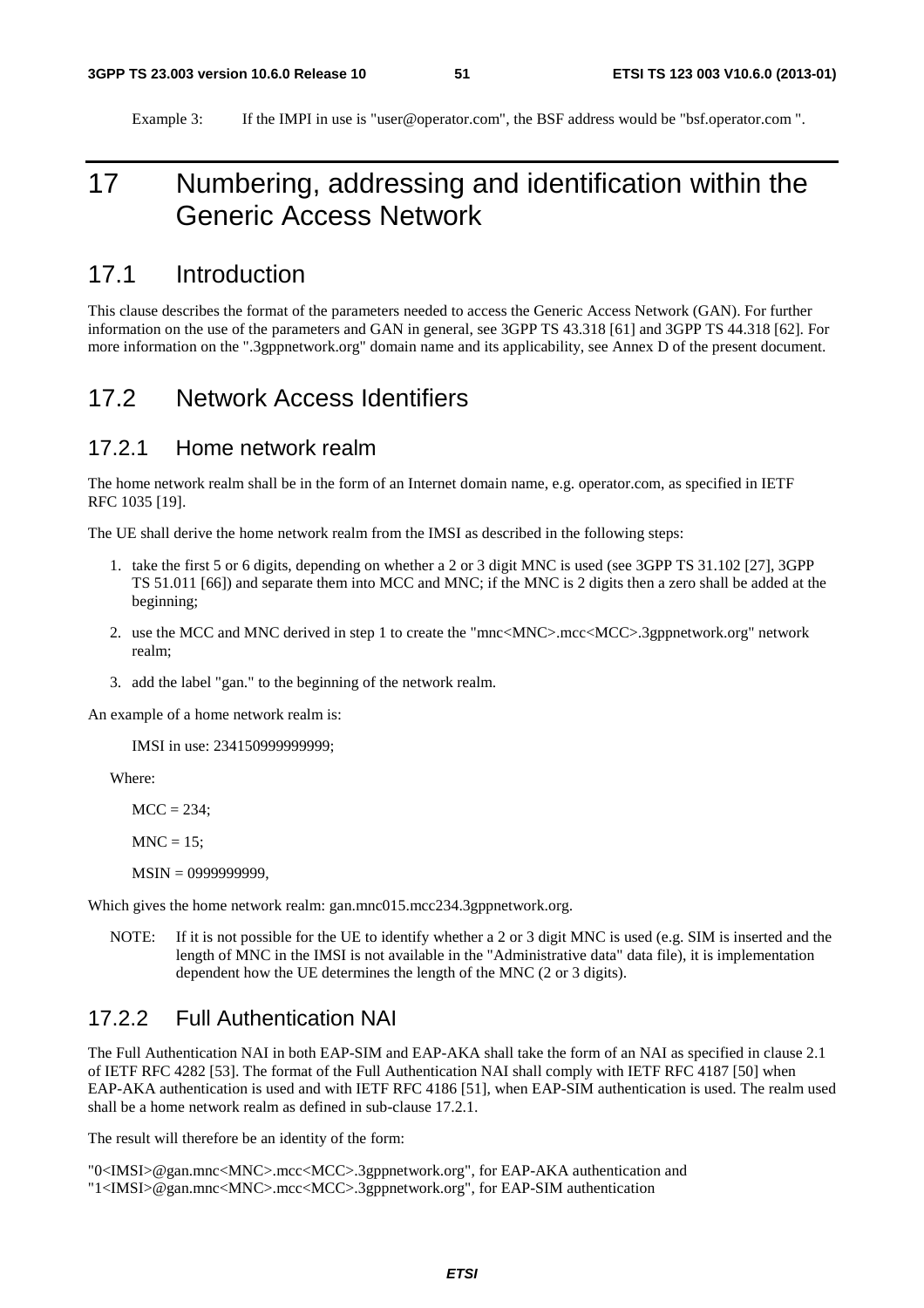Example 3: If the IMPI in use is "user@operator.com", the BSF address would be "bsf.operator.com ".

# 17 Numbering, addressing and identification within the Generic Access Network

## 17.1 Introduction

This clause describes the format of the parameters needed to access the Generic Access Network (GAN). For further information on the use of the parameters and GAN in general, see 3GPP TS 43.318 [61] and 3GPP TS 44.318 [62]. For more information on the ".3gppnetwork.org" domain name and its applicability, see Annex D of the present document.

## 17.2 Network Access Identifiers

### 17.2.1 Home network realm

The home network realm shall be in the form of an Internet domain name, e.g. operator.com, as specified in IETF RFC 1035 [19].

The UE shall derive the home network realm from the IMSI as described in the following steps:

1. take the first 5 or 6 digits, depending on whether a 2 or 3 digit MNC is used (see 3GPP TS 31.102 [27], 3GPP TS 51.011 [66]) and separate them into MCC and MNC; if the MNC is 2 digits then a zero shall be added at the beginning;
2. use the MCC and MNC derived in step 1 to create the "mnc<MNC>.mcc<MCC>.3gppnetwork.org" network realm;
3. add the label "gan." to the beginning of the network realm.

An example of a home network realm is:

IMSI in use: 234150999999999;

Where:

MCC = 234;

MNC = 15;

MSIN = 0999999999,

Which gives the home network realm: gan.mnc015.mcc234.3gppnetwork.org.

NOTE: If it is not possible for the UE to identify whether a 2 or 3 digit MNC is used (e.g. SIM is inserted and the length of MNC in the IMSI is not available in the "Administrative data" data file), it is implementation dependent how the UE determines the length of the MNC (2 or 3 digits).

### 17.2.2 Full Authentication NAI

The Full Authentication NAI in both EAP-SIM and EAP-AKA shall take the form of an NAI as specified in clause 2.1 of IETF RFC 4282 [53]. The format of the Full Authentication NAI shall comply with IETF RFC 4187 [50] when EAP-AKA authentication is used and with IETF RFC 4186 [51], when EAP-SIM authentication is used. The realm used shall be a home network realm as defined in sub-clause 17.2.1.

The result will therefore be an identity of the form:

"0<IMSI>@gan.mnc<MNC>.mcc<MCC>.3gppnetwork.org", for EAP-AKA authentication and
"1<IMSI>@gan.mnc<MNC>.mcc<MCC>.3gppnetwork.org", for EAP-SIM authentication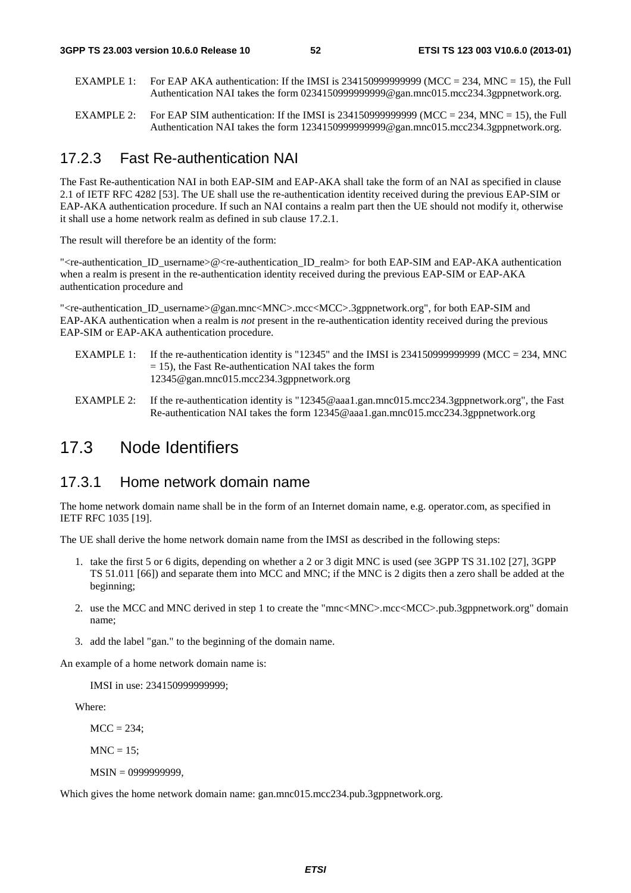EXAMPLE 1: For EAP AKA authentication: If the IMSI is 234150999999999 (MCC = 234, MNC = 15), the Full Authentication NAI takes the form 0234150999999999@gan.mnc015.mcc234.3gppnetwork.org.

EXAMPLE 2: For EAP SIM authentication: If the IMSI is 234150999999999 (MCC = 234, MNC = 15), the Full Authentication NAI takes the form 1234150999999999@gan.mnc015.mcc234.3gppnetwork.org.

### 17.2.3 Fast Re-authentication NAI

The Fast Re-authentication NAI in both EAP-SIM and EAP-AKA shall take the form of an NAI as specified in clause 2.1 of IETF RFC 4282 [53]. The UE shall use the re-authentication identity received during the previous EAP-SIM or EAP-AKA authentication procedure. If such an NAI contains a realm part then the UE should not modify it, otherwise it shall use a home network realm as defined in sub clause 17.2.1.

The result will therefore be an identity of the form:

"<re-authentication_ID_username>@<re-authentication_ID_realm> for both EAP-SIM and EAP-AKA authentication when a realm is present in the re-authentication identity received during the previous EAP-SIM or EAP-AKA authentication procedure and

"<re-authentication_ID_username>@gan.mnc<MNC>.mcc<MCC>.3gppnetwork.org", for both EAP-SIM and EAP-AKA authentication when a realm is *not* present in the re-authentication identity received during the previous EAP-SIM or EAP-AKA authentication procedure.

EXAMPLE 1: If the re-authentication identity is "12345" and the IMSI is 234150999999999 (MCC = 234, MNC = 15), the Fast Re-authentication NAI takes the form 12345@gan.mnc015.mcc234.3gppnetwork.org

EXAMPLE 2: If the re-authentication identity is "12345@aaa1.gan.mnc015.mcc234.3gppnetwork.org", the Fast Re-authentication NAI takes the form 12345@aaa1.gan.mnc015.mcc234.3gppnetwork.org

## 17.3 Node Identifiers

### 17.3.1 Home network domain name

The home network domain name shall be in the form of an Internet domain name, e.g. operator.com, as specified in IETF RFC 1035 [19].

The UE shall derive the home network domain name from the IMSI as described in the following steps:

1. take the first 5 or 6 digits, depending on whether a 2 or 3 digit MNC is used (see 3GPP TS 31.102 [27], 3GPP TS 51.011 [66]) and separate them into MCC and MNC; if the MNC is 2 digits then a zero shall be added at the beginning;
2. use the MCC and MNC derived in step 1 to create the "mnc<MNC>.mcc<MCC>.pub.3gppnetwork.org" domain name;
3. add the label "gan." to the beginning of the domain name.

An example of a home network domain name is:

IMSI in use: 234150999999999;

Where:

MCC = 234;

MNC = 15;

MSIN = 0999999999,

Which gives the home network domain name: gan.mnc015.mcc234.pub.3gppnetwork.org.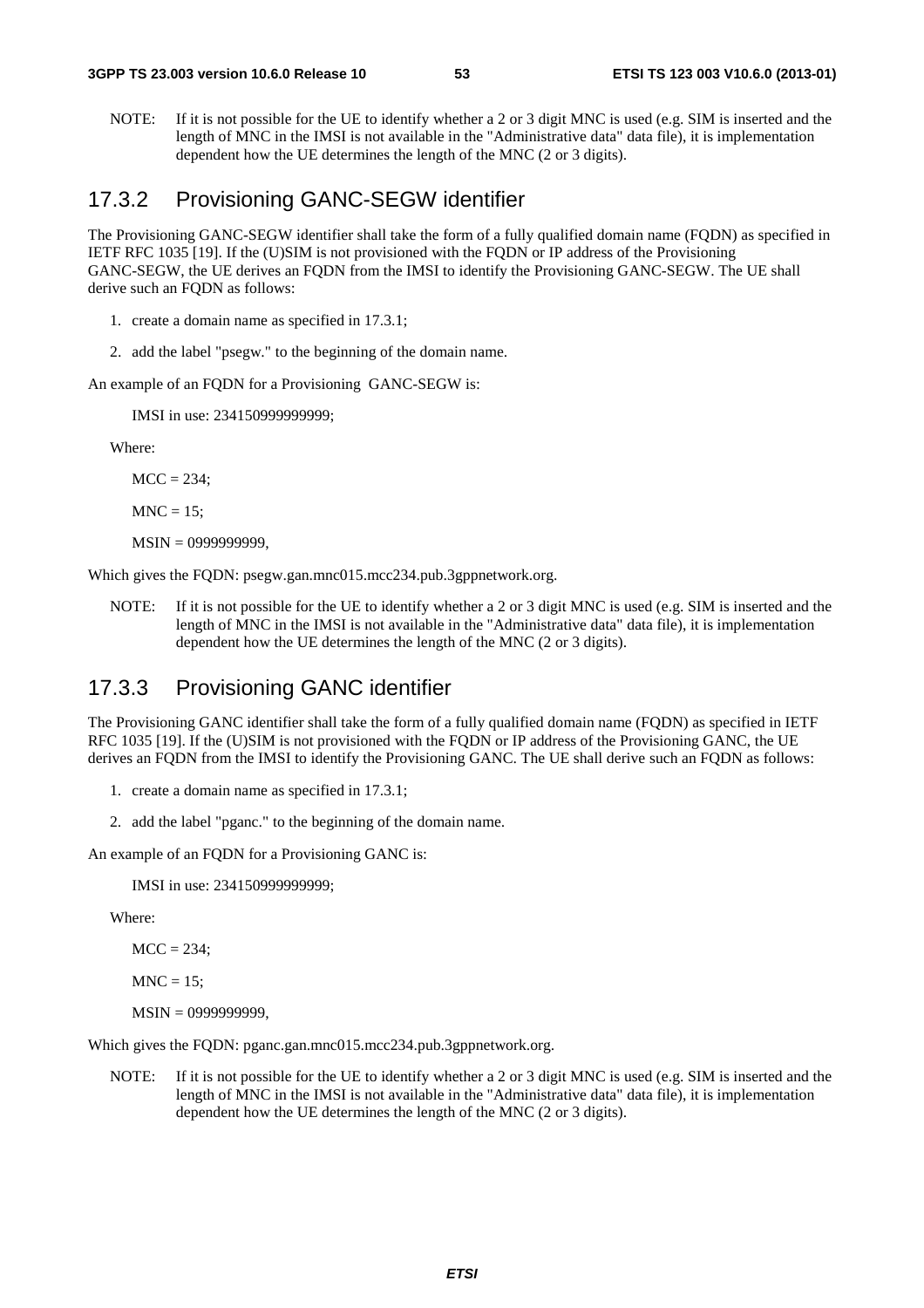NOTE: If it is not possible for the UE to identify whether a 2 or 3 digit MNC is used (e.g. SIM is inserted and the length of MNC in the IMSI is not available in the "Administrative data" data file), it is implementation dependent how the UE determines the length of the MNC (2 or 3 digits).

### 17.3.2 Provisioning GANC-SEGW identifier

The Provisioning GANC-SEGW identifier shall take the form of a fully qualified domain name (FQDN) as specified in IETF RFC 1035 [19]. If the (U)SIM is not provisioned with the FQDN or IP address of the Provisioning GANC-SEGW, the UE derives an FQDN from the IMSI to identify the Provisioning GANC-SEGW. The UE shall derive such an FQDN as follows:

1. create a domain name as specified in 17.3.1;
2. add the label "psegw." to the beginning of the domain name.

An example of an FQDN for a Provisioning GANC-SEGW is:

IMSI in use: 234150999999999;

Where:

MCC = 234;

MNC = 15;

MSIN = 0999999999,

Which gives the FQDN: psegw.gan.mnc015.mcc234.pub.3gppnetwork.org.

NOTE: If it is not possible for the UE to identify whether a 2 or 3 digit MNC is used (e.g. SIM is inserted and the length of MNC in the IMSI is not available in the "Administrative data" data file), it is implementation dependent how the UE determines the length of the MNC (2 or 3 digits).

### 17.3.3 Provisioning GANC identifier

The Provisioning GANC identifier shall take the form of a fully qualified domain name (FQDN) as specified in IETF RFC 1035 [19]. If the (U)SIM is not provisioned with the FQDN or IP address of the Provisioning GANC, the UE derives an FQDN from the IMSI to identify the Provisioning GANC. The UE shall derive such an FQDN as follows:

1. create a domain name as specified in 17.3.1;
2. add the label "pganc." to the beginning of the domain name.

An example of an FQDN for a Provisioning GANC is:

IMSI in use: 234150999999999;

Where:

MCC = 234;

MNC = 15;

MSIN = 0999999999,

Which gives the FQDN: pganc.gan.mnc015.mcc234.pub.3gppnetwork.org.

NOTE: If it is not possible for the UE to identify whether a 2 or 3 digit MNC is used (e.g. SIM is inserted and the length of MNC in the IMSI is not available in the "Administrative data" data file), it is implementation dependent how the UE determines the length of the MNC (2 or 3 digits).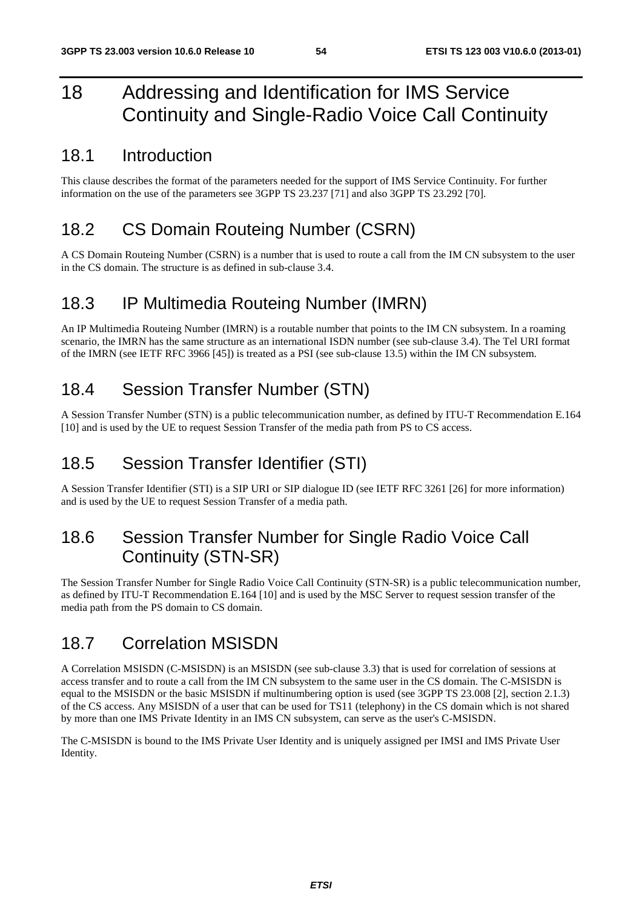# 18 Addressing and Identification for IMS Service Continuity and Single-Radio Voice Call Continuity

## 18.1 Introduction

This clause describes the format of the parameters needed for the support of IMS Service Continuity. For further information on the use of the parameters see 3GPP TS 23.237 [71] and also 3GPP TS 23.292 [70].

## 18.2 CS Domain Routeing Number (CSRN)

A CS Domain Routeing Number (CSRN) is a number that is used to route a call from the IM CN subsystem to the user in the CS domain. The structure is as defined in sub-clause 3.4.

## 18.3 IP Multimedia Routeing Number (IMRN)

An IP Multimedia Routeing Number (IMRN) is a routable number that points to the IM CN subsystem. In a roaming scenario, the IMRN has the same structure as an international ISDN number (see sub-clause 3.4). The Tel URI format of the IMRN (see IETF RFC 3966 [45]) is treated as a PSI (see sub-clause 13.5) within the IM CN subsystem.

## 18.4 Session Transfer Number (STN)

A Session Transfer Number (STN) is a public telecommunication number, as defined by ITU-T Recommendation E.164 [10] and is used by the UE to request Session Transfer of the media path from PS to CS access.

## 18.5 Session Transfer Identifier (STI)

A Session Transfer Identifier (STI) is a SIP URI or SIP dialogue ID (see IETF RFC 3261 [26] for more information) and is used by the UE to request Session Transfer of a media path.

## 18.6 Session Transfer Number for Single Radio Voice Call Continuity (STN-SR)

The Session Transfer Number for Single Radio Voice Call Continuity (STN-SR) is a public telecommunication number, as defined by ITU-T Recommendation E.164 [10] and is used by the MSC Server to request session transfer of the media path from the PS domain to CS domain.

## 18.7 Correlation MSISDN

A Correlation MSISDN (C-MSISDN) is an MSISDN (see sub-clause 3.3) that is used for correlation of sessions at access transfer and to route a call from the IM CN subsystem to the same user in the CS domain. The C-MSISDN is equal to the MSISDN or the basic MSISDN if multinumbering option is used (see 3GPP TS 23.008 [2], section 2.1.3) of the CS access. Any MSISDN of a user that can be used for TS11 (telephony) in the CS domain which is not shared by more than one IMS Private Identity in an IMS CN subsystem, can serve as the user's C-MSISDN.

The C-MSISDN is bound to the IMS Private User Identity and is uniquely assigned per IMSI and IMS Private User Identity.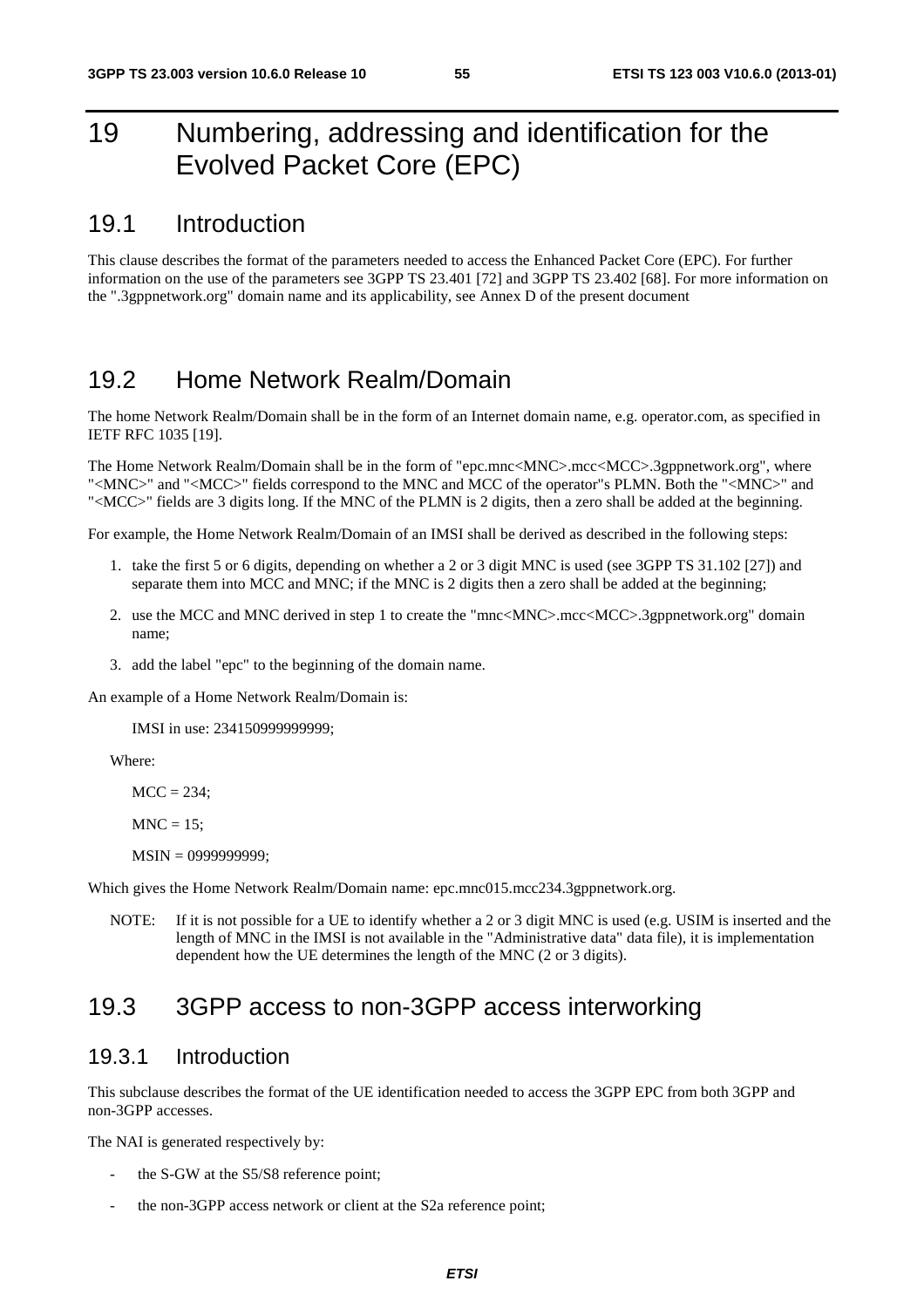# 19 Numbering, addressing and identification for the Evolved Packet Core (EPC)

## 19.1 Introduction

This clause describes the format of the parameters needed to access the Enhanced Packet Core (EPC). For further information on the use of the parameters see 3GPP TS 23.401 [72] and 3GPP TS 23.402 [68]. For more information on the ".3gppnetwork.org" domain name and its applicability, see Annex D of the present document

## 19.2 Home Network Realm/Domain

The home Network Realm/Domain shall be in the form of an Internet domain name, e.g. operator.com, as specified in IETF RFC 1035 [19].

The Home Network Realm/Domain shall be in the form of "epc.mnc<MNC>.mcc<MCC>.3gppnetwork.org", where "<MNC>" and "<MCC>" fields correspond to the MNC and MCC of the operator"s PLMN. Both the "<MNC>" and "<MCC>" fields are 3 digits long. If the MNC of the PLMN is 2 digits, then a zero shall be added at the beginning.

For example, the Home Network Realm/Domain of an IMSI shall be derived as described in the following steps:

1. take the first 5 or 6 digits, depending on whether a 2 or 3 digit MNC is used (see 3GPP TS 31.102 [27]) and separate them into MCC and MNC; if the MNC is 2 digits then a zero shall be added at the beginning;
2. use the MCC and MNC derived in step 1 to create the "mnc<MNC>.mcc<MCC>.3gppnetwork.org" domain name;
3. add the label "epc" to the beginning of the domain name.

An example of a Home Network Realm/Domain is:

IMSI in use: 234150999999999;

Where:

MCC = 234;

MNC = 15;

MSIN = 0999999999;

Which gives the Home Network Realm/Domain name: epc.mnc015.mcc234.3gppnetwork.org.

NOTE: If it is not possible for a UE to identify whether a 2 or 3 digit MNC is used (e.g. USIM is inserted and the length of MNC in the IMSI is not available in the "Administrative data" data file), it is implementation dependent how the UE determines the length of the MNC (2 or 3 digits).

## 19.3 3GPP access to non-3GPP access interworking

### 19.3.1 Introduction

This subclause describes the format of the UE identification needed to access the 3GPP EPC from both 3GPP and non-3GPP accesses.

The NAI is generated respectively by:

- the S-GW at the S5/S8 reference point;
- the non-3GPP access network or client at the S2a reference point;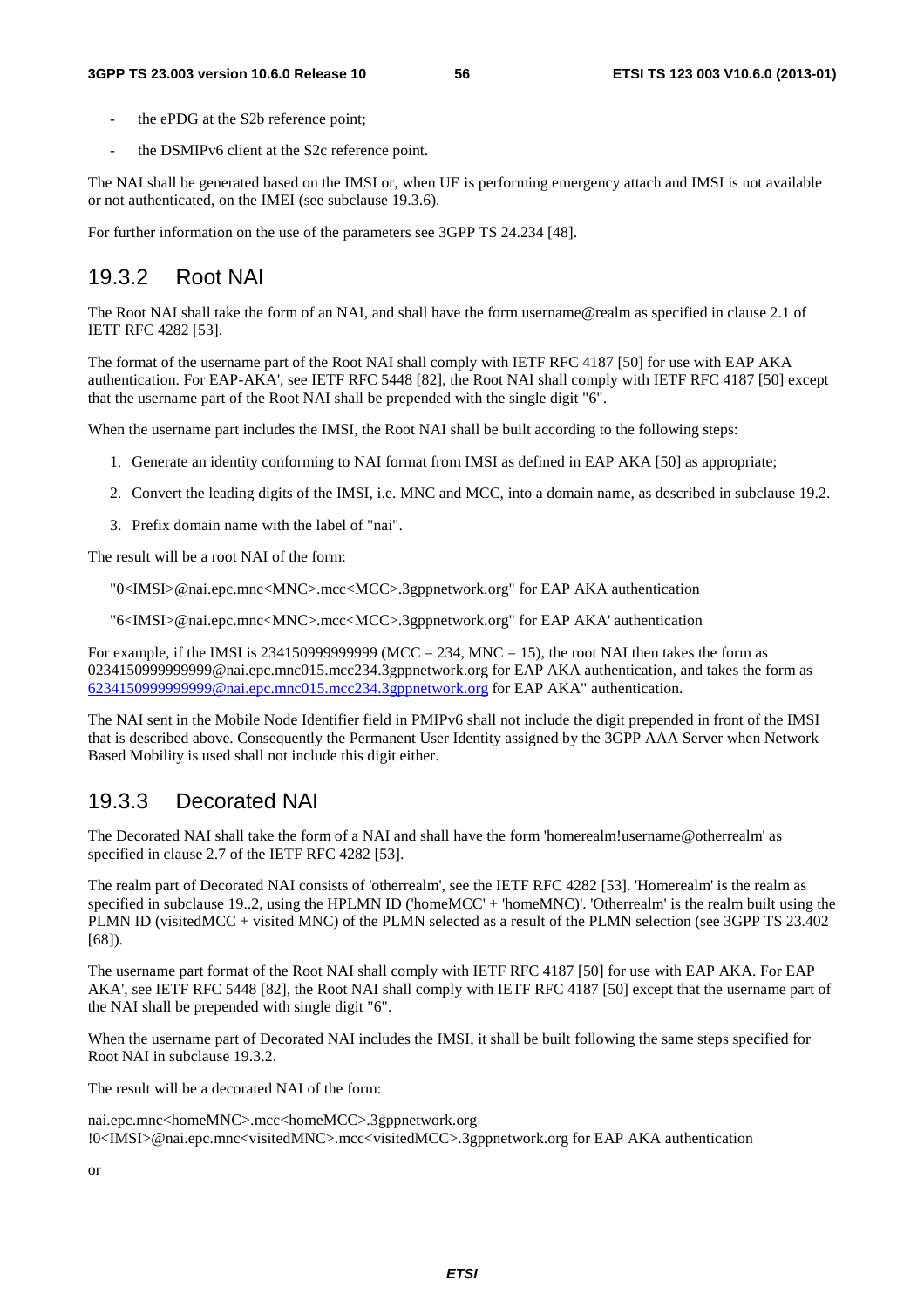- the ePDG at the S2b reference point;
- the DSMIPv6 client at the S2c reference point.

The NAI shall be generated based on the IMSI or, when UE is performing emergency attach and IMSI is not available or not authenticated, on the IMEI (see subclause 19.3.6).

For further information on the use of the parameters see 3GPP TS 24.234 [48].

## 19.3.2 Root NAI

The Root NAI shall take the form of an NAI, and shall have the form username@realm as specified in clause 2.1 of IETF RFC 4282 [53].

The format of the username part of the Root NAI shall comply with IETF RFC 4187 [50] for use with EAP AKA authentication. For EAP-AKA', see IETF RFC 5448 [82], the Root NAI shall comply with IETF RFC 4187 [50] except that the username part of the Root NAI shall be prepended with the single digit "6".

When the username part includes the IMSI, the Root NAI shall be built according to the following steps:

1. Generate an identity conforming to NAI format from IMSI as defined in EAP AKA [50] as appropriate;
2. Convert the leading digits of the IMSI, i.e. MNC and MCC, into a domain name, as described in subclause 19.2.
3. Prefix domain name with the label of "nai".

The result will be a root NAI of the form:

"0<IMSI>@nai.epc.mnc<MNC>.mcc<MCC>.3gppnetwork.org" for EAP AKA authentication

"6<IMSI>@nai.epc.mnc<MNC>.mcc<MCC>.3gppnetwork.org" for EAP AKA' authentication

For example, if the IMSI is 234150999999999 (MCC = 234, MNC = 15), the root NAI then takes the form as 0234150999999999@nai.epc.mnc015.mcc234.3gppnetwork.org for EAP AKA authentication, and takes the form as 6234150999999999@nai.epc.mnc015.mcc234.3gppnetwork.org for EAP AKA" authentication.

The NAI sent in the Mobile Node Identifier field in PMIPv6 shall not include the digit prepended in front of the IMSI that is described above. Consequently the Permanent User Identity assigned by the 3GPP AAA Server when Network Based Mobility is used shall not include this digit either.

## 19.3.3 Decorated NAI

The Decorated NAI shall take the form of a NAI and shall have the form 'homerealm!username@otherrealm' as specified in clause 2.7 of the IETF RFC 4282 [53].

The realm part of Decorated NAI consists of 'otherrealm', see the IETF RFC 4282 [53]. 'Homerealm' is the realm as specified in subclause 19..2, using the HPLMN ID ('homeMCC' + 'homeMNC)'. 'Otherrealm' is the realm built using the PLMN ID (visitedMCC + visited MNC) of the PLMN selected as a result of the PLMN selection (see 3GPP TS 23.402 [68]).

The username part format of the Root NAI shall comply with IETF RFC 4187 [50] for use with EAP AKA. For EAP AKA', see IETF RFC 5448 [82], the Root NAI shall comply with IETF RFC 4187 [50] except that the username part of the NAI shall be prepended with single digit "6".

When the username part of Decorated NAI includes the IMSI, it shall be built following the same steps specified for Root NAI in subclause 19.3.2.

The result will be a decorated NAI of the form:

nai.epc.mnc<homeMNC>.mcc<homeMCC>.3gppnetwork.org !0<IMSI>@nai.epc.mnc<visitedMNC>.mcc<visitedMCC>.3gppnetwork.org for EAP AKA authentication

or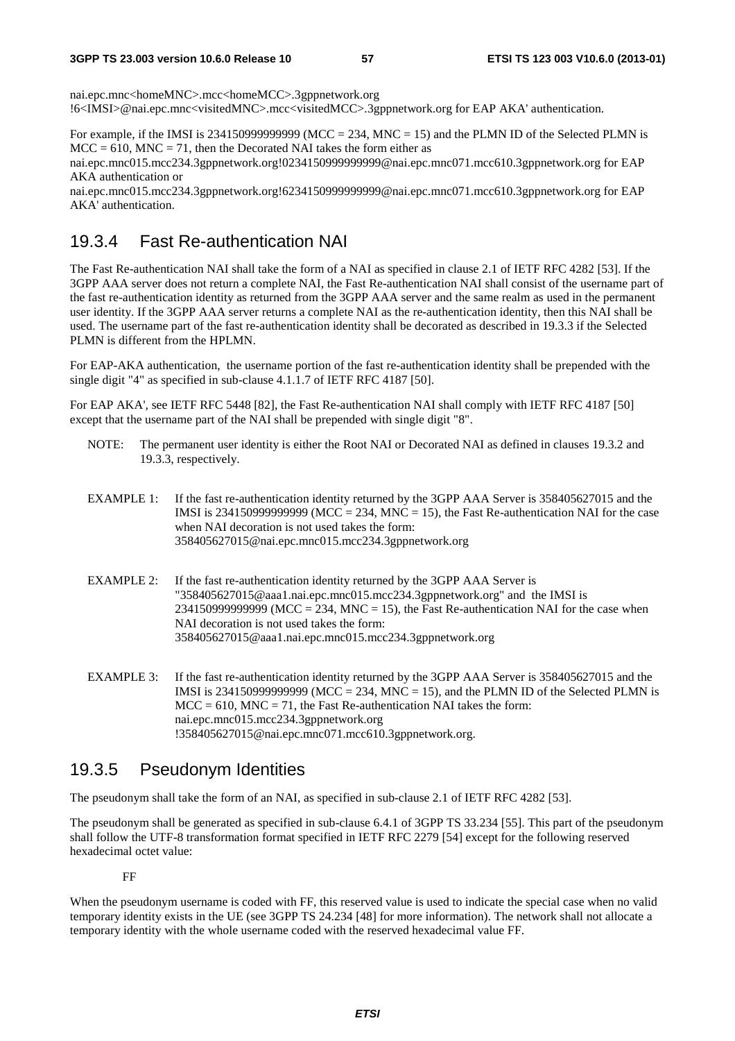nai.epc.mnc<homeMNC>.mcc<homeMCC>.3gppnetwork.org !6<IMSI>@nai.epc.mnc<visitedMNC>.mcc<visitedMCC>.3gppnetwork.org for EAP AKA' authentication.

For example, if the IMSI is 234150999999999 (MCC = 234, MNC = 15) and the PLMN ID of the Selected PLMN is MCC = 610, MNC = 71, then the Decorated NAI takes the form either as nai.epc.mnc015.mcc234.3gppnetwork.org!0234150999999999@nai.epc.mnc071.mcc610.3gppnetwork.org for EAP AKA authentication or nai.epc.mnc015.mcc234.3gppnetwork.org!6234150999999999@nai.epc.mnc071.mcc610.3gppnetwork.org for EAP AKA' authentication.

## 19.3.4 Fast Re-authentication NAI

The Fast Re-authentication NAI shall take the form of a NAI as specified in clause 2.1 of IETF RFC 4282 [53]. If the 3GPP AAA server does not return a complete NAI, the Fast Re-authentication NAI shall consist of the username part of the fast re-authentication identity as returned from the 3GPP AAA server and the same realm as used in the permanent user identity. If the 3GPP AAA server returns a complete NAI as the re-authentication identity, then this NAI shall be used. The username part of the fast re-authentication identity shall be decorated as described in 19.3.3 if the Selected PLMN is different from the HPLMN.

For EAP-AKA authentication, the username portion of the fast re-authentication identity shall be prepended with the single digit "4" as specified in sub-clause 4.1.1.7 of IETF RFC 4187 [50].

For EAP AKA', see IETF RFC 5448 [82], the Fast Re-authentication NAI shall comply with IETF RFC 4187 [50] except that the username part of the NAI shall be prepended with single digit "8".

NOTE: The permanent user identity is either the Root NAI or Decorated NAI as defined in clauses 19.3.2 and 19.3.3, respectively.

EXAMPLE 1: If the fast re-authentication identity returned by the 3GPP AAA Server is 358405627015 and the IMSI is 234150999999999 (MCC = 234, MNC = 15), the Fast Re-authentication NAI for the case when NAI decoration is not used takes the form: 358405627015@nai.epc.mnc015.mcc234.3gppnetwork.org

EXAMPLE 2: If the fast re-authentication identity returned by the 3GPP AAA Server is "358405627015@aaa1.nai.epc.mnc015.mcc234.3gppnetwork.org" and the IMSI is 234150999999999 (MCC = 234, MNC = 15), the Fast Re-authentication NAI for the case when NAI decoration is not used takes the form: 358405627015@aaa1.nai.epc.mnc015.mcc234.3gppnetwork.org

EXAMPLE 3: If the fast re-authentication identity returned by the 3GPP AAA Server is 358405627015 and the IMSI is 234150999999999 (MCC = 234, MNC = 15), and the PLMN ID of the Selected PLMN is MCC = 610, MNC = 71, the Fast Re-authentication NAI takes the form: nai.epc.mnc015.mcc234.3gppnetwork.org !358405627015@nai.epc.mnc071.mcc610.3gppnetwork.org.

## 19.3.5 Pseudonym Identities

The pseudonym shall take the form of an NAI, as specified in sub-clause 2.1 of IETF RFC 4282 [53].

The pseudonym shall be generated as specified in sub-clause 6.4.1 of 3GPP TS 33.234 [55]. This part of the pseudonym shall follow the UTF-8 transformation format specified in IETF RFC 2279 [54] except for the following reserved hexadecimal octet value:

FF

When the pseudonym username is coded with FF, this reserved value is used to indicate the special case when no valid temporary identity exists in the UE (see 3GPP TS 24.234 [48] for more information). The network shall not allocate a temporary identity with the whole username coded with the reserved hexadecimal value FF.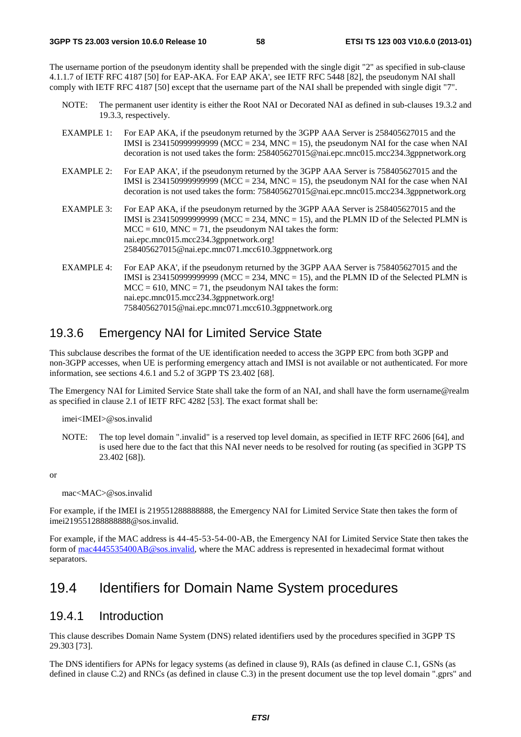The username portion of the pseudonym identity shall be prepended with the single digit "2" as specified in sub-clause 4.1.1.7 of IETF RFC 4187 [50] for EAP-AKA. For EAP AKA', see IETF RFC 5448 [82], the pseudonym NAI shall comply with IETF RFC 4187 [50] except that the username part of the NAI shall be prepended with single digit "7".

NOTE: The permanent user identity is either the Root NAI or Decorated NAI as defined in sub-clauses 19.3.2 and 19.3.3, respectively.

EXAMPLE 1: For EAP AKA, if the pseudonym returned by the 3GPP AAA Server is 258405627015 and the IMSI is 234150999999999 (MCC = 234, MNC = 15), the pseudonym NAI for the case when NAI decoration is not used takes the form: 258405627015@nai.epc.mnc015.mcc234.3gppnetwork.org

EXAMPLE 2: For EAP AKA', if the pseudonym returned by the 3GPP AAA Server is 758405627015 and the IMSI is 234150999999999 (MCC = 234, MNC = 15), the pseudonym NAI for the case when NAI decoration is not used takes the form: 758405627015@nai.epc.mnc015.mcc234.3gppnetwork.org

EXAMPLE 3: For EAP AKA, if the pseudonym returned by the 3GPP AAA Server is 258405627015 and the IMSI is 234150999999999 (MCC = 234, MNC = 15), and the PLMN ID of the Selected PLMN is MCC = 610, MNC = 71, the pseudonym NAI takes the form: nai.epc.mnc015.mcc234.3gppnetwork.org!258405627015@nai.epc.mnc071.mcc610.3gppnetwork.org

EXAMPLE 4: For EAP AKA', if the pseudonym returned by the 3GPP AAA Server is 758405627015 and the IMSI is 234150999999999 (MCC = 234, MNC = 15), and the PLMN ID of the Selected PLMN is MCC = 610, MNC = 71, the pseudonym NAI takes the form: nai.epc.mnc015.mcc234.3gppnetwork.org!758405627015@nai.epc.mnc071.mcc610.3gppnetwork.org

### 19.3.6 Emergency NAI for Limited Service State

This subclause describes the format of the UE identification needed to access the 3GPP EPC from both 3GPP and non-3GPP accesses, when UE is performing emergency attach and IMSI is not available or not authenticated. For more information, see sections 4.6.1 and 5.2 of 3GPP TS 23.402 [68].

The Emergency NAI for Limited Service State shall take the form of an NAI, and shall have the form username@realm as specified in clause 2.1 of IETF RFC 4282 [53]. The exact format shall be:

imei<IMEI>@sos.invalid

NOTE: The top level domain ".invalid" is a reserved top level domain, as specified in IETF RFC 2606 [64], and is used here due to the fact that this NAI never needs to be resolved for routing (as specified in 3GPP TS 23.402 [68]).

or

mac<MAC>@sos.invalid

For example, if the IMEI is 219551288888888, the Emergency NAI for Limited Service State then takes the form of imei219551288888888@sos.invalid.

For example, if the MAC address is 44-45-53-54-00-AB, the Emergency NAI for Limited Service State then takes the form of mac4445535400AB@sos.invalid, where the MAC address is represented in hexadecimal format without separators.

## 19.4 Identifiers for Domain Name System procedures

### 19.4.1 Introduction

This clause describes Domain Name System (DNS) related identifiers used by the procedures specified in 3GPP TS 29.303 [73].

The DNS identifiers for APNs for legacy systems (as defined in clause 9), RAIs (as defined in clause C.1, GSNs (as defined in clause C.2) and RNCs (as defined in clause C.3) in the present document use the top level domain ".gprs" and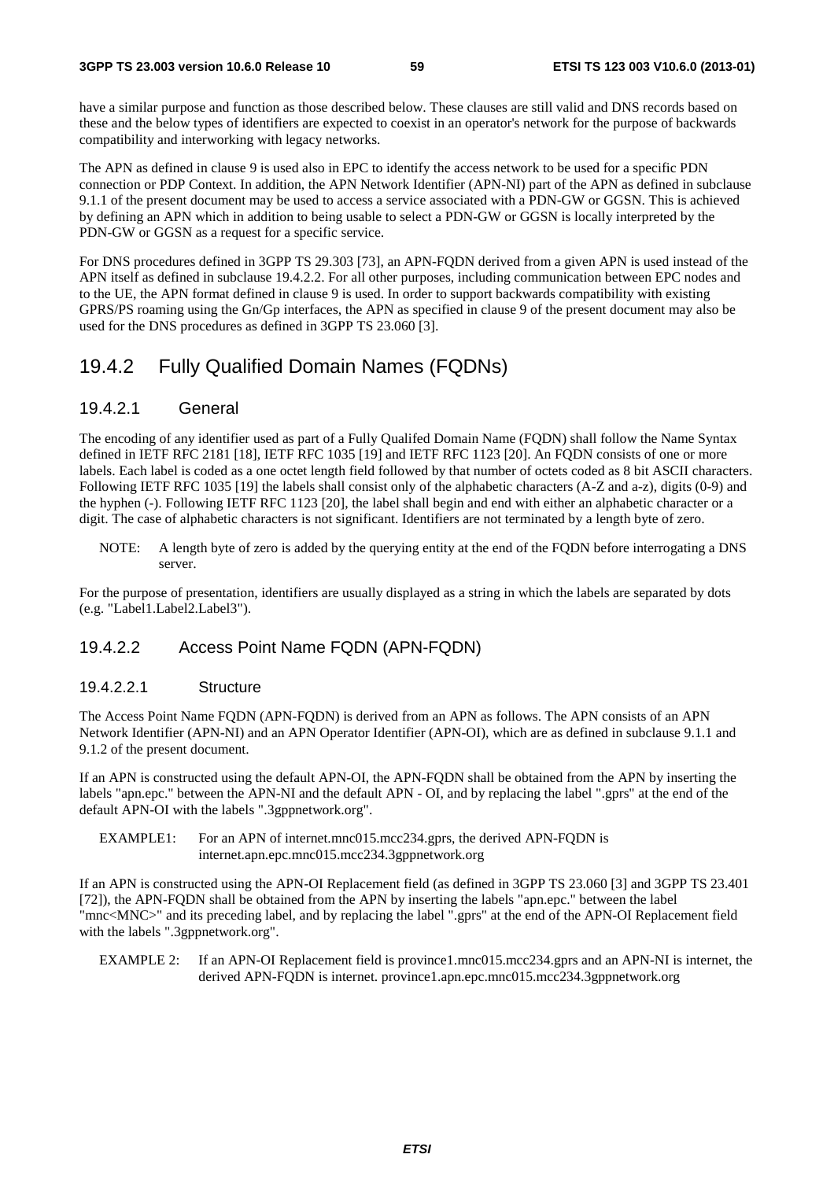have a similar purpose and function as those described below. These clauses are still valid and DNS records based on these and the below types of identifiers are expected to coexist in an operator's network for the purpose of backwards compatibility and interworking with legacy networks.

The APN as defined in clause 9 is used also in EPC to identify the access network to be used for a specific PDN connection or PDP Context. In addition, the APN Network Identifier (APN-NI) part of the APN as defined in subclause 9.1.1 of the present document may be used to access a service associated with a PDN-GW or GGSN. This is achieved by defining an APN which in addition to being usable to select a PDN-GW or GGSN is locally interpreted by the PDN-GW or GGSN as a request for a specific service.

For DNS procedures defined in 3GPP TS 29.303 [73], an APN-FQDN derived from a given APN is used instead of the APN itself as defined in subclause 19.4.2.2. For all other purposes, including communication between EPC nodes and to the UE, the APN format defined in clause 9 is used. In order to support backwards compatibility with existing GPRS/PS roaming using the Gn/Gp interfaces, the APN as specified in clause 9 of the present document may also be used for the DNS procedures as defined in 3GPP TS 23.060 [3].

## 19.4.2 Fully Qualified Domain Names (FQDNs)

### 19.4.2.1 General

The encoding of any identifier used as part of a Fully Qualifed Domain Name (FQDN) shall follow the Name Syntax defined in IETF RFC 2181 [18], IETF RFC 1035 [19] and IETF RFC 1123 [20]. An FQDN consists of one or more labels. Each label is coded as a one octet length field followed by that number of octets coded as 8 bit ASCII characters. Following IETF RFC 1035 [19] the labels shall consist only of the alphabetic characters (A-Z and a-z), digits (0-9) and the hyphen (-). Following IETF RFC 1123 [20], the label shall begin and end with either an alphabetic character or a digit. The case of alphabetic characters is not significant. Identifiers are not terminated by a length byte of zero.

NOTE: A length byte of zero is added by the querying entity at the end of the FQDN before interrogating a DNS server.

For the purpose of presentation, identifiers are usually displayed as a string in which the labels are separated by dots (e.g. "Label1.Label2.Label3").

### 19.4.2.2 Access Point Name FQDN (APN-FQDN)

#### 19.4.2.2.1 Structure

The Access Point Name FQDN (APN-FQDN) is derived from an APN as follows. The APN consists of an APN Network Identifier (APN-NI) and an APN Operator Identifier (APN-OI), which are as defined in subclause 9.1.1 and 9.1.2 of the present document.

If an APN is constructed using the default APN-OI, the APN-FQDN shall be obtained from the APN by inserting the labels "apn.epc." between the APN-NI and the default APN - OI, and by replacing the label ".gprs" at the end of the default APN-OI with the labels ".3gppnetwork.org".

EXAMPLE1: For an APN of internet.mnc015.mcc234.gprs, the derived APN-FQDN is internet.apn.epc.mnc015.mcc234.3gppnetwork.org

If an APN is constructed using the APN-OI Replacement field (as defined in 3GPP TS 23.060 [3] and 3GPP TS 23.401 [72]), the APN-FQDN shall be obtained from the APN by inserting the labels "apn.epc." between the label "mnc<MNC>" and its preceding label, and by replacing the label ".gprs" at the end of the APN-OI Replacement field with the labels ".3gppnetwork.org".

EXAMPLE 2: If an APN-OI Replacement field is province1.mnc015.mcc234.gprs and an APN-NI is internet, the derived APN-FQDN is internet. province1.apn.epc.mnc015.mcc234.3gppnetwork.org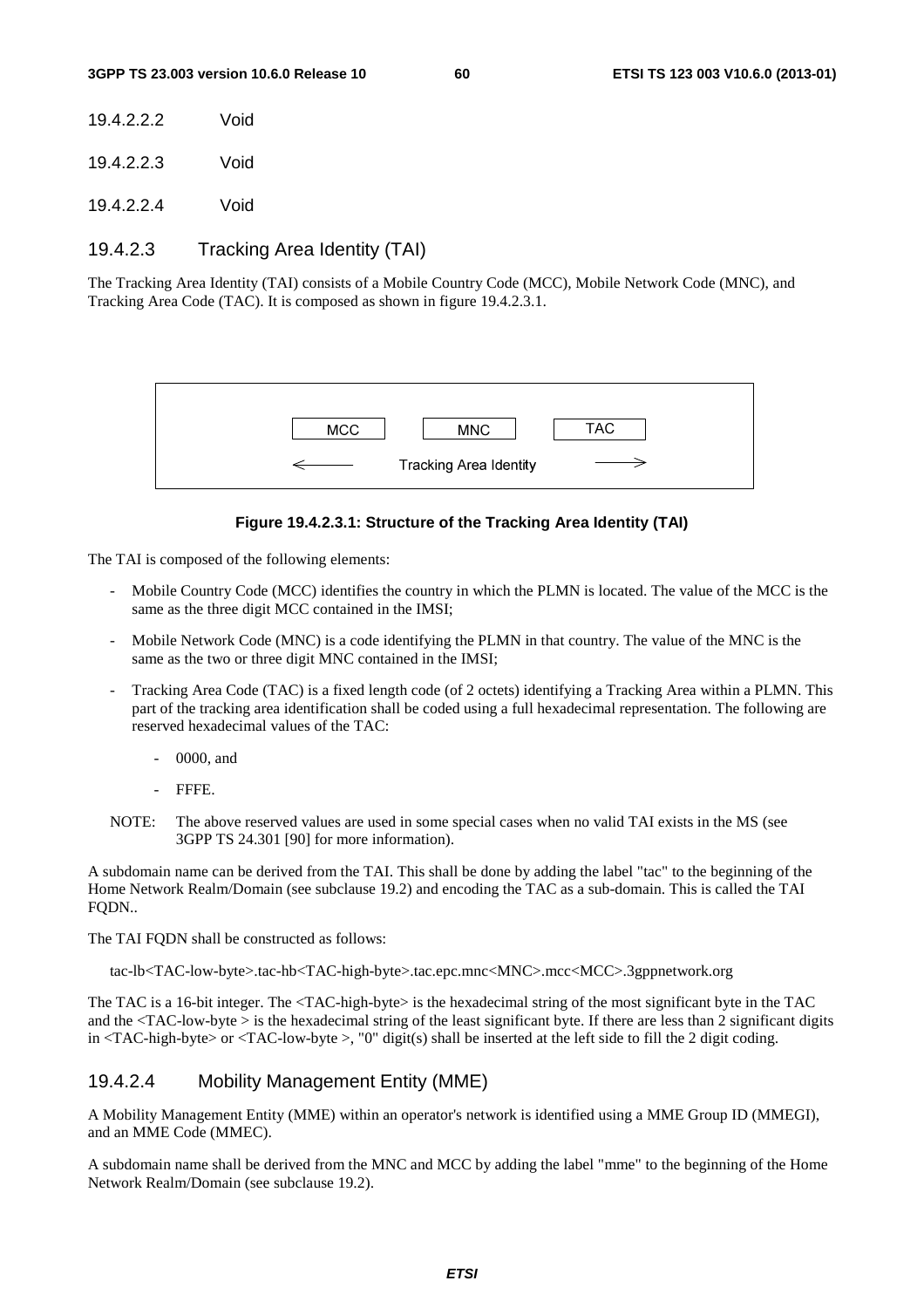19.4.2.2.2 Void

19.4.2.2.3 Void

19.4.2.2.4 Void

### 19.4.2.3 Tracking Area Identity (TAI)

The Tracking Area Identity (TAI) consists of a Mobile Country Code (MCC), Mobile Network Code (MNC), and Tracking Area Code (TAC). It is composed as shown in figure 19.4.2.3.1.

| MCC | MNC | TAC |
|---|---|---|
| ← | Tracking Area Identity | → |

**Figure 19.4.2.3.1: Structure of the Tracking Area Identity (TAI)**

The TAI is composed of the following elements:

- Mobile Country Code (MCC) identifies the country in which the PLMN is located. The value of the MCC is the same as the three digit MCC contained in the IMSI;
- Mobile Network Code (MNC) is a code identifying the PLMN in that country. The value of the MNC is the same as the two or three digit MNC contained in the IMSI;
- Tracking Area Code (TAC) is a fixed length code (of 2 octets) identifying a Tracking Area within a PLMN. This part of the tracking area identification shall be coded using a full hexadecimal representation. The following are reserved hexadecimal values of the TAC:
  - 0000, and
  - FFFE.

NOTE: The above reserved values are used in some special cases when no valid TAI exists in the MS (see 3GPP TS 24.301 [90] for more information).

A subdomain name can be derived from the TAI. This shall be done by adding the label "tac" to the beginning of the Home Network Realm/Domain (see subclause 19.2) and encoding the TAC as a sub-domain. This is called the TAI FQDN..

The TAI FQDN shall be constructed as follows:

```
tac-lb<TAC-low-byte>.tac-hb<TAC-high-byte>.tac.epc.mnc<MNC>.mcc<MCC>.3gppnetwork.org
```

The TAC is a 16-bit integer. The <TAC-high-byte> is the hexadecimal string of the most significant byte in the TAC and the <TAC-low-byte > is the hexadecimal string of the least significant byte. If there are less than 2 significant digits in <TAC-high-byte> or <TAC-low-byte >, "0" digit(s) shall be inserted at the left side to fill the 2 digit coding.

### 19.4.2.4 Mobility Management Entity (MME)

A Mobility Management Entity (MME) within an operator's network is identified using a MME Group ID (MMEGI), and an MME Code (MMEC).

A subdomain name shall be derived from the MNC and MCC by adding the label "mme" to the beginning of the Home Network Realm/Domain (see subclause 19.2).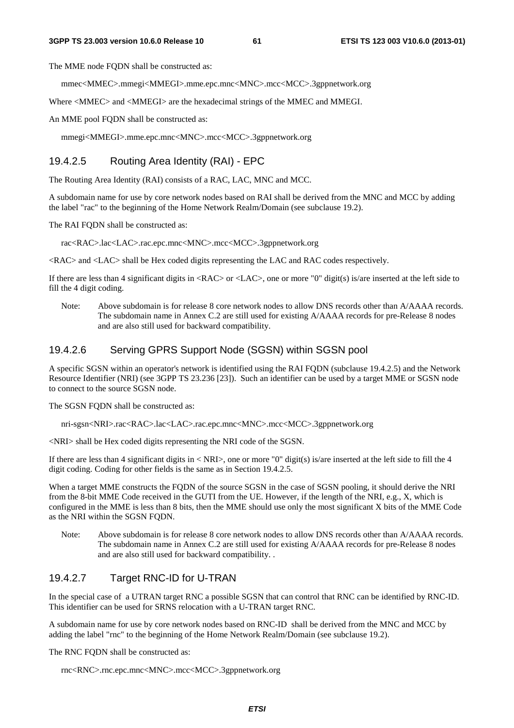The MME node FQDN shall be constructed as:

mmec<MMEC>.mmegi<MMEGI>.mme.epc.mnc<MNC>.mcc<MCC>.3gppnetwork.org

Where <MMEC> and <MMEGI> are the hexadecimal strings of the MMEC and MMEGI.

An MME pool FQDN shall be constructed as:

mmegi<MMEGI>.mme.epc.mnc<MNC>.mcc<MCC>.3gppnetwork.org

#### 19.4.2.5 Routing Area Identity (RAI) - EPC

The Routing Area Identity (RAI) consists of a RAC, LAC, MNC and MCC.

A subdomain name for use by core network nodes based on RAI shall be derived from the MNC and MCC by adding the label "rac" to the beginning of the Home Network Realm/Domain (see subclause 19.2).

The RAI FQDN shall be constructed as:

rac<RAC>.lac<LAC>.rac.epc.mnc<MNC>.mcc<MCC>.3gppnetwork.org

<RAC> and <LAC> shall be Hex coded digits representing the LAC and RAC codes respectively.

If there are less than 4 significant digits in <RAC> or <LAC>, one or more "0" digit(s) is/are inserted at the left side to fill the 4 digit coding.

Note: Above subdomain is for release 8 core network nodes to allow DNS records other than A/AAAA records. The subdomain name in Annex C.2 are still used for existing A/AAAA records for pre-Release 8 nodes and are also still used for backward compatibility.

#### 19.4.2.6 Serving GPRS Support Node (SGSN) within SGSN pool

A specific SGSN within an operator's network is identified using the RAI FQDN (subclause 19.4.2.5) and the Network Resource Identifier (NRI) (see 3GPP TS 23.236 [23]). Such an identifier can be used by a target MME or SGSN node to connect to the source SGSN node.

The SGSN FQDN shall be constructed as:

nri-sgsn<NRI>.rac<RAC>.lac<LAC>.rac.epc.mnc<MNC>.mcc<MCC>.3gppnetwork.org

<NRI> shall be Hex coded digits representing the NRI code of the SGSN.

If there are less than 4 significant digits in < NRI>, one or more "0" digit(s) is/are inserted at the left side to fill the 4 digit coding. Coding for other fields is the same as in Section 19.4.2.5.

When a target MME constructs the FQDN of the source SGSN in the case of SGSN pooling, it should derive the NRI from the 8-bit MME Code received in the GUTI from the UE. However, if the length of the NRI, e.g., X, which is configured in the MME is less than 8 bits, then the MME should use only the most significant X bits of the MME Code as the NRI within the SGSN FQDN.

Note: Above subdomain is for release 8 core network nodes to allow DNS records other than A/AAAA records. The subdomain name in Annex C.2 are still used for existing A/AAAA records for pre-Release 8 nodes and are also still used for backward compatibility. .

#### 19.4.2.7 Target RNC-ID for U-TRAN

In the special case of a UTRAN target RNC a possible SGSN that can control that RNC can be identified by RNC-ID. This identifier can be used for SRNS relocation with a U-TRAN target RNC.

A subdomain name for use by core network nodes based on RNC-ID shall be derived from the MNC and MCC by adding the label "rnc" to the beginning of the Home Network Realm/Domain (see subclause 19.2).

The RNC FQDN shall be constructed as:

rnc<RNC>.rnc.epc.mnc<MNC>.mcc<MCC>.3gppnetwork.org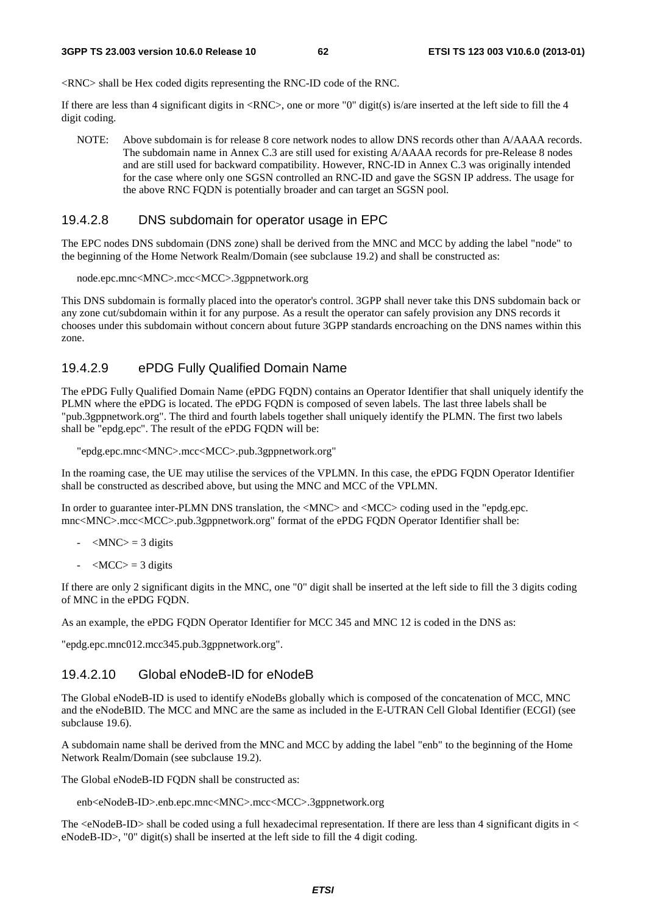<RNC> shall be Hex coded digits representing the RNC-ID code of the RNC.

If there are less than 4 significant digits in <RNC>, one or more "0" digit(s) is/are inserted at the left side to fill the 4 digit coding.

NOTE: Above subdomain is for release 8 core network nodes to allow DNS records other than A/AAAA records. The subdomain name in Annex C.3 are still used for existing A/AAAA records for pre-Release 8 nodes and are still used for backward compatibility. However, RNC-ID in Annex C.3 was originally intended for the case where only one SGSN controlled an RNC-ID and gave the SGSN IP address. The usage for the above RNC FQDN is potentially broader and can target an SGSN pool.

#### 19.4.2.8 DNS subdomain for operator usage in EPC

The EPC nodes DNS subdomain (DNS zone) shall be derived from the MNC and MCC by adding the label "node" to the beginning of the Home Network Realm/Domain (see subclause 19.2) and shall be constructed as:

node.epc.mnc<MNC>.mcc<MCC>.3gppnetwork.org

This DNS subdomain is formally placed into the operator's control. 3GPP shall never take this DNS subdomain back or any zone cut/subdomain within it for any purpose. As a result the operator can safely provision any DNS records it chooses under this subdomain without concern about future 3GPP standards encroaching on the DNS names within this zone.

#### 19.4.2.9 ePDG Fully Qualified Domain Name

The ePDG Fully Qualified Domain Name (ePDG FQDN) contains an Operator Identifier that shall uniquely identify the PLMN where the ePDG is located. The ePDG FQDN is composed of seven labels. The last three labels shall be "pub.3gppnetwork.org". The third and fourth labels together shall uniquely identify the PLMN. The first two labels shall be "epdg.epc". The result of the ePDG FQDN will be:

"epdg.epc.mnc<MNC>.mcc<MCC>.pub.3gppnetwork.org"

In the roaming case, the UE may utilise the services of the VPLMN. In this case, the ePDG FQDN Operator Identifier shall be constructed as described above, but using the MNC and MCC of the VPLMN.

In order to guarantee inter-PLMN DNS translation, the <MNC> and <MCC> coding used in the "epdg.epc. mnc<MNC>.mcc<MCC>.pub.3gppnetwork.org" format of the ePDG FQDN Operator Identifier shall be:

- <MNC> = 3 digits
- <MCC> = 3 digits

If there are only 2 significant digits in the MNC, one "0" digit shall be inserted at the left side to fill the 3 digits coding of MNC in the ePDG FQDN.

As an example, the ePDG FQDN Operator Identifier for MCC 345 and MNC 12 is coded in the DNS as:

"epdg.epc.mnc012.mcc345.pub.3gppnetwork.org".

#### 19.4.2.10 Global eNodeB-ID for eNodeB

The Global eNodeB-ID is used to identify eNodeBs globally which is composed of the concatenation of MCC, MNC and the eNodeBID. The MCC and MNC are the same as included in the E-UTRAN Cell Global Identifier (ECGI) (see subclause 19.6).

A subdomain name shall be derived from the MNC and MCC by adding the label "enb" to the beginning of the Home Network Realm/Domain (see subclause 19.2).

The Global eNodeB-ID FQDN shall be constructed as:

enb<eNodeB-ID>.enb.epc.mnc<MNC>.mcc<MCC>.3gppnetwork.org

The <eNodeB-ID> shall be coded using a full hexadecimal representation. If there are less than 4 significant digits in < eNodeB-ID>, "0" digit(s) shall be inserted at the left side to fill the 4 digit coding.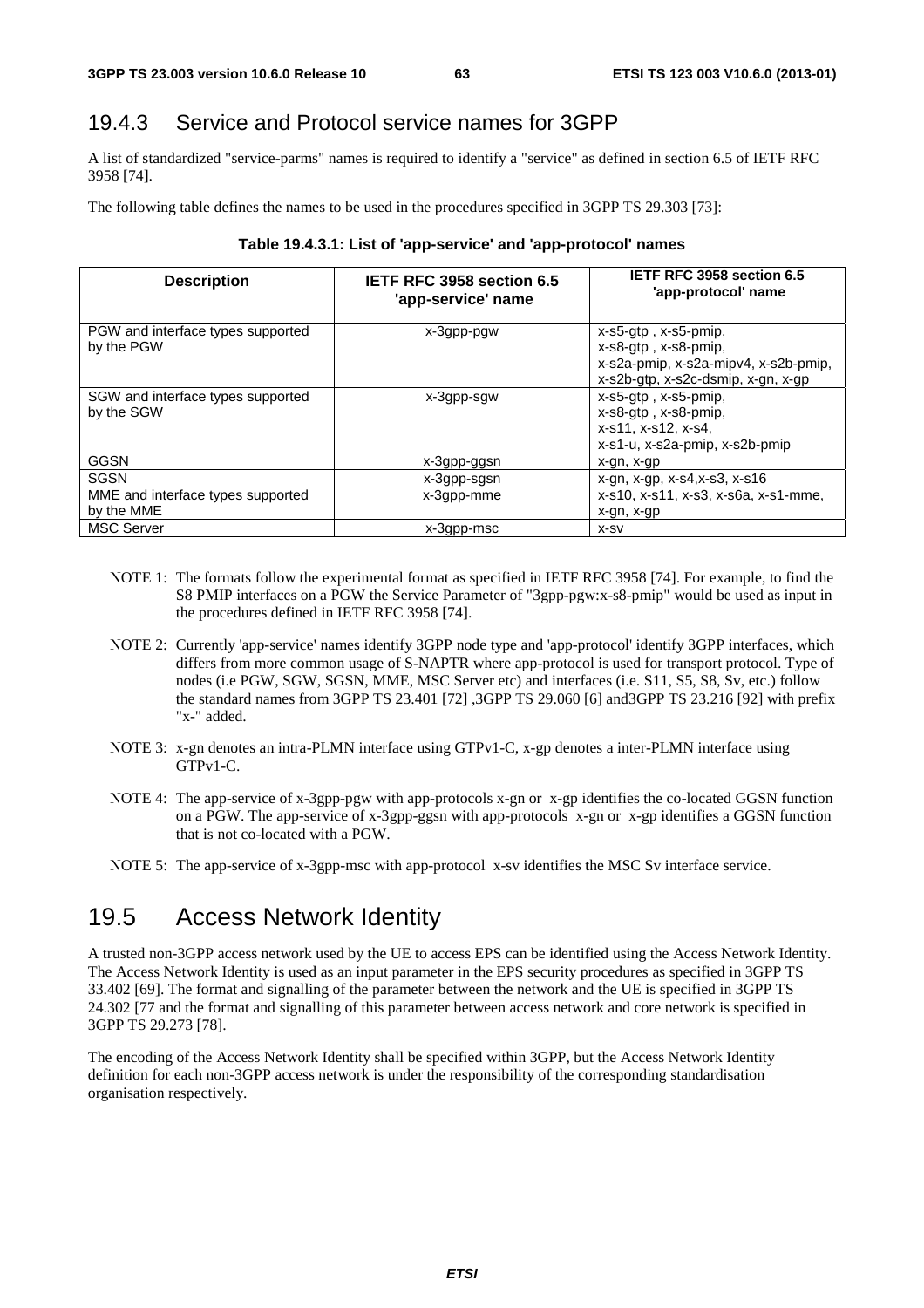### 19.4.3 Service and Protocol service names for 3GPP

A list of standardized "service-parms" names is required to identify a "service" as defined in section 6.5 of IETF RFC 3958 [74].

The following table defines the names to be used in the procedures specified in 3GPP TS 29.303 [73]:

**Table 19.4.3.1: List of 'app-service' and 'app-protocol' names**

| Description | IETF RFC 3958 section 6.5 'app-service' name | IETF RFC 3958 section 6.5 'app-protocol' name |
|---|---|---|
| PGW and interface types supported by the PGW | x-3gpp-pgw | x-s5-gtp , x-s5-pmip, x-s8-gtp , x-s8-pmip, x-s2a-pmip, x-s2a-mipv4, x-s2b-pmip, x-s2b-gtp, x-s2c-dsmip, x-gn, x-gp |
| SGW and interface types supported by the SGW | x-3gpp-sgw | x-s5-gtp , x-s5-pmip, x-s8-gtp , x-s8-pmip, x-s11, x-s12, x-s4, x-s1-u, x-s2a-pmip, x-s2b-pmip |
| GGSN | x-3gpp-ggsn | x-gn, x-gp |
| SGSN | x-3gpp-sgsn | x-gn, x-gp, x-s4,x-s3, x-s16 |
| MME and interface types supported by the MME | x-3gpp-mme | x-s10, x-s11, x-s3, x-s6a, x-s1-mme, x-gn, x-gp |
| MSC Server | x-3gpp-msc | x-sv |

NOTE 1: The formats follow the experimental format as specified in IETF RFC 3958 [74]. For example, to find the S8 PMIP interfaces on a PGW the Service Parameter of "3gpp-pgw:x-s8-pmip" would be used as input in the procedures defined in IETF RFC 3958 [74].

NOTE 2: Currently 'app-service' names identify 3GPP node type and 'app-protocol' identify 3GPP interfaces, which differs from more common usage of S-NAPTR where app-protocol is used for transport protocol. Type of nodes (i.e PGW, SGW, SGSN, MME, MSC Server etc) and interfaces (i.e. S11, S5, S8, Sv, etc.) follow the standard names from 3GPP TS 23.401 [72] ,3GPP TS 29.060 [6] and3GPP TS 23.216 [92] with prefix "x-" added.

NOTE 3: x-gn denotes an intra-PLMN interface using GTPv1-C, x-gp denotes a inter-PLMN interface using GTPv1-C.

NOTE 4: The app-service of x-3gpp-pgw with app-protocols x-gn or x-gp identifies the co-located GGSN function on a PGW. The app-service of x-3gpp-ggsn with app-protocols x-gn or x-gp identifies a GGSN function that is not co-located with a PGW.

NOTE 5: The app-service of x-3gpp-msc with app-protocol x-sv identifies the MSC Sv interface service.

## 19.5 Access Network Identity

A trusted non-3GPP access network used by the UE to access EPS can be identified using the Access Network Identity. The Access Network Identity is used as an input parameter in the EPS security procedures as specified in 3GPP TS 33.402 [69]. The format and signalling of the parameter between the network and the UE is specified in 3GPP TS 24.302 [77 and the format and signalling of this parameter between access network and core network is specified in 3GPP TS 29.273 [78].

The encoding of the Access Network Identity shall be specified within 3GPP, but the Access Network Identity definition for each non-3GPP access network is under the responsibility of the corresponding standardisation organisation respectively.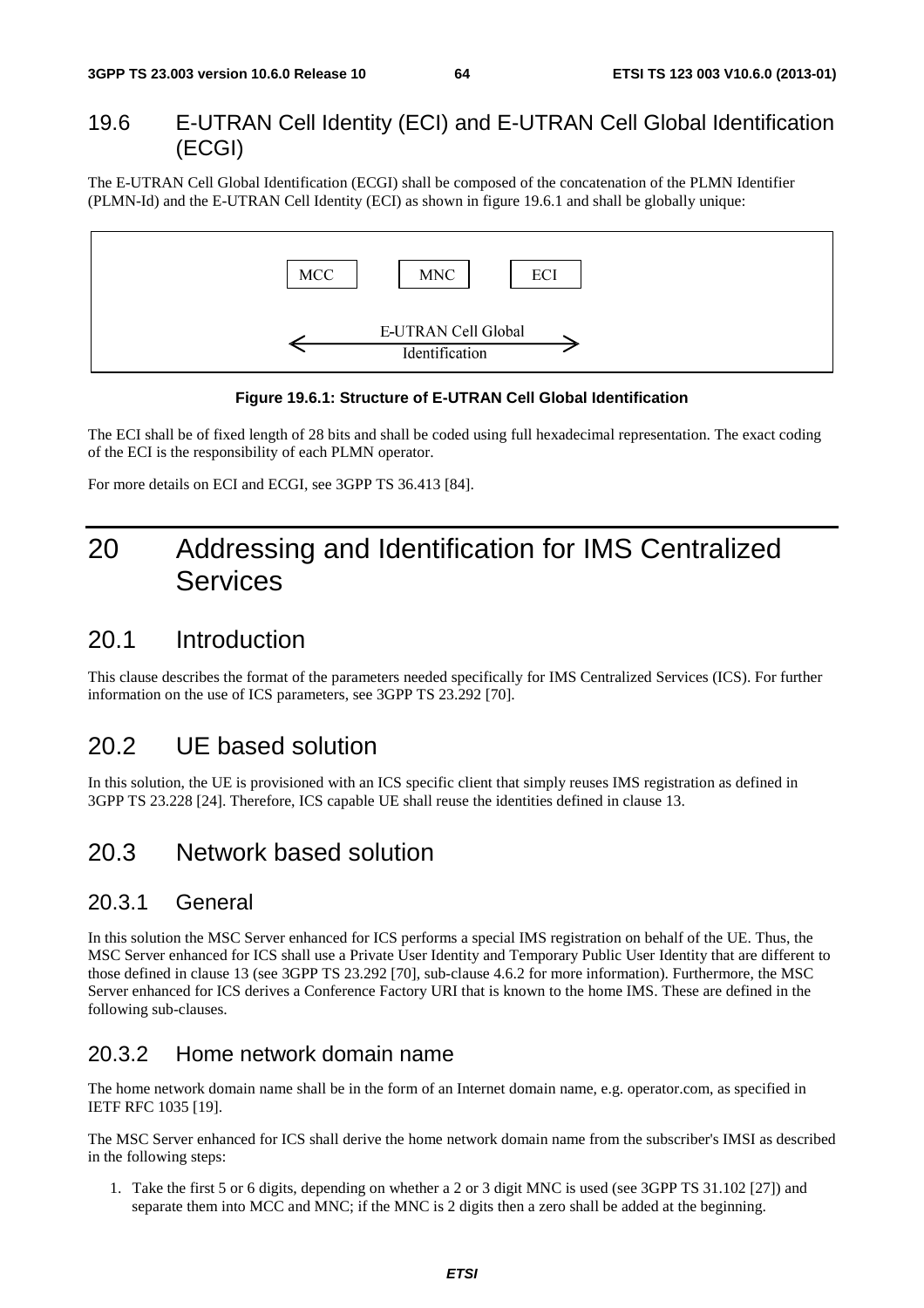## 19.6 E-UTRAN Cell Identity (ECI) and E-UTRAN Cell Global Identification (ECGI)

The E-UTRAN Cell Global Identification (ECGI) shall be composed of the concatenation of the PLMN Identifier (PLMN-Id) and the E-UTRAN Cell Identity (ECI) as shown in figure 19.6.1 and shall be globally unique:

MCC MNC ECI

E-UTRAN Cell Global Identification

**Figure 19.6.1: Structure of E-UTRAN Cell Global Identification**

The ECI shall be of fixed length of 28 bits and shall be coded using full hexadecimal representation. The exact coding of the ECI is the responsibility of each PLMN operator.

For more details on ECI and ECGI, see 3GPP TS 36.413 [84].

# 20 Addressing and Identification for IMS Centralized Services

## 20.1 Introduction

This clause describes the format of the parameters needed specifically for IMS Centralized Services (ICS). For further information on the use of ICS parameters, see 3GPP TS 23.292 [70].

## 20.2 UE based solution

In this solution, the UE is provisioned with an ICS specific client that simply reuses IMS registration as defined in 3GPP TS 23.228 [24]. Therefore, ICS capable UE shall reuse the identities defined in clause 13.

## 20.3 Network based solution

### 20.3.1 General

In this solution the MSC Server enhanced for ICS performs a special IMS registration on behalf of the UE. Thus, the MSC Server enhanced for ICS shall use a Private User Identity and Temporary Public User Identity that are different to those defined in clause 13 (see 3GPP TS 23.292 [70], sub-clause 4.6.2 for more information). Furthermore, the MSC Server enhanced for ICS derives a Conference Factory URI that is known to the home IMS. These are defined in the following sub-clauses.

### 20.3.2 Home network domain name

The home network domain name shall be in the form of an Internet domain name, e.g. operator.com, as specified in IETF RFC 1035 [19].

The MSC Server enhanced for ICS shall derive the home network domain name from the subscriber's IMSI as described in the following steps:

1. Take the first 5 or 6 digits, depending on whether a 2 or 3 digit MNC is used (see 3GPP TS 31.102 [27]) and separate them into MCC and MNC; if the MNC is 2 digits then a zero shall be added at the beginning.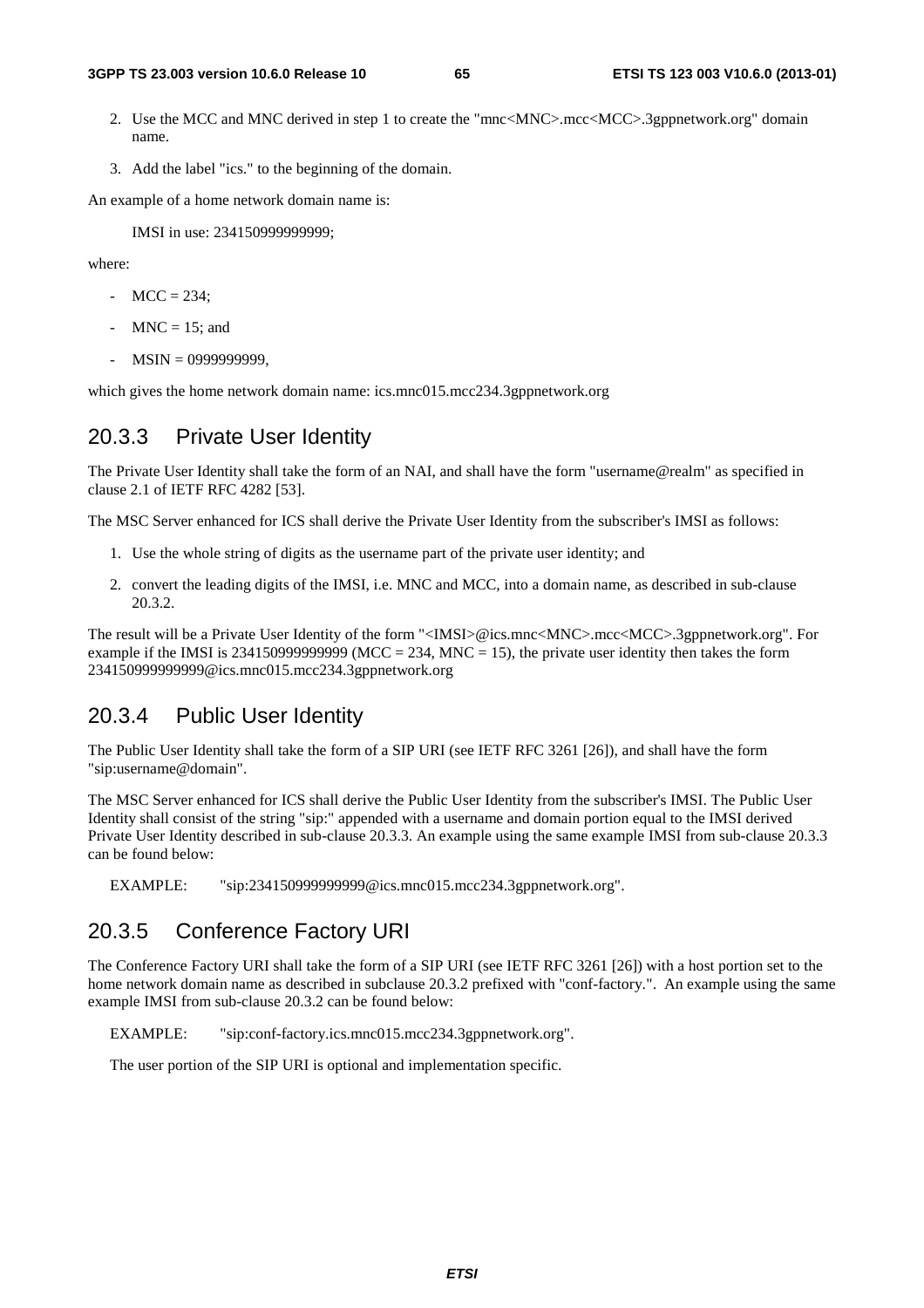2. Use the MCC and MNC derived in step 1 to create the "mnc<MNC>.mcc<MCC>.3gppnetwork.org" domain name.

3. Add the label "ics." to the beginning of the domain.

An example of a home network domain name is:

IMSI in use: 234150999999999;

where:

- MCC = 234;
- MNC = 15; and
- MSIN = 0999999999,

which gives the home network domain name: ics.mnc015.mcc234.3gppnetwork.org

## 20.3.3 Private User Identity

The Private User Identity shall take the form of an NAI, and shall have the form "username@realm" as specified in clause 2.1 of IETF RFC 4282 [53].

The MSC Server enhanced for ICS shall derive the Private User Identity from the subscriber's IMSI as follows:

1. Use the whole string of digits as the username part of the private user identity; and
2. convert the leading digits of the IMSI, i.e. MNC and MCC, into a domain name, as described in sub-clause 20.3.2.

The result will be a Private User Identity of the form "<IMSI>@ics.mnc<MNC>.mcc<MCC>.3gppnetwork.org". For example if the IMSI is 234150999999999 (MCC = 234, MNC = 15), the private user identity then takes the form 234150999999999@ics.mnc015.mcc234.3gppnetwork.org

## 20.3.4 Public User Identity

The Public User Identity shall take the form of a SIP URI (see IETF RFC 3261 [26]), and shall have the form "sip:username@domain".

The MSC Server enhanced for ICS shall derive the Public User Identity from the subscriber's IMSI. The Public User Identity shall consist of the string "sip:" appended with a username and domain portion equal to the IMSI derived Private User Identity described in sub-clause 20.3.3. An example using the same example IMSI from sub-clause 20.3.3 can be found below:

EXAMPLE: "sip:234150999999999@ics.mnc015.mcc234.3gppnetwork.org".

## 20.3.5 Conference Factory URI

The Conference Factory URI shall take the form of a SIP URI (see IETF RFC 3261 [26]) with a host portion set to the home network domain name as described in subclause 20.3.2 prefixed with "conf-factory.". An example using the same example IMSI from sub-clause 20.3.2 can be found below:

EXAMPLE: "sip:conf-factory.ics.mnc015.mcc234.3gppnetwork.org".

The user portion of the SIP URI is optional and implementation specific.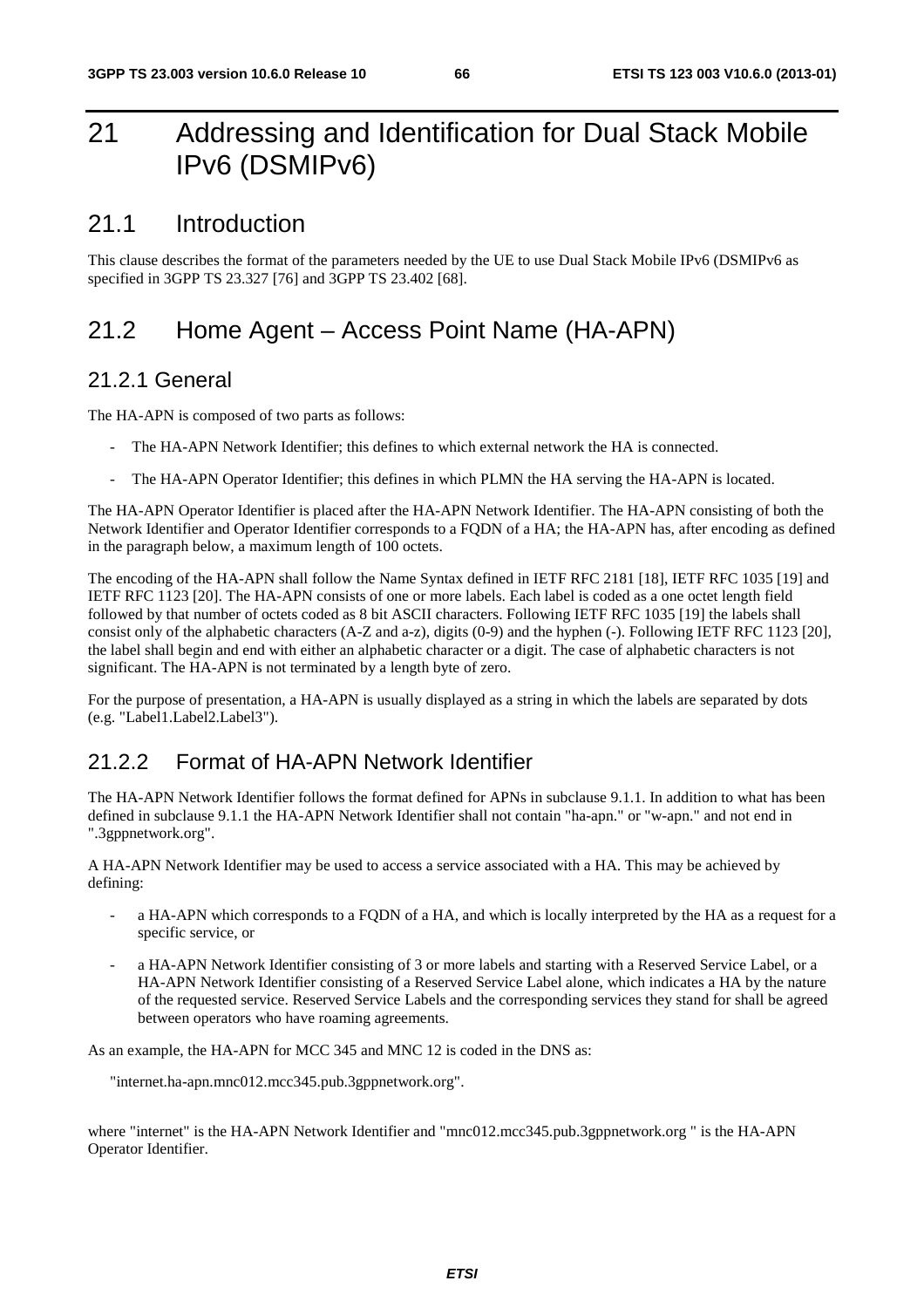# 21 Addressing and Identification for Dual Stack Mobile IPv6 (DSMIPv6)

## 21.1 Introduction

This clause describes the format of the parameters needed by the UE to use Dual Stack Mobile IPv6 (DSMIPv6 as specified in 3GPP TS 23.327 [76] and 3GPP TS 23.402 [68].

## 21.2 Home Agent – Access Point Name (HA-APN)

### 21.2.1 General

The HA-APN is composed of two parts as follows:

- The HA-APN Network Identifier; this defines to which external network the HA is connected.
- The HA-APN Operator Identifier; this defines in which PLMN the HA serving the HA-APN is located.

The HA-APN Operator Identifier is placed after the HA-APN Network Identifier. The HA-APN consisting of both the Network Identifier and Operator Identifier corresponds to a FQDN of a HA; the HA-APN has, after encoding as defined in the paragraph below, a maximum length of 100 octets.

The encoding of the HA-APN shall follow the Name Syntax defined in IETF RFC 2181 [18], IETF RFC 1035 [19] and IETF RFC 1123 [20]. The HA-APN consists of one or more labels. Each label is coded as a one octet length field followed by that number of octets coded as 8 bit ASCII characters. Following IETF RFC 1035 [19] the labels shall consist only of the alphabetic characters (A-Z and a-z), digits (0-9) and the hyphen (-). Following IETF RFC 1123 [20], the label shall begin and end with either an alphabetic character or a digit. The case of alphabetic characters is not significant. The HA-APN is not terminated by a length byte of zero.

For the purpose of presentation, a HA-APN is usually displayed as a string in which the labels are separated by dots (e.g. "Label1.Label2.Label3").

### 21.2.2 Format of HA-APN Network Identifier

The HA-APN Network Identifier follows the format defined for APNs in subclause 9.1.1. In addition to what has been defined in subclause 9.1.1 the HA-APN Network Identifier shall not contain "ha-apn." or "w-apn." and not end in ".3gppnetwork.org".

A HA-APN Network Identifier may be used to access a service associated with a HA. This may be achieved by defining:

- a HA-APN which corresponds to a FQDN of a HA, and which is locally interpreted by the HA as a request for a specific service, or
- a HA-APN Network Identifier consisting of 3 or more labels and starting with a Reserved Service Label, or a HA-APN Network Identifier consisting of a Reserved Service Label alone, which indicates a HA by the nature of the requested service. Reserved Service Labels and the corresponding services they stand for shall be agreed between operators who have roaming agreements.

As an example, the HA-APN for MCC 345 and MNC 12 is coded in the DNS as:

"internet.ha-apn.mnc012.mcc345.pub.3gppnetwork.org".

where "internet" is the HA-APN Network Identifier and "mnc012.mcc345.pub.3gppnetwork.org " is the HA-APN Operator Identifier.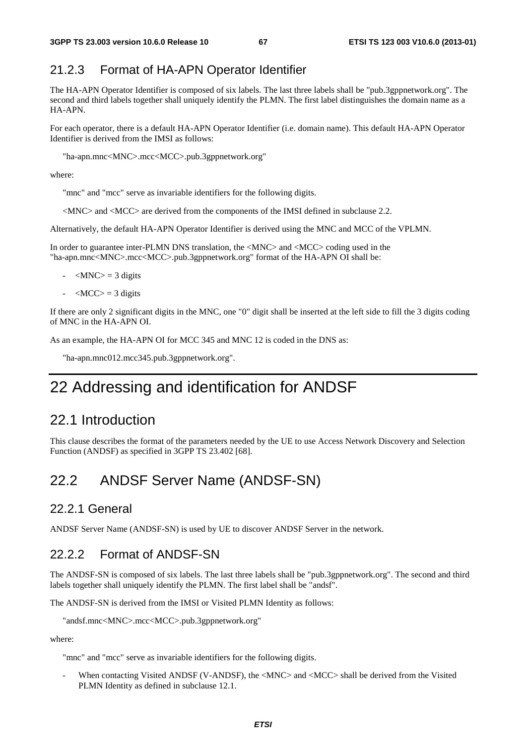### 21.2.3 Format of HA-APN Operator Identifier

The HA-APN Operator Identifier is composed of six labels. The last three labels shall be "pub.3gppnetwork.org". The second and third labels together shall uniquely identify the PLMN. The first label distinguishes the domain name as a HA-APN.

For each operator, there is a default HA-APN Operator Identifier (i.e. domain name). This default HA-APN Operator Identifier is derived from the IMSI as follows:

"ha-apn.mnc<MNC>.mcc<MCC>.pub.3gppnetwork.org"

where:

"mnc" and "mcc" serve as invariable identifiers for the following digits.

<MNC> and <MCC> are derived from the components of the IMSI defined in subclause 2.2.

Alternatively, the default HA-APN Operator Identifier is derived using the MNC and MCC of the VPLMN.

In order to guarantee inter-PLMN DNS translation, the <MNC> and <MCC> coding used in the "ha-apn.mnc<MNC>.mcc<MCC>.pub.3gppnetwork.org" format of the HA-APN OI shall be:

- <MNC> = 3 digits
- <MCC> = 3 digits

If there are only 2 significant digits in the MNC, one "0" digit shall be inserted at the left side to fill the 3 digits coding of MNC in the HA-APN OI.

As an example, the HA-APN OI for MCC 345 and MNC 12 is coded in the DNS as:

"ha-apn.mnc012.mcc345.pub.3gppnetwork.org".

# 22 Addressing and identification for ANDSF

## 22.1 Introduction

This clause describes the format of the parameters needed by the UE to use Access Network Discovery and Selection Function (ANDSF) as specified in 3GPP TS 23.402 [68].

## 22.2 ANDSF Server Name (ANDSF-SN)

### 22.2.1 General

ANDSF Server Name (ANDSF-SN) is used by UE to discover ANDSF Server in the network.

### 22.2.2 Format of ANDSF-SN

The ANDSF-SN is composed of six labels. The last three labels shall be "pub.3gppnetwork.org". The second and third labels together shall uniquely identify the PLMN. The first label shall be "andsf".

The ANDSF-SN is derived from the IMSI or Visited PLMN Identity as follows:

"andsf.mnc<MNC>.mcc<MCC>.pub.3gppnetwork.org"

where:

"mnc" and "mcc" serve as invariable identifiers for the following digits.

- When contacting Visited ANDSF (V-ANDSF), the <MNC> and <MCC> shall be derived from the Visited PLMN Identity as defined in subclause 12.1.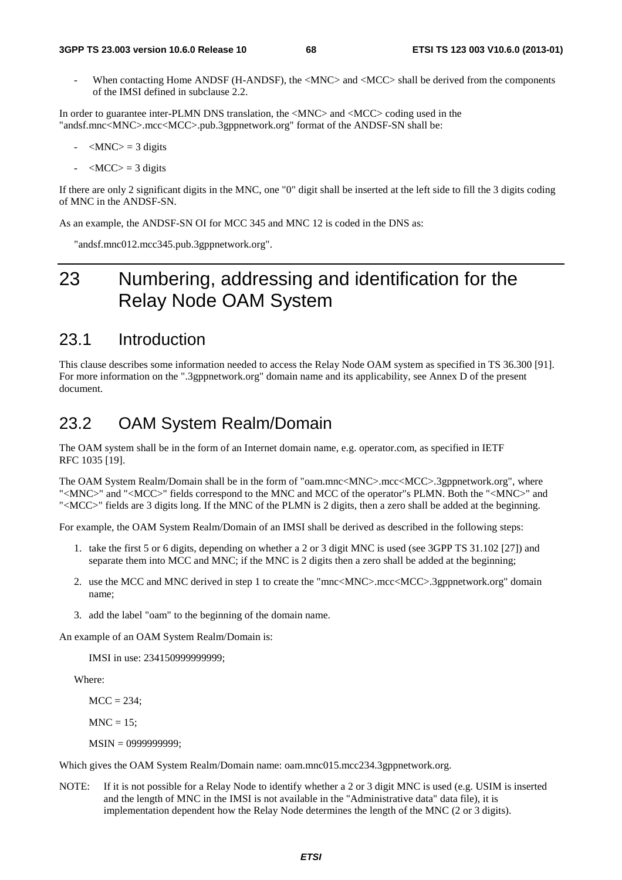- When contacting Home ANDSF (H-ANDSF), the <MNC> and <MCC> shall be derived from the components of the IMSI defined in subclause 2.2.

In order to guarantee inter-PLMN DNS translation, the <MNC> and <MCC> coding used in the "andsf.mnc<MNC>.mcc<MCC>.pub.3gppnetwork.org" format of the ANDSF-SN shall be:

- <MNC> = 3 digits
- <MCC> = 3 digits

If there are only 2 significant digits in the MNC, one "0" digit shall be inserted at the left side to fill the 3 digits coding of MNC in the ANDSF-SN.

As an example, the ANDSF-SN OI for MCC 345 and MNC 12 is coded in the DNS as:

"andsf.mnc012.mcc345.pub.3gppnetwork.org".

# 23 Numbering, addressing and identification for the Relay Node OAM System

## 23.1 Introduction

This clause describes some information needed to access the Relay Node OAM system as specified in TS 36.300 [91]. For more information on the ".3gppnetwork.org" domain name and its applicability, see Annex D of the present document.

## 23.2 OAM System Realm/Domain

The OAM system shall be in the form of an Internet domain name, e.g. operator.com, as specified in IETF RFC 1035 [19].

The OAM System Realm/Domain shall be in the form of "oam.mnc<MNC>.mcc<MCC>.3gppnetwork.org", where "<MNC>" and "<MCC>" fields correspond to the MNC and MCC of the operator"s PLMN. Both the "<MNC>" and "<MCC>" fields are 3 digits long. If the MNC of the PLMN is 2 digits, then a zero shall be added at the beginning.

For example, the OAM System Realm/Domain of an IMSI shall be derived as described in the following steps:

1. take the first 5 or 6 digits, depending on whether a 2 or 3 digit MNC is used (see 3GPP TS 31.102 [27]) and separate them into MCC and MNC; if the MNC is 2 digits then a zero shall be added at the beginning;
2. use the MCC and MNC derived in step 1 to create the "mnc<MNC>.mcc<MCC>.3gppnetwork.org" domain name;
3. add the label "oam" to the beginning of the domain name.

An example of an OAM System Realm/Domain is:

IMSI in use: 234150999999999;

Where:

MCC = 234;

MNC = 15;

MSIN = 0999999999;

Which gives the OAM System Realm/Domain name: oam.mnc015.mcc234.3gppnetwork.org.

NOTE: If it is not possible for a Relay Node to identify whether a 2 or 3 digit MNC is used (e.g. USIM is inserted and the length of MNC in the IMSI is not available in the "Administrative data" data file), it is implementation dependent how the Relay Node determines the length of the MNC (2 or 3 digits).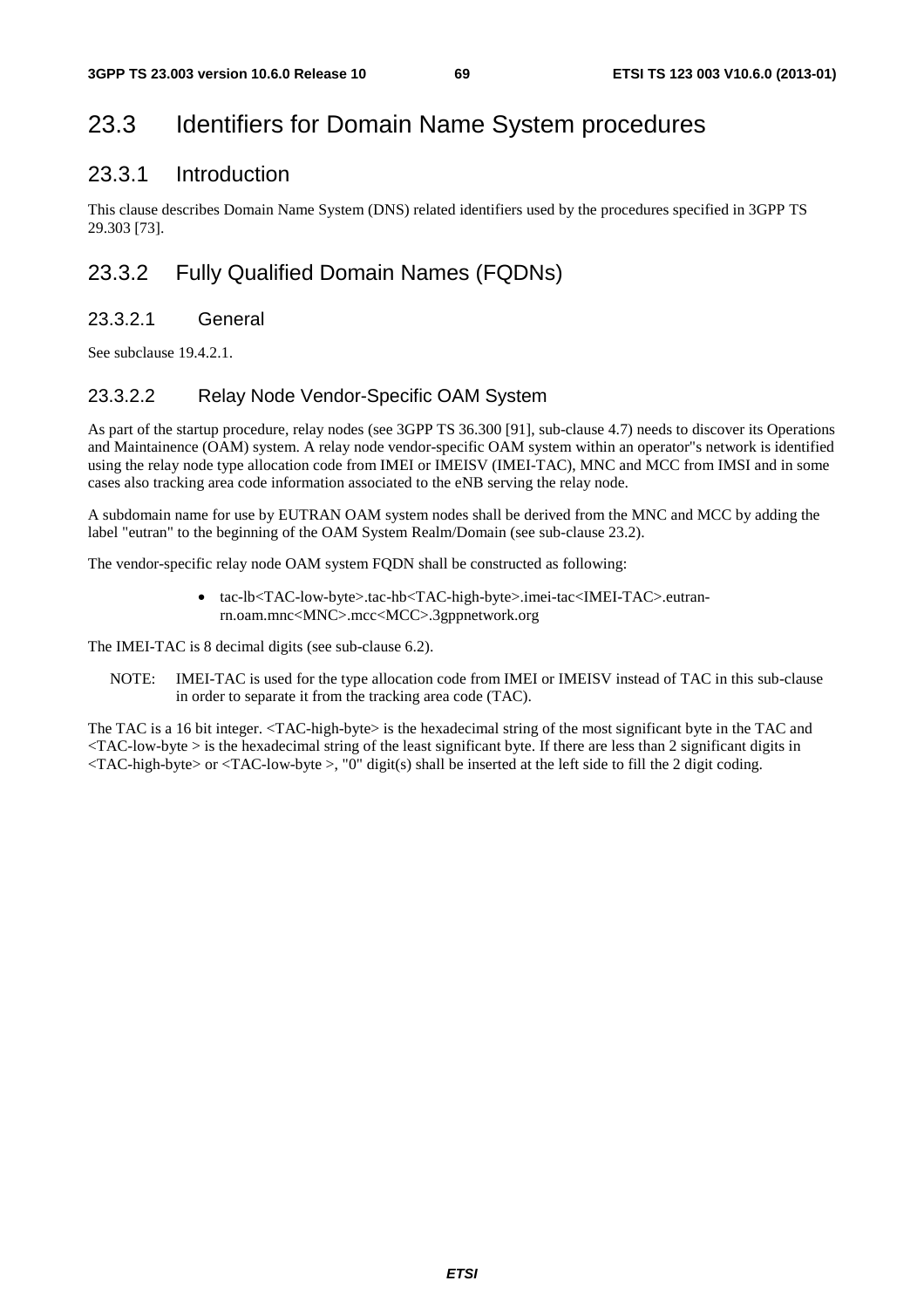# 23.3 Identifiers for Domain Name System procedures

## 23.3.1 Introduction

This clause describes Domain Name System (DNS) related identifiers used by the procedures specified in 3GPP TS 29.303 [73].

## 23.3.2 Fully Qualified Domain Names (FQDNs)

### 23.3.2.1 General

See subclause 19.4.2.1.

### 23.3.2.2 Relay Node Vendor-Specific OAM System

As part of the startup procedure, relay nodes (see 3GPP TS 36.300 [91], sub-clause 4.7) needs to discover its Operations and Maintainence (OAM) system. A relay node vendor-specific OAM system within an operator"s network is identified using the relay node type allocation code from IMEI or IMEISV (IMEI-TAC), MNC and MCC from IMSI and in some cases also tracking area code information associated to the eNB serving the relay node.

A subdomain name for use by EUTRAN OAM system nodes shall be derived from the MNC and MCC by adding the label "eutran" to the beginning of the OAM System Realm/Domain (see sub-clause 23.2).

The vendor-specific relay node OAM system FQDN shall be constructed as following:

- tac-lb<TAC-low-byte>.tac-hb<TAC-high-byte>.imei-tac<IMEI-TAC>.eutran-rn.oam.mnc<MNC>.mcc<MCC>.3gppnetwork.org

The IMEI-TAC is 8 decimal digits (see sub-clause 6.2).

NOTE: IMEI-TAC is used for the type allocation code from IMEI or IMEISV instead of TAC in this sub-clause in order to separate it from the tracking area code (TAC).

The TAC is a 16 bit integer. <TAC-high-byte> is the hexadecimal string of the most significant byte in the TAC and <TAC-low-byte > is the hexadecimal string of the least significant byte. If there are less than 2 significant digits in <TAC-high-byte> or <TAC-low-byte >, "0" digit(s) shall be inserted at the left side to fill the 2 digit coding.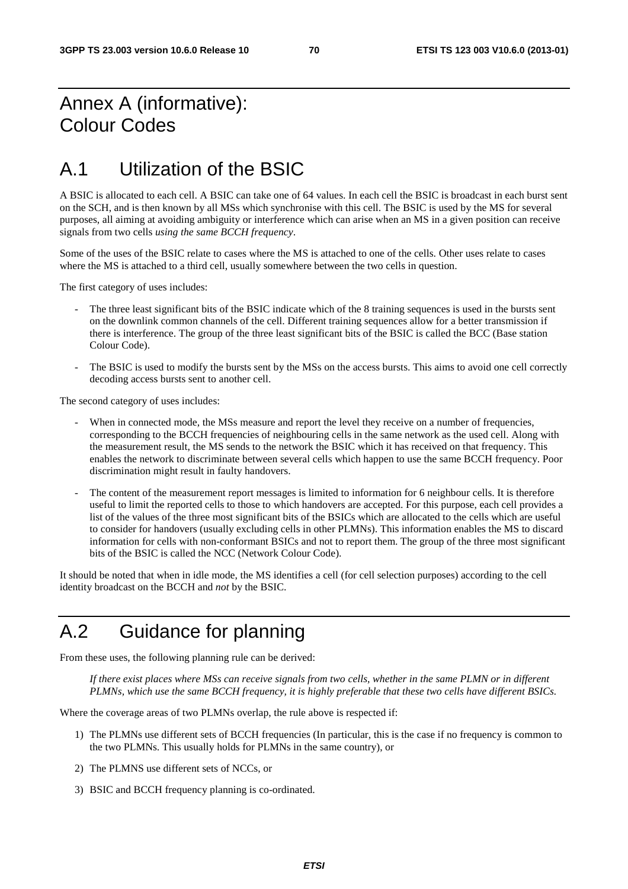# Annex A (informative): Colour Codes

# A.1 Utilization of the BSIC

A BSIC is allocated to each cell. A BSIC can take one of 64 values. In each cell the BSIC is broadcast in each burst sent on the SCH, and is then known by all MSs which synchronise with this cell. The BSIC is used by the MS for several purposes, all aiming at avoiding ambiguity or interference which can arise when an MS in a given position can receive signals from two cells *using the same BCCH frequency*.

Some of the uses of the BSIC relate to cases where the MS is attached to one of the cells. Other uses relate to cases where the MS is attached to a third cell, usually somewhere between the two cells in question.

The first category of uses includes:

- The three least significant bits of the BSIC indicate which of the 8 training sequences is used in the bursts sent on the downlink common channels of the cell. Different training sequences allow for a better transmission if there is interference. The group of the three least significant bits of the BSIC is called the BCC (Base station Colour Code).
- The BSIC is used to modify the bursts sent by the MSs on the access bursts. This aims to avoid one cell correctly decoding access bursts sent to another cell.

The second category of uses includes:

- When in connected mode, the MSs measure and report the level they receive on a number of frequencies, corresponding to the BCCH frequencies of neighbouring cells in the same network as the used cell. Along with the measurement result, the MS sends to the network the BSIC which it has received on that frequency. This enables the network to discriminate between several cells which happen to use the same BCCH frequency. Poor discrimination might result in faulty handovers.
- The content of the measurement report messages is limited to information for 6 neighbour cells. It is therefore useful to limit the reported cells to those to which handovers are accepted. For this purpose, each cell provides a list of the values of the three most significant bits of the BSICs which are allocated to the cells which are useful to consider for handovers (usually excluding cells in other PLMNs). This information enables the MS to discard information for cells with non-conformant BSICs and not to report them. The group of the three most significant bits of the BSIC is called the NCC (Network Colour Code).

It should be noted that when in idle mode, the MS identifies a cell (for cell selection purposes) according to the cell identity broadcast on the BCCH and *not* by the BSIC.

# A.2 Guidance for planning

From these uses, the following planning rule can be derived:

> *If there exist places where MSs can receive signals from two cells, whether in the same PLMN or in different PLMNs, which use the same BCCH frequency, it is highly preferable that these two cells have different BSICs.*

Where the coverage areas of two PLMNs overlap, the rule above is respected if:

1) The PLMNs use different sets of BCCH frequencies (In particular, this is the case if no frequency is common to the two PLMNs. This usually holds for PLMNs in the same country), or
2) The PLMNS use different sets of NCCs, or
3) BSIC and BCCH frequency planning is co-ordinated.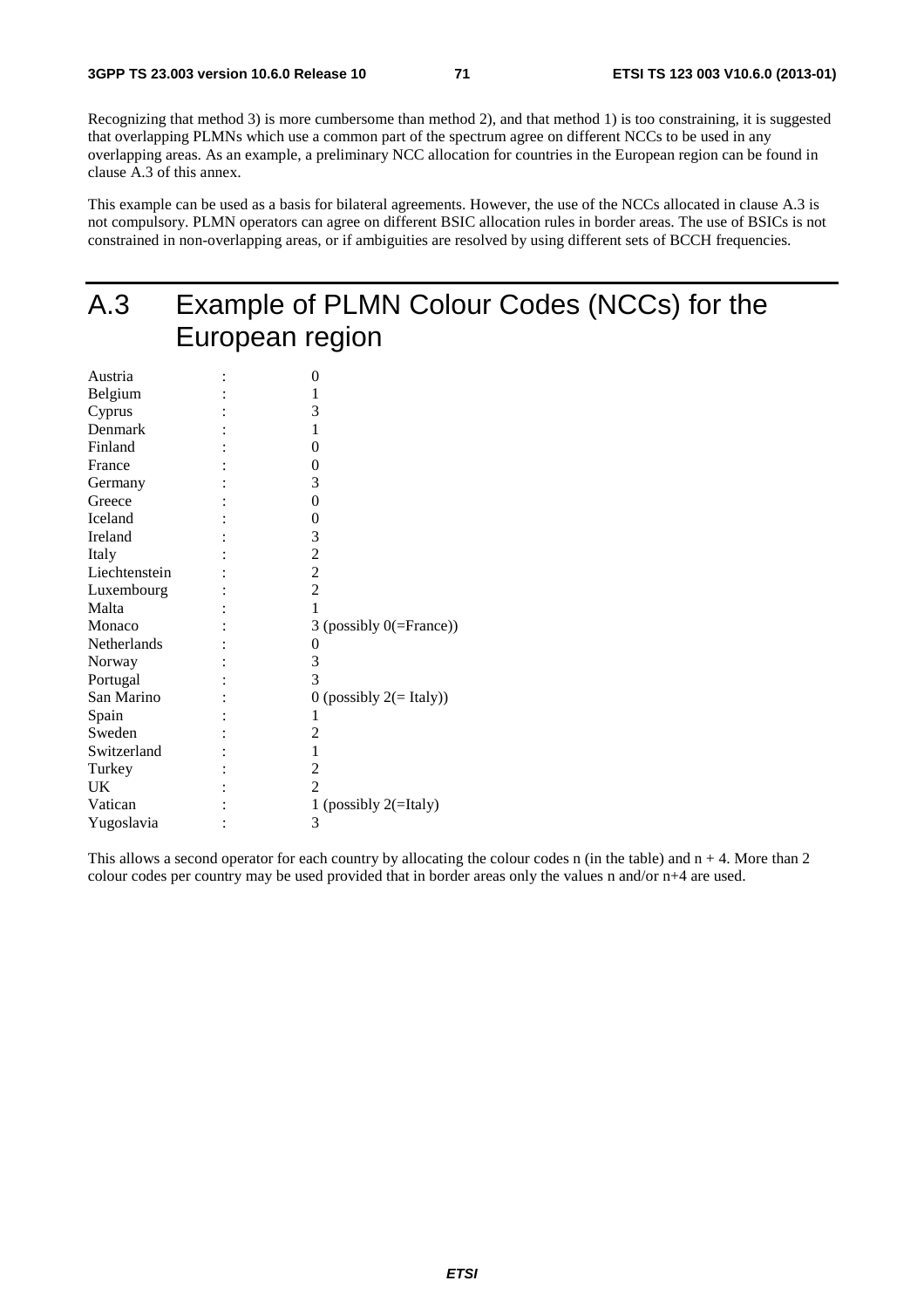Recognizing that method 3) is more cumbersome than method 2), and that method 1) is too constraining, it is suggested that overlapping PLMNs which use a common part of the spectrum agree on different NCCs to be used in any overlapping areas. As an example, a preliminary NCC allocation for countries in the European region can be found in clause A.3 of this annex.

This example can be used as a basis for bilateral agreements. However, the use of the NCCs allocated in clause A.3 is not compulsory. PLMN operators can agree on different BSIC allocation rules in border areas. The use of BSICs is not constrained in non-overlapping areas, or if ambiguities are resolved by using different sets of BCCH frequencies.

# A.3 Example of PLMN Colour Codes (NCCs) for the European region

| | | |
|---|---|---|
| Austria | : | 0 |
| Belgium | : | 1 |
| Cyprus | : | 3 |
| Denmark | : | 1 |
| Finland | : | 0 |
| France | : | 0 |
| Germany | : | 3 |
| Greece | : | 0 |
| Iceland | : | 0 |
| Ireland | : | 3 |
| Italy | : | 2 |
| Liechtenstein | : | 2 |
| Luxembourg | : | 2 |
| Malta | : | 1 |
| Monaco | : | 3 (possibly 0(=France)) |
| Netherlands | : | 0 |
| Norway | : | 3 |
| Portugal | : | 3 |
| San Marino | : | 0 (possibly 2(= Italy)) |
| Spain | : | 1 |
| Sweden | : | 2 |
| Switzerland | : | 1 |
| Turkey | : | 2 |
| UK | : | 2 |
| Vatican | : | 1 (possibly 2(=Italy) |
| Yugoslavia | : | 3 |

This allows a second operator for each country by allocating the colour codes n (in the table) and n + 4. More than 2 colour codes per country may be used provided that in border areas only the values n and/or n+4 are used.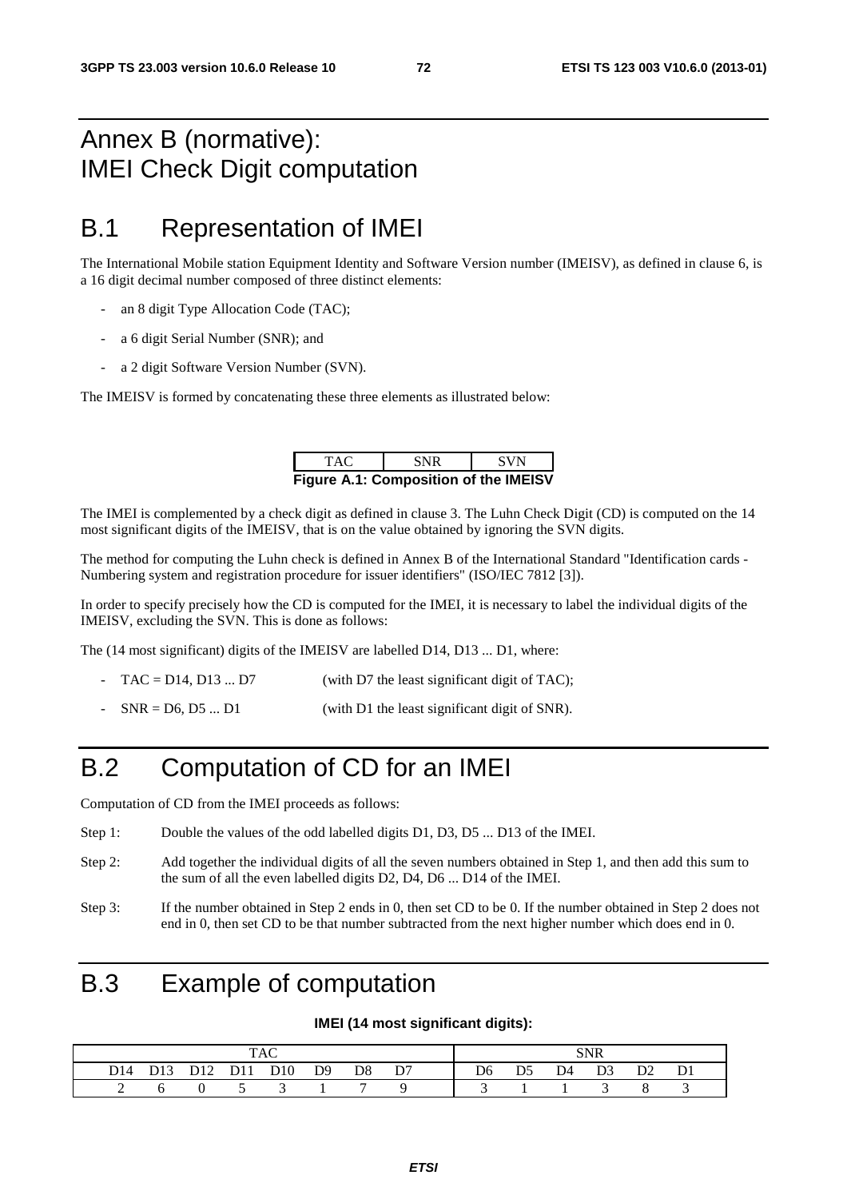# Annex B (normative): IMEI Check Digit computation

## B.1 Representation of IMEI

The International Mobile station Equipment Identity and Software Version number (IMEISV), as defined in clause 6, is a 16 digit decimal number composed of three distinct elements:

- an 8 digit Type Allocation Code (TAC);
- a 6 digit Serial Number (SNR); and
- a 2 digit Software Version Number (SVN).

The IMEISV is formed by concatenating these three elements as illustrated below:

| TAC | SNR | SVN |
|---|---|---|

**Figure A.1: Composition of the IMEISV**

The IMEI is complemented by a check digit as defined in clause 3. The Luhn Check Digit (CD) is computed on the 14 most significant digits of the IMEISV, that is on the value obtained by ignoring the SVN digits.

The method for computing the Luhn check is defined in Annex B of the International Standard "Identification cards - Numbering system and registration procedure for issuer identifiers" (ISO/IEC 7812 [3]).

In order to specify precisely how the CD is computed for the IMEI, it is necessary to label the individual digits of the IMEISV, excluding the SVN. This is done as follows:

The (14 most significant) digits of the IMEISV are labelled D14, D13 ... D1, where:

- TAC = D14, D13 ... D7 (with D7 the least significant digit of TAC);
- SNR = D6, D5 ... D1 (with D1 the least significant digit of SNR).

## B.2 Computation of CD for an IMEI

Computation of CD from the IMEI proceeds as follows:

Step 1: Double the values of the odd labelled digits D1, D3, D5 ... D13 of the IMEI.

Step 2: Add together the individual digits of all the seven numbers obtained in Step 1, and then add this sum to the sum of all the even labelled digits D2, D4, D6 ... D14 of the IMEI.

Step 3: If the number obtained in Step 2 ends in 0, then set CD to be 0. If the number obtained in Step 2 does not end in 0, then set CD to be that number subtracted from the next higher number which does end in 0.

## B.3 Example of computation

**IMEI (14 most significant digits):**

| TAC | | | | | | | | SNR | | | | | |
|---|---|---|---|---|---|---|---|---|---|---|---|---|---|
| D14 | D13 | D12 | D11 | D10 | D9 | D8 | D7 | D6 | D5 | D4 | D3 | D2 | D1 |
| 2 | 6 | 0 | 5 | 3 | 1 | 7 | 9 | 3 | 1 | 1 | 3 | 8 | 3 |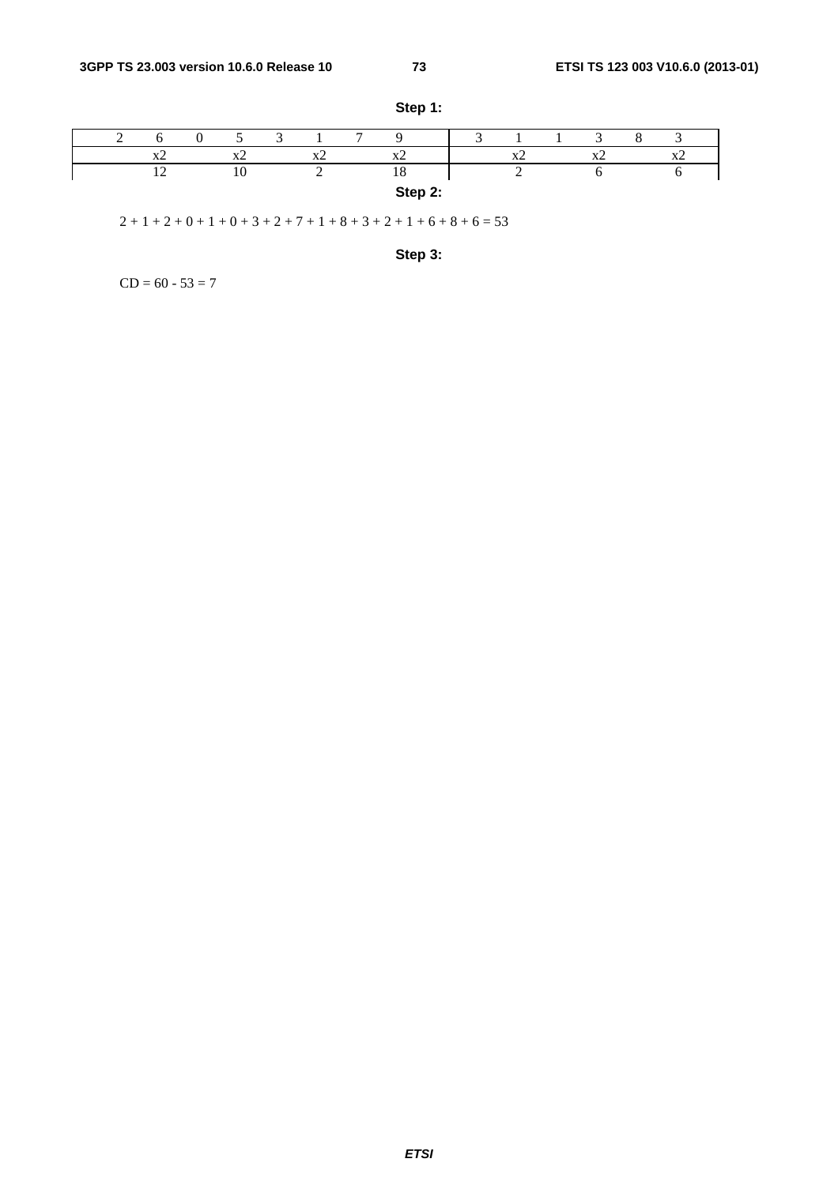**Step 1:**

| 2 | 6 | 0 | 5 | 3 | 1 | 7 | 9 | 3 | 1 | 1 | 3 | 8 | 3 |
|---|---|---|---|---|---|---|---|---|---|---|---|---|---|
| | x2 | | x2 | | x2 | | x2 | | x2 | | x2 | | x2 |
| | 12 | | 10 | | 2 | | 18 | | 2 | | 6 | | 6 |

**Step 2:**

2 + 1 + 2 + 0 + 1 + 0 + 3 + 2 + 7 + 1 + 8 + 3 + 2 + 1 + 6 + 8 + 6 = 53

**Step 3:**

CD = 60 - 53 = 7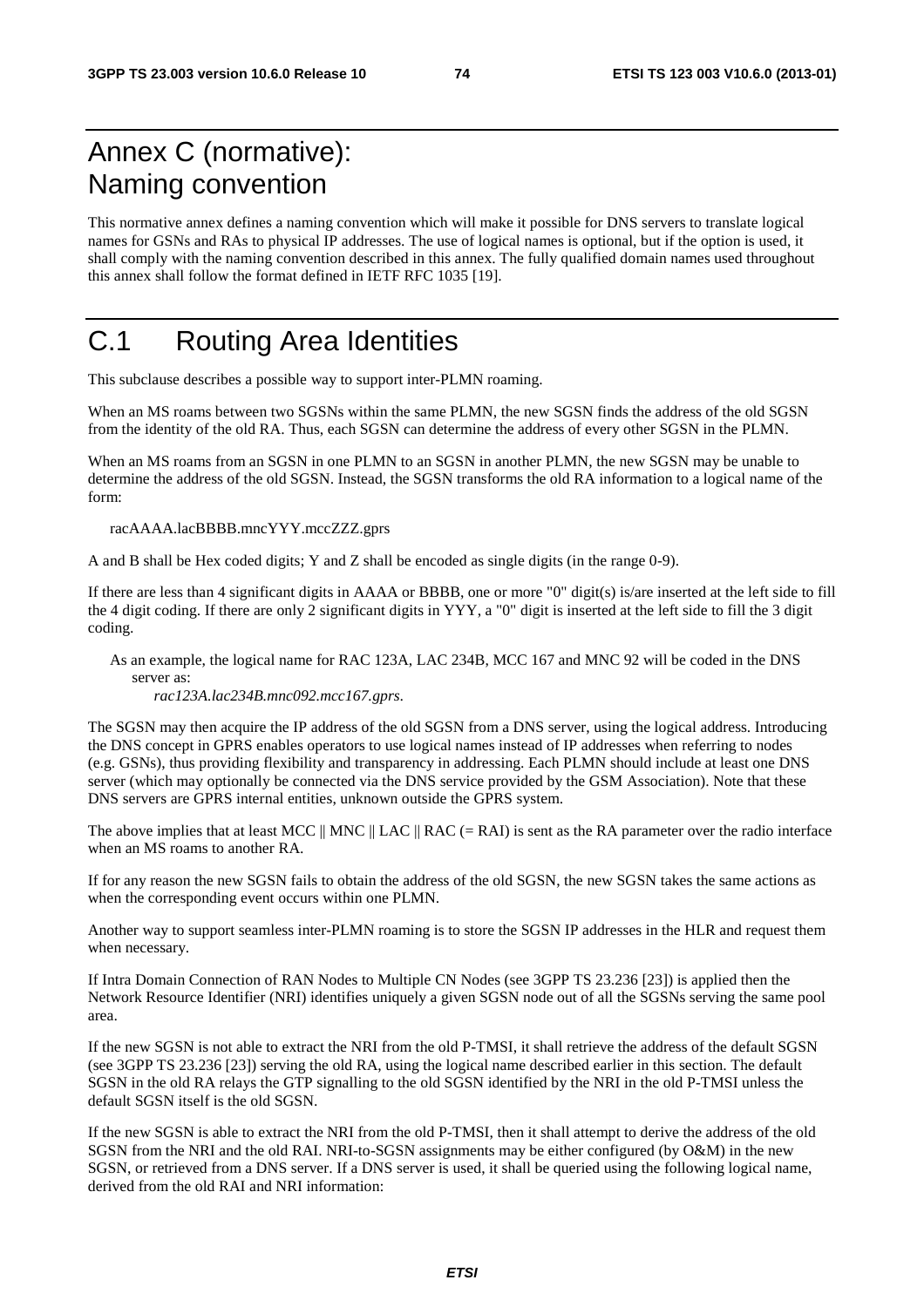# Annex C (normative): Naming convention

This normative annex defines a naming convention which will make it possible for DNS servers to translate logical names for GSNs and RAs to physical IP addresses. The use of logical names is optional, but if the option is used, it shall comply with the naming convention described in this annex. The fully qualified domain names used throughout this annex shall follow the format defined in IETF RFC 1035 [19].

# C.1 Routing Area Identities

This subclause describes a possible way to support inter-PLMN roaming.

When an MS roams between two SGSNs within the same PLMN, the new SGSN finds the address of the old SGSN from the identity of the old RA. Thus, each SGSN can determine the address of every other SGSN in the PLMN.

When an MS roams from an SGSN in one PLMN to an SGSN in another PLMN, the new SGSN may be unable to determine the address of the old SGSN. Instead, the SGSN transforms the old RA information to a logical name of the form:

racAAAA.lacBBBB.mncYYY.mccZZZ.gprs

A and B shall be Hex coded digits; Y and Z shall be encoded as single digits (in the range 0-9).

If there are less than 4 significant digits in AAAA or BBBB, one or more "0" digit(s) is/are inserted at the left side to fill the 4 digit coding. If there are only 2 significant digits in YYY, a "0" digit is inserted at the left side to fill the 3 digit coding.

As an example, the logical name for RAC 123A, LAC 234B, MCC 167 and MNC 92 will be coded in the DNS server as:
*rac123A.lac234B.mnc092.mcc167.gprs*.

The SGSN may then acquire the IP address of the old SGSN from a DNS server, using the logical address. Introducing the DNS concept in GPRS enables operators to use logical names instead of IP addresses when referring to nodes (e.g. GSNs), thus providing flexibility and transparency in addressing. Each PLMN should include at least one DNS server (which may optionally be connected via the DNS service provided by the GSM Association). Note that these DNS servers are GPRS internal entities, unknown outside the GPRS system.

The above implies that at least MCC || MNC || LAC || RAC (= RAI) is sent as the RA parameter over the radio interface when an MS roams to another RA.

If for any reason the new SGSN fails to obtain the address of the old SGSN, the new SGSN takes the same actions as when the corresponding event occurs within one PLMN.

Another way to support seamless inter-PLMN roaming is to store the SGSN IP addresses in the HLR and request them when necessary.

If Intra Domain Connection of RAN Nodes to Multiple CN Nodes (see 3GPP TS 23.236 [23]) is applied then the Network Resource Identifier (NRI) identifies uniquely a given SGSN node out of all the SGSNs serving the same pool area.

If the new SGSN is not able to extract the NRI from the old P-TMSI, it shall retrieve the address of the default SGSN (see 3GPP TS 23.236 [23]) serving the old RA, using the logical name described earlier in this section. The default SGSN in the old RA relays the GTP signalling to the old SGSN identified by the NRI in the old P-TMSI unless the default SGSN itself is the old SGSN.

If the new SGSN is able to extract the NRI from the old P-TMSI, then it shall attempt to derive the address of the old SGSN from the NRI and the old RAI. NRI-to-SGSN assignments may be either configured (by O&M) in the new SGSN, or retrieved from a DNS server. If a DNS server is used, it shall be queried using the following logical name, derived from the old RAI and NRI information: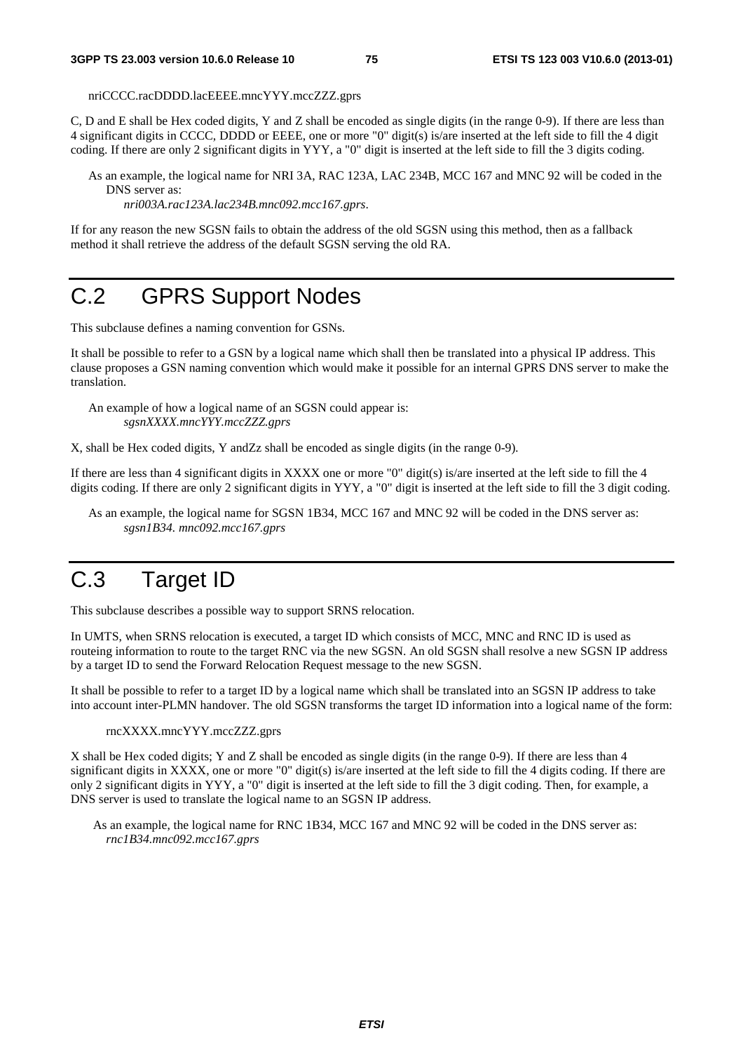nriCCCC.racDDDD.lacEEEE.mncYYY.mccZZZ.gprs

C, D and E shall be Hex coded digits, Y and Z shall be encoded as single digits (in the range 0-9). If there are less than 4 significant digits in CCCC, DDDD or EEEE, one or more "0" digit(s) is/are inserted at the left side to fill the 4 digit coding. If there are only 2 significant digits in YYY, a "0" digit is inserted at the left side to fill the 3 digits coding.

As an example, the logical name for NRI 3A, RAC 123A, LAC 234B, MCC 167 and MNC 92 will be coded in the DNS server as:
*nri003A.rac123A.lac234B.mnc092.mcc167.gprs*.

If for any reason the new SGSN fails to obtain the address of the old SGSN using this method, then as a fallback method it shall retrieve the address of the default SGSN serving the old RA.

# C.2 GPRS Support Nodes

This subclause defines a naming convention for GSNs.

It shall be possible to refer to a GSN by a logical name which shall then be translated into a physical IP address. This clause proposes a GSN naming convention which would make it possible for an internal GPRS DNS server to make the translation.

An example of how a logical name of an SGSN could appear is:
*sgsnXXXX.mncYYY.mccZZZ.gprs*

X, shall be Hex coded digits, Y andZz shall be encoded as single digits (in the range 0-9).

If there are less than 4 significant digits in XXXX one or more "0" digit(s) is/are inserted at the left side to fill the 4 digits coding. If there are only 2 significant digits in YYY, a "0" digit is inserted at the left side to fill the 3 digit coding.

As an example, the logical name for SGSN 1B34, MCC 167 and MNC 92 will be coded in the DNS server as:
*sgsn1B34. mnc092.mcc167.gprs*

# C.3 Target ID

This subclause describes a possible way to support SRNS relocation.

In UMTS, when SRNS relocation is executed, a target ID which consists of MCC, MNC and RNC ID is used as routeing information to route to the target RNC via the new SGSN. An old SGSN shall resolve a new SGSN IP address by a target ID to send the Forward Relocation Request message to the new SGSN.

It shall be possible to refer to a target ID by a logical name which shall be translated into an SGSN IP address to take into account inter-PLMN handover. The old SGSN transforms the target ID information into a logical name of the form:

rncXXXX.mncYYY.mccZZZ.gprs

X shall be Hex coded digits; Y and Z shall be encoded as single digits (in the range 0-9). If there are less than 4 significant digits in XXXX, one or more "0" digit(s) is/are inserted at the left side to fill the 4 digits coding. If there are only 2 significant digits in YYY, a "0" digit is inserted at the left side to fill the 3 digit coding. Then, for example, a DNS server is used to translate the logical name to an SGSN IP address.

As an example, the logical name for RNC 1B34, MCC 167 and MNC 92 will be coded in the DNS server as:
*rnc1B34.mnc092.mcc167.gprs*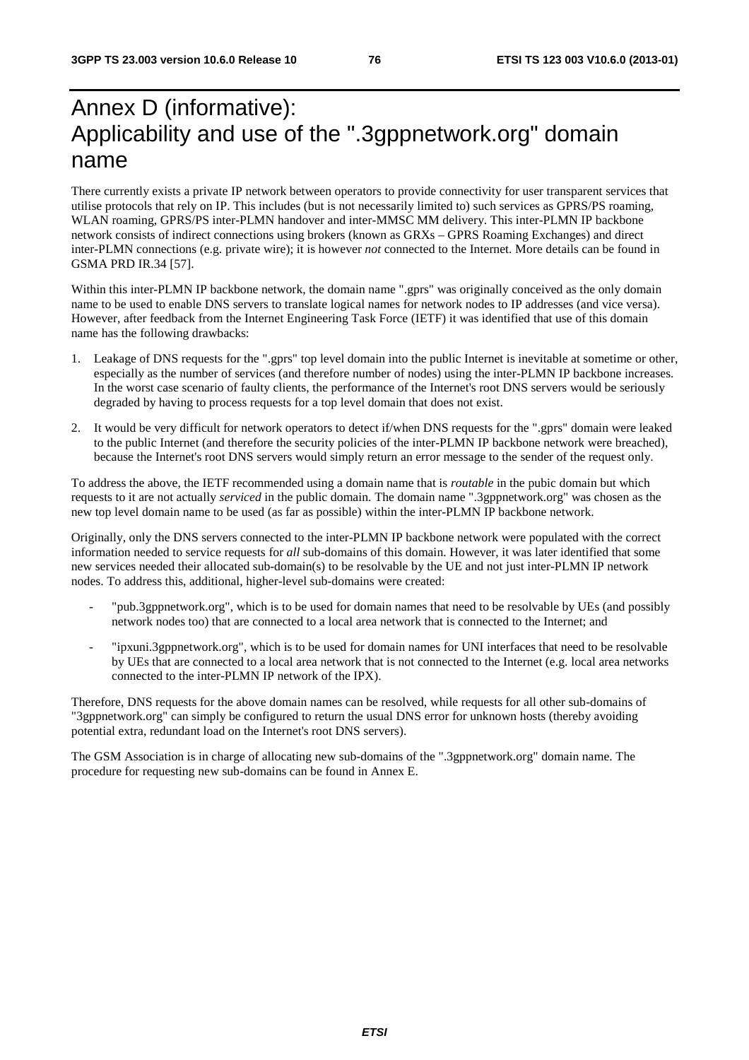# Annex D (informative): Applicability and use of the ".3gppnetwork.org" domain name

There currently exists a private IP network between operators to provide connectivity for user transparent services that utilise protocols that rely on IP. This includes (but is not necessarily limited to) such services as GPRS/PS roaming, WLAN roaming, GPRS/PS inter-PLMN handover and inter-MMSC MM delivery. This inter-PLMN IP backbone network consists of indirect connections using brokers (known as GRXs – GPRS Roaming Exchanges) and direct inter-PLMN connections (e.g. private wire); it is however *not* connected to the Internet. More details can be found in GSMA PRD IR.34 [57].

Within this inter-PLMN IP backbone network, the domain name ".gprs" was originally conceived as the only domain name to be used to enable DNS servers to translate logical names for network nodes to IP addresses (and vice versa). However, after feedback from the Internet Engineering Task Force (IETF) it was identified that use of this domain name has the following drawbacks:

1. Leakage of DNS requests for the ".gprs" top level domain into the public Internet is inevitable at sometime or other, especially as the number of services (and therefore number of nodes) using the inter-PLMN IP backbone increases. In the worst case scenario of faulty clients, the performance of the Internet's root DNS servers would be seriously degraded by having to process requests for a top level domain that does not exist.

2. It would be very difficult for network operators to detect if/when DNS requests for the ".gprs" domain were leaked to the public Internet (and therefore the security policies of the inter-PLMN IP backbone network were breached), because the Internet's root DNS servers would simply return an error message to the sender of the request only.

To address the above, the IETF recommended using a domain name that is *routable* in the pubic domain but which requests to it are not actually *serviced* in the public domain. The domain name ".3gppnetwork.org" was chosen as the new top level domain name to be used (as far as possible) within the inter-PLMN IP backbone network.

Originally, only the DNS servers connected to the inter-PLMN IP backbone network were populated with the correct information needed to service requests for *all* sub-domains of this domain. However, it was later identified that some new services needed their allocated sub-domain(s) to be resolvable by the UE and not just inter-PLMN IP network nodes. To address this, additional, higher-level sub-domains were created:

- "pub.3gppnetwork.org", which is to be used for domain names that need to be resolvable by UEs (and possibly network nodes too) that are connected to a local area network that is connected to the Internet; and

- "ipxuni.3gppnetwork.org", which is to be used for domain names for UNI interfaces that need to be resolvable by UEs that are connected to a local area network that is not connected to the Internet (e.g. local area networks connected to the inter-PLMN IP network of the IPX).

Therefore, DNS requests for the above domain names can be resolved, while requests for all other sub-domains of "3gppnetwork.org" can simply be configured to return the usual DNS error for unknown hosts (thereby avoiding potential extra, redundant load on the Internet's root DNS servers).

The GSM Association is in charge of allocating new sub-domains of the ".3gppnetwork.org" domain name. The procedure for requesting new sub-domains can be found in Annex E.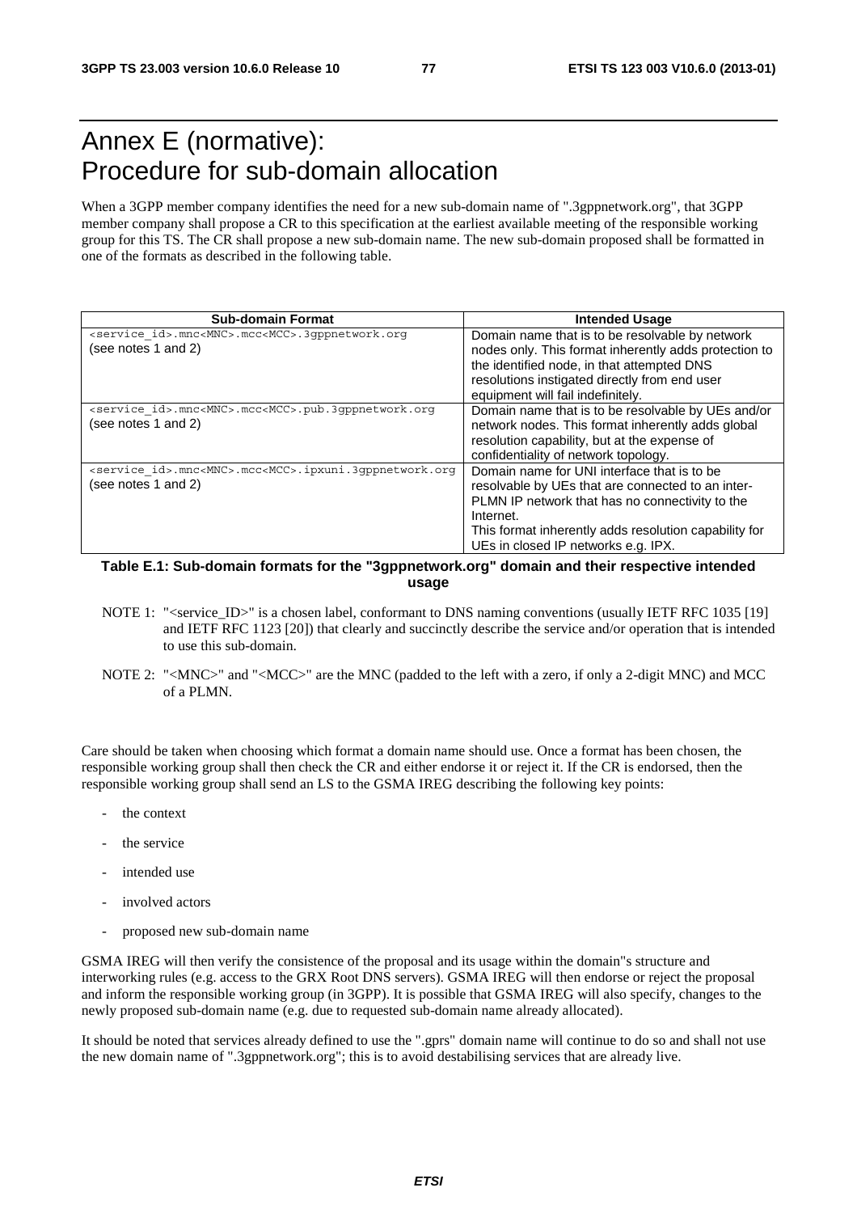# Annex E (normative): Procedure for sub-domain allocation

When a 3GPP member company identifies the need for a new sub-domain name of ".3gppnetwork.org", that 3GPP member company shall propose a CR to this specification at the earliest available meeting of the responsible working group for this TS. The CR shall propose a new sub-domain name. The new sub-domain proposed shall be formatted in one of the formats as described in the following table.

| Sub-domain Format | Intended Usage |
| --- | --- |
| <service_id>.mnc<MNC>.mcc<MCC>.3gppnetwork.org (see notes 1 and 2) | Domain name that is to be resolvable by network nodes only. This format inherently adds protection to the identified node, in that attempted DNS resolutions instigated directly from end user equipment will fail indefinitely. |
| <service_id>.mnc<MNC>.mcc<MCC>.pub.3gppnetwork.org (see notes 1 and 2) | Domain name that is to be resolvable by UEs and/or network nodes. This format inherently adds global resolution capability, but at the expense of confidentiality of network topology. |
| <service_id>.mnc<MNC>.mcc<MCC>.ipxuni.3gppnetwork.org (see notes 1 and 2) | Domain name for UNI interface that is to be resolvable by UEs that are connected to an inter-PLMN IP network that has no connectivity to the Internet. This format inherently adds resolution capability for UEs in closed IP networks e.g. IPX. |

**Table E.1: Sub-domain formats for the "3gppnetwork.org" domain and their respective intended usage**

NOTE 1: "<service_ID>" is a chosen label, conformant to DNS naming conventions (usually IETF RFC 1035 [19] and IETF RFC 1123 [20]) that clearly and succinctly describe the service and/or operation that is intended to use this sub-domain.

NOTE 2: "<MNC>" and "<MCC>" are the MNC (padded to the left with a zero, if only a 2-digit MNC) and MCC of a PLMN.

Care should be taken when choosing which format a domain name should use. Once a format has been chosen, the responsible working group shall then check the CR and either endorse it or reject it. If the CR is endorsed, then the responsible working group shall send an LS to the GSMA IREG describing the following key points:

- the context
- the service
- intended use
- involved actors
- proposed new sub-domain name

GSMA IREG will then verify the consistence of the proposal and its usage within the domain"s structure and interworking rules (e.g. access to the GRX Root DNS servers). GSMA IREG will then endorse or reject the proposal and inform the responsible working group (in 3GPP). It is possible that GSMA IREG will also specify, changes to the newly proposed sub-domain name (e.g. due to requested sub-domain name already allocated).

It should be noted that services already defined to use the ".gprs" domain name will continue to do so and shall not use the new domain name of ".3gppnetwork.org"; this is to avoid destabilising services that are already live.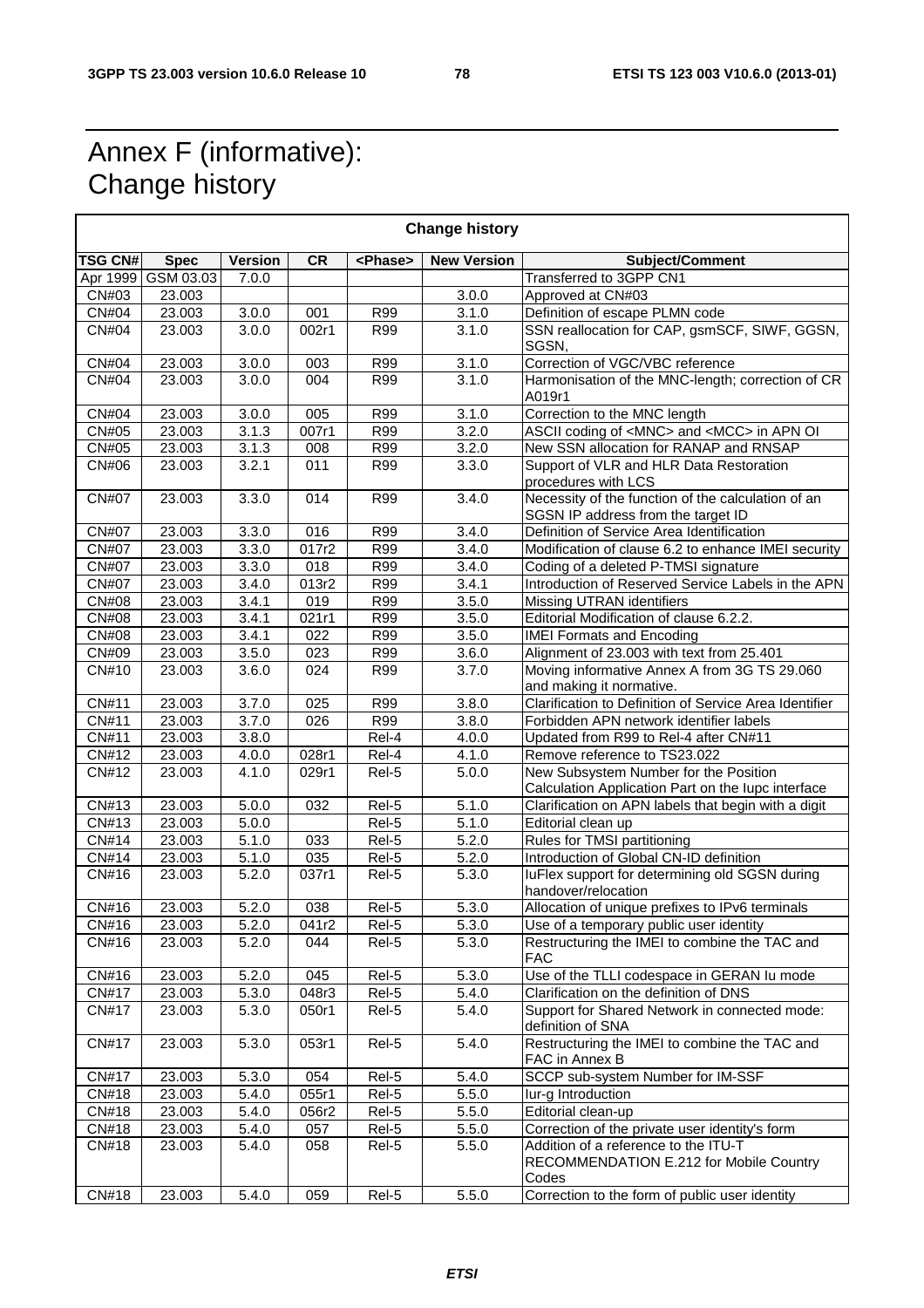# Annex F (informative): Change history

| Change history | | | | | | |
|---|---|---|---|---|---|---|
| **TSG CN#** | **Spec** | **Version** | **CR** | **<Phase>** | **New Version** | **Subject/Comment** |
| Apr 1999 | GSM 03.03 | 7.0.0 | | | | Transferred to 3GPP CN1 |
| CN#03 | 23.003 | | | | 3.0.0 | Approved at CN#03 |
| CN#04 | 23.003 | 3.0.0 | 001 | R99 | 3.1.0 | Definition of escape PLMN code |
| CN#04 | 23.003 | 3.0.0 | 002r1 | R99 | 3.1.0 | SSN reallocation for CAP, gsmSCF, SIWF, GGSN, SGSN, |
| CN#04 | 23.003 | 3.0.0 | 003 | R99 | 3.1.0 | Correction of VGC/VBC reference |
| CN#04 | 23.003 | 3.0.0 | 004 | R99 | 3.1.0 | Harmonisation of the MNC-length; correction of CR A019r1 |
| CN#04 | 23.003 | 3.0.0 | 005 | R99 | 3.1.0 | Correction to the MNC length |
| CN#05 | 23.003 | 3.1.3 | 007r1 | R99 | 3.2.0 | ASCII coding of <MNC> and <MCC> in APN OI |
| CN#05 | 23.003 | 3.1.3 | 008 | R99 | 3.2.0 | New SSN allocation for RANAP and RNSAP |
| CN#06 | 23.003 | 3.2.1 | 011 | R99 | 3.3.0 | Support of VLR and HLR Data Restoration procedures with LCS |
| CN#07 | 23.003 | 3.3.0 | 014 | R99 | 3.4.0 | Necessity of the function of the calculation of an SGSN IP address from the target ID |
| CN#07 | 23.003 | 3.3.0 | 016 | R99 | 3.4.0 | Definition of Service Area Identification |
| CN#07 | 23.003 | 3.3.0 | 017r2 | R99 | 3.4.0 | Modification of clause 6.2 to enhance IMEI security |
| CN#07 | 23.003 | 3.3.0 | 018 | R99 | 3.4.0 | Coding of a deleted P-TMSI signature |
| CN#07 | 23.003 | 3.4.0 | 013r2 | R99 | 3.4.1 | Introduction of Reserved Service Labels in the APN |
| CN#08 | 23.003 | 3.4.1 | 019 | R99 | 3.5.0 | Missing UTRAN identifiers |
| CN#08 | 23.003 | 3.4.1 | 021r1 | R99 | 3.5.0 | Editorial Modification of clause 6.2.2. |
| CN#08 | 23.003 | 3.4.1 | 022 | R99 | 3.5.0 | IMEI Formats and Encoding |
| CN#09 | 23.003 | 3.5.0 | 023 | R99 | 3.6.0 | Alignment of 23.003 with text from 25.401 |
| CN#10 | 23.003 | 3.6.0 | 024 | R99 | 3.7.0 | Moving informative Annex A from 3G TS 29.060 and making it normative. |
| CN#11 | 23.003 | 3.7.0 | 025 | R99 | 3.8.0 | Clarification to Definition of Service Area Identifier |
| CN#11 | 23.003 | 3.7.0 | 026 | R99 | 3.8.0 | Forbidden APN network identifier labels |
| CN#11 | 23.003 | 3.8.0 | | Rel-4 | 4.0.0 | Updated from R99 to Rel-4 after CN#11 |
| CN#12 | 23.003 | 4.0.0 | 028r1 | Rel-4 | 4.1.0 | Remove reference to TS23.022 |
| CN#12 | 23.003 | 4.1.0 | 029r1 | Rel-5 | 5.0.0 | New Subsystem Number for the Position Calculation Application Part on the Iupc interface |
| CN#13 | 23.003 | 5.0.0 | 032 | Rel-5 | 5.1.0 | Clarification on APN labels that begin with a digit |
| CN#13 | 23.003 | 5.0.0 | | Rel-5 | 5.1.0 | Editorial clean up |
| CN#14 | 23.003 | 5.1.0 | 033 | Rel-5 | 5.2.0 | Rules for TMSI partitioning |
| CN#14 | 23.003 | 5.1.0 | 035 | Rel-5 | 5.2.0 | Introduction of Global CN-ID definition |
| CN#16 | 23.003 | 5.2.0 | 037r1 | Rel-5 | 5.3.0 | IuFlex support for determining old SGSN during handover/relocation |
| CN#16 | 23.003 | 5.2.0 | 038 | Rel-5 | 5.3.0 | Allocation of unique prefixes to IPv6 terminals |
| CN#16 | 23.003 | 5.2.0 | 041r2 | Rel-5 | 5.3.0 | Use of a temporary public user identity |
| CN#16 | 23.003 | 5.2.0 | 044 | Rel-5 | 5.3.0 | Restructuring the IMEI to combine the TAC and FAC |
| CN#16 | 23.003 | 5.2.0 | 045 | Rel-5 | 5.3.0 | Use of the TLLI codespace in GERAN Iu mode |
| CN#17 | 23.003 | 5.3.0 | 048r3 | Rel-5 | 5.4.0 | Clarification on the definition of DNS |
| CN#17 | 23.003 | 5.3.0 | 050r1 | Rel-5 | 5.4.0 | Support for Shared Network in connected mode: definition of SNA |
| CN#17 | 23.003 | 5.3.0 | 053r1 | Rel-5 | 5.4.0 | Restructuring the IMEI to combine the TAC and FAC in Annex B |
| CN#17 | 23.003 | 5.3.0 | 054 | Rel-5 | 5.4.0 | SCCP sub-system Number for IM-SSF |
| CN#18 | 23.003 | 5.4.0 | 055r1 | Rel-5 | 5.5.0 | Iur-g Introduction |
| CN#18 | 23.003 | 5.4.0 | 056r2 | Rel-5 | 5.5.0 | Editorial clean-up |
| CN#18 | 23.003 | 5.4.0 | 057 | Rel-5 | 5.5.0 | Correction of the private user identity's form |
| CN#18 | 23.003 | 5.4.0 | 058 | Rel-5 | 5.5.0 | Addition of a reference to the ITU-T RECOMMENDATION E.212 for Mobile Country Codes |
| CN#18 | 23.003 | 5.4.0 | 059 | Rel-5 | 5.5.0 | Correction to the form of public user identity |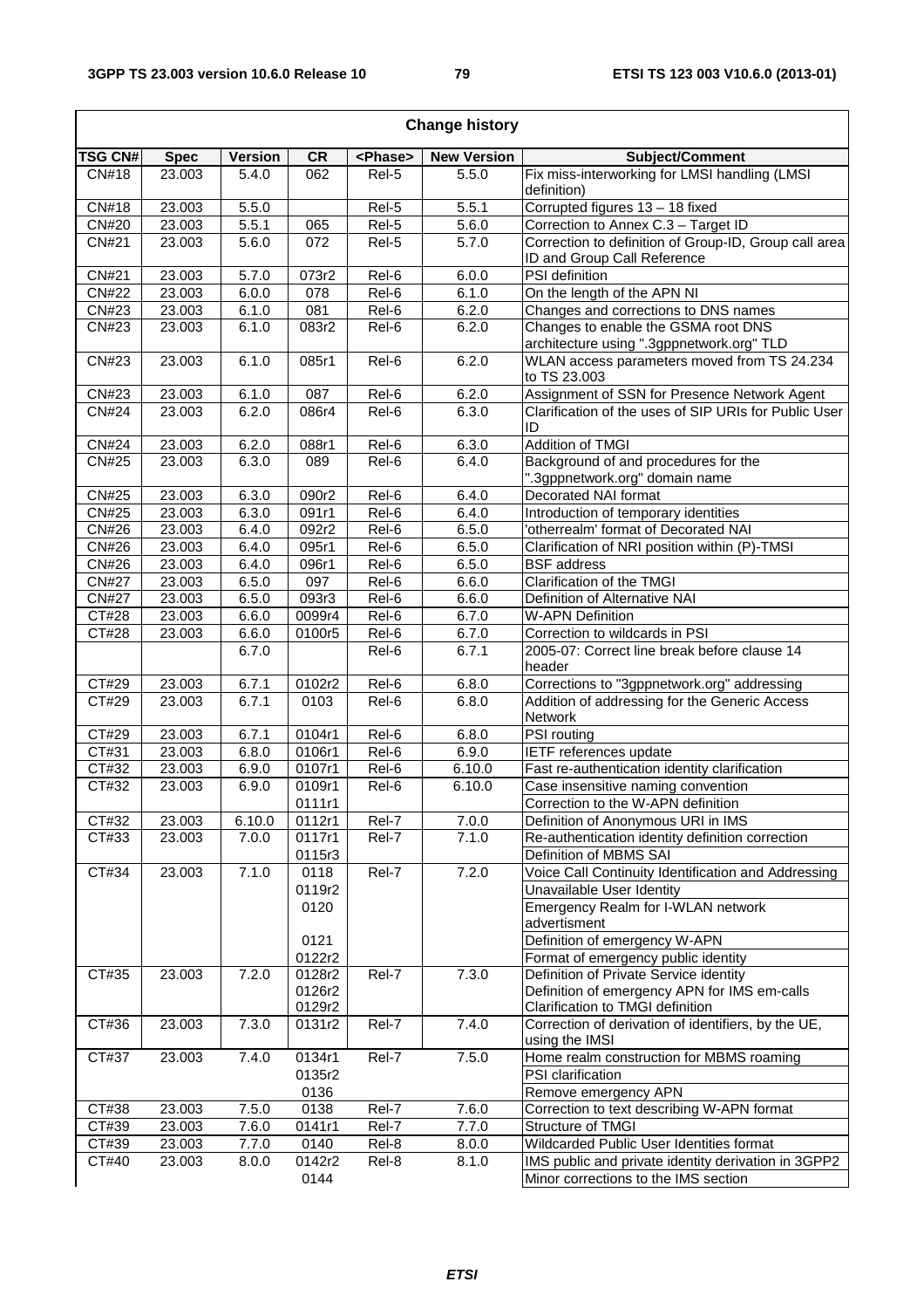| Change history | | | | | | |
|---|---|---|---|---|---|---|
| **TSG CN#** | **Spec** | **Version** | **CR** | **<Phase>** | **New Version** | **Subject/Comment** |
| CN#18 | 23.003 | 5.4.0 | 062 | Rel-5 | 5.5.0 | Fix miss-interworking for LMSI handling (LMSI definition) |
| CN#18 | 23.003 | 5.5.0 | | Rel-5 | 5.5.1 | Corrupted figures 13 – 18 fixed |
| CN#20 | 23.003 | 5.5.1 | 065 | Rel-5 | 5.6.0 | Correction to Annex C.3 – Target ID |
| CN#21 | 23.003 | 5.6.0 | 072 | Rel-5 | 5.7.0 | Correction to definition of Group-ID, Group call area ID and Group Call Reference |
| CN#21 | 23.003 | 5.7.0 | 073r2 | Rel-6 | 6.0.0 | PSI definition |
| CN#22 | 23.003 | 6.0.0 | 078 | Rel-6 | 6.1.0 | On the length of the APN NI |
| CN#23 | 23.003 | 6.1.0 | 081 | Rel-6 | 6.2.0 | Changes and corrections to DNS names |
| CN#23 | 23.003 | 6.1.0 | 083r2 | Rel-6 | 6.2.0 | Changes to enable the GSMA root DNS architecture using ".3gppnetwork.org" TLD |
| CN#23 | 23.003 | 6.1.0 | 085r1 | Rel-6 | 6.2.0 | WLAN access parameters moved from TS 24.234 to TS 23.003 |
| CN#23 | 23.003 | 6.1.0 | 087 | Rel-6 | 6.2.0 | Assignment of SSN for Presence Network Agent |
| CN#24 | 23.003 | 6.2.0 | 086r4 | Rel-6 | 6.3.0 | Clarification of the uses of SIP URIs for Public User ID |
| CN#24 | 23.003 | 6.2.0 | 088r1 | Rel-6 | 6.3.0 | Addition of TMGI |
| CN#25 | 23.003 | 6.3.0 | 089 | Rel-6 | 6.4.0 | Background of and procedures for the ".3gppnetwork.org" domain name |
| CN#25 | 23.003 | 6.3.0 | 090r2 | Rel-6 | 6.4.0 | Decorated NAI format |
| CN#25 | 23.003 | 6.3.0 | 091r1 | Rel-6 | 6.4.0 | Introduction of temporary identities |
| CN#26 | 23.003 | 6.4.0 | 092r2 | Rel-6 | 6.5.0 | 'otherrealm' format of Decorated NAI |
| CN#26 | 23.003 | 6.4.0 | 095r1 | Rel-6 | 6.5.0 | Clarification of NRI position within (P)-TMSI |
| CN#26 | 23.003 | 6.4.0 | 096r1 | Rel-6 | 6.5.0 | BSF address |
| CN#27 | 23.003 | 6.5.0 | 097 | Rel-6 | 6.6.0 | Clarification of the TMGI |
| CN#27 | 23.003 | 6.5.0 | 093r3 | Rel-6 | 6.6.0 | Definition of Alternative NAI |
| CT#28 | 23.003 | 6.6.0 | 0099r4 | Rel-6 | 6.7.0 | W-APN Definition |
| CT#28 | 23.003 | 6.6.0 | 0100r5 | Rel-6 | 6.7.0 | Correction to wildcards in PSI |
| | | 6.7.0 | | Rel-6 | 6.7.1 | 2005-07: Correct line break before clause 14 header |
| CT#29 | 23.003 | 6.7.1 | 0102r2 | Rel-6 | 6.8.0 | Corrections to "3gppnetwork.org" addressing |
| CT#29 | 23.003 | 6.7.1 | 0103 | Rel-6 | 6.8.0 | Addition of addressing for the Generic Access Network |
| CT#29 | 23.003 | 6.7.1 | 0104r1 | Rel-6 | 6.8.0 | PSI routing |
| CT#31 | 23.003 | 6.8.0 | 0106r1 | Rel-6 | 6.9.0 | IETF references update |
| CT#32 | 23.003 | 6.9.0 | 0107r1 | Rel-6 | 6.10.0 | Fast re-authentication identity clarification |
| CT#32 | 23.003 | 6.9.0 | 0109r1 | Rel-6 | 6.10.0 | Case insensitive naming convention |
| | | | 0111r1 | | | Correction to the W-APN definition |
| CT#32 | 23.003 | 6.10.0 | 0112r1 | Rel-7 | 7.0.0 | Definition of Anonymous URI in IMS |
| CT#33 | 23.003 | 7.0.0 | 0117r1 | Rel-7 | 7.1.0 | Re-authentication identity definition correction |
| | | | 0115r3 | | | Definition of MBMS SAI |
| CT#34 | 23.003 | 7.1.0 | 0118 | Rel-7 | 7.2.0 | Voice Call Continuity Identification and Addressing |
| | | | 0119r2 | | | Unavailable User Identity |
| | | | 0120 | | | Emergency Realm for I-WLAN network advertisment |
| | | | 0121 | | | Definition of emergency W-APN |
| | | | 0122r2 | | | Format of emergency public identity |
| CT#35 | 23.003 | 7.2.0 | 0128r2 | Rel-7 | 7.3.0 | Definition of Private Service identity |
| | | | 0126r2 | | | Definition of emergency APN for IMS em-calls |
| | | | 0129r2 | | | Clarification to TMGI definition |
| CT#36 | 23.003 | 7.3.0 | 0131r2 | Rel-7 | 7.4.0 | Correction of derivation of identifiers, by the UE, using the IMSI |
| CT#37 | 23.003 | 7.4.0 | 0134r1 | Rel-7 | 7.5.0 | Home realm construction for MBMS roaming |
| | | | 0135r2 | | | PSI clarification |
| | | | 0136 | | | Remove emergency APN |
| CT#38 | 23.003 | 7.5.0 | 0138 | Rel-7 | 7.6.0 | Correction to text describing W-APN format |
| CT#39 | 23.003 | 7.6.0 | 0141r1 | Rel-7 | 7.7.0 | Structure of TMGI |
| CT#39 | 23.003 | 7.7.0 | 0140 | Rel-8 | 8.0.0 | Wildcarded Public User Identities format |
| CT#40 | 23.003 | 8.0.0 | 0142r2 | Rel-8 | 8.1.0 | IMS public and private identity derivation in 3GPP2 |
| | | | 0144 | | | Minor corrections to the IMS section |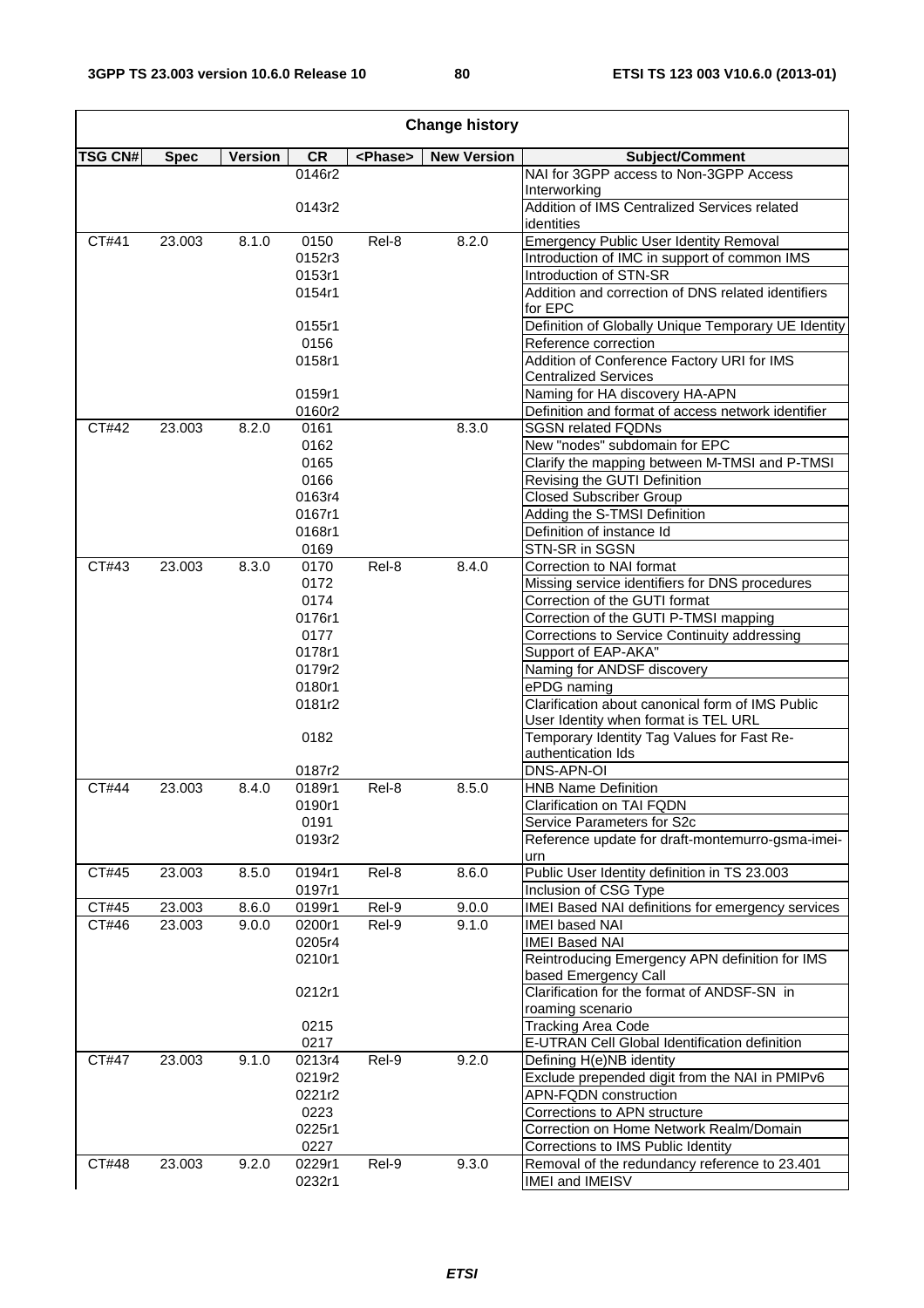| Change history | | | | | | |
|---|---|---|---|---|---|---|
| **TSG CN#** | **Spec** | **Version** | **CR** | **<Phase>** | **New Version** | **Subject/Comment** |
| | | | 0146r2 | | | NAI for 3GPP access to Non-3GPP Access Interworking |
| | | | 0143r2 | | | Addition of IMS Centralized Services related identities |
| CT#41 | 23.003 | 8.1.0 | 0150 | Rel-8 | 8.2.0 | Emergency Public User Identity Removal |
| | | | 0152r3 | | | Introduction of IMC in support of common IMS |
| | | | 0153r1 | | | Introduction of STN-SR |
| | | | 0154r1 | | | Addition and correction of DNS related identifiers for EPC |
| | | | 0155r1 | | | Definition of Globally Unique Temporary UE Identity |
| | | | 0156 | | | Reference correction |
| | | | 0158r1 | | | Addition of Conference Factory URI for IMS Centralized Services |
| | | | 0159r1 | | | Naming for HA discovery HA-APN |
| | | | 0160r2 | | | Definition and format of access network identifier |
| CT#42 | 23.003 | 8.2.0 | 0161 | | 8.3.0 | SGSN related FQDNs |
| | | | 0162 | | | New "nodes" subdomain for EPC |
| | | | 0165 | | | Clarify the mapping between M-TMSI and P-TMSI |
| | | | 0166 | | | Revising the GUTI Definition |
| | | | 0163r4 | | | Closed Subscriber Group |
| | | | 0167r1 | | | Adding the S-TMSI Definition |
| | | | 0168r1 | | | Definition of instance Id |
| | | | 0169 | | | STN-SR in SGSN |
| CT#43 | 23.003 | 8.3.0 | 0170 | Rel-8 | 8.4.0 | Correction to NAI format |
| | | | 0172 | | | Missing service identifiers for DNS procedures |
| | | | 0174 | | | Correction of the GUTI format |
| | | | 0176r1 | | | Correction of the GUTI P-TMSI mapping |
| | | | 0177 | | | Corrections to Service Continuity addressing |
| | | | 0178r1 | | | Support of EAP-AKA" |
| | | | 0179r2 | | | Naming for ANDSF discovery |
| | | | 0180r1 | | | ePDG naming |
| | | | 0181r2 | | | Clarification about canonical form of IMS Public User Identity when format is TEL URL |
| | | | 0182 | | | Temporary Identity Tag Values for Fast Re-authentication Ids |
| | | | 0187r2 | | | DNS-APN-OI |
| CT#44 | 23.003 | 8.4.0 | 0189r1 | Rel-8 | 8.5.0 | HNB Name Definition |
| | | | 0190r1 | | | Clarification on TAI FQDN |
| | | | 0191 | | | Service Parameters for S2c |
| | | | 0193r2 | | | Reference update for draft-montemurro-gsma-imei-urn |
| CT#45 | 23.003 | 8.5.0 | 0194r1 | Rel-8 | 8.6.0 | Public User Identity definition in TS 23.003 |
| | | | 0197r1 | | | Inclusion of CSG Type |
| CT#45 | 23.003 | 8.6.0 | 0199r1 | Rel-9 | 9.0.0 | IMEI Based NAI definitions for emergency services |
| CT#46 | 23.003 | 9.0.0 | 0200r1 | Rel-9 | 9.1.0 | IMEI based NAI |
| | | | 0205r4 | | | IMEI Based NAI |
| | | | 0210r1 | | | Reintroducing Emergency APN definition for IMS based Emergency Call |
| | | | 0212r1 | | | Clarification for the format of ANDSF-SN in roaming scenario |
| | | | 0215 | | | Tracking Area Code |
| | | | 0217 | | | E-UTRAN Cell Global Identification definition |
| CT#47 | 23.003 | 9.1.0 | 0213r4 | Rel-9 | 9.2.0 | Defining H(e)NB identity |
| | | | 0219r2 | | | Exclude prepended digit from the NAI in PMIPv6 |
| | | | 0221r2 | | | APN-FQDN construction |
| | | | 0223 | | | Corrections to APN structure |
| | | | 0225r1 | | | Correction on Home Network Realm/Domain |
| | | | 0227 | | | Corrections to IMS Public Identity |
| CT#48 | 23.003 | 9.2.0 | 0229r1 | Rel-9 | 9.3.0 | Removal of the redundancy reference to 23.401 |
| | | | 0232r1 | | | IMEI and IMEISV |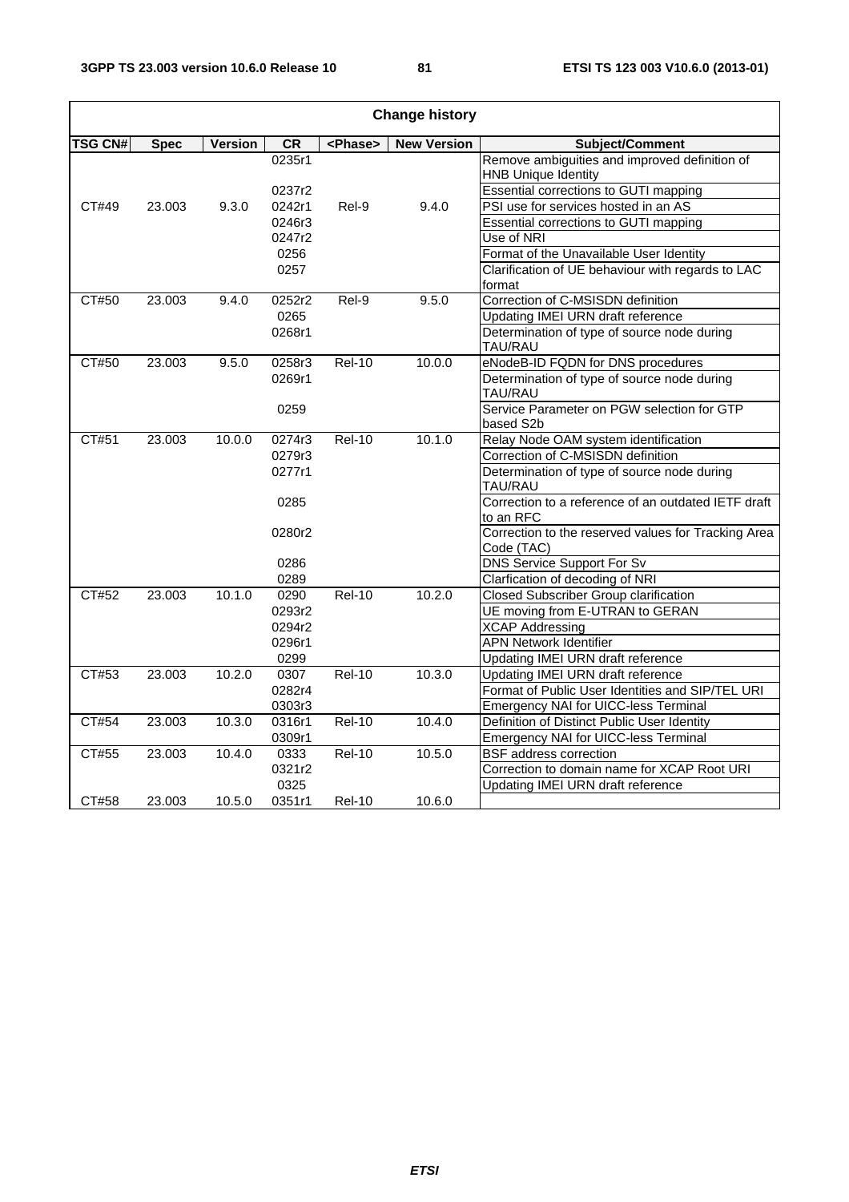| Change history | | | | | | |
|---|---|---|---|---|---|---|
| **TSG CN#** | **Spec** | **Version** | **CR** | **<Phase>** | **New Version** | **Subject/Comment** |
| | | | 0235r1 | | | Remove ambiguities and improved definition of HNB Unique Identity |
| | | | 0237r2 | | | Essential corrections to GUTI mapping |
| CT#49 | 23.003 | 9.3.0 | 0242r1 | Rel-9 | 9.4.0 | PSI use for services hosted in an AS |
| | | | 0246r3 | | | Essential corrections to GUTI mapping |
| | | | 0247r2 | | | Use of NRI |
| | | | 0256 | | | Format of the Unavailable User Identity |
| | | | 0257 | | | Clarification of UE behaviour with regards to LAC format |
| CT#50 | 23.003 | 9.4.0 | 0252r2 | Rel-9 | 9.5.0 | Correction of C-MSISDN definition |
| | | | 0265 | | | Updating IMEI URN draft reference |
| | | | 0268r1 | | | Determination of type of source node during TAU/RAU |
| CT#50 | 23.003 | 9.5.0 | 0258r3 | Rel-10 | 10.0.0 | eNodeB-ID FQDN for DNS procedures |
| | | | 0269r1 | | | Determination of type of source node during TAU/RAU |
| | | | 0259 | | | Service Parameter on PGW selection for GTP based S2b |
| CT#51 | 23.003 | 10.0.0 | 0274r3 | Rel-10 | 10.1.0 | Relay Node OAM system identification |
| | | | 0279r3 | | | Correction of C-MSISDN definition |
| | | | 0277r1 | | | Determination of type of source node during TAU/RAU |
| | | | 0285 | | | Correction to a reference of an outdated IETF draft to an RFC |
| | | | 0280r2 | | | Correction to the reserved values for Tracking Area Code (TAC) |
| | | | 0286 | | | DNS Service Support For Sv |
| | | | 0289 | | | Clarfication of decoding of NRI |
| CT#52 | 23.003 | 10.1.0 | 0290 | Rel-10 | 10.2.0 | Closed Subscriber Group clarification |
| | | | 0293r2 | | | UE moving from E-UTRAN to GERAN |
| | | | 0294r2 | | | XCAP Addressing |
| | | | 0296r1 | | | APN Network Identifier |
| | | | 0299 | | | Updating IMEI URN draft reference |
| CT#53 | 23.003 | 10.2.0 | 0307 | Rel-10 | 10.3.0 | Updating IMEI URN draft reference |
| | | | 0282r4 | | | Format of Public User Identities and SIP/TEL URI |
| | | | 0303r3 | | | Emergency NAI for UICC-less Terminal |
| CT#54 | 23.003 | 10.3.0 | 0316r1 | Rel-10 | 10.4.0 | Definition of Distinct Public User Identity |
| | | | 0309r1 | | | Emergency NAI for UICC-less Terminal |
| CT#55 | 23.003 | 10.4.0 | 0333 | Rel-10 | 10.5.0 | BSF address correction |
| | | | 0321r2 | | | Correction to domain name for XCAP Root URI |
| | | | 0325 | | | Updating IMEI URN draft reference |
| CT#58 | 23.003 | 10.5.0 | 0351r1 | Rel-10 | 10.6.0 | |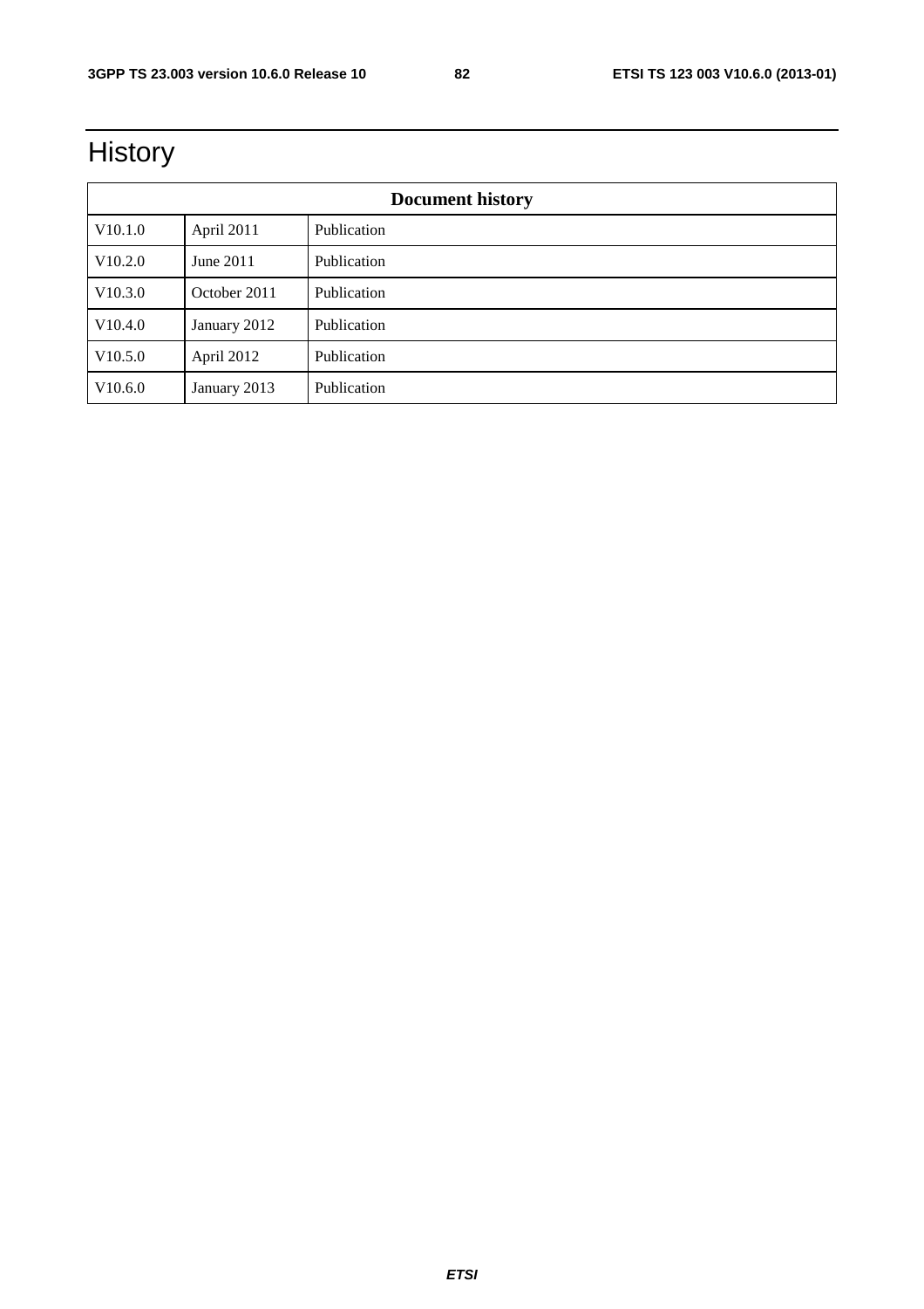# History

| Document history | | |
|---|---|---|
| V10.1.0 | April 2011 | Publication |
| V10.2.0 | June 2011 | Publication |
| V10.3.0 | October 2011 | Publication |
| V10.4.0 | January 2012 | Publication |
| V10.5.0 | April 2012 | Publication |
| V10.6.0 | January 2013 | Publication |